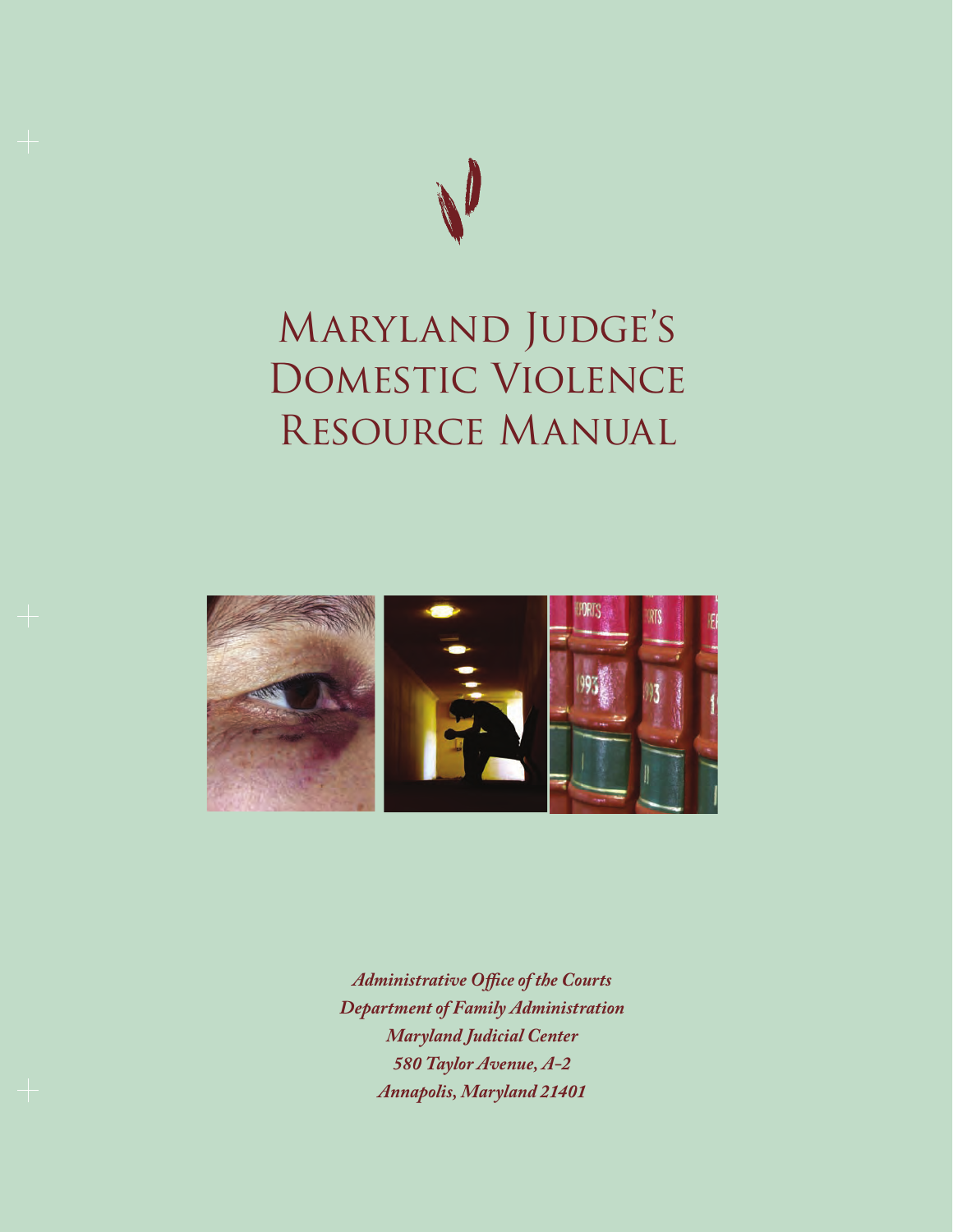# Maryland Judge's Domestic Violence Resource Manual

*Administrative Office of the Courts*
*Department of Family Administration*
*Maryland Judicial Center*
*580 Taylor Avenue, A-2*
*Annapolis, Maryland 21401*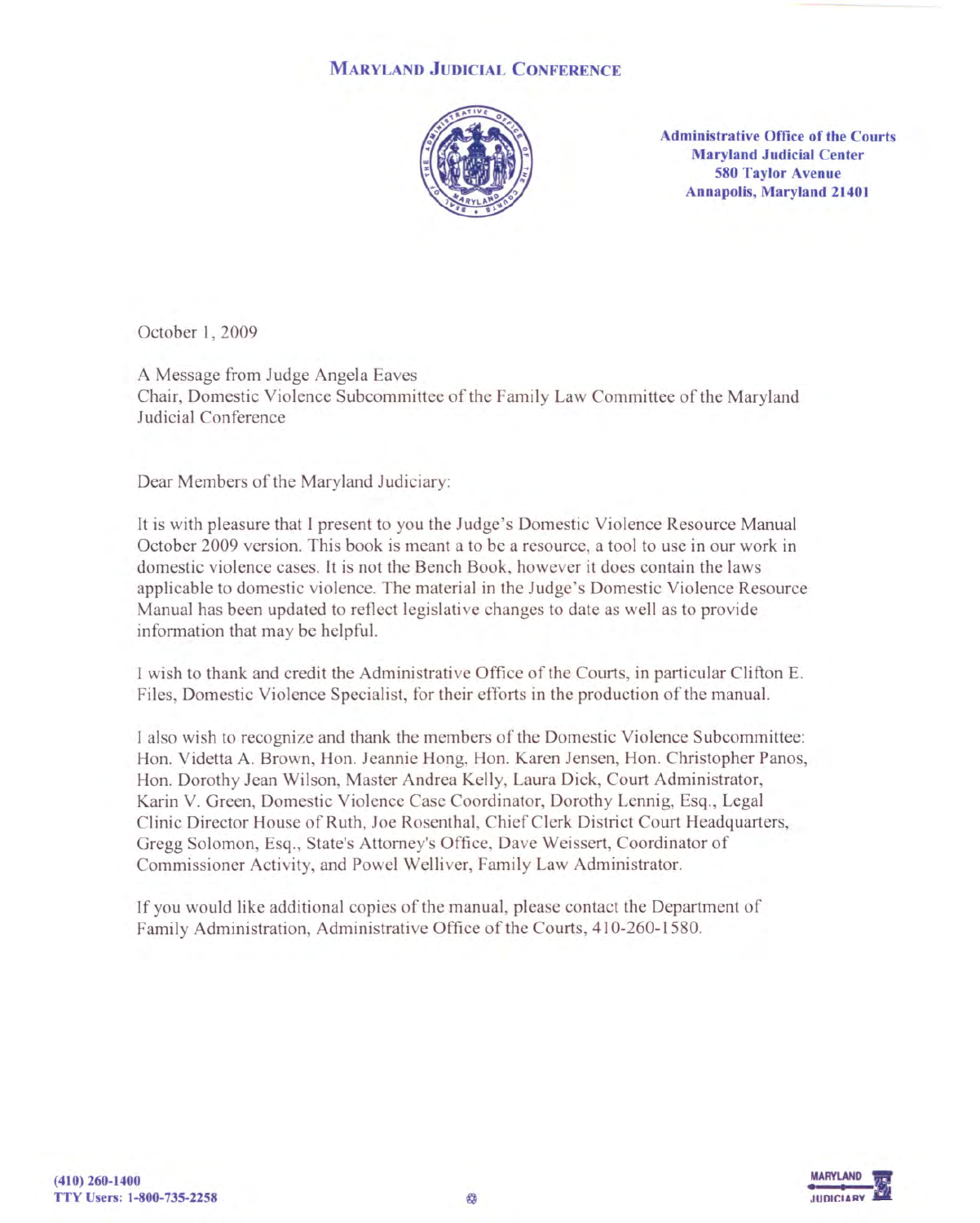# Maryland Judicial Conference

**Administrative Office of the Courts**
**Maryland Judicial Center**
**580 Taylor Avenue**
**Annapolis, Maryland 21401**

October 1, 2009

A Message from Judge Angela Eaves
Chair, Domestic Violence Subcommittee of the Family Law Committee of the Maryland Judicial Conference

Dear Members of the Maryland Judiciary:

It is with pleasure that I present to you the Judge's Domestic Violence Resource Manual October 2009 version. This book is meant a to be a resource, a tool to use in our work in domestic violence cases. It is not the Bench Book, however it does contain the laws applicable to domestic violence. The material in the Judge's Domestic Violence Resource Manual has been updated to reflect legislative changes to date as well as to provide information that may be helpful.

I wish to thank and credit the Administrative Office of the Courts, in particular Clifton E. Files, Domestic Violence Specialist, for their efforts in the production of the manual.

I also wish to recognize and thank the members of the Domestic Violence Subcommittee: Hon. Videtta A. Brown, Hon. Jeannie Hong, Hon. Karen Jensen, Hon. Christopher Panos, Hon. Dorothy Jean Wilson, Master Andrea Kelly, Laura Dick, Court Administrator, Karin V. Green, Domestic Violence Case Coordinator, Dorothy Lennig, Esq., Legal Clinic Director House of Ruth, Joe Rosenthal, Chief Clerk District Court Headquarters, Gregg Solomon, Esq., State's Attorney's Office, Dave Weissert, Coordinator of Commissioner Activity, and Powel Welliver, Family Law Administrator.

If you would like additional copies of the manual, please contact the Department of Family Administration, Administrative Office of the Courts, 410-260-1580.

(410) 260-1400
TTY Users: 1-800-735-2258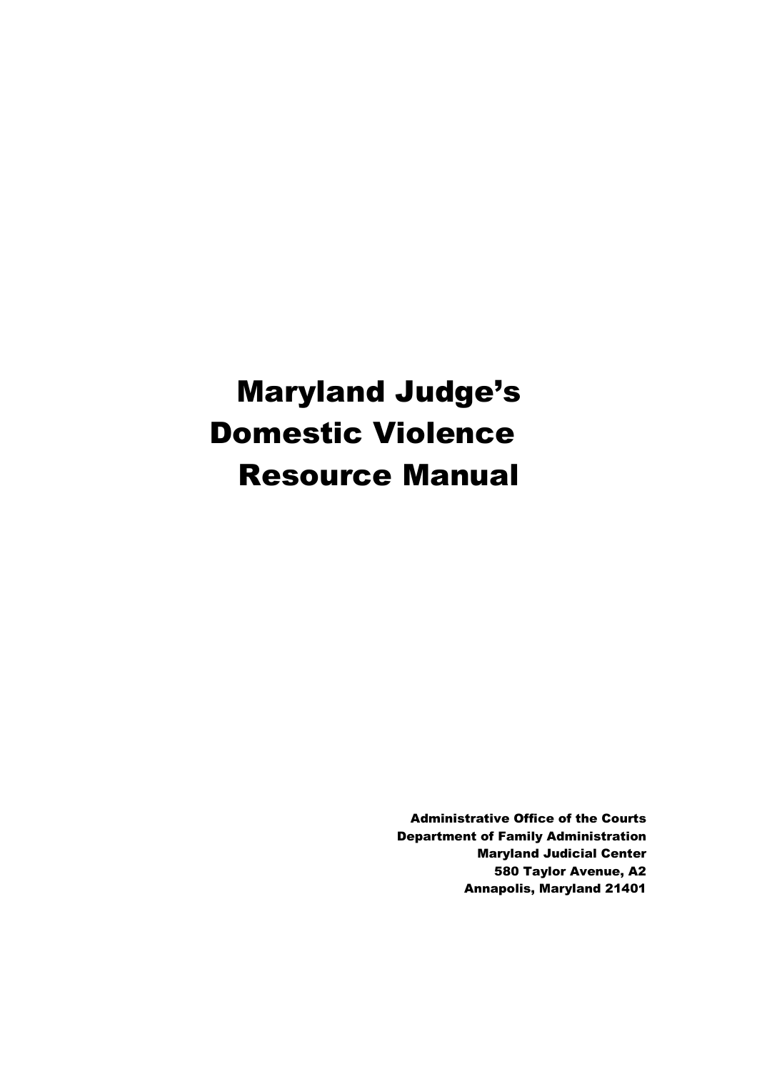# Maryland Judge's Domestic Violence Resource Manual

**Administrative Office of the Courts**
**Department of Family Administration**
**Maryland Judicial Center**
**580 Taylor Avenue, A2**
**Annapolis, Maryland 21401**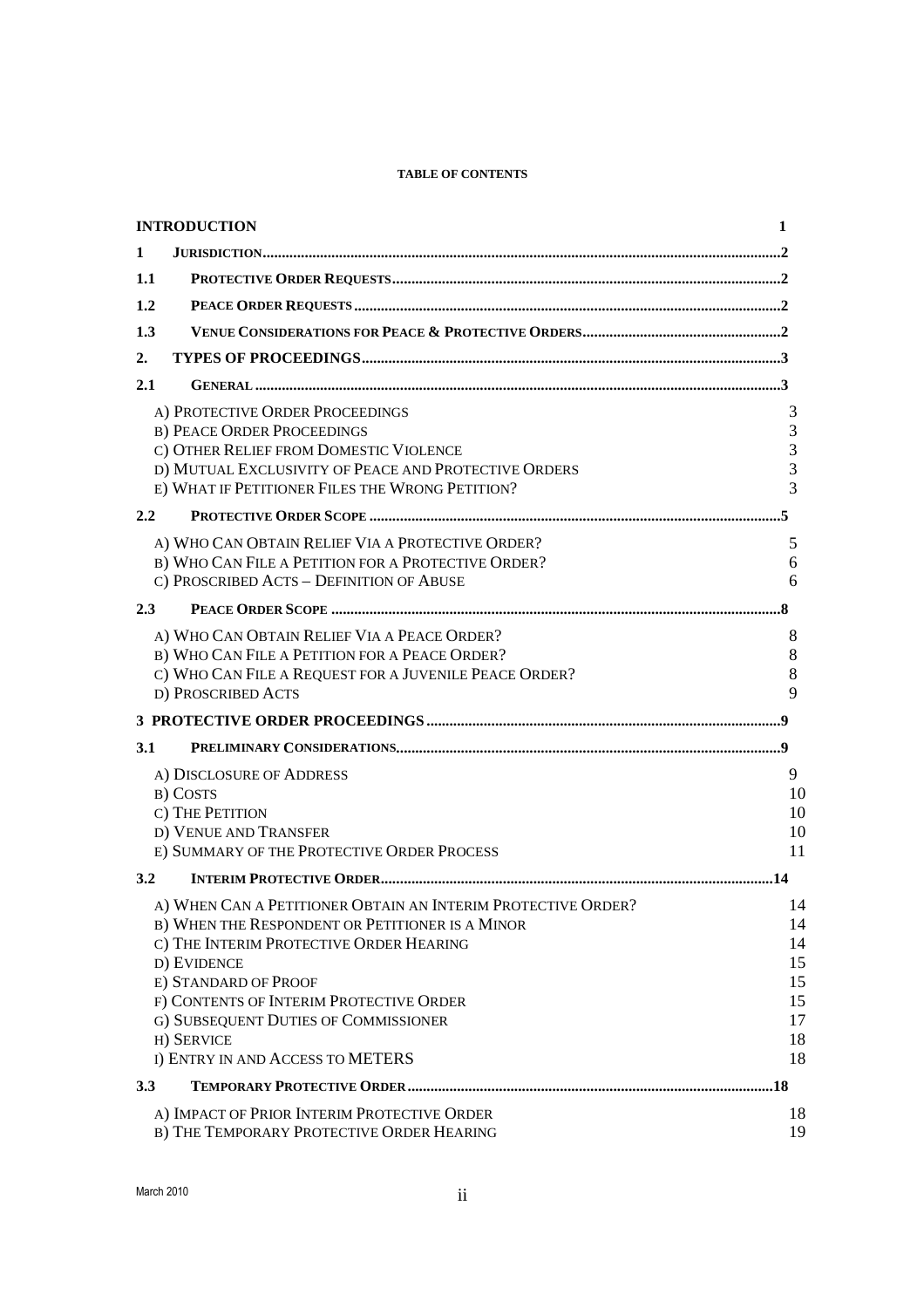**TABLE OF CONTENTS**

| | | |
|---|---|---|
| **INTRODUCTION** | | **1** |
| **1** | **JURISDICTION** | **2** |
| **1.1** | **PROTECTIVE ORDER REQUESTS** | **2** |
| **1.2** | **PEACE ORDER REQUESTS** | **2** |
| **1.3** | **VENUE CONSIDERATIONS FOR PEACE & PROTECTIVE ORDERS** | **2** |
| **2.** | **TYPES OF PROCEEDINGS** | **3** |
| **2.1** | **GENERAL** | **3** |
| | A) PROTECTIVE ORDER PROCEEDINGS | 3 |
| | B) PEACE ORDER PROCEEDINGS | 3 |
| | C) OTHER RELIEF FROM DOMESTIC VIOLENCE | 3 |
| | D) MUTUAL EXCLUSIVITY OF PEACE AND PROTECTIVE ORDERS | 3 |
| | E) WHAT IF PETITIONER FILES THE WRONG PETITION? | 3 |
| **2.2** | **PROTECTIVE ORDER SCOPE** | **5** |
| | A) WHO CAN OBTAIN RELIEF VIA A PROTECTIVE ORDER? | 5 |
| | B) WHO CAN FILE A PETITION FOR A PROTECTIVE ORDER? | 6 |
| | C) PROSCRIBED ACTS – DEFINITION OF ABUSE | 6 |
| **2.3** | **PEACE ORDER SCOPE** | **8** |
| | A) WHO CAN OBTAIN RELIEF VIA A PEACE ORDER? | 8 |
| | B) WHO CAN FILE A PETITION FOR A PEACE ORDER? | 8 |
| | C) WHO CAN FILE A REQUEST FOR A JUVENILE PEACE ORDER? | 8 |
| | D) PROSCRIBED ACTS | 9 |
| **3** | **PROTECTIVE ORDER PROCEEDINGS** | **9** |
| **3.1** | **PRELIMINARY CONSIDERATIONS** | **9** |
| | A) DISCLOSURE OF ADDRESS | 9 |
| | B) COSTS | 10 |
| | C) THE PETITION | 10 |
| | D) VENUE AND TRANSFER | 10 |
| | E) SUMMARY OF THE PROTECTIVE ORDER PROCESS | 11 |
| **3.2** | **INTERIM PROTECTIVE ORDER** | **14** |
| | A) WHEN CAN A PETITIONER OBTAIN AN INTERIM PROTECTIVE ORDER? | 14 |
| | B) WHEN THE RESPONDENT OR PETITIONER IS A MINOR | 14 |
| | C) THE INTERIM PROTECTIVE ORDER HEARING | 14 |
| | D) EVIDENCE | 15 |
| | E) STANDARD OF PROOF | 15 |
| | F) CONTENTS OF INTERIM PROTECTIVE ORDER | 15 |
| | G) SUBSEQUENT DUTIES OF COMMISSIONER | 17 |
| | H) SERVICE | 18 |
| | I) ENTRY IN AND ACCESS TO METERS | 18 |
| **3.3** | **TEMPORARY PROTECTIVE ORDER** | **18** |
| | A) IMPACT OF PRIOR INTERIM PROTECTIVE ORDER | 18 |
| | B) THE TEMPORARY PROTECTIVE ORDER HEARING | 19 |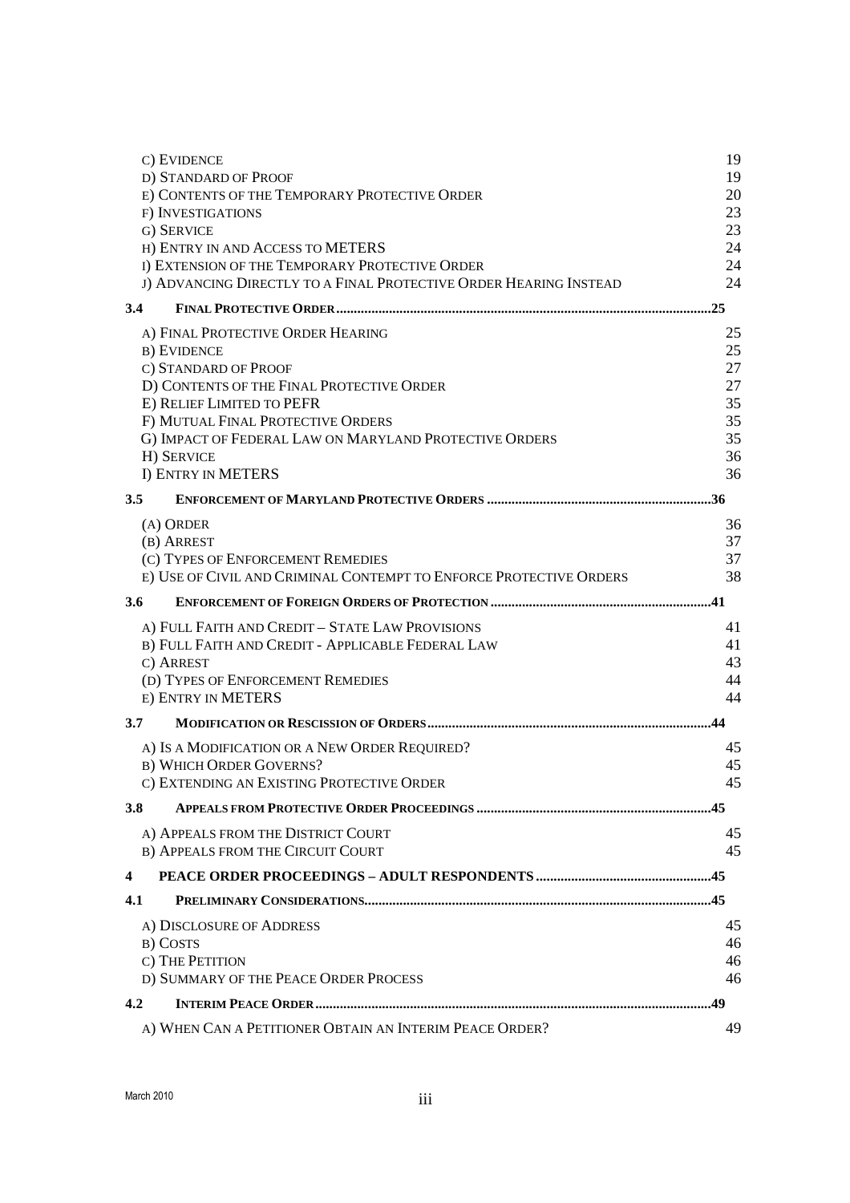C) EVIDENCE 19
D) STANDARD OF PROOF 19
E) CONTENTS OF THE TEMPORARY PROTECTIVE ORDER 20
F) INVESTIGATIONS 23
G) SERVICE 23
H) ENTRY IN AND ACCESS TO METERS 24
I) EXTENSION OF THE TEMPORARY PROTECTIVE ORDER 24
J) ADVANCING DIRECTLY TO A FINAL PROTECTIVE ORDER HEARING INSTEAD 24

**3.4 FINAL PROTECTIVE ORDER ....25**

A) FINAL PROTECTIVE ORDER HEARING 25
B) EVIDENCE 25
C) STANDARD OF PROOF 27
D) CONTENTS OF THE FINAL PROTECTIVE ORDER 27
E) RELIEF LIMITED TO PEFR 35
F) MUTUAL FINAL PROTECTIVE ORDERS 35
G) IMPACT OF FEDERAL LAW ON MARYLAND PROTECTIVE ORDERS 35
H) SERVICE 36
I) ENTRY IN METERS 36

**3.5 ENFORCEMENT OF MARYLAND PROTECTIVE ORDERS ....36**

(A) ORDER 36
(B) ARREST 37
(C) TYPES OF ENFORCEMENT REMEDIES 37
E) USE OF CIVIL AND CRIMINAL CONTEMPT TO ENFORCE PROTECTIVE ORDERS 38

**3.6 ENFORCEMENT OF FOREIGN ORDERS OF PROTECTION ....41**

A) FULL FAITH AND CREDIT – STATE LAW PROVISIONS 41
B) FULL FAITH AND CREDIT - APPLICABLE FEDERAL LAW 41
C) ARREST 43
(D) TYPES OF ENFORCEMENT REMEDIES 44
E) ENTRY IN METERS 44

**3.7 MODIFICATION OR RESCISSION OF ORDERS ....44**

A) IS A MODIFICATION OR A NEW ORDER REQUIRED? 45
B) WHICH ORDER GOVERNS? 45
C) EXTENDING AN EXISTING PROTECTIVE ORDER 45

**3.8 APPEALS FROM PROTECTIVE ORDER PROCEEDINGS ....45**

A) APPEALS FROM THE DISTRICT COURT 45
B) APPEALS FROM THE CIRCUIT COURT 45

**4 PEACE ORDER PROCEEDINGS – ADULT RESPONDENTS ....45**

**4.1 PRELIMINARY CONSIDERATIONS....45**

A) DISCLOSURE OF ADDRESS 45
B) COSTS 46
C) THE PETITION 46
D) SUMMARY OF THE PEACE ORDER PROCESS 46

**4.2 INTERIM PEACE ORDER ....49**

A) WHEN CAN A PETITIONER OBTAIN AN INTERIM PEACE ORDER? 49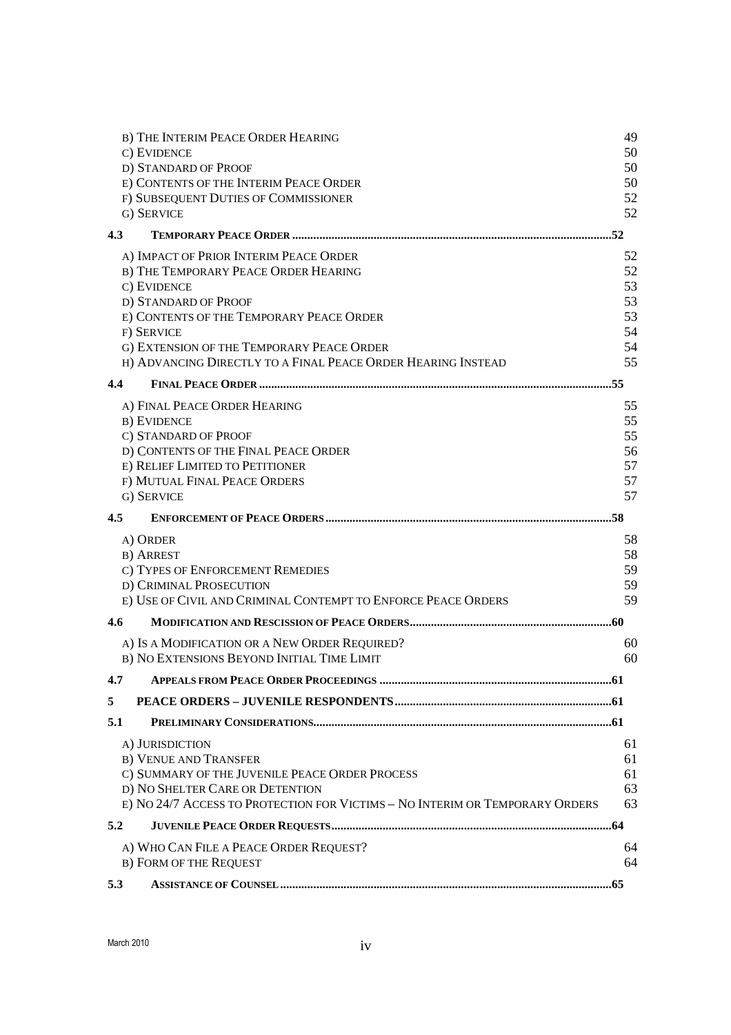B) THE INTERIM PEACE ORDER HEARING 49
C) EVIDENCE 50
D) STANDARD OF PROOF 50
E) CONTENTS OF THE INTERIM PEACE ORDER 50
F) SUBSEQUENT DUTIES OF COMMISSIONER 52
G) SERVICE 52

**4.3 TEMPORARY PEACE ORDER ....52**

A) IMPACT OF PRIOR INTERIM PEACE ORDER 52
B) THE TEMPORARY PEACE ORDER HEARING 52
C) EVIDENCE 53
D) STANDARD OF PROOF 53
E) CONTENTS OF THE TEMPORARY PEACE ORDER 53
F) SERVICE 54
G) EXTENSION OF THE TEMPORARY PEACE ORDER 54
H) ADVANCING DIRECTLY TO A FINAL PEACE ORDER HEARING INSTEAD 55

**4.4 FINAL PEACE ORDER ....55**

A) FINAL PEACE ORDER HEARING 55
B) EVIDENCE 55
C) STANDARD OF PROOF 55
D) CONTENTS OF THE FINAL PEACE ORDER 56
E) RELIEF LIMITED TO PETITIONER 57
F) MUTUAL FINAL PEACE ORDERS 57
G) SERVICE 57

**4.5 ENFORCEMENT OF PEACE ORDERS ....58**

A) ORDER 58
B) ARREST 58
C) TYPES OF ENFORCEMENT REMEDIES 59
D) CRIMINAL PROSECUTION 59
E) USE OF CIVIL AND CRIMINAL CONTEMPT TO ENFORCE PEACE ORDERS 59

**4.6 MODIFICATION AND RESCISSION OF PEACE ORDERS ....60**

A) IS A MODIFICATION OR A NEW ORDER REQUIRED? 60
B) NO EXTENSIONS BEYOND INITIAL TIME LIMIT 60

**4.7 APPEALS FROM PEACE ORDER PROCEEDINGS ....61**

**5 PEACE ORDERS – JUVENILE RESPONDENTS ....61**

**5.1 PRELIMINARY CONSIDERATIONS ....61**

A) JURISDICTION 61
B) VENUE AND TRANSFER 61
C) SUMMARY OF THE JUVENILE PEACE ORDER PROCESS 61
D) NO SHELTER CARE OR DETENTION 63
E) NO 24/7 ACCESS TO PROTECTION FOR VICTIMS – NO INTERIM OR TEMPORARY ORDERS 63

**5.2 JUVENILE PEACE ORDER REQUESTS ....64**

A) WHO CAN FILE A PEACE ORDER REQUEST? 64
B) FORM OF THE REQUEST 64

**5.3 ASSISTANCE OF COUNSEL ....65**

March 2010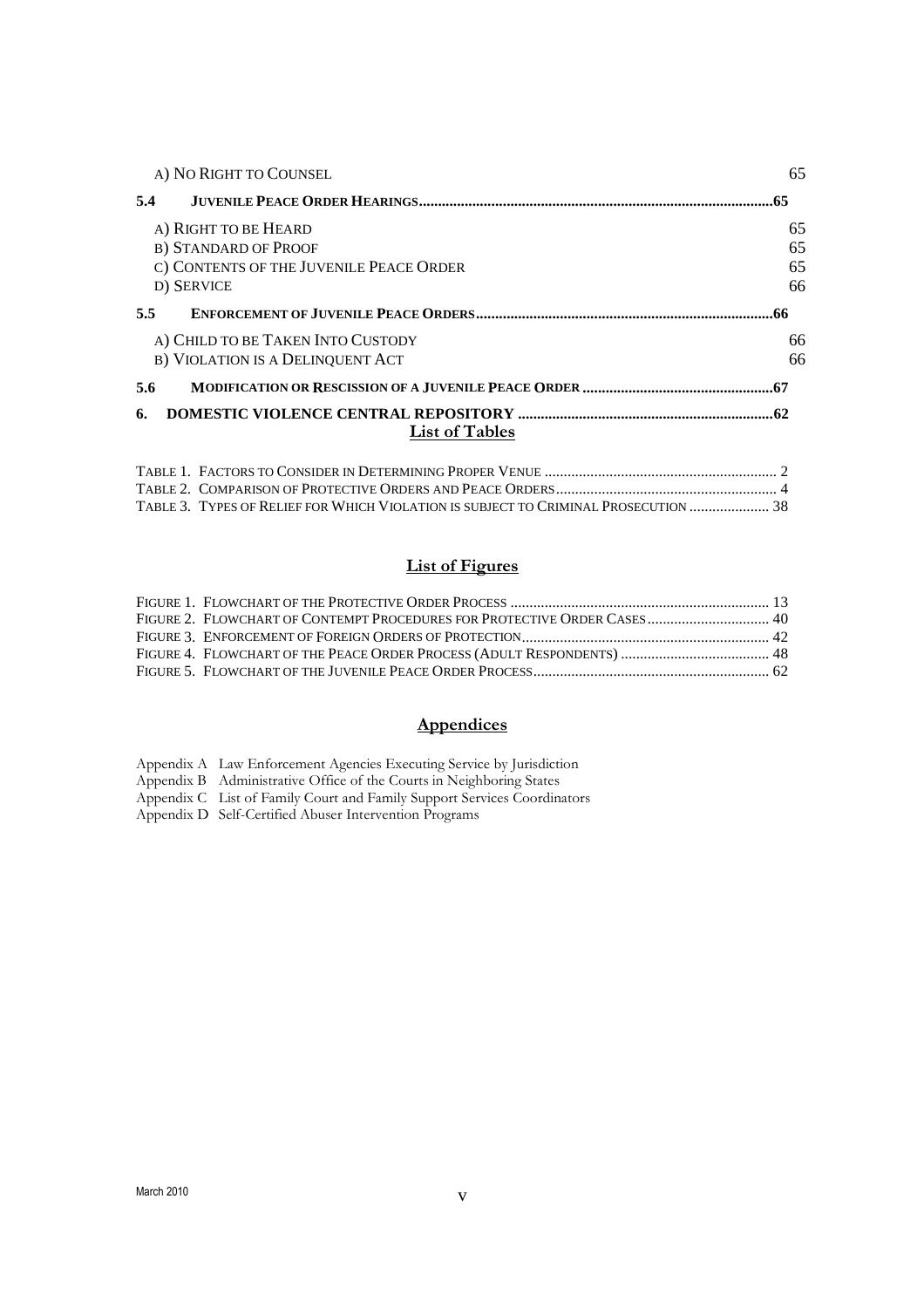A) NO RIGHT TO COUNSEL 65

**5.4 JUVENILE PEACE ORDER HEARINGS..........................................................................................65**

A) RIGHT TO BE HEARD 65
B) STANDARD OF PROOF 65
C) CONTENTS OF THE JUVENILE PEACE ORDER 65
D) SERVICE 66

**5.5 ENFORCEMENT OF JUVENILE PEACE ORDERS............................................................................66**

A) CHILD TO BE TAKEN INTO CUSTODY 66
B) VIOLATION IS A DELINQUENT ACT 66

**5.6 MODIFICATION OR RESCISSION OF A JUVENILE PEACE ORDER ..................................................67**

**6. DOMESTIC VIOLENCE CENTRAL REPOSITORY ..................................................................62**

## List of Tables

TABLE 1. FACTORS TO CONSIDER IN DETERMINING PROPER VENUE ............................................................ 2
TABLE 2. COMPARISON OF PROTECTIVE ORDERS AND PEACE ORDERS.......................................................... 4
TABLE 3. TYPES OF RELIEF FOR WHICH VIOLATION IS SUBJECT TO CRIMINAL PROSECUTION ..................... 38

## List of Figures

FIGURE 1. FLOWCHART OF THE PROTECTIVE ORDER PROCESS ................................................................... 13
FIGURE 2. FLOWCHART OF CONTEMPT PROCEDURES FOR PROTECTIVE ORDER CASES................................ 40
FIGURE 3. ENFORCEMENT OF FOREIGN ORDERS OF PROTECTION................................................................ 42
FIGURE 4. FLOWCHART OF THE PEACE ORDER PROCESS (ADULT RESPONDENTS) ....................................... 48
FIGURE 5. FLOWCHART OF THE JUVENILE PEACE ORDER PROCESS............................................................. 62

## Appendices

Appendix A Law Enforcement Agencies Executing Service by Jurisdiction
Appendix B Administrative Office of the Courts in Neighboring States
Appendix C List of Family Court and Family Support Services Coordinators
Appendix D Self-Certified Abuser Intervention Programs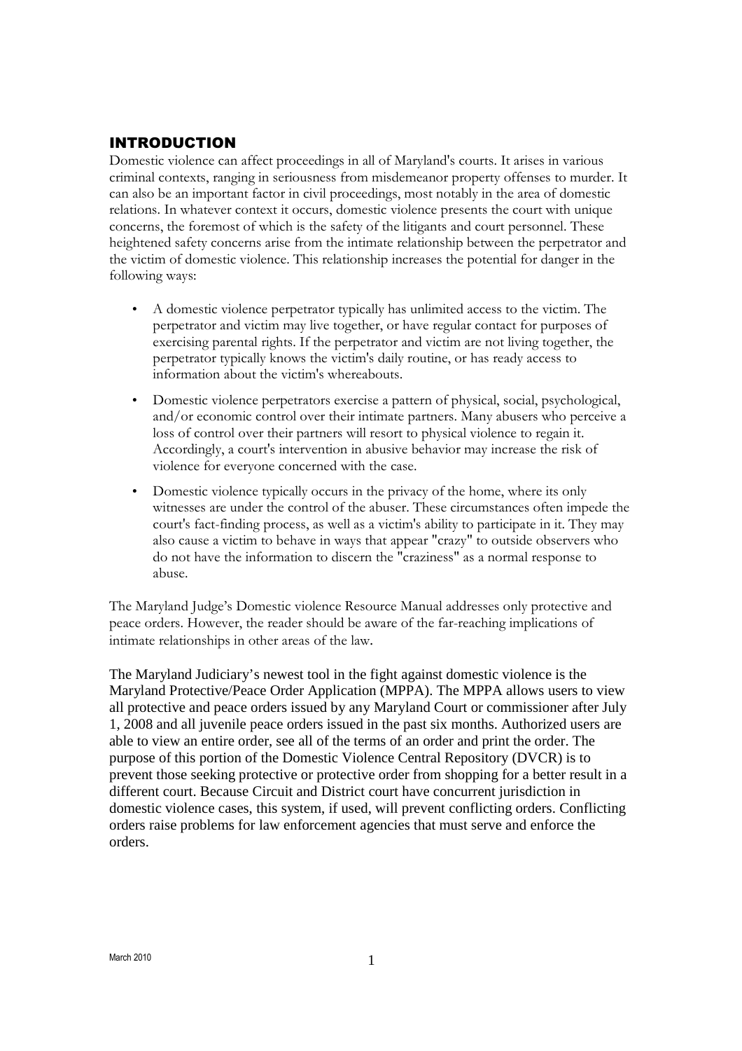## INTRODUCTION

Domestic violence can affect proceedings in all of Maryland's courts. It arises in various criminal contexts, ranging in seriousness from misdemeanor property offenses to murder. It can also be an important factor in civil proceedings, most notably in the area of domestic relations. In whatever context it occurs, domestic violence presents the court with unique concerns, the foremost of which is the safety of the litigants and court personnel. These heightened safety concerns arise from the intimate relationship between the perpetrator and the victim of domestic violence. This relationship increases the potential for danger in the following ways:

- A domestic violence perpetrator typically has unlimited access to the victim. The perpetrator and victim may live together, or have regular contact for purposes of exercising parental rights. If the perpetrator and victim are not living together, the perpetrator typically knows the victim's daily routine, or has ready access to information about the victim's whereabouts.
- Domestic violence perpetrators exercise a pattern of physical, social, psychological, and/or economic control over their intimate partners. Many abusers who perceive a loss of control over their partners will resort to physical violence to regain it. Accordingly, a court's intervention in abusive behavior may increase the risk of violence for everyone concerned with the case.
- Domestic violence typically occurs in the privacy of the home, where its only witnesses are under the control of the abuser. These circumstances often impede the court's fact-finding process, as well as a victim's ability to participate in it. They may also cause a victim to behave in ways that appear "crazy" to outside observers who do not have the information to discern the "craziness" as a normal response to abuse.

The Maryland Judge's Domestic violence Resource Manual addresses only protective and peace orders. However, the reader should be aware of the far-reaching implications of intimate relationships in other areas of the law.

The Maryland Judiciary's newest tool in the fight against domestic violence is the Maryland Protective/Peace Order Application (MPPA). The MPPA allows users to view all protective and peace orders issued by any Maryland Court or commissioner after July 1, 2008 and all juvenile peace orders issued in the past six months. Authorized users are able to view an entire order, see all of the terms of an order and print the order. The purpose of this portion of the Domestic Violence Central Repository (DVCR) is to prevent those seeking protective or protective order from shopping for a better result in a different court. Because Circuit and District court have concurrent jurisdiction in domestic violence cases, this system, if used, will prevent conflicting orders. Conflicting orders raise problems for law enforcement agencies that must serve and enforce the orders.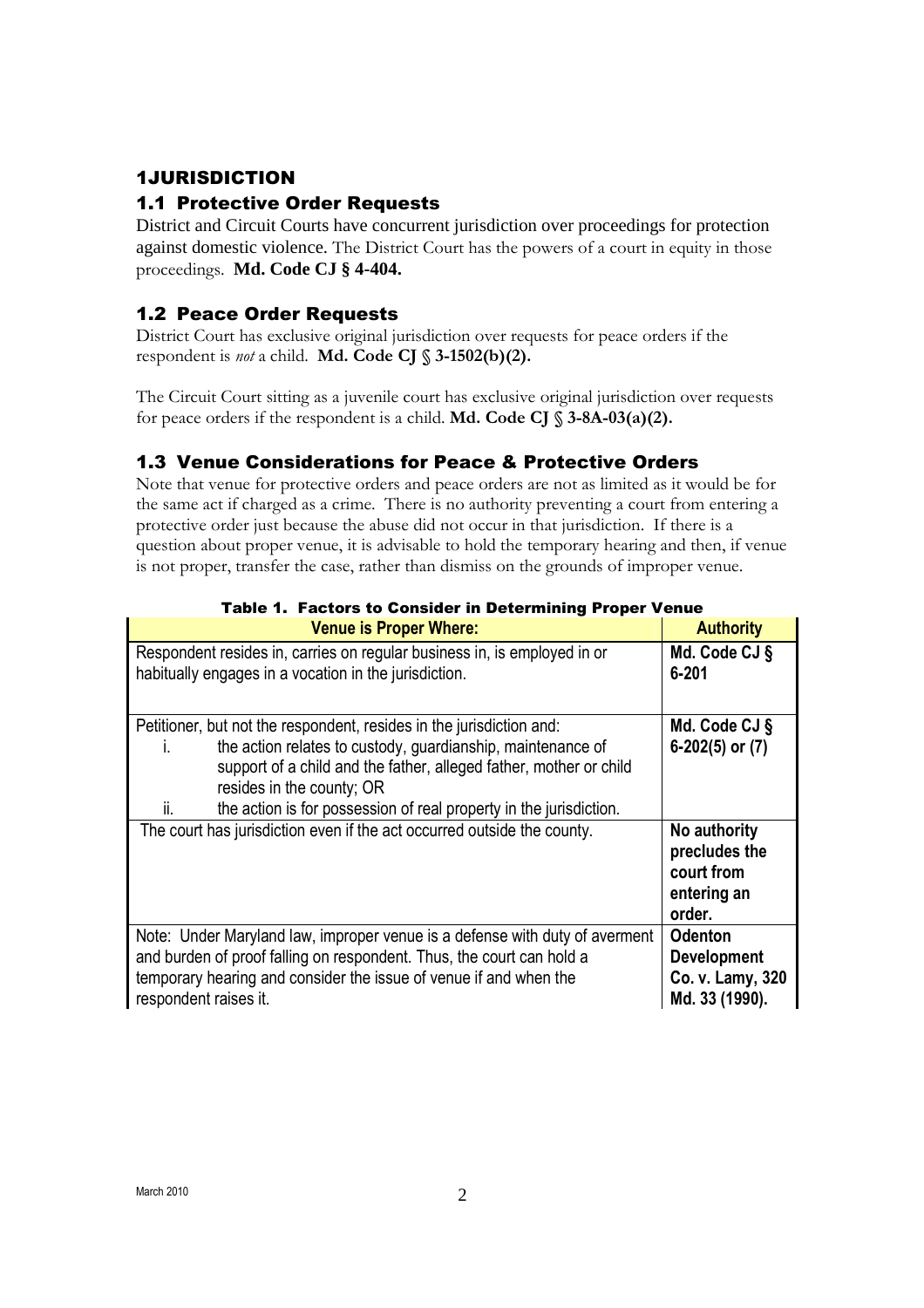# 1JURISDICTION

## 1.1 Protective Order Requests

District and Circuit Courts have concurrent jurisdiction over proceedings for protection against domestic violence. The District Court has the powers of a court in equity in those proceedings. **Md. Code CJ § 4-404.**

## 1.2 Peace Order Requests

District Court has exclusive original jurisdiction over requests for peace orders if the respondent is *not* a child. **Md. Code CJ § 3-1502(b)(2).**

The Circuit Court sitting as a juvenile court has exclusive original jurisdiction over requests for peace orders if the respondent is a child. **Md. Code CJ § 3-8A-03(a)(2).**

## 1.3 Venue Considerations for Peace & Protective Orders

Note that venue for protective orders and peace orders are not as limited as it would be for the same act if charged as a crime. There is no authority preventing a court from entering a protective order just because the abuse did not occur in that jurisdiction. If there is a question about proper venue, it is advisable to hold the temporary hearing and then, if venue is not proper, transfer the case, rather than dismiss on the grounds of improper venue.

**Table 1. Factors to Consider in Determining Proper Venue**

| Venue is Proper Where: | Authority |
|---|---|
| Respondent resides in, carries on regular business in, is employed in or habitually engages in a vocation in the jurisdiction. | **Md. Code CJ § 6-201** |
| Petitioner, but not the respondent, resides in the jurisdiction and:<br>i. the action relates to custody, guardianship, maintenance of support of a child and the father, alleged father, mother or child resides in the county; OR<br>ii. the action is for possession of real property in the jurisdiction. | **Md. Code CJ § 6-202(5) or (7)** |
| The court has jurisdiction even if the act occurred outside the county. | **No authority precludes the court from entering an order.** |
| Note: Under Maryland law, improper venue is a defense with duty of averment and burden of proof falling on respondent. Thus, the court can hold a temporary hearing and consider the issue of venue if and when the respondent raises it. | **Odenton Development Co. v. Lamy, 320 Md. 33 (1990).** |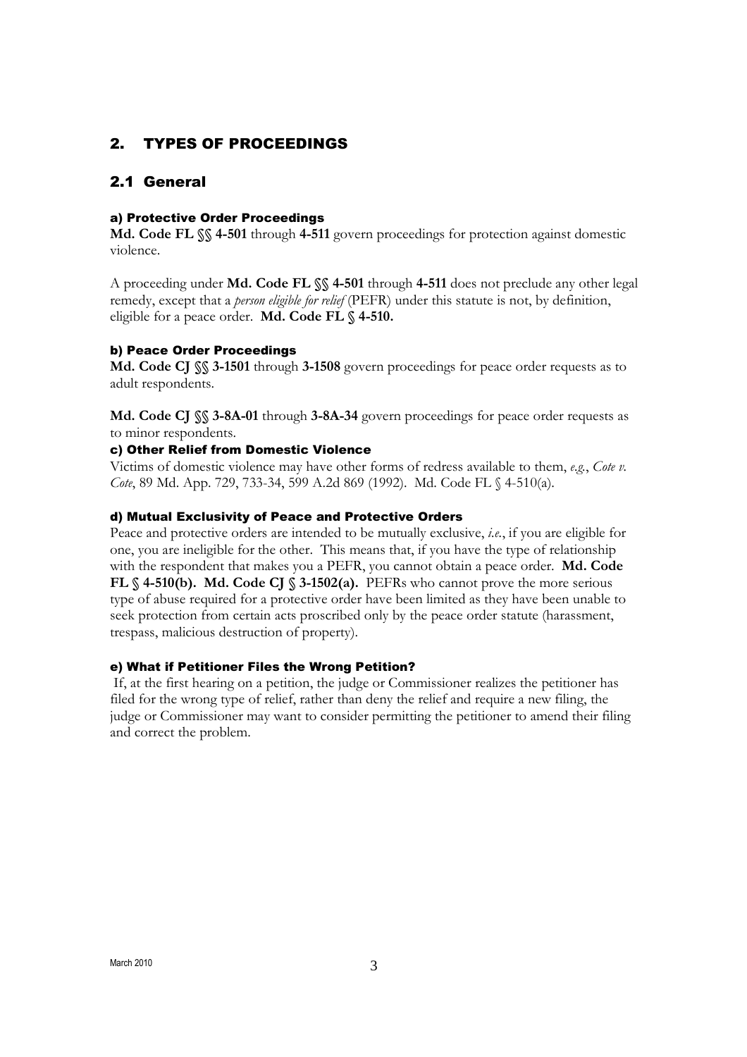# 2. TYPES OF PROCEEDINGS

## 2.1 General

### a) Protective Order Proceedings

**Md. Code FL §§ 4-501** through **4-511** govern proceedings for protection against domestic violence.

A proceeding under **Md. Code FL §§ 4-501** through **4-511** does not preclude any other legal remedy, except that a *person eligible for relief* (PEFR) under this statute is not, by definition, eligible for a peace order. **Md. Code FL § 4-510.**

### b) Peace Order Proceedings

**Md. Code CJ §§ 3-1501** through **3-1508** govern proceedings for peace order requests as to adult respondents.

**Md. Code CJ §§ 3-8A-01** through **3-8A-34** govern proceedings for peace order requests as to minor respondents.

### c) Other Relief from Domestic Violence

Victims of domestic violence may have other forms of redress available to them, *e.g.*, *Cote v. Cote*, 89 Md. App. 729, 733-34, 599 A.2d 869 (1992). Md. Code FL § 4-510(a).

### d) Mutual Exclusivity of Peace and Protective Orders

Peace and protective orders are intended to be mutually exclusive, *i.e.*, if you are eligible for one, you are ineligible for the other. This means that, if you have the type of relationship with the respondent that makes you a PEFR, you cannot obtain a peace order. **Md. Code FL § 4-510(b). Md. Code CJ § 3-1502(a).** PEFRs who cannot prove the more serious type of abuse required for a protective order have been limited as they have been unable to seek protection from certain acts proscribed only by the peace order statute (harassment, trespass, malicious destruction of property).

### e) What if Petitioner Files the Wrong Petition?

If, at the first hearing on a petition, the judge or Commissioner realizes the petitioner has filed for the wrong type of relief, rather than deny the relief and require a new filing, the judge or Commissioner may want to consider permitting the petitioner to amend their filing and correct the problem.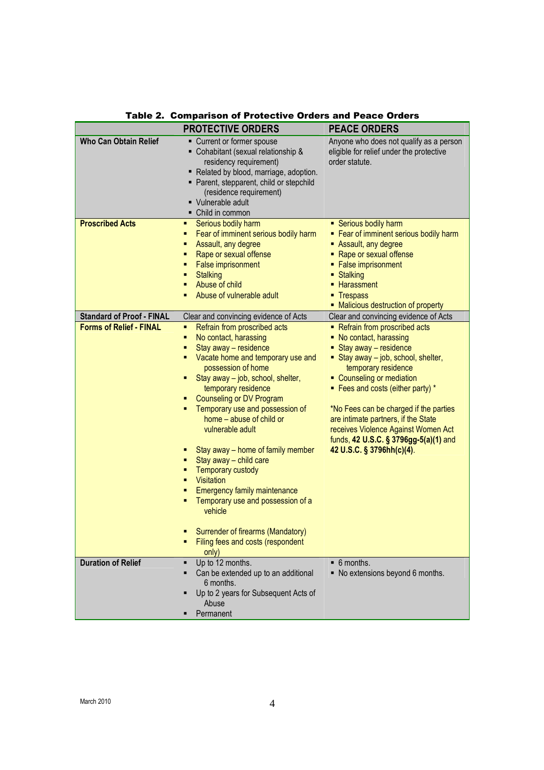**Table 2. Comparison of Protective Orders and Peace Orders**

| | PROTECTIVE ORDERS | PEACE ORDERS |
|---|---|---|
| **Who Can Obtain Relief** | ▪ Current or former spouse<br>▪ Cohabitant (sexual relationship & residency requirement)<br>▪ Related by blood, marriage, adoption.<br>▪ Parent, stepparent, child or stepchild (residence requirement)<br>▪ Vulnerable adult<br>▪ Child in common | Anyone who does not qualify as a person eligible for relief under the protective order statute. |
| **Proscribed Acts** | ▪ Serious bodily harm<br>▪ Fear of imminent serious bodily harm<br>▪ Assault, any degree<br>▪ Rape or sexual offense<br>▪ False imprisonment<br>▪ Stalking<br>▪ Abuse of child<br>▪ Abuse of vulnerable adult | ▪ Serious bodily harm<br>▪ Fear of imminent serious bodily harm<br>▪ Assault, any degree<br>▪ Rape or sexual offense<br>▪ False imprisonment<br>▪ Stalking<br>▪ Harassment<br>▪ Trespass<br>▪ Malicious destruction of property |
| **Standard of Proof - FINAL** | Clear and convincing evidence of Acts | Clear and convincing evidence of Acts |
| **Forms of Relief - FINAL** | ▪ Refrain from proscribed acts<br>▪ No contact, harassing<br>▪ Stay away – residence<br>▪ Vacate home and temporary use and possession of home<br>▪ Stay away – job, school, shelter, temporary residence<br>▪ Counseling or DV Program<br>▪ Temporary use and possession of home – abuse of child or vulnerable adult<br>▪ Stay away – home of family member<br>▪ Stay away – child care<br>▪ Temporary custody<br>▪ Visitation<br>▪ Emergency family maintenance<br>▪ Temporary use and possession of a vehicle<br>▪ Surrender of firearms (Mandatory)<br>▪ Filing fees and costs (respondent only) | ▪ Refrain from proscribed acts<br>▪ No contact, harassing<br>▪ Stay away – residence<br>▪ Stay away – job, school, shelter, temporary residence<br>▪ Counseling or mediation<br>▪ Fees and costs (either party) *<br><br>*No Fees can be charged if the parties are intimate partners, if the State receives Violence Against Women Act funds, **42 U.S.C. § 3796gg-5(a)(1)** and **42 U.S.C. § 3796hh(c)(4)**. |
| **Duration of Relief** | ▪ Up to 12 months.<br>▪ Can be extended up to an additional 6 months.<br>▪ Up to 2 years for Subsequent Acts of Abuse<br>▪ Permanent | ▪ 6 months.<br>▪ No extensions beyond 6 months. |

March 2010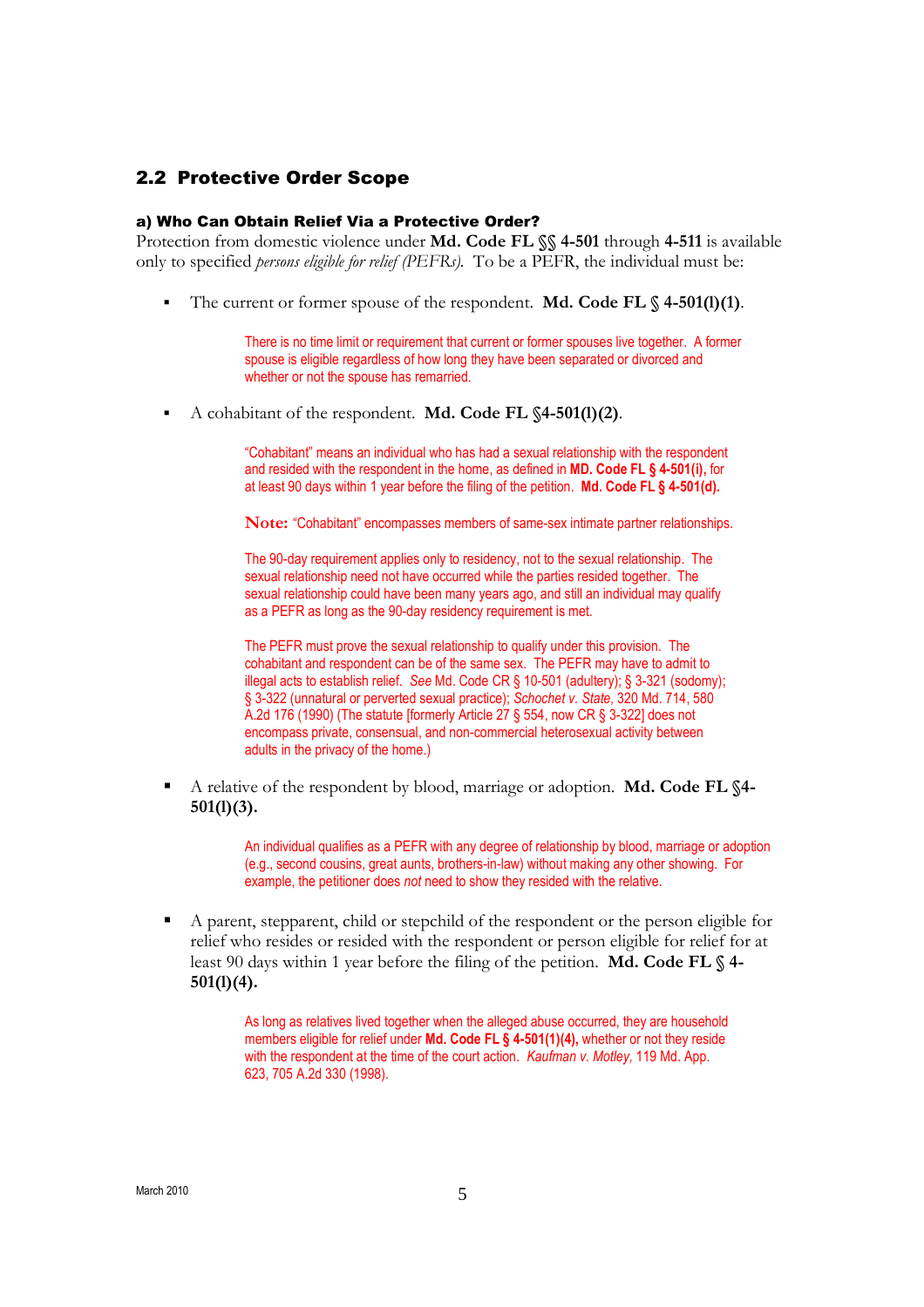## 2.2 Protective Order Scope

### a) Who Can Obtain Relief Via a Protective Order?

Protection from domestic violence under **Md. Code FL §§ 4-501** through **4-511** is available only to specified *persons eligible for relief (PEFRs).* To be a PEFR, the individual must be:

- The current or former spouse of the respondent. **Md. Code FL § 4-501(l)(1)**.

  > There is no time limit or requirement that current or former spouses live together. A former spouse is eligible regardless of how long they have been separated or divorced and whether or not the spouse has remarried.

- A cohabitant of the respondent. **Md. Code FL §4-501(l)(2)**.

  > "Cohabitant" means an individual who has had a sexual relationship with the respondent and resided with the respondent in the home, as defined in **MD. Code FL § 4-501(i),** for at least 90 days within 1 year before the filing of the petition. **Md. Code FL § 4-501(d).**
  >
  > **Note:** "Cohabitant" encompasses members of same-sex intimate partner relationships.
  >
  > The 90-day requirement applies only to residency, not to the sexual relationship. The sexual relationship need not have occurred while the parties resided together. The sexual relationship could have been many years ago, and still an individual may qualify as a PEFR as long as the 90-day residency requirement is met.
  >
  > The PEFR must prove the sexual relationship to qualify under this provision. The cohabitant and respondent can be of the same sex. The PEFR may have to admit to illegal acts to establish relief. *See* Md. Code CR § 10-501 (adultery); § 3-321 (sodomy); § 3-322 (unnatural or perverted sexual practice); *Schochet v. State,* 320 Md. 714, 580 A.2d 176 (1990) (The statute [formerly Article 27 § 554, now CR § 3-322] does not encompass private, consensual, and non-commercial heterosexual activity between adults in the privacy of the home.)

- A relative of the respondent by blood, marriage or adoption. **Md. Code FL §4-501(l)(3).**

  > An individual qualifies as a PEFR with any degree of relationship by blood, marriage or adoption (e.g., second cousins, great aunts, brothers-in-law) without making any other showing. For example, the petitioner does *not* need to show they resided with the relative.

- A parent, stepparent, child or stepchild of the respondent or the person eligible for relief who resides or resided with the respondent or person eligible for relief for at least 90 days within 1 year before the filing of the petition. **Md. Code FL § 4-501(l)(4).**

  > As long as relatives lived together when the alleged abuse occurred, they are household members eligible for relief under **Md. Code FL § 4-501(1)(4),** whether or not they reside with the respondent at the time of the court action. *Kaufman v. Motley,* 119 Md. App. 623, 705 A.2d 330 (1998).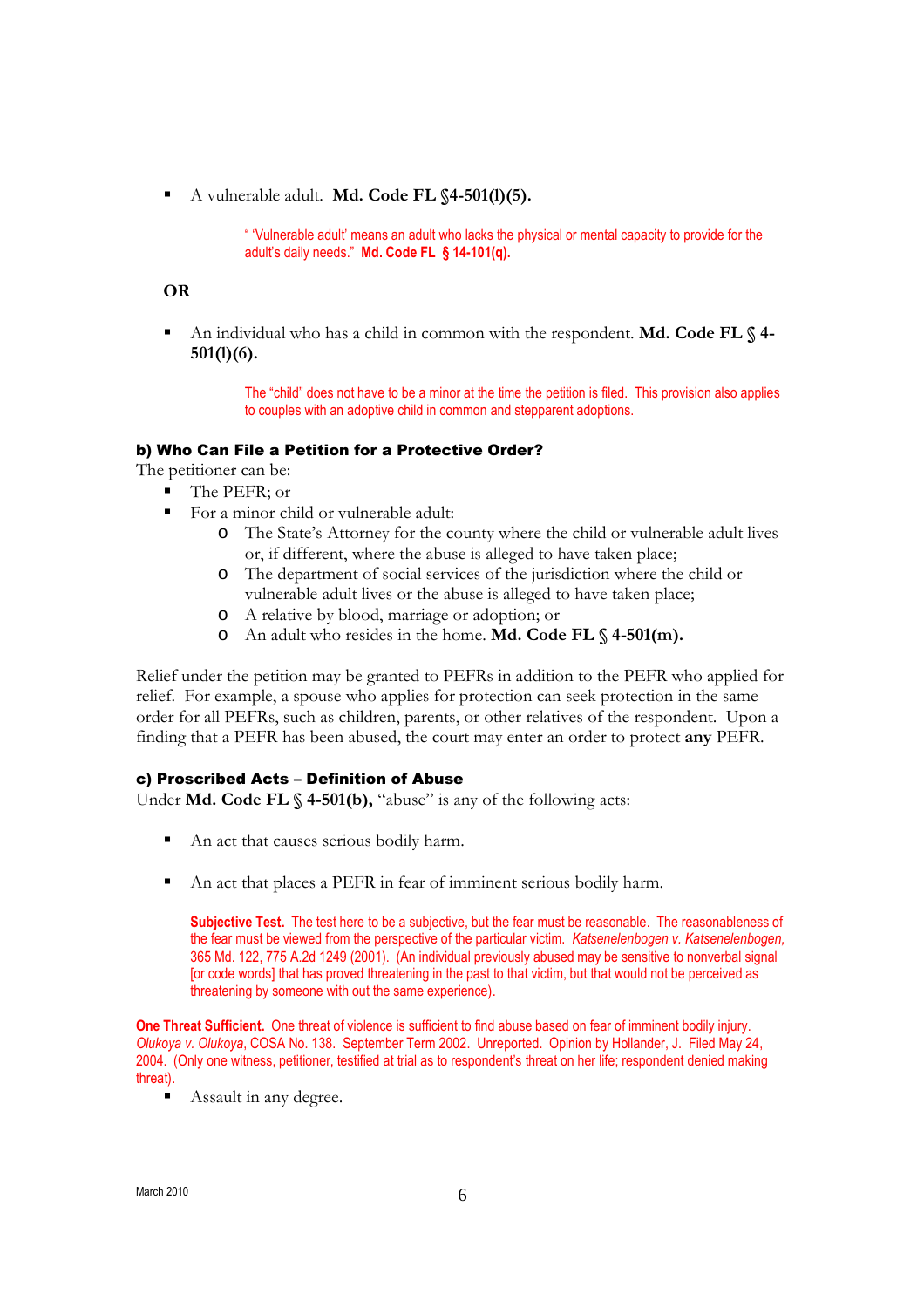- A vulnerable adult. **Md. Code FL §4-501(l)(5).**

  " 'Vulnerable adult' means an adult who lacks the physical or mental capacity to provide for the adult's daily needs." **Md. Code FL § 14-101(q).**

**OR**

- An individual who has a child in common with the respondent. **Md. Code FL § 4-501(l)(6).**

  The "child" does not have to be a minor at the time the petition is filed. This provision also applies to couples with an adoptive child in common and stepparent adoptions.

### b) Who Can File a Petition for a Protective Order?

The petitioner can be:

- The PEFR; or
- For a minor child or vulnerable adult:
  - The State's Attorney for the county where the child or vulnerable adult lives or, if different, where the abuse is alleged to have taken place;
  - The department of social services of the jurisdiction where the child or vulnerable adult lives or the abuse is alleged to have taken place;
  - A relative by blood, marriage or adoption; or
  - An adult who resides in the home. **Md. Code FL § 4-501(m).**

Relief under the petition may be granted to PEFRs in addition to the PEFR who applied for relief. For example, a spouse who applies for protection can seek protection in the same order for all PEFRs, such as children, parents, or other relatives of the respondent. Upon a finding that a PEFR has been abused, the court may enter an order to protect **any** PEFR.

### c) Proscribed Acts – Definition of Abuse

Under **Md. Code FL § 4-501(b),** "abuse" is any of the following acts:

- An act that causes serious bodily harm.

- An act that places a PEFR in fear of imminent serious bodily harm.

  **Subjective Test.** The test here to be a subjective, but the fear must be reasonable. The reasonableness of the fear must be viewed from the perspective of the particular victim. *Katsenelenbogen v. Katsenelenbogen*, 365 Md. 122, 775 A.2d 1249 (2001). (An individual previously abused may be sensitive to nonverbal signal [or code words] that has proved threatening in the past to that victim, but that would not be perceived as threatening by someone with out the same experience).

**One Threat Sufficient.** One threat of violence is sufficient to find abuse based on fear of imminent bodily injury. *Olukoya v. Olukoya*, COSA No. 138. September Term 2002. Unreported. Opinion by Hollander, J. Filed May 24, 2004. (Only one witness, petitioner, testified at trial as to respondent's threat on her life; respondent denied making threat).

- Assault in any degree.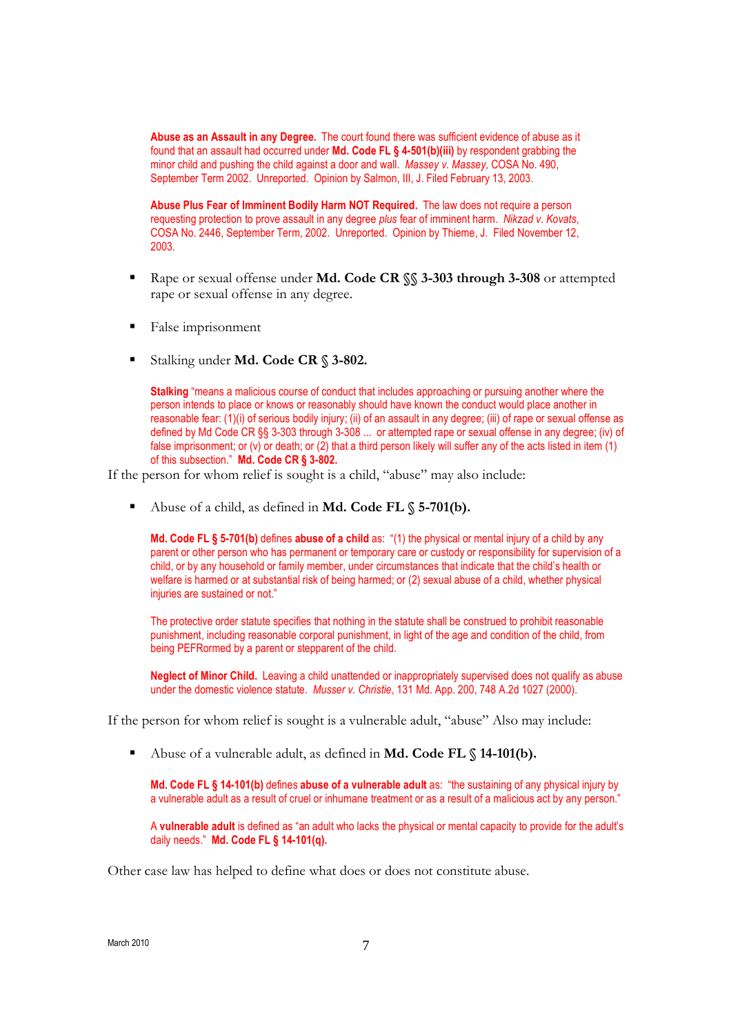**Abuse as an Assault in any Degree.** The court found there was sufficient evidence of abuse as it found that an assault had occurred under **Md. Code FL § 4-501(b)(iii)** by respondent grabbing the minor child and pushing the child against a door and wall. *Massey v. Massey*, COSA No. 490, September Term 2002. Unreported. Opinion by Salmon, III, J. Filed February 13, 2003.

**Abuse Plus Fear of Imminent Bodily Harm NOT Required.** The law does not require a person requesting protection to prove assault in any degree *plus* fear of imminent harm. *Nikzad v. Kovats*, COSA No. 2446, September Term, 2002. Unreported. Opinion by Thieme, J. Filed November 12, 2003.

- Rape or sexual offense under **Md. Code CR §§ 3-303 through 3-308** or attempted rape or sexual offense in any degree.

- False imprisonment

- Stalking under **Md. Code CR § 3-802.**

**Stalking** "means a malicious course of conduct that includes approaching or pursuing another where the person intends to place or knows or reasonably should have known the conduct would place another in reasonable fear: (1)(i) of serious bodily injury; (ii) of an assault in any degree; (iii) of rape or sexual offense as defined by Md Code CR §§ 3-303 through 3-308 ... or attempted rape or sexual offense in any degree; (iv) of false imprisonment; or (v) or death; or (2) that a third person likely will suffer any of the acts listed in item (1) of this subsection." **Md. Code CR § 3-802.**

If the person for whom relief is sought is a child, "abuse" may also include:

- Abuse of a child, as defined in **Md. Code FL § 5-701(b).**

**Md. Code FL § 5-701(b)** defines **abuse of a child** as: "(1) the physical or mental injury of a child by any parent or other person who has permanent or temporary care or custody or responsibility for supervision of a child, or by any household or family member, under circumstances that indicate that the child's health or welfare is harmed or at substantial risk of being harmed; or (2) sexual abuse of a child, whether physical injuries are sustained or not."

The protective order statute specifies that nothing in the statute shall be construed to prohibit reasonable punishment, including reasonable corporal punishment, in light of the age and condition of the child, from being PEFRormed by a parent or stepparent of the child.

**Neglect of Minor Child.** Leaving a child unattended or inappropriately supervised does not qualify as abuse under the domestic violence statute. *Musser v. Christie*, 131 Md. App. 200, 748 A.2d 1027 (2000).

If the person for whom relief is sought is a vulnerable adult, "abuse" Also may include:

- Abuse of a vulnerable adult, as defined in **Md. Code FL § 14-101(b).**

**Md. Code FL § 14-101(b)** defines **abuse of a vulnerable adult** as: "the sustaining of any physical injury by a vulnerable adult as a result of cruel or inhumane treatment or as a result of a malicious act by any person."

A **vulnerable adult** is defined as "an adult who lacks the physical or mental capacity to provide for the adult's daily needs." **Md. Code FL § 14-101(q).**

Other case law has helped to define what does or does not constitute abuse.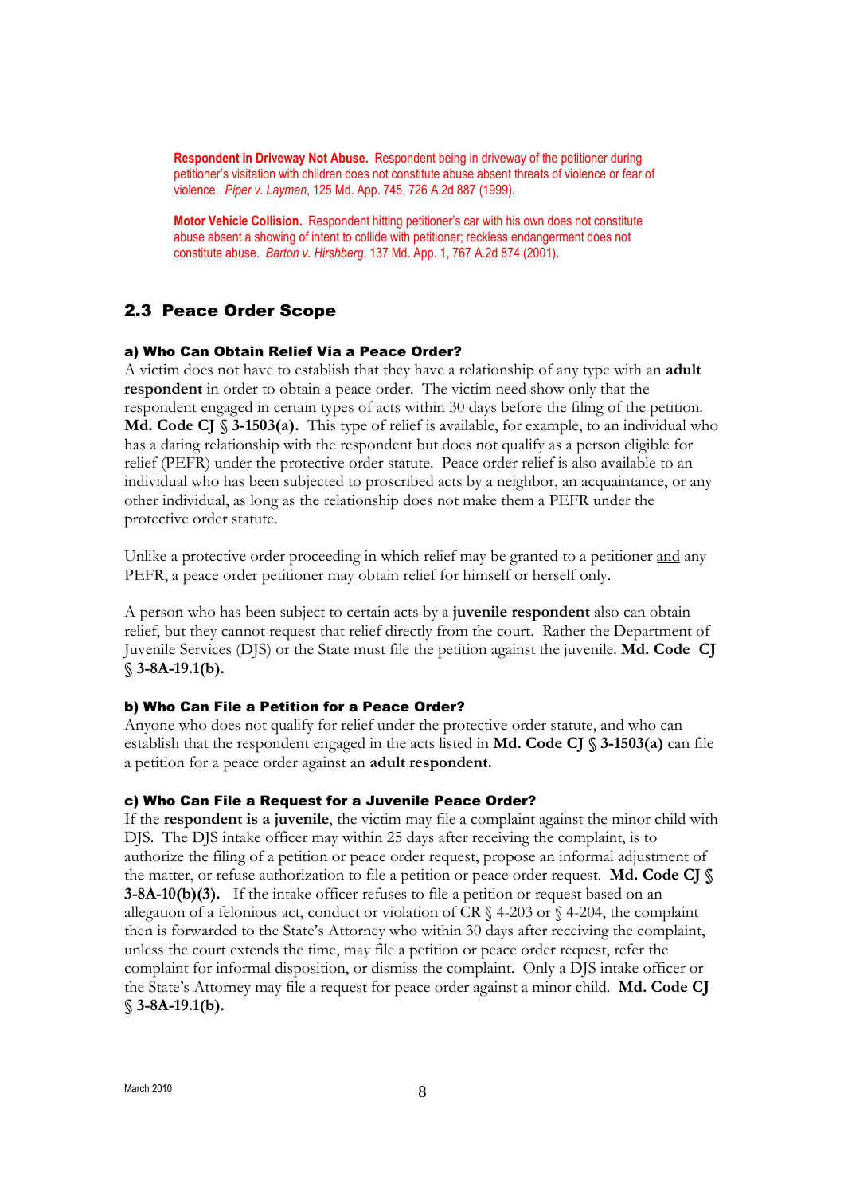**Respondent in Driveway Not Abuse.** Respondent being in driveway of the petitioner during petitioner's visitation with children does not constitute abuse absent threats of violence or fear of violence. *Piper v. Layman*, 125 Md. App. 745, 726 A.2d 887 (1999).

**Motor Vehicle Collision.** Respondent hitting petitioner's car with his own does not constitute abuse absent a showing of intent to collide with petitioner; reckless endangerment does not constitute abuse. *Barton v. Hirshberg*, 137 Md. App. 1, 767 A.2d 874 (2001).

## 2.3 Peace Order Scope

#### a) Who Can Obtain Relief Via a Peace Order?

A victim does not have to establish that they have a relationship of any type with an **adult respondent** in order to obtain a peace order. The victim need show only that the respondent engaged in certain types of acts within 30 days before the filing of the petition. **Md. Code CJ § 3-1503(a).** This type of relief is available, for example, to an individual who has a dating relationship with the respondent but does not qualify as a person eligible for relief (PEFR) under the protective order statute. Peace order relief is also available to an individual who has been subjected to proscribed acts by a neighbor, an acquaintance, or any other individual, as long as the relationship does not make them a PEFR under the protective order statute.

Unlike a protective order proceeding in which relief may be granted to a petitioner and any PEFR, a peace order petitioner may obtain relief for himself or herself only.

A person who has been subject to certain acts by a **juvenile respondent** also can obtain relief, but they cannot request that relief directly from the court. Rather the Department of Juvenile Services (DJS) or the State must file the petition against the juvenile. **Md. Code CJ § 3-8A-19.1(b).**

#### b) Who Can File a Petition for a Peace Order?

Anyone who does not qualify for relief under the protective order statute, and who can establish that the respondent engaged in the acts listed in **Md. Code CJ § 3-1503(a)** can file a petition for a peace order against an **adult respondent.**

#### c) Who Can File a Request for a Juvenile Peace Order?

If the **respondent is a juvenile**, the victim may file a complaint against the minor child with DJS. The DJS intake officer may within 25 days after receiving the complaint, is to authorize the filing of a petition or peace order request, propose an informal adjustment of the matter, or refuse authorization to file a petition or peace order request. **Md. Code CJ § 3-8A-10(b)(3).** If the intake officer refuses to file a petition or request based on an allegation of a felonious act, conduct or violation of CR § 4-203 or § 4-204, the complaint then is forwarded to the State's Attorney who within 30 days after receiving the complaint, unless the court extends the time, may file a petition or peace order request, refer the complaint for informal disposition, or dismiss the complaint. Only a DJS intake officer or the State's Attorney may file a request for peace order against a minor child. **Md. Code CJ § 3-8A-19.1(b).**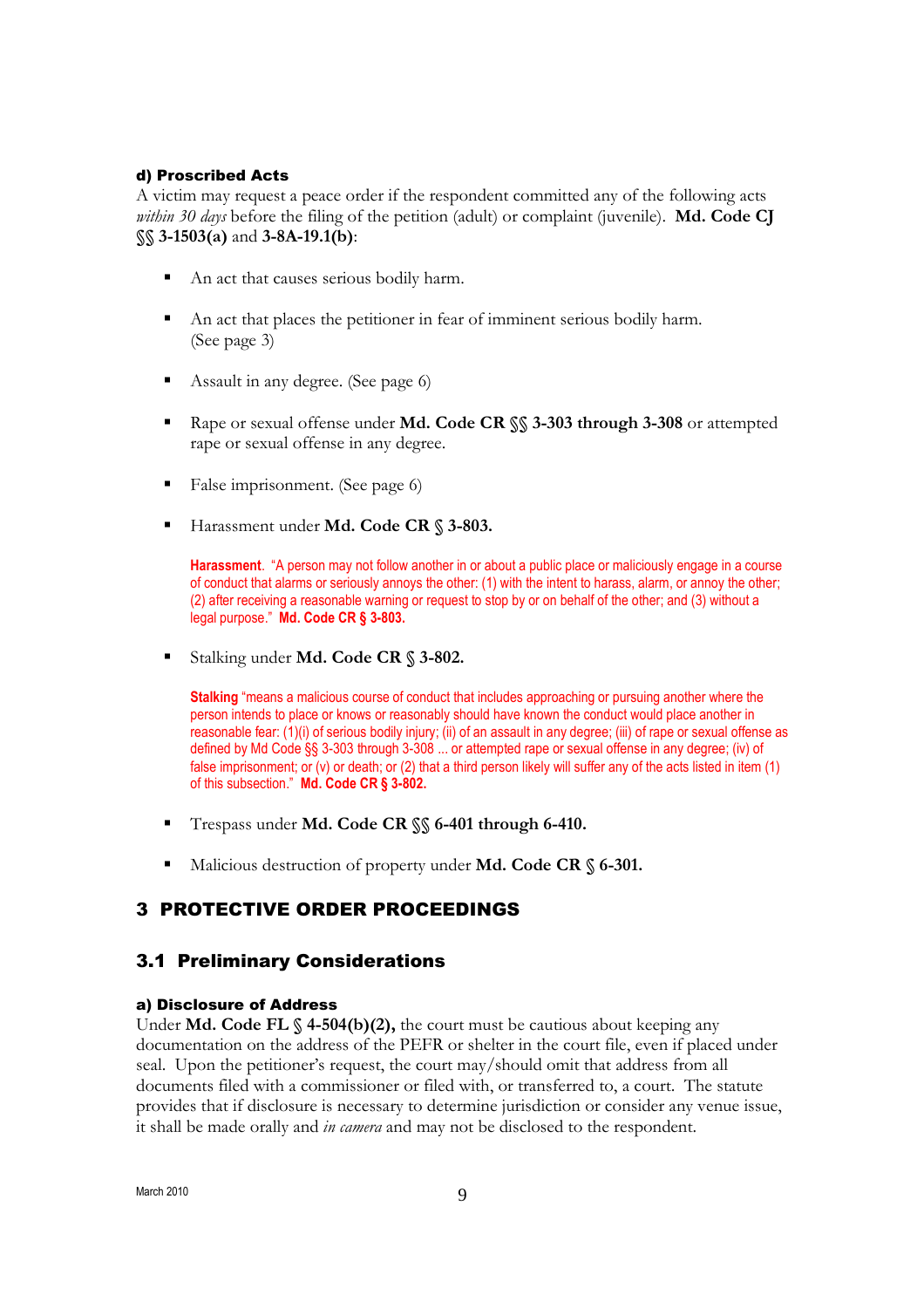#### d) Proscribed Acts

A victim may request a peace order if the respondent committed any of the following acts *within 30 days* before the filing of the petition (adult) or complaint (juvenile). **Md. Code CJ §§ 3-1503(a)** and **3-8A-19.1(b)**:

- An act that causes serious bodily harm.
- An act that places the petitioner in fear of imminent serious bodily harm. (See page 3)
- Assault in any degree. (See page 6)
- Rape or sexual offense under **Md. Code CR §§ 3-303 through 3-308** or attempted rape or sexual offense in any degree.
- False imprisonment. (See page 6)
- Harassment under **Md. Code CR § 3-803.**

  **Harassment**. "A person may not follow another in or about a public place or maliciously engage in a course of conduct that alarms or seriously annoys the other: (1) with the intent to harass, alarm, or annoy the other; (2) after receiving a reasonable warning or request to stop by or on behalf of the other; and (3) without a legal purpose." **Md. Code CR § 3-803.**

- Stalking under **Md. Code CR § 3-802.**

  **Stalking** "means a malicious course of conduct that includes approaching or pursuing another where the person intends to place or knows or reasonably should have known the conduct would place another in reasonable fear: (1)(i) of serious bodily injury; (ii) of an assault in any degree; (iii) of rape or sexual offense as defined by Md Code §§ 3-303 through 3-308 ... or attempted rape or sexual offense in any degree; (iv) of false imprisonment; or (v) or death; or (2) that a third person likely will suffer any of the acts listed in item (1) of this subsection." **Md. Code CR § 3-802.**

- Trespass under **Md. Code CR §§ 6-401 through 6-410.**
- Malicious destruction of property under **Md. Code CR § 6-301.**

## 3 PROTECTIVE ORDER PROCEEDINGS

### 3.1 Preliminary Considerations

#### a) Disclosure of Address

Under **Md. Code FL § 4-504(b)(2),** the court must be cautious about keeping any documentation on the address of the PEFR or shelter in the court file, even if placed under seal. Upon the petitioner's request, the court may/should omit that address from all documents filed with a commissioner or filed with, or transferred to, a court. The statute provides that if disclosure is necessary to determine jurisdiction or consider any venue issue, it shall be made orally and *in camera* and may not be disclosed to the respondent.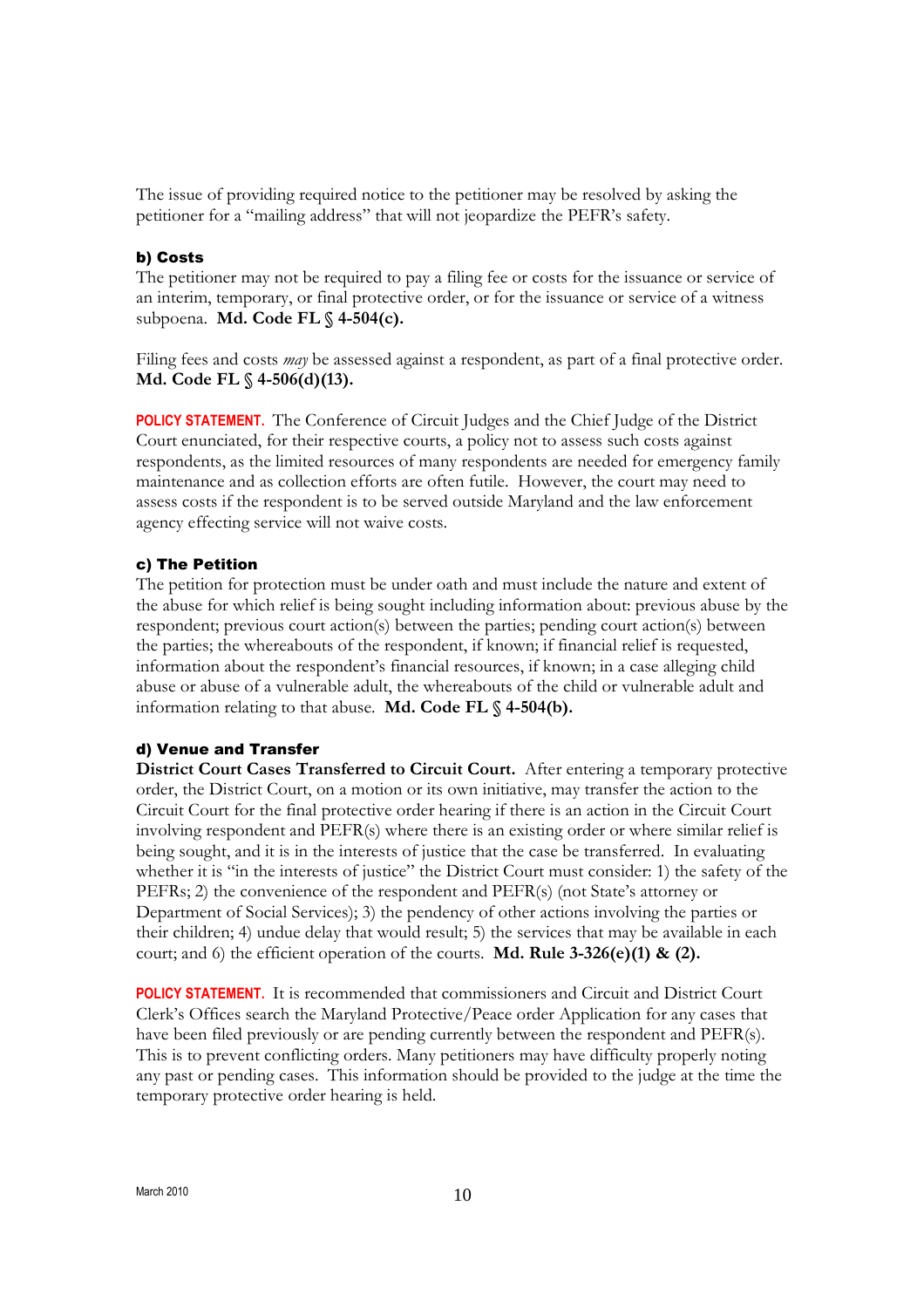The issue of providing required notice to the petitioner may be resolved by asking the petitioner for a "mailing address" that will not jeopardize the PEFR's safety.

#### b) Costs

The petitioner may not be required to pay a filing fee or costs for the issuance or service of an interim, temporary, or final protective order, or for the issuance or service of a witness subpoena. **Md. Code FL § 4-504(c).**

Filing fees and costs *may* be assessed against a respondent, as part of a final protective order. **Md. Code FL § 4-506(d)(13).**

**POLICY STATEMENT.** The Conference of Circuit Judges and the Chief Judge of the District Court enunciated, for their respective courts, a policy not to assess such costs against respondents, as the limited resources of many respondents are needed for emergency family maintenance and as collection efforts are often futile. However, the court may need to assess costs if the respondent is to be served outside Maryland and the law enforcement agency effecting service will not waive costs.

#### c) The Petition

The petition for protection must be under oath and must include the nature and extent of the abuse for which relief is being sought including information about: previous abuse by the respondent; previous court action(s) between the parties; pending court action(s) between the parties; the whereabouts of the respondent, if known; if financial relief is requested, information about the respondent's financial resources, if known; in a case alleging child abuse or abuse of a vulnerable adult, the whereabouts of the child or vulnerable adult and information relating to that abuse. **Md. Code FL § 4-504(b).**

#### d) Venue and Transfer

**District Court Cases Transferred to Circuit Court.** After entering a temporary protective order, the District Court, on a motion or its own initiative, may transfer the action to the Circuit Court for the final protective order hearing if there is an action in the Circuit Court involving respondent and PEFR(s) where there is an existing order or where similar relief is being sought, and it is in the interests of justice that the case be transferred. In evaluating whether it is "in the interests of justice" the District Court must consider: 1) the safety of the PEFRs; 2) the convenience of the respondent and PEFR(s) (not State's attorney or Department of Social Services); 3) the pendency of other actions involving the parties or their children; 4) undue delay that would result; 5) the services that may be available in each court; and 6) the efficient operation of the courts. **Md. Rule 3-326(e)(1) & (2).**

**POLICY STATEMENT.** It is recommended that commissioners and Circuit and District Court Clerk's Offices search the Maryland Protective/Peace order Application for any cases that have been filed previously or are pending currently between the respondent and PEFR(s). This is to prevent conflicting orders. Many petitioners may have difficulty properly noting any past or pending cases. This information should be provided to the judge at the time the temporary protective order hearing is held.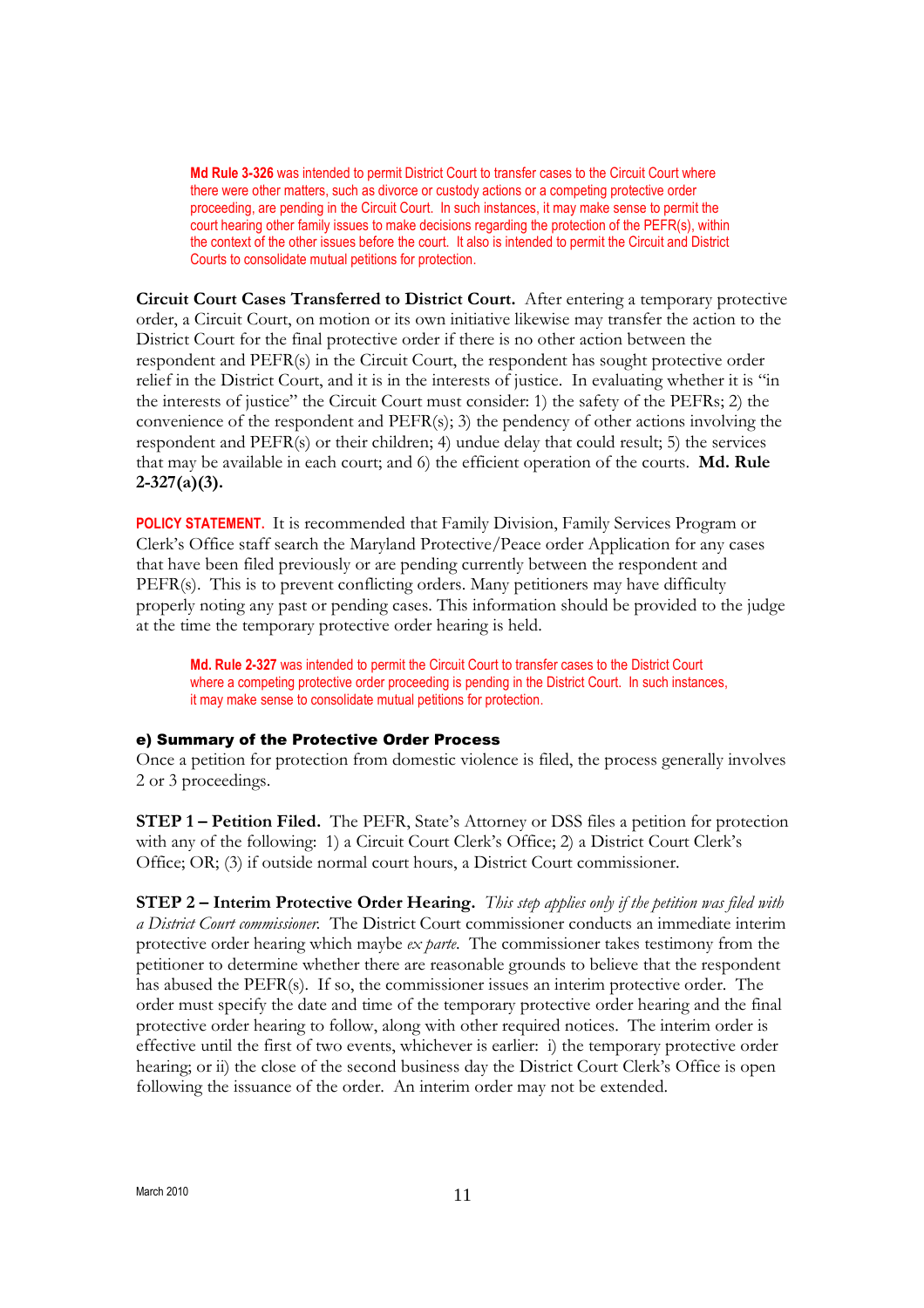**Md Rule 3-326** was intended to permit District Court to transfer cases to the Circuit Court where there were other matters, such as divorce or custody actions or a competing protective order proceeding, are pending in the Circuit Court. In such instances, it may make sense to permit the court hearing other family issues to make decisions regarding the protection of the PEFR(s), within the context of the other issues before the court. It also is intended to permit the Circuit and District Courts to consolidate mutual petitions for protection.

**Circuit Court Cases Transferred to District Court.** After entering a temporary protective order, a Circuit Court, on motion or its own initiative likewise may transfer the action to the District Court for the final protective order if there is no other action between the respondent and PEFR(s) in the Circuit Court, the respondent has sought protective order relief in the District Court, and it is in the interests of justice. In evaluating whether it is "in the interests of justice" the Circuit Court must consider: 1) the safety of the PEFRs; 2) the convenience of the respondent and PEFR(s); 3) the pendency of other actions involving the respondent and PEFR(s) or their children; 4) undue delay that could result; 5) the services that may be available in each court; and 6) the efficient operation of the courts. **Md. Rule 2-327(a)(3).**

**POLICY STATEMENT.** It is recommended that Family Division, Family Services Program or Clerk's Office staff search the Maryland Protective/Peace order Application for any cases that have been filed previously or are pending currently between the respondent and PEFR(s). This is to prevent conflicting orders. Many petitioners may have difficulty properly noting any past or pending cases. This information should be provided to the judge at the time the temporary protective order hearing is held.

**Md. Rule 2-327** was intended to permit the Circuit Court to transfer cases to the District Court where a competing protective order proceeding is pending in the District Court. In such instances, it may make sense to consolidate mutual petitions for protection.

### e) Summary of the Protective Order Process

Once a petition for protection from domestic violence is filed, the process generally involves 2 or 3 proceedings.

**STEP 1 – Petition Filed.** The PEFR, State's Attorney or DSS files a petition for protection with any of the following: 1) a Circuit Court Clerk's Office; 2) a District Court Clerk's Office; OR; (3) if outside normal court hours, a District Court commissioner.

**STEP 2 – Interim Protective Order Hearing.** *This step applies only if the petition was filed with a District Court commissioner.* The District Court commissioner conducts an immediate interim protective order hearing which maybe *ex parte*. The commissioner takes testimony from the petitioner to determine whether there are reasonable grounds to believe that the respondent has abused the PEFR(s). If so, the commissioner issues an interim protective order. The order must specify the date and time of the temporary protective order hearing and the final protective order hearing to follow, along with other required notices. The interim order is effective until the first of two events, whichever is earlier: i) the temporary protective order hearing; or ii) the close of the second business day the District Court Clerk's Office is open following the issuance of the order. An interim order may not be extended.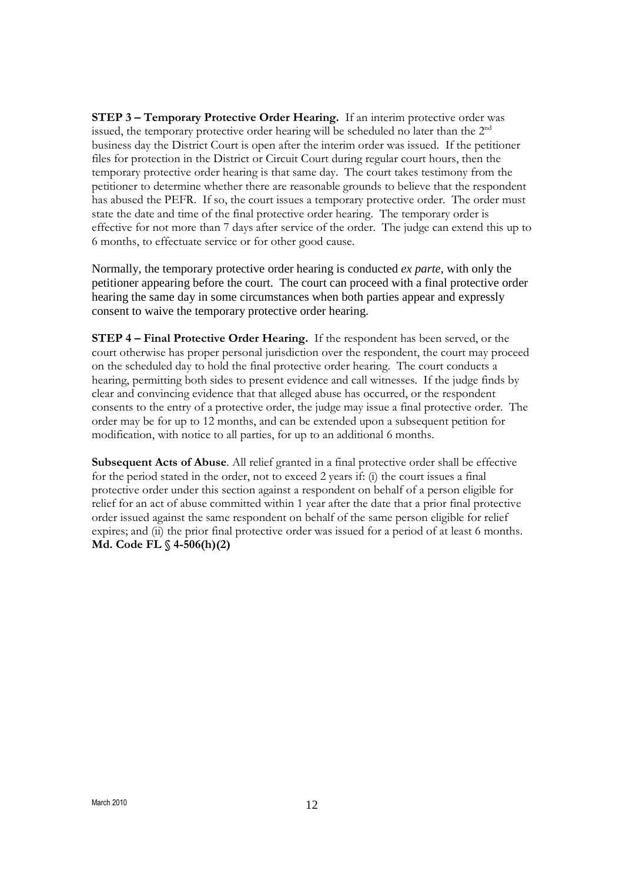**STEP 3 – Temporary Protective Order Hearing.** If an interim protective order was issued, the temporary protective order hearing will be scheduled no later than the 2nd business day the District Court is open after the interim order was issued. If the petitioner files for protection in the District or Circuit Court during regular court hours, then the temporary protective order hearing is that same day. The court takes testimony from the petitioner to determine whether there are reasonable grounds to believe that the respondent has abused the PEFR. If so, the court issues a temporary protective order. The order must state the date and time of the final protective order hearing. The temporary order is effective for not more than 7 days after service of the order. The judge can extend this up to 6 months, to effectuate service or for other good cause.

Normally, the temporary protective order hearing is conducted *ex parte*, with only the petitioner appearing before the court. The court can proceed with a final protective order hearing the same day in some circumstances when both parties appear and expressly consent to waive the temporary protective order hearing.

**STEP 4 – Final Protective Order Hearing.** If the respondent has been served, or the court otherwise has proper personal jurisdiction over the respondent, the court may proceed on the scheduled day to hold the final protective order hearing. The court conducts a hearing, permitting both sides to present evidence and call witnesses. If the judge finds by clear and convincing evidence that that alleged abuse has occurred, or the respondent consents to the entry of a protective order, the judge may issue a final protective order. The order may be for up to 12 months, and can be extended upon a subsequent petition for modification, with notice to all parties, for up to an additional 6 months.

**Subsequent Acts of Abuse**. All relief granted in a final protective order shall be effective for the period stated in the order, not to exceed 2 years if: (i) the court issues a final protective order under this section against a respondent on behalf of a person eligible for relief for an act of abuse committed within 1 year after the date that a prior final protective order issued against the same respondent on behalf of the same person eligible for relief expires; and (ii) the prior final protective order was issued for a period of at least 6 months. **Md. Code FL § 4-506(h)(2)**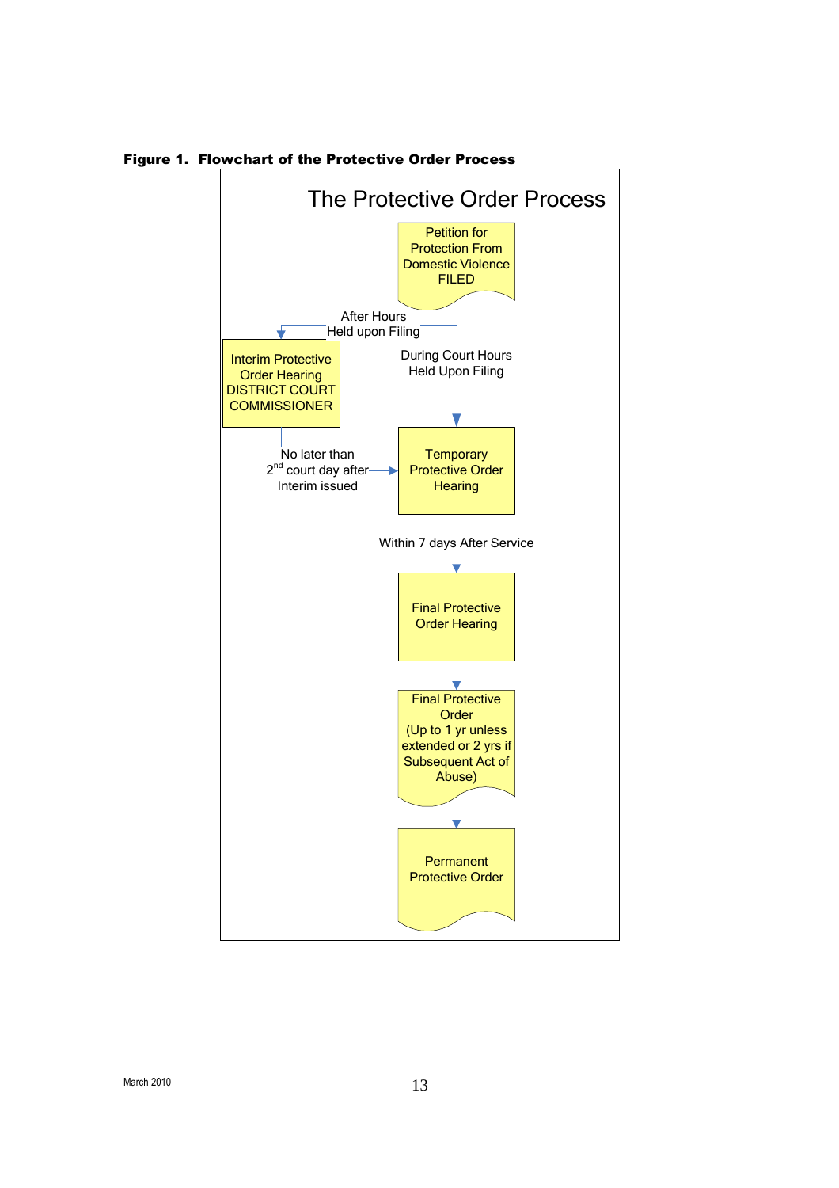**Figure 1. Flowchart of the Protective Order Process**

The Protective Order Process

Petition for Protection From Domestic Violence FILED

After Hours Held upon Filing

During Court Hours Held Upon Filing

Interim Protective Order Hearing DISTRICT COURT COMMISSIONER

No later than 2nd court day after Interim issued

Temporary Protective Order Hearing

Within 7 days After Service

Final Protective Order Hearing

Final Protective Order (Up to 1 yr unless extended or 2 yrs if Subsequent Act of Abuse)

Permanent Protective Order

March 2010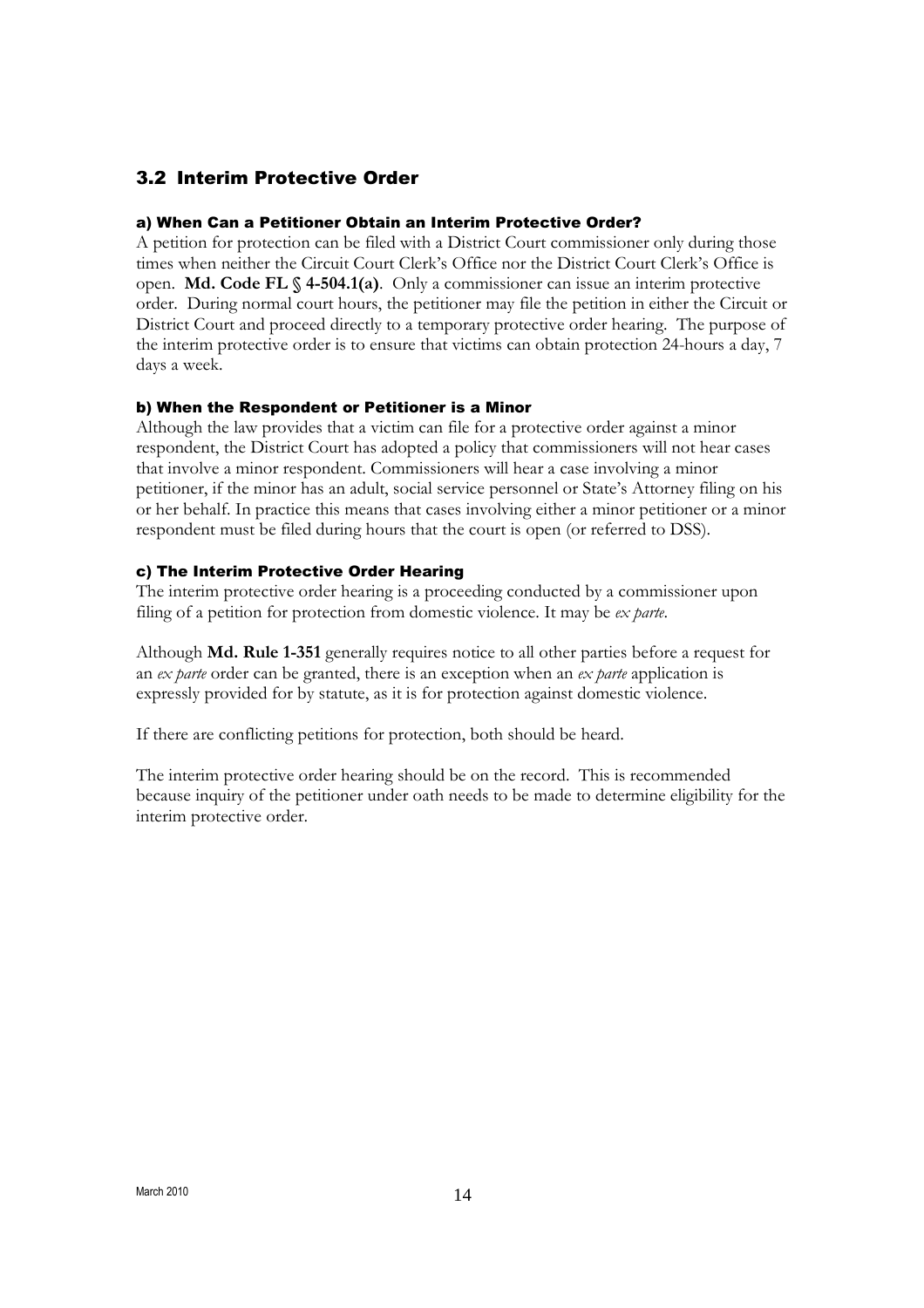## 3.2 Interim Protective Order

### a) When Can a Petitioner Obtain an Interim Protective Order?

A petition for protection can be filed with a District Court commissioner only during those times when neither the Circuit Court Clerk's Office nor the District Court Clerk's Office is open. **Md. Code FL § 4-504.1(a)**. Only a commissioner can issue an interim protective order. During normal court hours, the petitioner may file the petition in either the Circuit or District Court and proceed directly to a temporary protective order hearing. The purpose of the interim protective order is to ensure that victims can obtain protection 24-hours a day, 7 days a week.

### b) When the Respondent or Petitioner is a Minor

Although the law provides that a victim can file for a protective order against a minor respondent, the District Court has adopted a policy that commissioners will not hear cases that involve a minor respondent. Commissioners will hear a case involving a minor petitioner, if the minor has an adult, social service personnel or State's Attorney filing on his or her behalf. In practice this means that cases involving either a minor petitioner or a minor respondent must be filed during hours that the court is open (or referred to DSS).

### c) The Interim Protective Order Hearing

The interim protective order hearing is a proceeding conducted by a commissioner upon filing of a petition for protection from domestic violence. It may be *ex parte*.

Although **Md. Rule 1-351** generally requires notice to all other parties before a request for an *ex parte* order can be granted, there is an exception when an *ex parte* application is expressly provided for by statute, as it is for protection against domestic violence.

If there are conflicting petitions for protection, both should be heard.

The interim protective order hearing should be on the record. This is recommended because inquiry of the petitioner under oath needs to be made to determine eligibility for the interim protective order.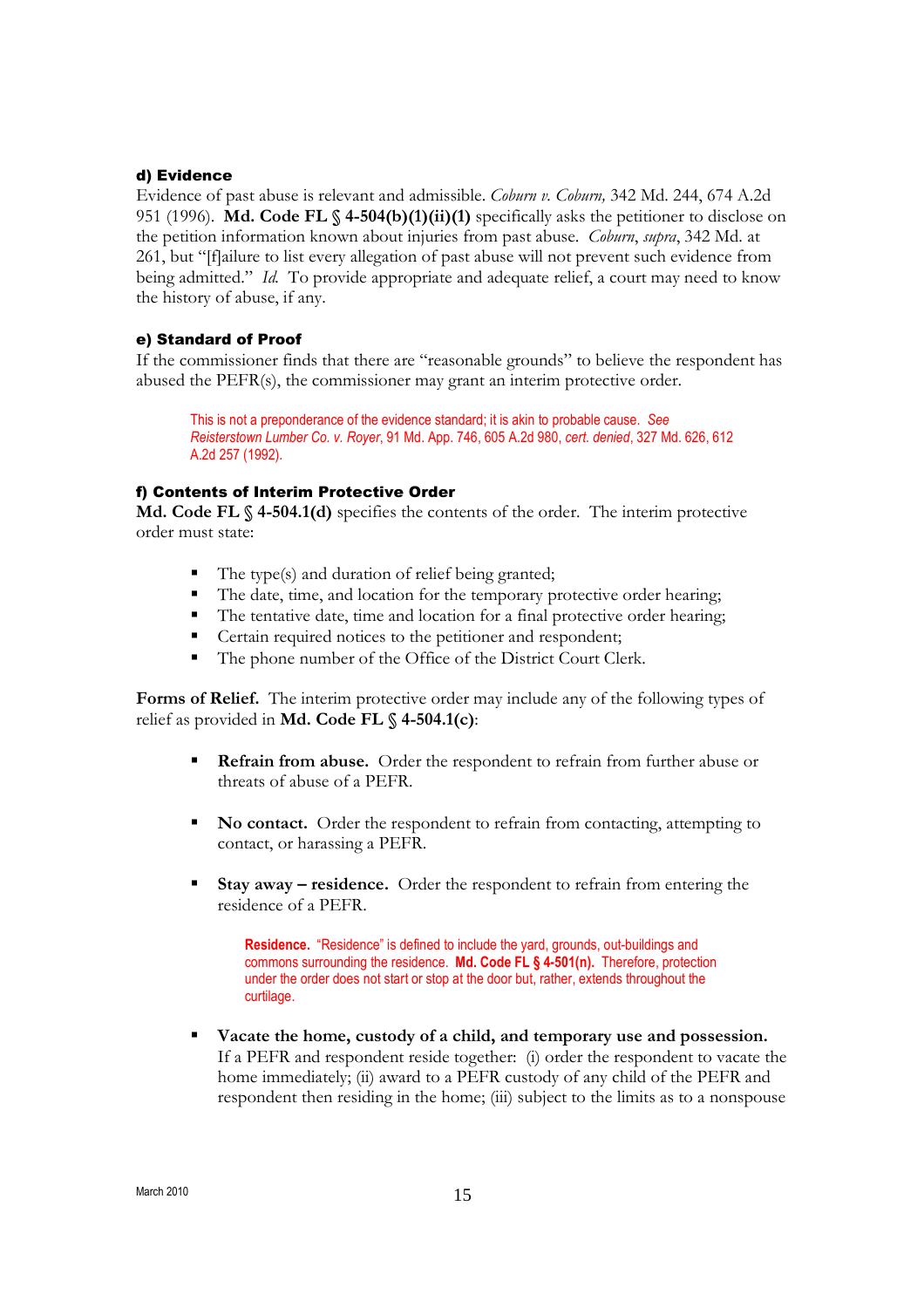#### d) Evidence

Evidence of past abuse is relevant and admissible. *Coburn v. Coburn,* 342 Md. 244, 674 A.2d 951 (1996). **Md. Code FL § 4-504(b)(1)(ii)(1)** specifically asks the petitioner to disclose on the petition information known about injuries from past abuse. *Coburn*, *supra*, 342 Md. at 261, but "[f]ailure to list every allegation of past abuse will not prevent such evidence from being admitted." *Id.* To provide appropriate and adequate relief, a court may need to know the history of abuse, if any.

#### e) Standard of Proof

If the commissioner finds that there are "reasonable grounds" to believe the respondent has abused the PEFR(s), the commissioner may grant an interim protective order.

> This is not a preponderance of the evidence standard; it is akin to probable cause. *See Reisterstown Lumber Co. v. Royer*, 91 Md. App. 746, 605 A.2d 980, *cert. denied*, 327 Md. 626, 612 A.2d 257 (1992).

#### f) Contents of Interim Protective Order

**Md. Code FL § 4-504.1(d)** specifies the contents of the order. The interim protective order must state:

- The type(s) and duration of relief being granted;
- The date, time, and location for the temporary protective order hearing;
- The tentative date, time and location for a final protective order hearing;
- Certain required notices to the petitioner and respondent;
- The phone number of the Office of the District Court Clerk.

**Forms of Relief.** The interim protective order may include any of the following types of relief as provided in **Md. Code FL § 4-504.1(c)**:

- **Refrain from abuse.** Order the respondent to refrain from further abuse or threats of abuse of a PEFR.

- **No contact.** Order the respondent to refrain from contacting, attempting to contact, or harassing a PEFR.

- **Stay away – residence.** Order the respondent to refrain from entering the residence of a PEFR.

  > **Residence.** "Residence" is defined to include the yard, grounds, out-buildings and commons surrounding the residence. **Md. Code FL § 4-501(n).** Therefore, protection under the order does not start or stop at the door but, rather, extends throughout the curtilage.

- **Vacate the home, custody of a child, and temporary use and possession.** If a PEFR and respondent reside together: (i) order the respondent to vacate the home immediately; (ii) award to a PEFR custody of any child of the PEFR and respondent then residing in the home; (iii) subject to the limits as to a nonspouse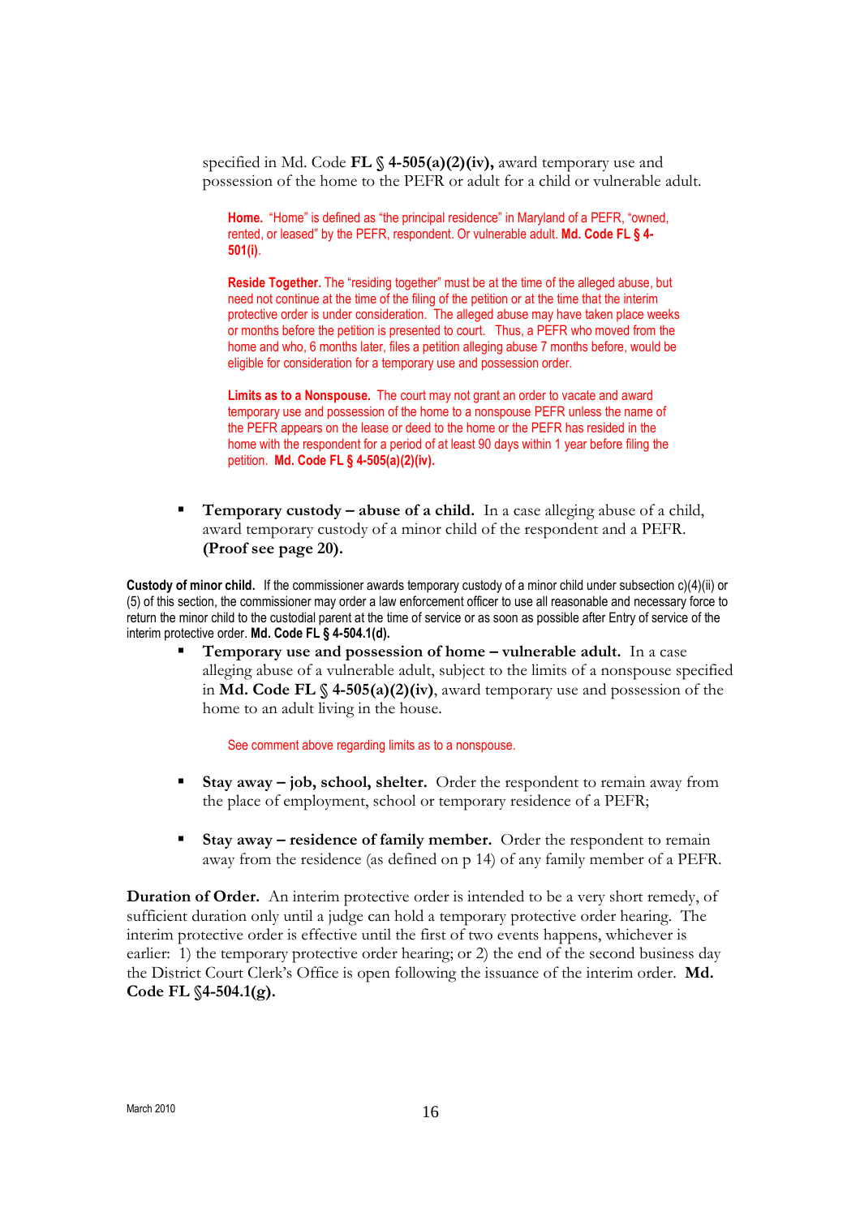specified in Md. Code **FL § 4-505(a)(2)(iv),** award temporary use and possession of the home to the PEFR or adult for a child or vulnerable adult.

> **Home.** "Home" is defined as "the principal residence" in Maryland of a PEFR, "owned, rented, or leased" by the PEFR, respondent. Or vulnerable adult. **Md. Code FL § 4-501(i)**.
>
> **Reside Together.** The "residing together" must be at the time of the alleged abuse, but need not continue at the time of the filing of the petition or at the time that the interim protective order is under consideration. The alleged abuse may have taken place weeks or months before the petition is presented to court. Thus, a PEFR who moved from the home and who, 6 months later, files a petition alleging abuse 7 months before, would be eligible for consideration for a temporary use and possession order.
>
> **Limits as to a Nonspouse.** The court may not grant an order to vacate and award temporary use and possession of the home to a nonspouse PEFR unless the name of the PEFR appears on the lease or deed to the home or the PEFR has resided in the home with the respondent for a period of at least 90 days within 1 year before filing the petition. **Md. Code FL § 4-505(a)(2)(iv).**

- **Temporary custody – abuse of a child.** In a case alleging abuse of a child, award temporary custody of a minor child of the respondent and a PEFR. **(Proof see page 20).**

**Custody of minor child.** If the commissioner awards temporary custody of a minor child under subsection c)(4)(ii) or (5) of this section, the commissioner may order a law enforcement officer to use all reasonable and necessary force to return the minor child to the custodial parent at the time of service or as soon as possible after Entry of service of the interim protective order. **Md. Code FL § 4-504.1(d).**

- **Temporary use and possession of home – vulnerable adult.** In a case alleging abuse of a vulnerable adult, subject to the limits of a nonspouse specified in **Md. Code FL § 4-505(a)(2)(iv)**, award temporary use and possession of the home to an adult living in the house.

  > See comment above regarding limits as to a nonspouse.

- **Stay away – job, school, shelter.** Order the respondent to remain away from the place of employment, school or temporary residence of a PEFR;

- **Stay away – residence of family member.** Order the respondent to remain away from the residence (as defined on p 14) of any family member of a PEFR.

**Duration of Order.** An interim protective order is intended to be a very short remedy, of sufficient duration only until a judge can hold a temporary protective order hearing. The interim protective order is effective until the first of two events happens, whichever is earlier: 1) the temporary protective order hearing; or 2) the end of the second business day the District Court Clerk's Office is open following the issuance of the interim order. **Md. Code FL §4-504.1(g).**

March 2010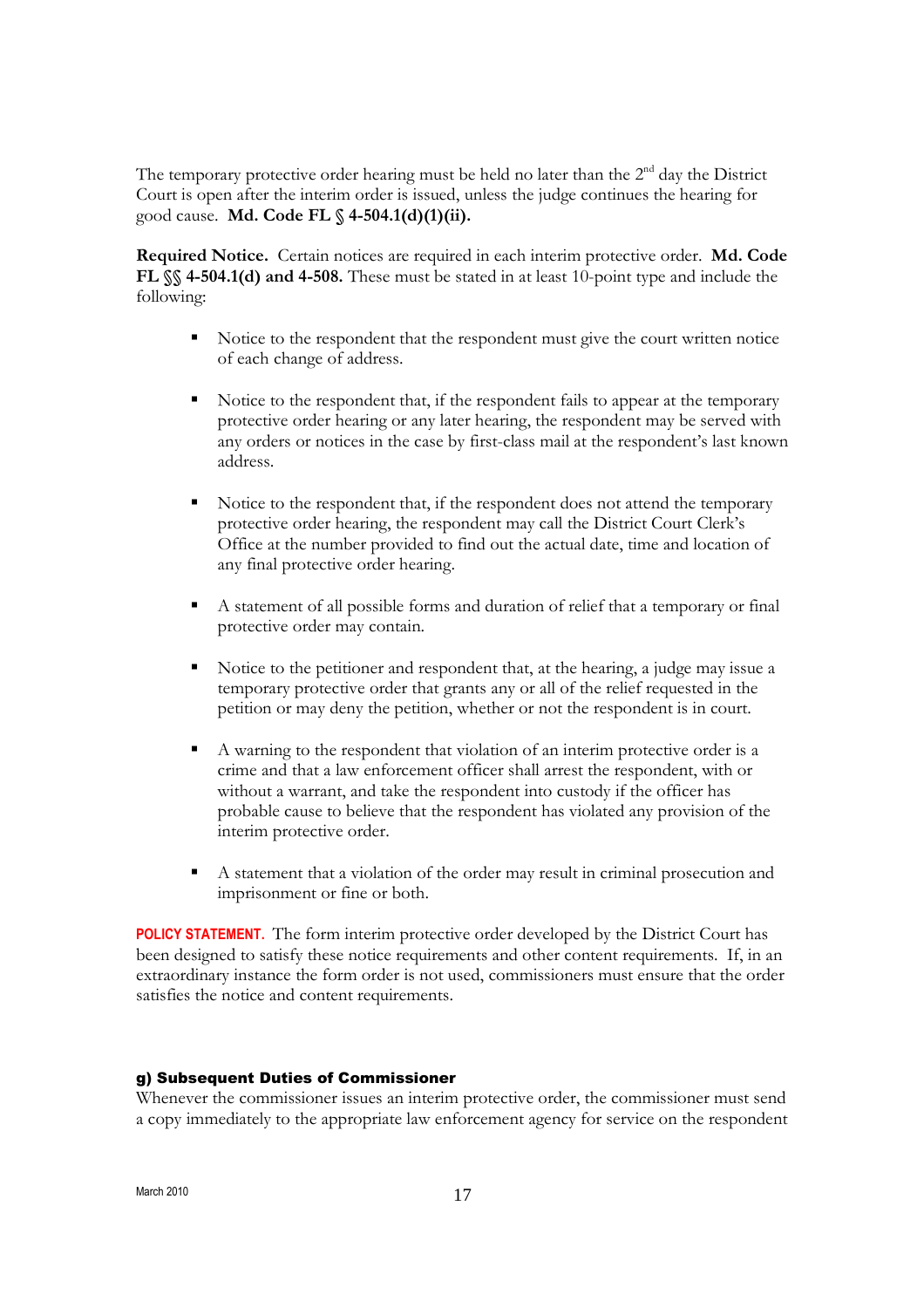The temporary protective order hearing must be held no later than the 2nd day the District Court is open after the interim order is issued, unless the judge continues the hearing for good cause. **Md. Code FL § 4-504.1(d)(1)(ii).**

**Required Notice.** Certain notices are required in each interim protective order. **Md. Code FL §§ 4-504.1(d) and 4-508.** These must be stated in at least 10-point type and include the following:

- Notice to the respondent that the respondent must give the court written notice of each change of address.
- Notice to the respondent that, if the respondent fails to appear at the temporary protective order hearing or any later hearing, the respondent may be served with any orders or notices in the case by first-class mail at the respondent's last known address.
- Notice to the respondent that, if the respondent does not attend the temporary protective order hearing, the respondent may call the District Court Clerk's Office at the number provided to find out the actual date, time and location of any final protective order hearing.
- A statement of all possible forms and duration of relief that a temporary or final protective order may contain.
- Notice to the petitioner and respondent that, at the hearing, a judge may issue a temporary protective order that grants any or all of the relief requested in the petition or may deny the petition, whether or not the respondent is in court.
- A warning to the respondent that violation of an interim protective order is a crime and that a law enforcement officer shall arrest the respondent, with or without a warrant, and take the respondent into custody if the officer has probable cause to believe that the respondent has violated any provision of the interim protective order.
- A statement that a violation of the order may result in criminal prosecution and imprisonment or fine or both.

**POLICY STATEMENT.** The form interim protective order developed by the District Court has been designed to satisfy these notice requirements and other content requirements. If, in an extraordinary instance the form order is not used, commissioners must ensure that the order satisfies the notice and content requirements.

### g) Subsequent Duties of Commissioner

Whenever the commissioner issues an interim protective order, the commissioner must send a copy immediately to the appropriate law enforcement agency for service on the respondent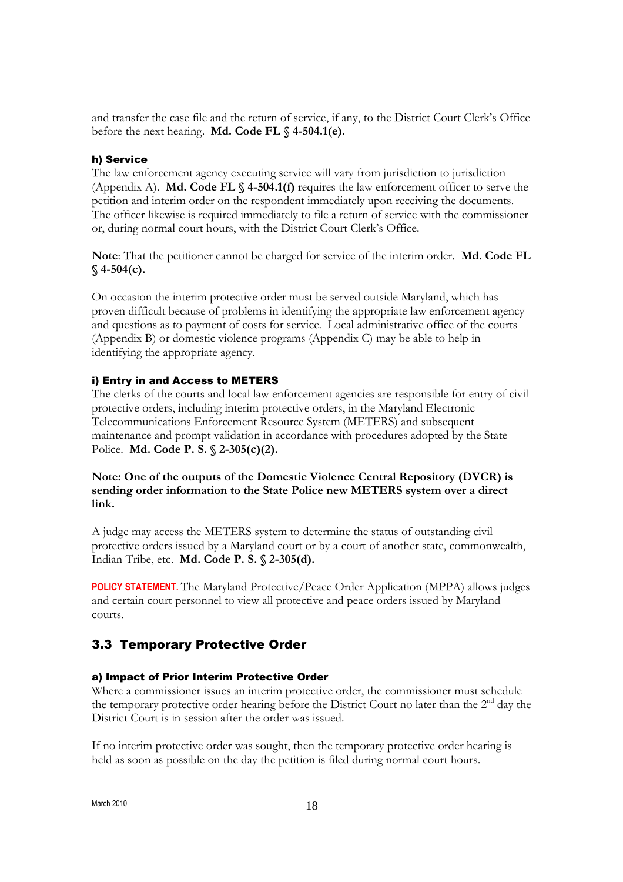and transfer the case file and the return of service, if any, to the District Court Clerk's Office before the next hearing. **Md. Code FL § 4-504.1(e).**

#### h) Service

The law enforcement agency executing service will vary from jurisdiction to jurisdiction (Appendix A). **Md. Code FL § 4-504.1(f)** requires the law enforcement officer to serve the petition and interim order on the respondent immediately upon receiving the documents. The officer likewise is required immediately to file a return of service with the commissioner or, during normal court hours, with the District Court Clerk's Office.

**Note**: That the petitioner cannot be charged for service of the interim order. **Md. Code FL § 4-504(c).**

On occasion the interim protective order must be served outside Maryland, which has proven difficult because of problems in identifying the appropriate law enforcement agency and questions as to payment of costs for service. Local administrative office of the courts (Appendix B) or domestic violence programs (Appendix C) may be able to help in identifying the appropriate agency.

#### i) Entry in and Access to METERS

The clerks of the courts and local law enforcement agencies are responsible for entry of civil protective orders, including interim protective orders, in the Maryland Electronic Telecommunications Enforcement Resource System (METERS) and subsequent maintenance and prompt validation in accordance with procedures adopted by the State Police. **Md. Code P. S. § 2-305(c)(2).**

**Note: One of the outputs of the Domestic Violence Central Repository (DVCR) is sending order information to the State Police new METERS system over a direct link.**

A judge may access the METERS system to determine the status of outstanding civil protective orders issued by a Maryland court or by a court of another state, commonwealth, Indian Tribe, etc. **Md. Code P. S. § 2-305(d).**

**POLICY STATEMENT.** The Maryland Protective/Peace Order Application (MPPA) allows judges and certain court personnel to view all protective and peace orders issued by Maryland courts.

## 3.3 Temporary Protective Order

#### a) Impact of Prior Interim Protective Order

Where a commissioner issues an interim protective order, the commissioner must schedule the temporary protective order hearing before the District Court no later than the 2nd day the District Court is in session after the order was issued.

If no interim protective order was sought, then the temporary protective order hearing is held as soon as possible on the day the petition is filed during normal court hours.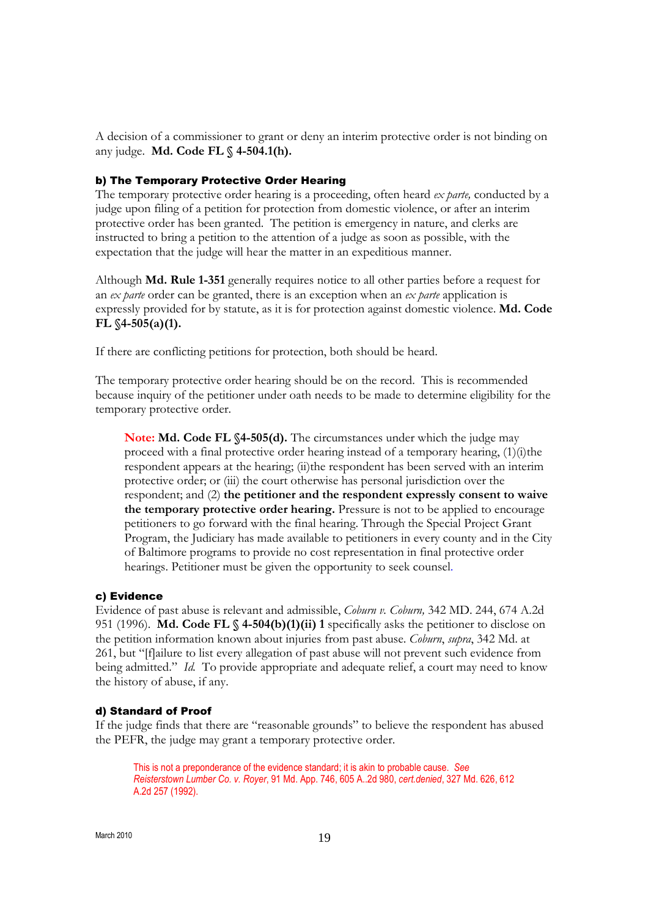A decision of a commissioner to grant or deny an interim protective order is not binding on any judge. **Md. Code FL § 4-504.1(h).**

### b) The Temporary Protective Order Hearing

The temporary protective order hearing is a proceeding, often heard *ex parte,* conducted by a judge upon filing of a petition for protection from domestic violence, or after an interim protective order has been granted. The petition is emergency in nature, and clerks are instructed to bring a petition to the attention of a judge as soon as possible, with the expectation that the judge will hear the matter in an expeditious manner.

Although **Md. Rule 1-351** generally requires notice to all other parties before a request for an *ex parte* order can be granted, there is an exception when an *ex parte* application is expressly provided for by statute, as it is for protection against domestic violence. **Md. Code FL §4-505(a)(1).**

If there are conflicting petitions for protection, both should be heard.

The temporary protective order hearing should be on the record. This is recommended because inquiry of the petitioner under oath needs to be made to determine eligibility for the temporary protective order.

> **Note: Md. Code FL §4-505(d).** The circumstances under which the judge may proceed with a final protective order hearing instead of a temporary hearing, (1)(i)the respondent appears at the hearing; (ii)the respondent has been served with an interim protective order; or (iii) the court otherwise has personal jurisdiction over the respondent; and (2) **the petitioner and the respondent expressly consent to waive the temporary protective order hearing.** Pressure is not to be applied to encourage petitioners to go forward with the final hearing. Through the Special Project Grant Program, the Judiciary has made available to petitioners in every county and in the City of Baltimore programs to provide no cost representation in final protective order hearings. Petitioner must be given the opportunity to seek counsel.

### c) Evidence

Evidence of past abuse is relevant and admissible, *Coburn v. Coburn,* 342 MD. 244, 674 A.2d 951 (1996). **Md. Code FL § 4-504(b)(1)(ii) 1** specifically asks the petitioner to disclose on the petition information known about injuries from past abuse. *Coburn*, *supra*, 342 Md. at 261, but "[f]ailure to list every allegation of past abuse will not prevent such evidence from being admitted." *Id.* To provide appropriate and adequate relief, a court may need to know the history of abuse, if any.

### d) Standard of Proof

If the judge finds that there are "reasonable grounds" to believe the respondent has abused the PEFR, the judge may grant a temporary protective order.

> This is not a preponderance of the evidence standard; it is akin to probable cause. *See Reisterstown Lumber Co. v. Royer*, 91 Md. App. 746, 605 A..2d 980, *cert.denied*, 327 Md. 626, 612 A.2d 257 (1992).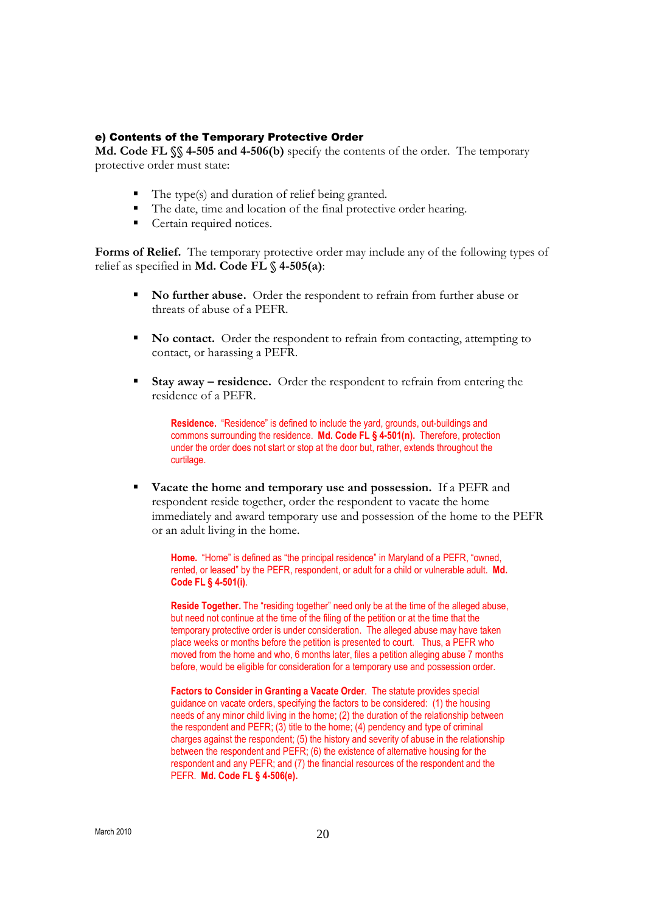### e) Contents of the Temporary Protective Order

**Md. Code FL §§ 4-505 and 4-506(b)** specify the contents of the order. The temporary protective order must state:

- The type(s) and duration of relief being granted.
- The date, time and location of the final protective order hearing.
- Certain required notices.

**Forms of Relief.** The temporary protective order may include any of the following types of relief as specified in **Md. Code FL § 4-505(a)**:

- **No further abuse.** Order the respondent to refrain from further abuse or threats of abuse of a PEFR.

- **No contact.** Order the respondent to refrain from contacting, attempting to contact, or harassing a PEFR.

- **Stay away – residence.** Order the respondent to refrain from entering the residence of a PEFR.

  **Residence.** "Residence" is defined to include the yard, grounds, out-buildings and commons surrounding the residence. **Md. Code FL § 4-501(n).** Therefore, protection under the order does not start or stop at the door but, rather, extends throughout the curtilage.

- **Vacate the home and temporary use and possession.** If a PEFR and respondent reside together, order the respondent to vacate the home immediately and award temporary use and possession of the home to the PEFR or an adult living in the home.

  **Home.** "Home" is defined as "the principal residence" in Maryland of a PEFR, "owned, rented, or leased" by the PEFR, respondent, or adult for a child or vulnerable adult. **Md. Code FL § 4-501(i)**.

  **Reside Together.** The "residing together" need only be at the time of the alleged abuse, but need not continue at the time of the filing of the petition or at the time that the temporary protective order is under consideration. The alleged abuse may have taken place weeks or months before the petition is presented to court. Thus, a PEFR who moved from the home and who, 6 months later, files a petition alleging abuse 7 months before, would be eligible for consideration for a temporary use and possession order.

  **Factors to Consider in Granting a Vacate Order**. The statute provides special guidance on vacate orders, specifying the factors to be considered: (1) the housing needs of any minor child living in the home; (2) the duration of the relationship between the respondent and PEFR; (3) title to the home; (4) pendency and type of criminal charges against the respondent; (5) the history and severity of abuse in the relationship between the respondent and PEFR; (6) the existence of alternative housing for the respondent and any PEFR; and (7) the financial resources of the respondent and the PEFR. **Md. Code FL § 4-506(e).**

March 2010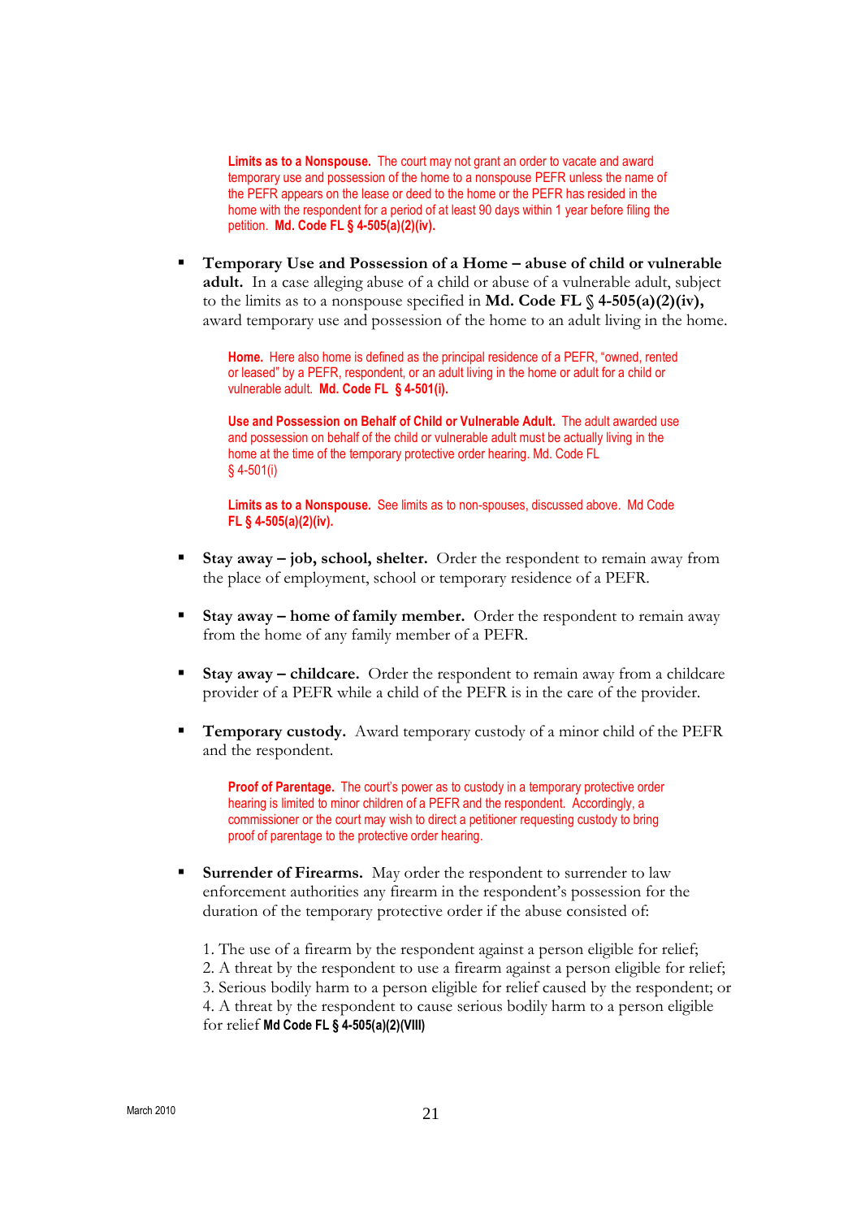**Limits as to a Nonspouse.** The court may not grant an order to vacate and award temporary use and possession of the home to a nonspouse PEFR unless the name of the PEFR appears on the lease or deed to the home or the PEFR has resided in the home with the respondent for a period of at least 90 days within 1 year before filing the petition. **Md. Code FL § 4-505(a)(2)(iv).**

- **Temporary Use and Possession of a Home – abuse of child or vulnerable adult.** In a case alleging abuse of a child or abuse of a vulnerable adult, subject to the limits as to a nonspouse specified in **Md. Code FL § 4-505(a)(2)(iv),** award temporary use and possession of the home to an adult living in the home.

  **Home.** Here also home is defined as the principal residence of a PEFR, "owned, rented or leased" by a PEFR, respondent, or an adult living in the home or adult for a child or vulnerable adult. **Md. Code FL § 4-501(i).**

  **Use and Possession on Behalf of Child or Vulnerable Adult.** The adult awarded use and possession on behalf of the child or vulnerable adult must be actually living in the home at the time of the temporary protective order hearing. Md. Code FL § 4-501(i)

  **Limits as to a Nonspouse.** See limits as to non-spouses, discussed above. **Md Code FL § 4-505(a)(2)(iv).**

- **Stay away – job, school, shelter.** Order the respondent to remain away from the place of employment, school or temporary residence of a PEFR.

- **Stay away – home of family member.** Order the respondent to remain away from the home of any family member of a PEFR.

- **Stay away – childcare.** Order the respondent to remain away from a childcare provider of a PEFR while a child of the PEFR is in the care of the provider.

- **Temporary custody.** Award temporary custody of a minor child of the PEFR and the respondent.

  **Proof of Parentage.** The court's power as to custody in a temporary protective order hearing is limited to minor children of a PEFR and the respondent. Accordingly, a commissioner or the court may wish to direct a petitioner requesting custody to bring proof of parentage to the protective order hearing.

- **Surrender of Firearms.** May order the respondent to surrender to law enforcement authorities any firearm in the respondent's possession for the duration of the temporary protective order if the abuse consisted of:

  1. The use of a firearm by the respondent against a person eligible for relief;
  2. A threat by the respondent to use a firearm against a person eligible for relief;
  3. Serious bodily harm to a person eligible for relief caused by the respondent; or
  4. A threat by the respondent to cause serious bodily harm to a person eligible for relief **Md Code FL § 4-505(a)(2)(VIII)**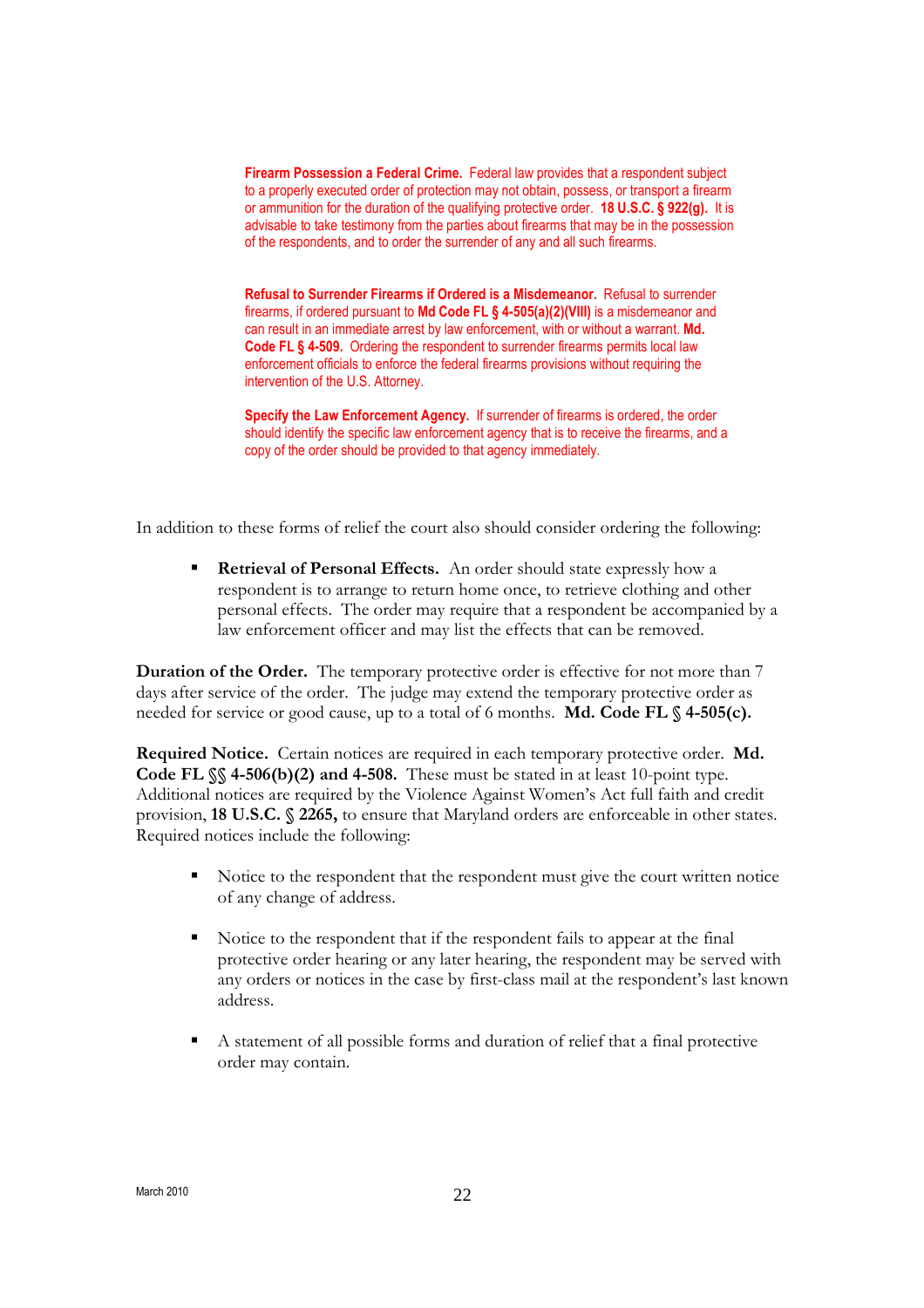**Firearm Possession a Federal Crime.** Federal law provides that a respondent subject to a properly executed order of protection may not obtain, possess, or transport a firearm or ammunition for the duration of the qualifying protective order. **18 U.S.C. § 922(g).** It is advisable to take testimony from the parties about firearms that may be in the possession of the respondents, and to order the surrender of any and all such firearms.

**Refusal to Surrender Firearms if Ordered is a Misdemeanor.** Refusal to surrender firearms, if ordered pursuant to **Md Code FL § 4-505(a)(2)(VIII)** is a misdemeanor and can result in an immediate arrest by law enforcement, with or without a warrant. **Md. Code FL § 4-509.** Ordering the respondent to surrender firearms permits local law enforcement officials to enforce the federal firearms provisions without requiring the intervention of the U.S. Attorney.

**Specify the Law Enforcement Agency.** If surrender of firearms is ordered, the order should identify the specific law enforcement agency that is to receive the firearms, and a copy of the order should be provided to that agency immediately.

In addition to these forms of relief the court also should consider ordering the following:

- **Retrieval of Personal Effects.** An order should state expressly how a respondent is to arrange to return home once, to retrieve clothing and other personal effects. The order may require that a respondent be accompanied by a law enforcement officer and may list the effects that can be removed.

**Duration of the Order.** The temporary protective order is effective for not more than 7 days after service of the order. The judge may extend the temporary protective order as needed for service or good cause, up to a total of 6 months. **Md. Code FL § 4-505(c).**

**Required Notice.** Certain notices are required in each temporary protective order. **Md. Code FL §§ 4-506(b)(2) and 4-508.** These must be stated in at least 10-point type. Additional notices are required by the Violence Against Women's Act full faith and credit provision, **18 U.S.C. § 2265,** to ensure that Maryland orders are enforceable in other states. Required notices include the following:

- Notice to the respondent that the respondent must give the court written notice of any change of address.

- Notice to the respondent that if the respondent fails to appear at the final protective order hearing or any later hearing, the respondent may be served with any orders or notices in the case by first-class mail at the respondent's last known address.

- A statement of all possible forms and duration of relief that a final protective order may contain.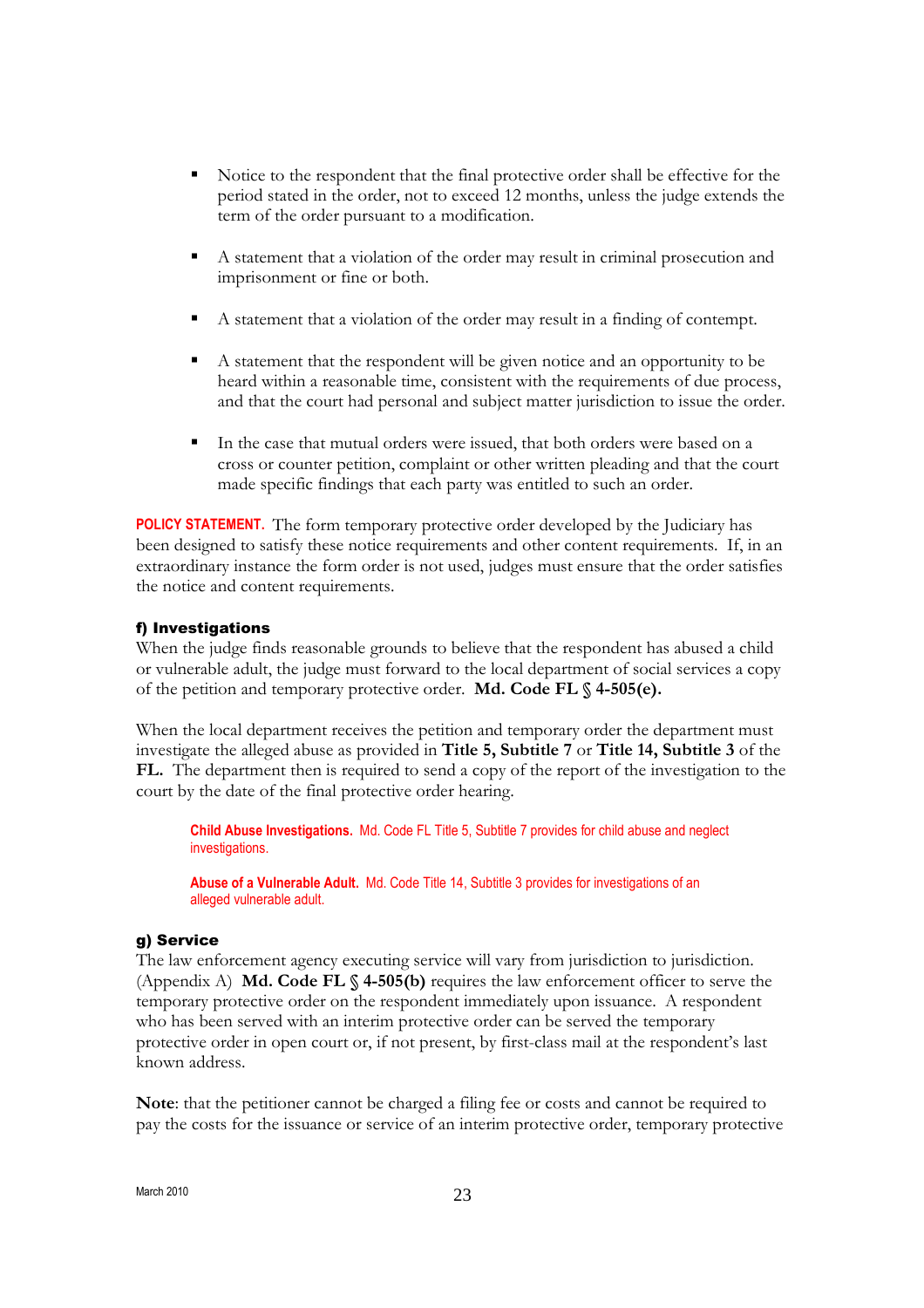- Notice to the respondent that the final protective order shall be effective for the period stated in the order, not to exceed 12 months, unless the judge extends the term of the order pursuant to a modification.

- A statement that a violation of the order may result in criminal prosecution and imprisonment or fine or both.

- A statement that a violation of the order may result in a finding of contempt.

- A statement that the respondent will be given notice and an opportunity to be heard within a reasonable time, consistent with the requirements of due process, and that the court had personal and subject matter jurisdiction to issue the order.

- In the case that mutual orders were issued, that both orders were based on a cross or counter petition, complaint or other written pleading and that the court made specific findings that each party was entitled to such an order.

**POLICY STATEMENT.** The form temporary protective order developed by the Judiciary has been designed to satisfy these notice requirements and other content requirements. If, in an extraordinary instance the form order is not used, judges must ensure that the order satisfies the notice and content requirements.

#### f) Investigations

When the judge finds reasonable grounds to believe that the respondent has abused a child or vulnerable adult, the judge must forward to the local department of social services a copy of the petition and temporary protective order. **Md. Code FL § 4-505(e).**

When the local department receives the petition and temporary order the department must investigate the alleged abuse as provided in **Title 5, Subtitle 7** or **Title 14, Subtitle 3** of the **FL.** The department then is required to send a copy of the report of the investigation to the court by the date of the final protective order hearing.

> **Child Abuse Investigations.** Md. Code FL Title 5, Subtitle 7 provides for child abuse and neglect investigations.
>
> **Abuse of a Vulnerable Adult.** Md. Code Title 14, Subtitle 3 provides for investigations of an alleged vulnerable adult.

#### g) Service

The law enforcement agency executing service will vary from jurisdiction to jurisdiction. (Appendix A) **Md. Code FL § 4-505(b)** requires the law enforcement officer to serve the temporary protective order on the respondent immediately upon issuance. A respondent who has been served with an interim protective order can be served the temporary protective order in open court or, if not present, by first-class mail at the respondent's last known address.

**Note**: that the petitioner cannot be charged a filing fee or costs and cannot be required to pay the costs for the issuance or service of an interim protective order, temporary protective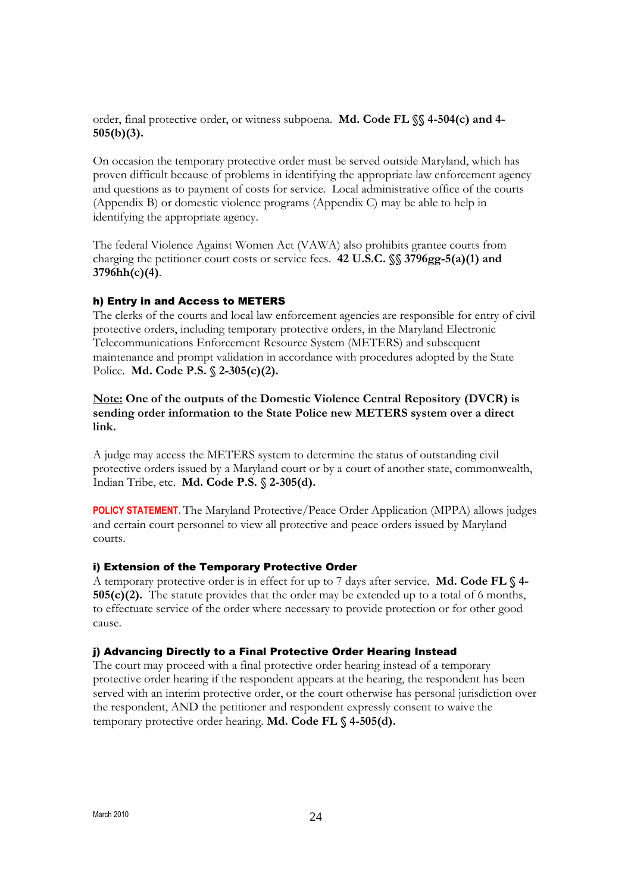order, final protective order, or witness subpoena. **Md. Code FL §§ 4-504(c) and 4-505(b)(3).**

On occasion the temporary protective order must be served outside Maryland, which has proven difficult because of problems in identifying the appropriate law enforcement agency and questions as to payment of costs for service. Local administrative office of the courts (Appendix B) or domestic violence programs (Appendix C) may be able to help in identifying the appropriate agency.

The federal Violence Against Women Act (VAWA) also prohibits grantee courts from charging the petitioner court costs or service fees. **42 U.S.C. §§ 3796gg-5(a)(1) and 3796hh(c)(4)**.

### h) Entry in and Access to METERS

The clerks of the courts and local law enforcement agencies are responsible for entry of civil protective orders, including temporary protective orders, in the Maryland Electronic Telecommunications Enforcement Resource System (METERS) and subsequent maintenance and prompt validation in accordance with procedures adopted by the State Police. **Md. Code P.S. § 2-305(c)(2).**

**Note: One of the outputs of the Domestic Violence Central Repository (DVCR) is sending order information to the State Police new METERS system over a direct link.**

A judge may access the METERS system to determine the status of outstanding civil protective orders issued by a Maryland court or by a court of another state, commonwealth, Indian Tribe, etc. **Md. Code P.S. § 2-305(d).**

**POLICY STATEMENT.** The Maryland Protective/Peace Order Application (MPPA) allows judges and certain court personnel to view all protective and peace orders issued by Maryland courts.

### i) Extension of the Temporary Protective Order

A temporary protective order is in effect for up to 7 days after service. **Md. Code FL § 4-505(c)(2).** The statute provides that the order may be extended up to a total of 6 months, to effectuate service of the order where necessary to provide protection or for other good cause.

### j) Advancing Directly to a Final Protective Order Hearing Instead

The court may proceed with a final protective order hearing instead of a temporary protective order hearing if the respondent appears at the hearing, the respondent has been served with an interim protective order, or the court otherwise has personal jurisdiction over the respondent, AND the petitioner and respondent expressly consent to waive the temporary protective order hearing. **Md. Code FL § 4-505(d).**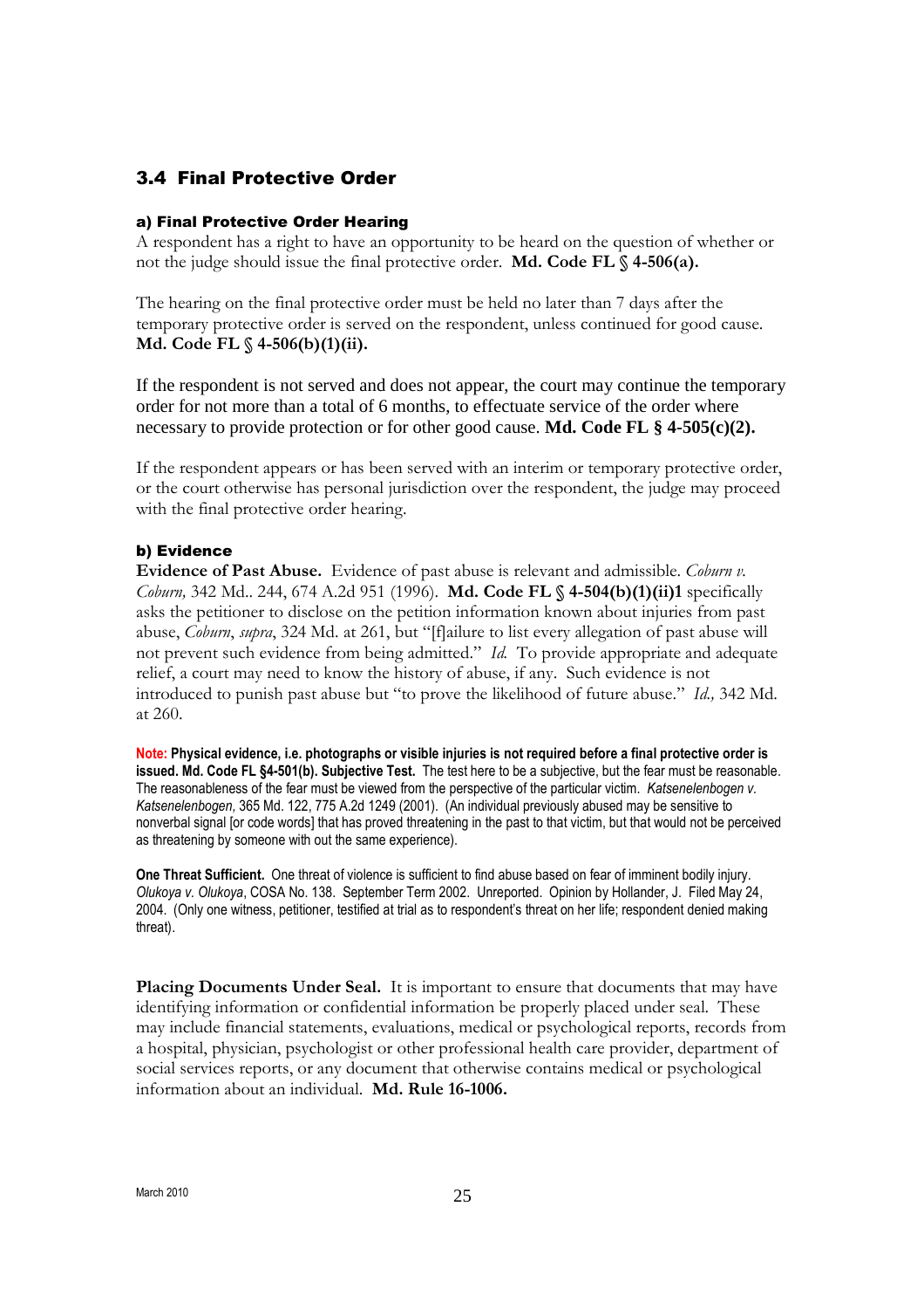## 3.4 Final Protective Order

### a) Final Protective Order Hearing

A respondent has a right to have an opportunity to be heard on the question of whether or not the judge should issue the final protective order. **Md. Code FL § 4-506(a).**

The hearing on the final protective order must be held no later than 7 days after the temporary protective order is served on the respondent, unless continued for good cause. **Md. Code FL § 4-506(b)(1)(ii).**

If the respondent is not served and does not appear, the court may continue the temporary order for not more than a total of 6 months, to effectuate service of the order where necessary to provide protection or for other good cause. **Md. Code FL § 4-505(c)(2).**

If the respondent appears or has been served with an interim or temporary protective order, or the court otherwise has personal jurisdiction over the respondent, the judge may proceed with the final protective order hearing.

### b) Evidence

**Evidence of Past Abuse.** Evidence of past abuse is relevant and admissible. *Coburn v. Coburn,* 342 Md.. 244, 674 A.2d 951 (1996). **Md. Code FL § 4-504(b)(1)(ii)1** specifically asks the petitioner to disclose on the petition information known about injuries from past abuse, *Coburn*, *supra*, 324 Md. at 261, but "[f]ailure to list every allegation of past abuse will not prevent such evidence from being admitted." *Id.* To provide appropriate and adequate relief, a court may need to know the history of abuse, if any. Such evidence is not introduced to punish past abuse but "to prove the likelihood of future abuse." *Id.,* 342 Md. at 260.

**Note: Physical evidence, i.e. photographs or visible injuries is not required before a final protective order is issued. Md. Code FL §4-501(b). Subjective Test.** The test here to be a subjective, but the fear must be reasonable. The reasonableness of the fear must be viewed from the perspective of the particular victim. *Katsenelenbogen v. Katsenelenbogen,* 365 Md. 122, 775 A.2d 1249 (2001). (An individual previously abused may be sensitive to nonverbal signal [or code words] that has proved threatening in the past to that victim, but that would not be perceived as threatening by someone with out the same experience).

**One Threat Sufficient.** One threat of violence is sufficient to find abuse based on fear of imminent bodily injury. *Olukoya v. Olukoya*, COSA No. 138. September Term 2002. Unreported. Opinion by Hollander, J. Filed May 24, 2004. (Only one witness, petitioner, testified at trial as to respondent's threat on her life; respondent denied making threat).

**Placing Documents Under Seal.** It is important to ensure that documents that may have identifying information or confidential information be properly placed under seal. These may include financial statements, evaluations, medical or psychological reports, records from a hospital, physician, psychologist or other professional health care provider, department of social services reports, or any document that otherwise contains medical or psychological information about an individual. **Md. Rule 16-1006.**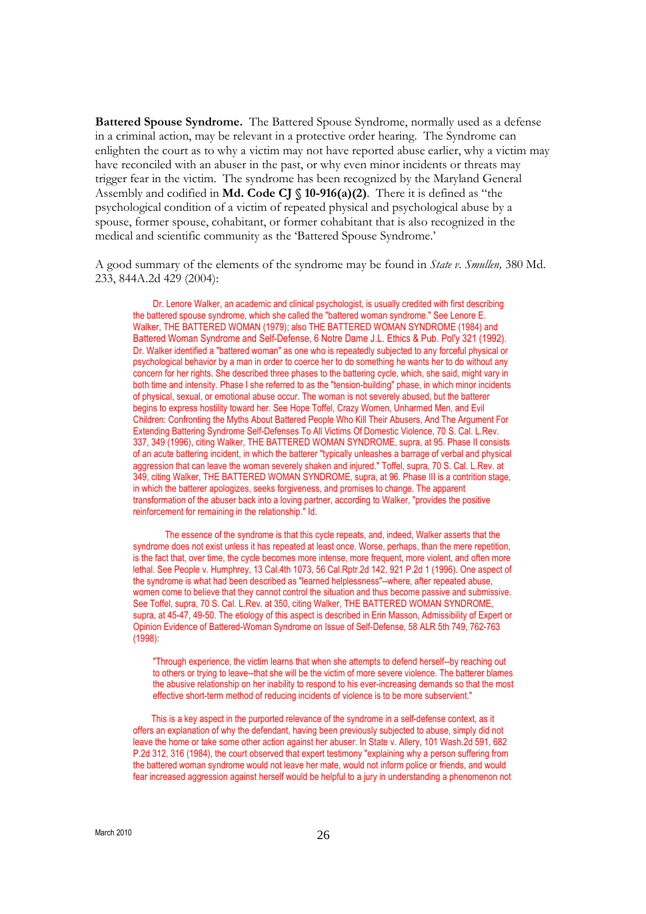**Battered Spouse Syndrome.** The Battered Spouse Syndrome, normally used as a defense in a criminal action, may be relevant in a protective order hearing. The Syndrome can enlighten the court as to why a victim may not have reported abuse earlier, why a victim may have reconciled with an abuser in the past, or why even minor incidents or threats may trigger fear in the victim. The syndrome has been recognized by the Maryland General Assembly and codified in **Md. Code CJ § 10-916(a)(2)**. There it is defined as "the psychological condition of a victim of repeated physical and psychological abuse by a spouse, former spouse, cohabitant, or former cohabitant that is also recognized in the medical and scientific community as the 'Battered Spouse Syndrome.'

A good summary of the elements of the syndrome may be found in *State v. Smullen,* 380 Md. 233, 844A.2d 429 (2004):

> Dr. Lenore Walker, an academic and clinical psychologist, is usually credited with first describing the battered spouse syndrome, which she called the "battered woman syndrome." See Lenore E. Walker, THE BATTERED WOMAN (1979); also THE BATTERED WOMAN SYNDROME (1984) and Battered Woman Syndrome and Self-Defense, 6 Notre Dame J.L. Ethics & Pub. Pol'y 321 (1992). Dr. Walker identified a "battered woman" as one who is repeatedly subjected to any forceful physical or psychological behavior by a man in order to coerce her to do something he wants her to do without any concern for her rights. She described three phases to the battering cycle, which, she said, might vary in both time and intensity. Phase I she referred to as the "tension-building" phase, in which minor incidents of physical, sexual, or emotional abuse occur. The woman is not severely abused, but the batterer begins to express hostility toward her. See Hope Toffel, Crazy Women, Unharmed Men, and Evil Children: Confronting the Myths About Battered People Who Kill Their Abusers, And The Argument For Extending Battering Syndrome Self-Defenses To All Victims Of Domestic Violence, 70 S. Cal. L.Rev. 337, 349 (1996), citing Walker, THE BATTERED WOMAN SYNDROME, supra, at 95. Phase II consists of an acute battering incident, in which the batterer "typically unleashes a barrage of verbal and physical aggression that can leave the woman severely shaken and injured." Toffel, supra, 70 S. Cal. L.Rev. at 349, citing Walker, THE BATTERED WOMAN SYNDROME, supra, at 96. Phase III is a contrition stage, in which the batterer apologizes, seeks forgiveness, and promises to change. The apparent transformation of the abuser back into a loving partner, according to Walker, "provides the positive reinforcement for remaining in the relationship." Id.
>
> The essence of the syndrome is that this cycle repeats, and, indeed, Walker asserts that the syndrome does not exist unless it has repeated at least once. Worse, perhaps, than the mere repetition, is the fact that, over time, the cycle becomes more intense, more frequent, more violent, and often more lethal. See People v. Humphrey, 13 Cal.4th 1073, 56 Cal.Rptr.2d 142, 921 P.2d 1 (1996). One aspect of the syndrome is what had been described as "learned helplessness"--where, after repeated abuse, women come to believe that they cannot control the situation and thus become passive and submissive. See Toffel, supra, 70 S. Cal. L.Rev. at 350, citing Walker, THE BATTERED WOMAN SYNDROME, supra, at 45-47, 49-50. The etiology of this aspect is described in Erin Masson, Admissibility of Expert or Opinion Evidence of Battered-Woman Syndrome on Issue of Self-Defense, 58 ALR 5th 749, 762-763 (1998):
>
> > "Through experience, the victim learns that when she attempts to defend herself--by reaching out to others or trying to leave--that she will be the victim of more severe violence. The batterer blames the abusive relationship on her inability to respond to his ever-increasing demands so that the most effective short-term method of reducing incidents of violence is to be more subservient."
>
> This is a key aspect in the purported relevance of the syndrome in a self-defense context, as it offers an explanation of why the defendant, having been previously subjected to abuse, simply did not leave the home or take some other action against her abuser. In State v. Allery, 101 Wash.2d 591, 682 P.2d 312, 316 (1984), the court observed that expert testimony "explaining why a person suffering from the battered woman syndrome would not leave her mate, would not inform police or friends, and would fear increased aggression against herself would be helpful to a jury in understanding a phenomenon not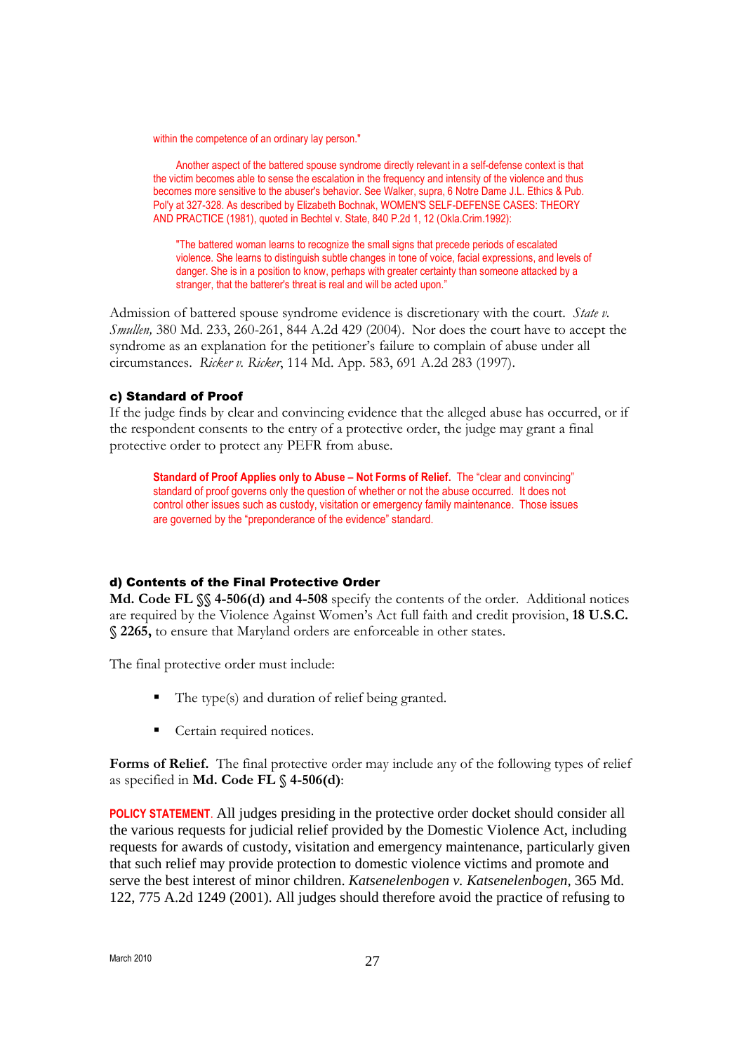within the competence of an ordinary lay person."

> Another aspect of the battered spouse syndrome directly relevant in a self-defense context is that the victim becomes able to sense the escalation in the frequency and intensity of the violence and thus becomes more sensitive to the abuser's behavior. See Walker, supra, 6 Notre Dame J.L. Ethics & Pub. Pol'y at 327-328. As described by Elizabeth Bochnak, WOMEN'S SELF-DEFENSE CASES: THEORY AND PRACTICE (1981), quoted in Bechtel v. State, 840 P.2d 1, 12 (Okla.Crim.1992):
>
> > "The battered woman learns to recognize the small signs that precede periods of escalated violence. She learns to distinguish subtle changes in tone of voice, facial expressions, and levels of danger. She is in a position to know, perhaps with greater certainty than someone attacked by a stranger, that the batterer's threat is real and will be acted upon."

Admission of battered spouse syndrome evidence is discretionary with the court. *State v. Smullen,* 380 Md. 233, 260-261, 844 A.2d 429 (2004). Nor does the court have to accept the syndrome as an explanation for the petitioner's failure to complain of abuse under all circumstances. *Ricker v. Ricker*, 114 Md. App. 583, 691 A.2d 283 (1997).

#### c) Standard of Proof

If the judge finds by clear and convincing evidence that the alleged abuse has occurred, or if the respondent consents to the entry of a protective order, the judge may grant a final protective order to protect any PEFR from abuse.

> **Standard of Proof Applies only to Abuse – Not Forms of Relief.** The "clear and convincing" standard of proof governs only the question of whether or not the abuse occurred. It does not control other issues such as custody, visitation or emergency family maintenance. Those issues are governed by the "preponderance of the evidence" standard.

#### d) Contents of the Final Protective Order

**Md. Code FL §§ 4-506(d) and 4-508** specify the contents of the order. Additional notices are required by the Violence Against Women's Act full faith and credit provision, **18 U.S.C. § 2265,** to ensure that Maryland orders are enforceable in other states.

The final protective order must include:

- The type(s) and duration of relief being granted.
- Certain required notices.

**Forms of Relief.** The final protective order may include any of the following types of relief as specified in **Md. Code FL § 4-506(d)**:

**POLICY STATEMENT**. All judges presiding in the protective order docket should consider all the various requests for judicial relief provided by the Domestic Violence Act, including requests for awards of custody, visitation and emergency maintenance, particularly given that such relief may provide protection to domestic violence victims and promote and serve the best interest of minor children. *Katsenelenbogen v. Katsenelenbogen,* 365 Md. 122, 775 A.2d 1249 (2001). All judges should therefore avoid the practice of refusing to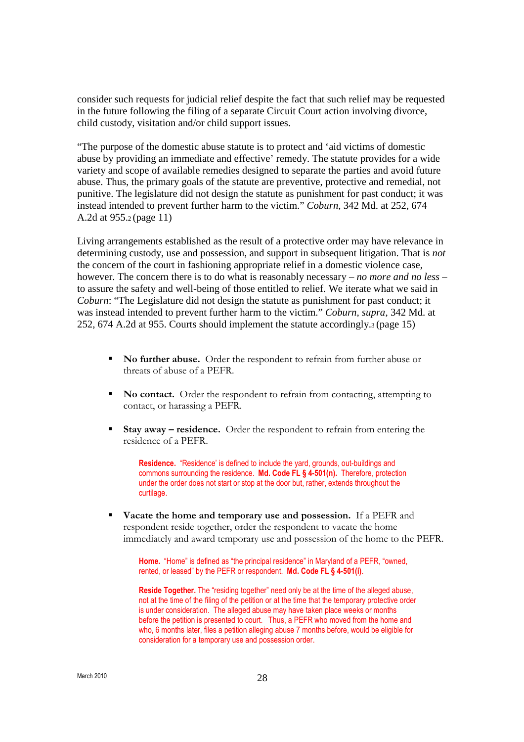consider such requests for judicial relief despite the fact that such relief may be requested in the future following the filing of a separate Circuit Court action involving divorce, child custody, visitation and/or child support issues.

"The purpose of the domestic abuse statute is to protect and 'aid victims of domestic abuse by providing an immediate and effective' remedy. The statute provides for a wide variety and scope of available remedies designed to separate the parties and avoid future abuse. Thus, the primary goals of the statute are preventive, protective and remedial, not punitive. The legislature did not design the statute as punishment for past conduct; it was instead intended to prevent further harm to the victim." *Coburn*, 342 Md. at 252, 674 A.2d at 955.[2] (page 11)

Living arrangements established as the result of a protective order may have relevance in determining custody, use and possession, and support in subsequent litigation. That is *not* the concern of the court in fashioning appropriate relief in a domestic violence case, however. The concern there is to do what is reasonably necessary – *no more and no less* – to assure the safety and well-being of those entitled to relief. We iterate what we said in *Coburn*: "The Legislature did not design the statute as punishment for past conduct; it was instead intended to prevent further harm to the victim." *Coburn, supra,* 342 Md. at 252, 674 A.2d at 955. Courts should implement the statute accordingly.[3] (page 15)

- **No further abuse.** Order the respondent to refrain from further abuse or threats of abuse of a PEFR.
- **No contact.** Order the respondent to refrain from contacting, attempting to contact, or harassing a PEFR.
- **Stay away – residence.** Order the respondent to refrain from entering the residence of a PEFR.

  **Residence.** "Residence' is defined to include the yard, grounds, out-buildings and commons surrounding the residence. **Md. Code FL § 4-501(n).** Therefore, protection under the order does not start or stop at the door but, rather, extends throughout the curtilage.

- **Vacate the home and temporary use and possession.** If a PEFR and respondent reside together, order the respondent to vacate the home immediately and award temporary use and possession of the home to the PEFR.

  **Home.** "Home" is defined as "the principal residence" in Maryland of a PEFR, "owned, rented, or leased" by the PEFR or respondent. **Md. Code FL § 4-501(i)**.

  **Reside Together.** The "residing together" need only be at the time of the alleged abuse, not at the time of the filing of the petition or at the time that the temporary protective order is under consideration. The alleged abuse may have taken place weeks or months before the petition is presented to court. Thus, a PEFR who moved from the home and who, 6 months later, files a petition alleging abuse 7 months before, would be eligible for consideration for a temporary use and possession order.

March 2010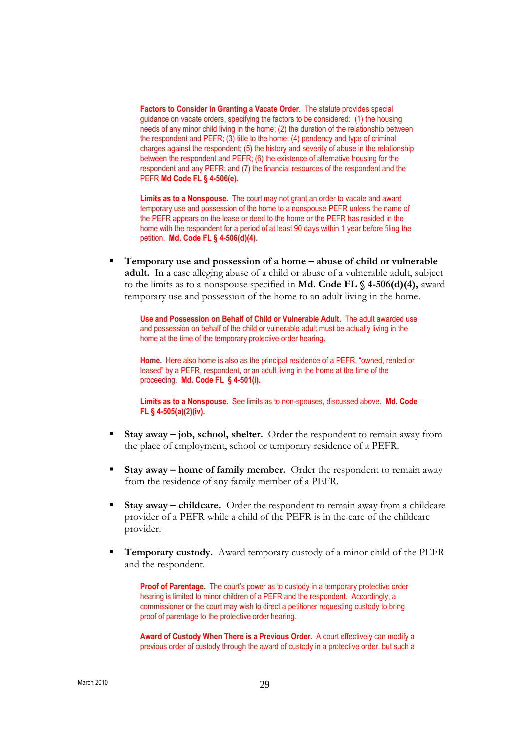**Factors to Consider in Granting a Vacate Order**. The statute provides special guidance on vacate orders, specifying the factors to be considered: (1) the housing needs of any minor child living in the home; (2) the duration of the relationship between the respondent and PEFR; (3) title to the home; (4) pendency and type of criminal charges against the respondent; (5) the history and severity of abuse in the relationship between the respondent and PEFR; (6) the existence of alternative housing for the respondent and any PEFR; and (7) the financial resources of the respondent and the PEFR **Md Code FL § 4-506(e).**

**Limits as to a Nonspouse.** The court may not grant an order to vacate and award temporary use and possession of the home to a nonspouse PEFR unless the name of the PEFR appears on the lease or deed to the home or the PEFR has resided in the home with the respondent for a period of at least 90 days within 1 year before filing the petition. **Md. Code FL § 4-506(d)(4).**

- **Temporary use and possession of a home – abuse of child or vulnerable adult.** In a case alleging abuse of a child or abuse of a vulnerable adult, subject to the limits as to a nonspouse specified in **Md. Code FL § 4-506(d)(4),** award temporary use and possession of the home to an adult living in the home.

**Use and Possession on Behalf of Child or Vulnerable Adult.** The adult awarded use and possession on behalf of the child or vulnerable adult must be actually living in the home at the time of the temporary protective order hearing.

**Home.** Here also home is also as the principal residence of a PEFR, "owned, rented or leased" by a PEFR, respondent, or an adult living in the home at the time of the proceeding. **Md. Code FL § 4-501(i).**

**Limits as to a Nonspouse.** See limits as to non-spouses, discussed above. **Md. Code FL § 4-505(a)(2)(iv).**

- **Stay away – job, school, shelter.** Order the respondent to remain away from the place of employment, school or temporary residence of a PEFR.

- **Stay away – home of family member.** Order the respondent to remain away from the residence of any family member of a PEFR.

- **Stay away – childcare.** Order the respondent to remain away from a childcare provider of a PEFR while a child of the PEFR is in the care of the childcare provider.

- **Temporary custody.** Award temporary custody of a minor child of the PEFR and the respondent.

**Proof of Parentage.** The court's power as to custody in a temporary protective order hearing is limited to minor children of a PEFR and the respondent. Accordingly, a commissioner or the court may wish to direct a petitioner requesting custody to bring proof of parentage to the protective order hearing.

**Award of Custody When There is a Previous Order.** A court effectively can modify a previous order of custody through the award of custody in a protective order, but such a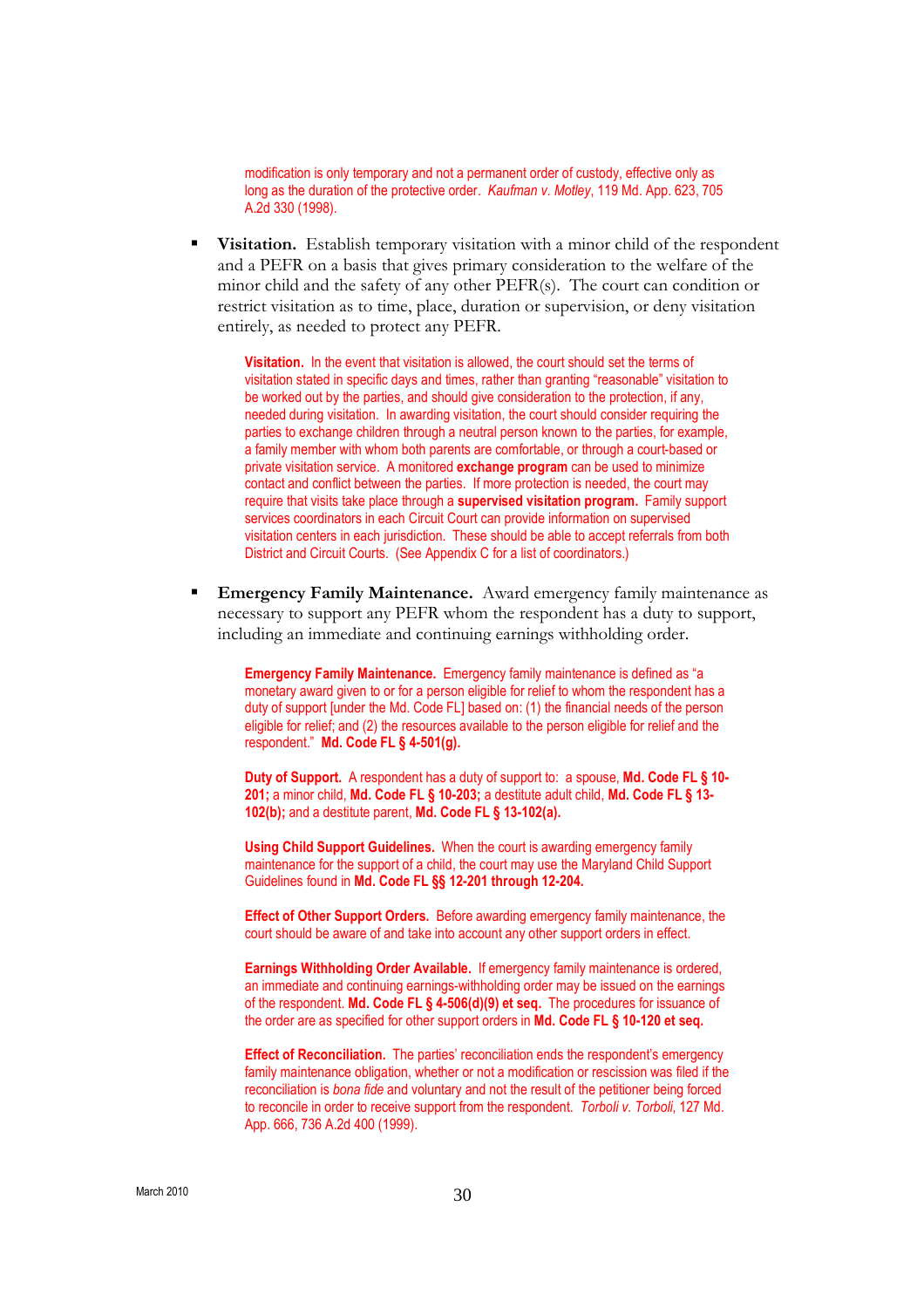modification is only temporary and not a permanent order of custody, effective only as long as the duration of the protective order. *Kaufman v. Motley*, 119 Md. App. 623, 705 A.2d 330 (1998).

- **Visitation.** Establish temporary visitation with a minor child of the respondent and a PEFR on a basis that gives primary consideration to the welfare of the minor child and the safety of any other PEFR(s). The court can condition or restrict visitation as to time, place, duration or supervision, or deny visitation entirely, as needed to protect any PEFR.

  **Visitation.** In the event that visitation is allowed, the court should set the terms of visitation stated in specific days and times, rather than granting "reasonable" visitation to be worked out by the parties, and should give consideration to the protection, if any, needed during visitation. In awarding visitation, the court should consider requiring the parties to exchange children through a neutral person known to the parties, for example, a family member with whom both parents are comfortable, or through a court-based or private visitation service. A monitored **exchange program** can be used to minimize contact and conflict between the parties. If more protection is needed, the court may require that visits take place through a **supervised visitation program.** Family support services coordinators in each Circuit Court can provide information on supervised visitation centers in each jurisdiction. These should be able to accept referrals from both District and Circuit Courts. (See Appendix C for a list of coordinators.)

- **Emergency Family Maintenance.** Award emergency family maintenance as necessary to support any PEFR whom the respondent has a duty to support, including an immediate and continuing earnings withholding order.

  **Emergency Family Maintenance.** Emergency family maintenance is defined as "a monetary award given to or for a person eligible for relief to whom the respondent has a duty of support [under the Md. Code FL] based on: (1) the financial needs of the person eligible for relief; and (2) the resources available to the person eligible for relief and the respondent." **Md. Code FL § 4-501(g).**

  **Duty of Support.** A respondent has a duty of support to: a spouse, **Md. Code FL § 10-201;** a minor child, **Md. Code FL § 10-203;** a destitute adult child, **Md. Code FL § 13-102(b);** and a destitute parent, **Md. Code FL § 13-102(a).**

  **Using Child Support Guidelines.** When the court is awarding emergency family maintenance for the support of a child, the court may use the Maryland Child Support Guidelines found in **Md. Code FL §§ 12-201 through 12-204.**

  **Effect of Other Support Orders.** Before awarding emergency family maintenance, the court should be aware of and take into account any other support orders in effect.

  **Earnings Withholding Order Available.** If emergency family maintenance is ordered, an immediate and continuing earnings-withholding order may be issued on the earnings of the respondent. **Md. Code FL § 4-506(d)(9) et seq.** The procedures for issuance of the order are as specified for other support orders in **Md. Code FL § 10-120 et seq.**

  **Effect of Reconciliation.** The parties' reconciliation ends the respondent's emergency family maintenance obligation, whether or not a modification or rescission was filed if the reconciliation is *bona fide* and voluntary and not the result of the petitioner being forced to reconcile in order to receive support from the respondent. *Torboli v. Torboli*, 127 Md. App. 666, 736 A.2d 400 (1999).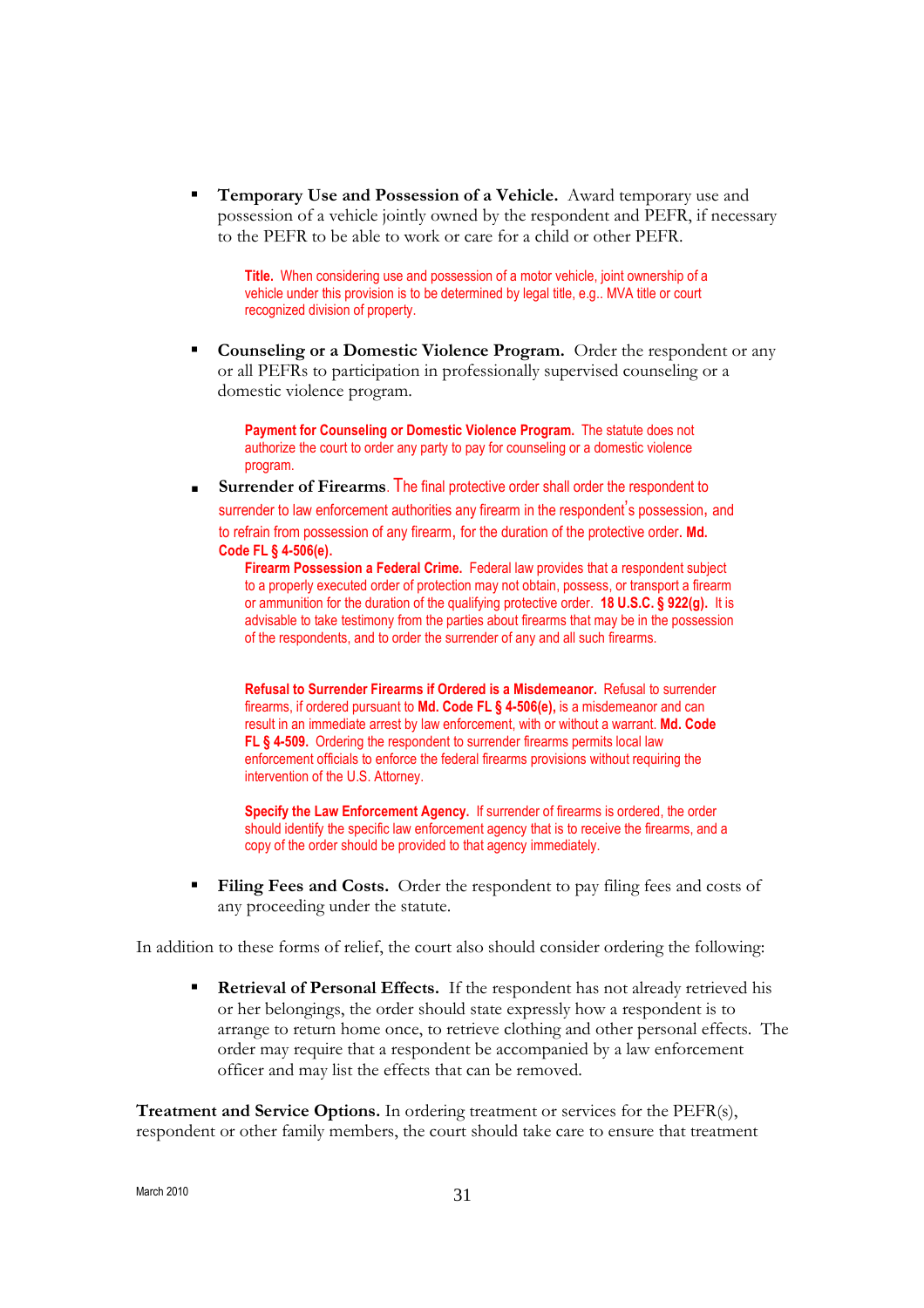- **Temporary Use and Possession of a Vehicle.** Award temporary use and possession of a vehicle jointly owned by the respondent and PEFR, if necessary to the PEFR to be able to work or care for a child or other PEFR.

  **Title.** When considering use and possession of a motor vehicle, joint ownership of a vehicle under this provision is to be determined by legal title, e.g.. MVA title or court recognized division of property.

- **Counseling or a Domestic Violence Program.** Order the respondent or any or all PEFRs to participation in professionally supervised counseling or a domestic violence program.

  **Payment for Counseling or Domestic Violence Program.** The statute does not authorize the court to order any party to pay for counseling or a domestic violence program.

- **Surrender of Firearms**. The final protective order shall order the respondent to surrender to law enforcement authorities any firearm in the respondent's possession, and to refrain from possession of any firearm, for the duration of the protective order. **Md. Code FL § 4-506(e).**

  **Firearm Possession a Federal Crime.** Federal law provides that a respondent subject to a properly executed order of protection may not obtain, possess, or transport a firearm or ammunition for the duration of the qualifying protective order. **18 U.S.C. § 922(g).** It is advisable to take testimony from the parties about firearms that may be in the possession of the respondents, and to order the surrender of any and all such firearms.

  **Refusal to Surrender Firearms if Ordered is a Misdemeanor.** Refusal to surrender firearms, if ordered pursuant to **Md. Code FL § 4-506(e),** is a misdemeanor and can result in an immediate arrest by law enforcement, with or without a warrant. **Md. Code FL § 4-509.** Ordering the respondent to surrender firearms permits local law enforcement officials to enforce the federal firearms provisions without requiring the intervention of the U.S. Attorney.

  **Specify the Law Enforcement Agency.** If surrender of firearms is ordered, the order should identify the specific law enforcement agency that is to receive the firearms, and a copy of the order should be provided to that agency immediately.

- **Filing Fees and Costs.** Order the respondent to pay filing fees and costs of any proceeding under the statute.

In addition to these forms of relief, the court also should consider ordering the following:

- **Retrieval of Personal Effects.** If the respondent has not already retrieved his or her belongings, the order should state expressly how a respondent is to arrange to return home once, to retrieve clothing and other personal effects. The order may require that a respondent be accompanied by a law enforcement officer and may list the effects that can be removed.

**Treatment and Service Options.** In ordering treatment or services for the PEFR(s), respondent or other family members, the court should take care to ensure that treatment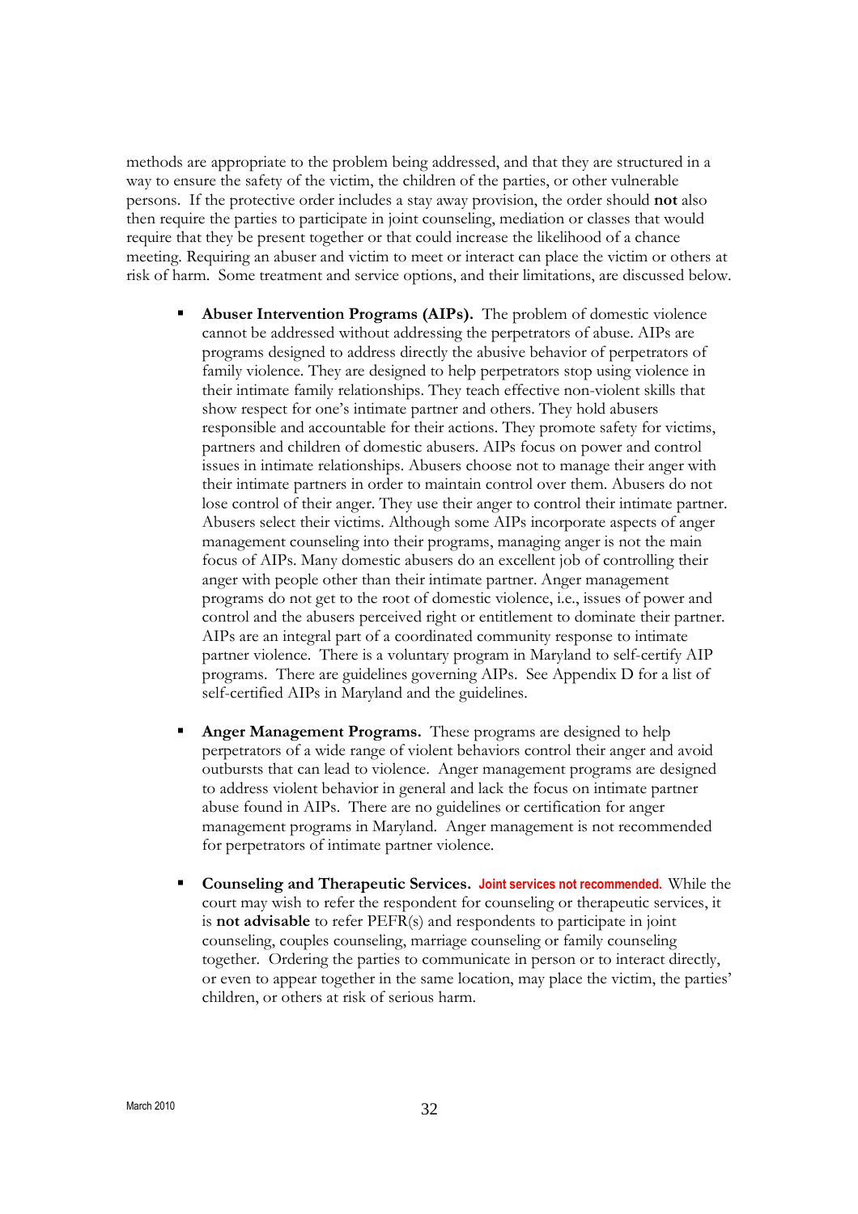methods are appropriate to the problem being addressed, and that they are structured in a way to ensure the safety of the victim, the children of the parties, or other vulnerable persons. If the protective order includes a stay away provision, the order should **not** also then require the parties to participate in joint counseling, mediation or classes that would require that they be present together or that could increase the likelihood of a chance meeting. Requiring an abuser and victim to meet or interact can place the victim or others at risk of harm. Some treatment and service options, and their limitations, are discussed below.

- **Abuser Intervention Programs (AIPs).** The problem of domestic violence cannot be addressed without addressing the perpetrators of abuse. AIPs are programs designed to address directly the abusive behavior of perpetrators of family violence. They are designed to help perpetrators stop using violence in their intimate family relationships. They teach effective non-violent skills that show respect for one's intimate partner and others. They hold abusers responsible and accountable for their actions. They promote safety for victims, partners and children of domestic abusers. AIPs focus on power and control issues in intimate relationships. Abusers choose not to manage their anger with their intimate partners in order to maintain control over them. Abusers do not lose control of their anger. They use their anger to control their intimate partner. Abusers select their victims. Although some AIPs incorporate aspects of anger management counseling into their programs, managing anger is not the main focus of AIPs. Many domestic abusers do an excellent job of controlling their anger with people other than their intimate partner. Anger management programs do not get to the root of domestic violence, i.e., issues of power and control and the abusers perceived right or entitlement to dominate their partner. AIPs are an integral part of a coordinated community response to intimate partner violence. There is a voluntary program in Maryland to self-certify AIP programs. There are guidelines governing AIPs. See Appendix D for a list of self-certified AIPs in Maryland and the guidelines.

- **Anger Management Programs.** These programs are designed to help perpetrators of a wide range of violent behaviors control their anger and avoid outbursts that can lead to violence. Anger management programs are designed to address violent behavior in general and lack the focus on intimate partner abuse found in AIPs. There are no guidelines or certification for anger management programs in Maryland. Anger management is not recommended for perpetrators of intimate partner violence.

- **Counseling and Therapeutic Services.** **Joint services not recommended.** While the court may wish to refer the respondent for counseling or therapeutic services, it is **not advisable** to refer PEFR(s) and respondents to participate in joint counseling, couples counseling, marriage counseling or family counseling together. Ordering the parties to communicate in person or to interact directly, or even to appear together in the same location, may place the victim, the parties' children, or others at risk of serious harm.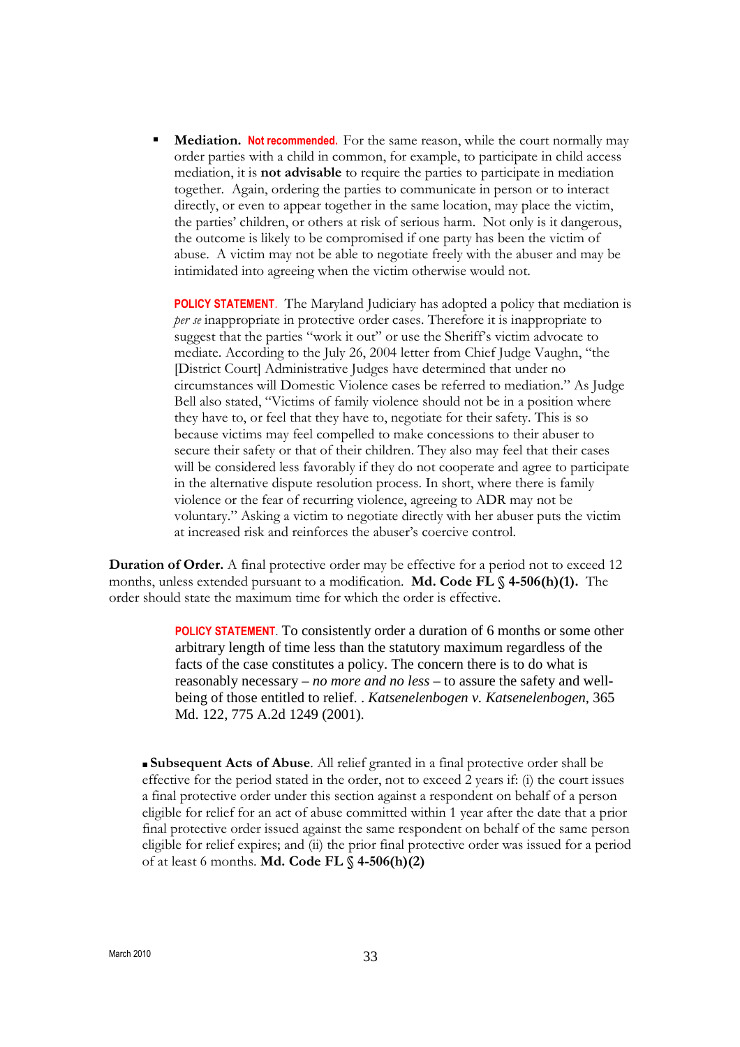- **Mediation.** **Not recommended.** For the same reason, while the court normally may order parties with a child in common, for example, to participate in child access mediation, it is **not advisable** to require the parties to participate in mediation together. Again, ordering the parties to communicate in person or to interact directly, or even to appear together in the same location, may place the victim, the parties' children, or others at risk of serious harm. Not only is it dangerous, the outcome is likely to be compromised if one party has been the victim of abuse. A victim may not be able to negotiate freely with the abuser and may be intimidated into agreeing when the victim otherwise would not.

  **POLICY STATEMENT**. The Maryland Judiciary has adopted a policy that mediation is *per se* inappropriate in protective order cases. Therefore it is inappropriate to suggest that the parties "work it out" or use the Sheriff's victim advocate to mediate. According to the July 26, 2004 letter from Chief Judge Vaughn, "the [District Court] Administrative Judges have determined that under no circumstances will Domestic Violence cases be referred to mediation." As Judge Bell also stated, "Victims of family violence should not be in a position where they have to, or feel that they have to, negotiate for their safety. This is so because victims may feel compelled to make concessions to their abuser to secure their safety or that of their children. They also may feel that their cases will be considered less favorably if they do not cooperate and agree to participate in the alternative dispute resolution process. In short, where there is family violence or the fear of recurring violence, agreeing to ADR may not be voluntary." Asking a victim to negotiate directly with her abuser puts the victim at increased risk and reinforces the abuser's coercive control.

**Duration of Order.** A final protective order may be effective for a period not to exceed 12 months, unless extended pursuant to a modification. **Md. Code FL § 4-506(h)(1).** The order should state the maximum time for which the order is effective.

> **POLICY STATEMENT**. To consistently order a duration of 6 months or some other arbitrary length of time less than the statutory maximum regardless of the facts of the case constitutes a policy. The concern there is to do what is reasonably necessary – *no more and no less* – to assure the safety and well-being of those entitled to relief. . *Katsenelenbogen v. Katsenelenbogen,* 365 Md. 122, 775 A.2d 1249 (2001).

- **Subsequent Acts of Abuse**. All relief granted in a final protective order shall be effective for the period stated in the order, not to exceed 2 years if: (i) the court issues a final protective order under this section against a respondent on behalf of a person eligible for relief for an act of abuse committed within 1 year after the date that a prior final protective order issued against the same respondent on behalf of the same person eligible for relief expires; and (ii) the prior final protective order was issued for a period of at least 6 months. **Md. Code FL § 4-506(h)(2)**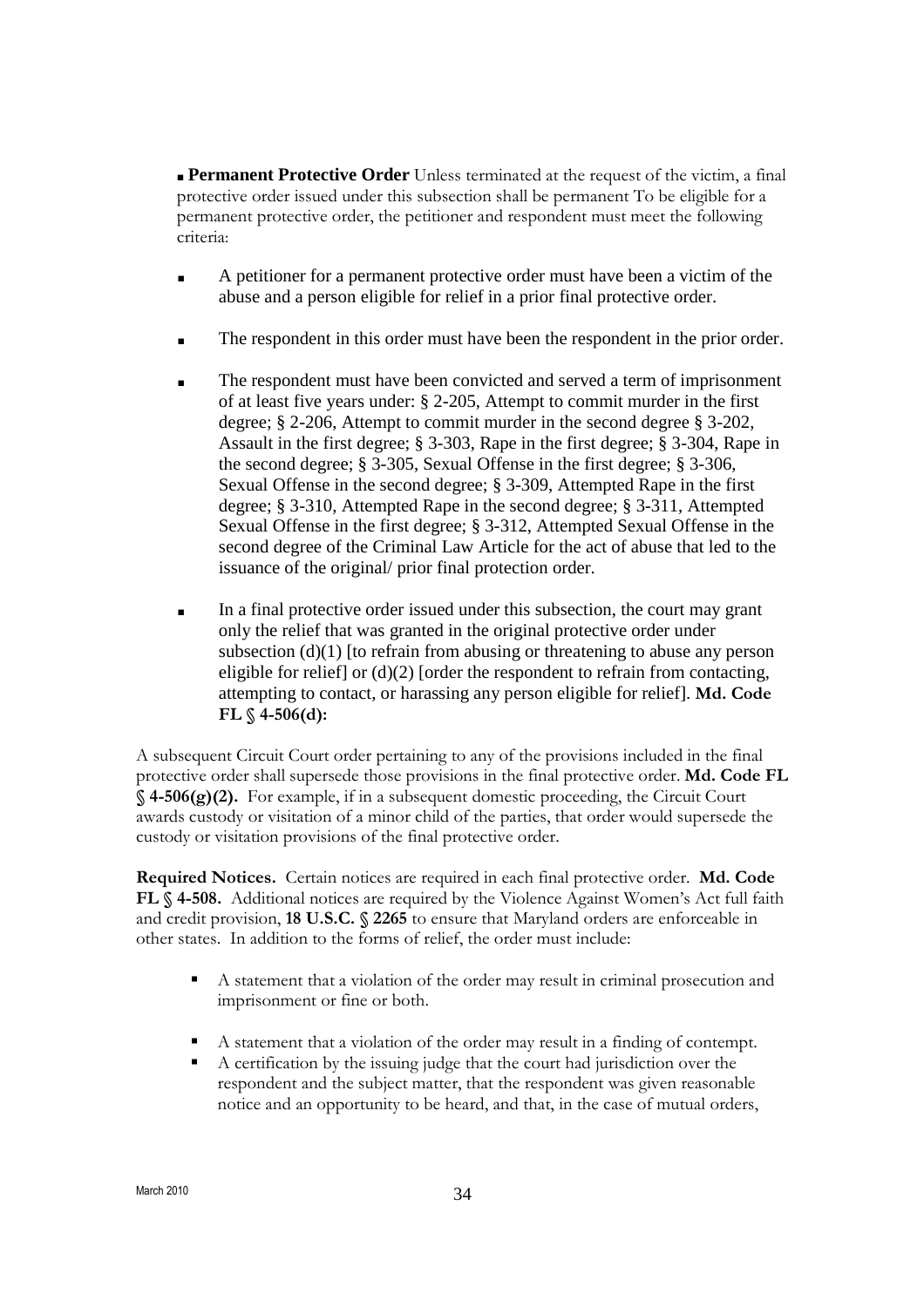■ **Permanent Protective Order** Unless terminated at the request of the victim, a final protective order issued under this subsection shall be permanent To be eligible for a permanent protective order, the petitioner and respondent must meet the following criteria:

- A petitioner for a permanent protective order must have been a victim of the abuse and a person eligible for relief in a prior final protective order.
- The respondent in this order must have been the respondent in the prior order.
- The respondent must have been convicted and served a term of imprisonment of at least five years under: § 2-205, Attempt to commit murder in the first degree; § 2-206, Attempt to commit murder in the second degree § 3-202, Assault in the first degree; § 3-303, Rape in the first degree; § 3-304, Rape in the second degree; § 3-305, Sexual Offense in the first degree; § 3-306, Sexual Offense in the second degree; § 3-309, Attempted Rape in the first degree; § 3-310, Attempted Rape in the second degree; § 3-311, Attempted Sexual Offense in the first degree; § 3-312, Attempted Sexual Offense in the second degree of the Criminal Law Article for the act of abuse that led to the issuance of the original/ prior final protection order.
- In a final protective order issued under this subsection, the court may grant only the relief that was granted in the original protective order under subsection (d)(1) [to refrain from abusing or threatening to abuse any person eligible for relief] or (d)(2) [order the respondent to refrain from contacting, attempting to contact, or harassing any person eligible for relief]. **Md. Code FL § 4-506(d):**

A subsequent Circuit Court order pertaining to any of the provisions included in the final protective order shall supersede those provisions in the final protective order. **Md. Code FL § 4-506(g)(2).** For example, if in a subsequent domestic proceeding, the Circuit Court awards custody or visitation of a minor child of the parties, that order would supersede the custody or visitation provisions of the final protective order.

**Required Notices.** Certain notices are required in each final protective order. **Md. Code FL § 4-508.** Additional notices are required by the Violence Against Women's Act full faith and credit provision, **18 U.S.C. § 2265** to ensure that Maryland orders are enforceable in other states. In addition to the forms of relief, the order must include:

- A statement that a violation of the order may result in criminal prosecution and imprisonment or fine or both.
- A statement that a violation of the order may result in a finding of contempt.
- A certification by the issuing judge that the court had jurisdiction over the respondent and the subject matter, that the respondent was given reasonable notice and an opportunity to be heard, and that, in the case of mutual orders,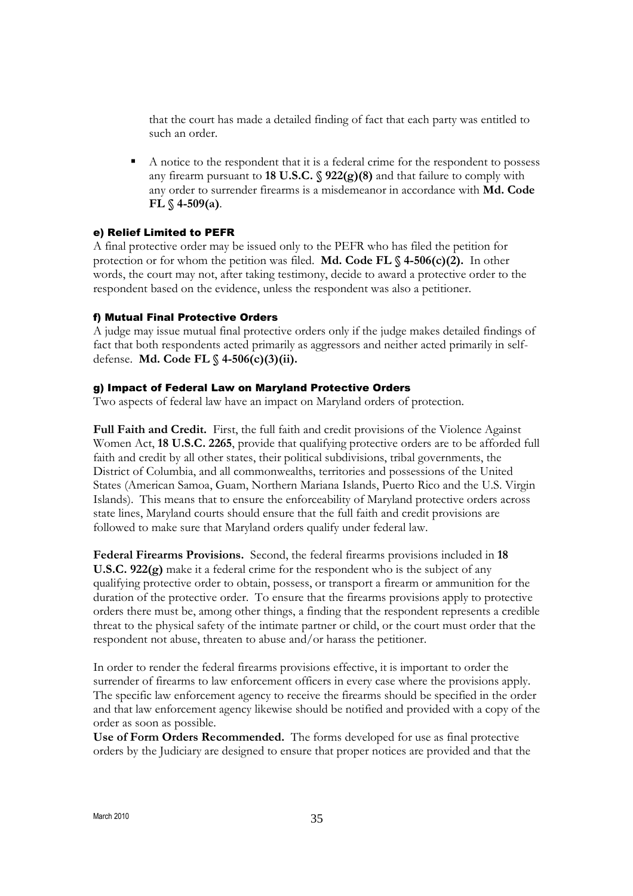that the court has made a detailed finding of fact that each party was entitled to such an order.

- A notice to the respondent that it is a federal crime for the respondent to possess any firearm pursuant to **18 U.S.C. § 922(g)(8)** and that failure to comply with any order to surrender firearms is a misdemeanor in accordance with **Md. Code FL § 4-509(a)**.

#### e) Relief Limited to PEFR

A final protective order may be issued only to the PEFR who has filed the petition for protection or for whom the petition was filed. **Md. Code FL § 4-506(c)(2).** In other words, the court may not, after taking testimony, decide to award a protective order to the respondent based on the evidence, unless the respondent was also a petitioner.

#### f) Mutual Final Protective Orders

A judge may issue mutual final protective orders only if the judge makes detailed findings of fact that both respondents acted primarily as aggressors and neither acted primarily in self-defense. **Md. Code FL § 4-506(c)(3)(ii).**

#### g) Impact of Federal Law on Maryland Protective Orders

Two aspects of federal law have an impact on Maryland orders of protection.

**Full Faith and Credit.** First, the full faith and credit provisions of the Violence Against Women Act, **18 U.S.C. 2265**, provide that qualifying protective orders are to be afforded full faith and credit by all other states, their political subdivisions, tribal governments, the District of Columbia, and all commonwealths, territories and possessions of the United States (American Samoa, Guam, Northern Mariana Islands, Puerto Rico and the U.S. Virgin Islands). This means that to ensure the enforceability of Maryland protective orders across state lines, Maryland courts should ensure that the full faith and credit provisions are followed to make sure that Maryland orders qualify under federal law.

**Federal Firearms Provisions.** Second, the federal firearms provisions included in **18 U.S.C. 922(g)** make it a federal crime for the respondent who is the subject of any qualifying protective order to obtain, possess, or transport a firearm or ammunition for the duration of the protective order. To ensure that the firearms provisions apply to protective orders there must be, among other things, a finding that the respondent represents a credible threat to the physical safety of the intimate partner or child, or the court must order that the respondent not abuse, threaten to abuse and/or harass the petitioner.

In order to render the federal firearms provisions effective, it is important to order the surrender of firearms to law enforcement officers in every case where the provisions apply. The specific law enforcement agency to receive the firearms should be specified in the order and that law enforcement agency likewise should be notified and provided with a copy of the order as soon as possible.

**Use of Form Orders Recommended.** The forms developed for use as final protective orders by the Judiciary are designed to ensure that proper notices are provided and that the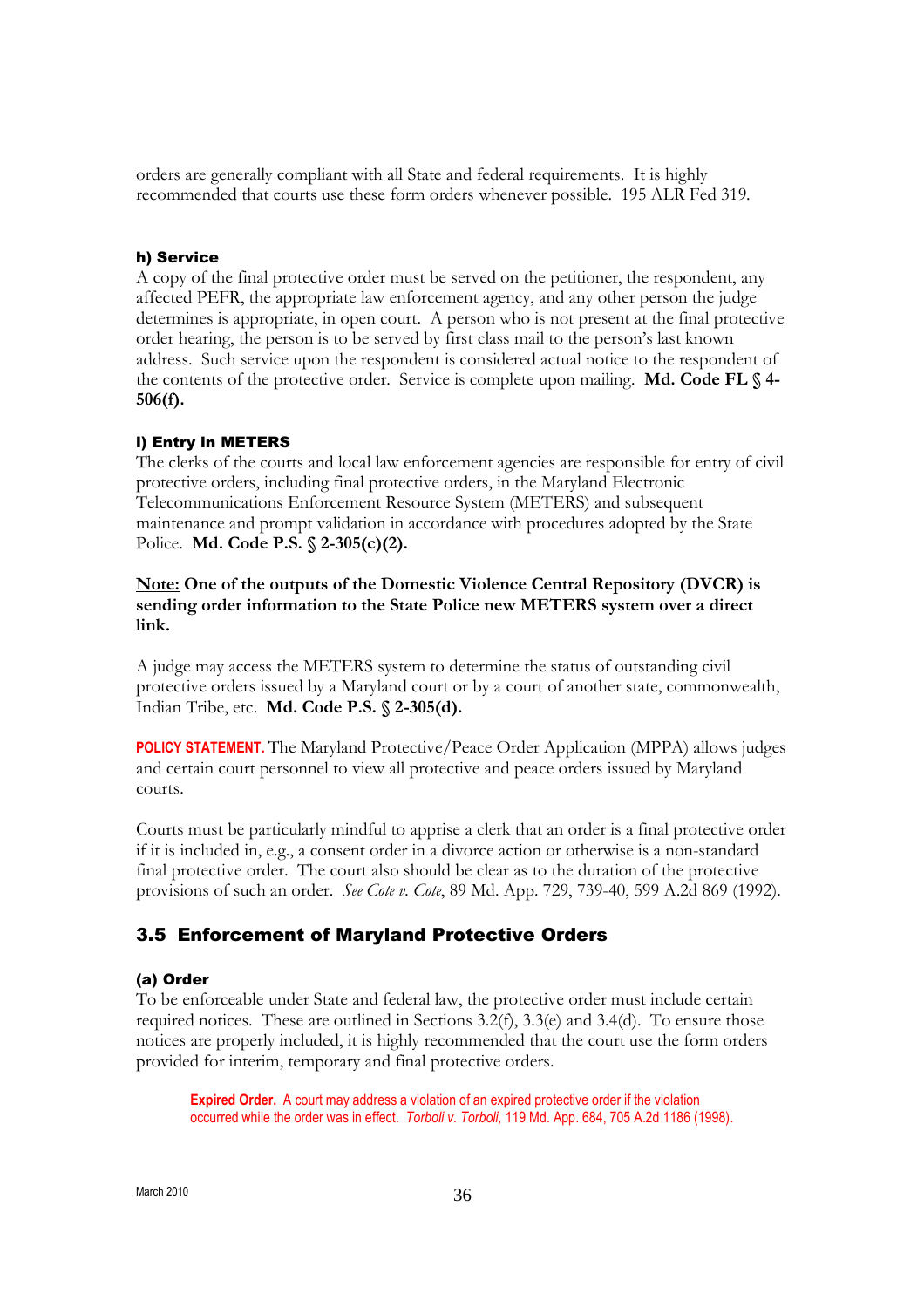orders are generally compliant with all State and federal requirements. It is highly recommended that courts use these form orders whenever possible. 195 ALR Fed 319.

#### h) Service

A copy of the final protective order must be served on the petitioner, the respondent, any affected PEFR, the appropriate law enforcement agency, and any other person the judge determines is appropriate, in open court. A person who is not present at the final protective order hearing, the person is to be served by first class mail to the person's last known address. Such service upon the respondent is considered actual notice to the respondent of the contents of the protective order. Service is complete upon mailing. **Md. Code FL § 4-506(f).**

#### i) Entry in METERS

The clerks of the courts and local law enforcement agencies are responsible for entry of civil protective orders, including final protective orders, in the Maryland Electronic Telecommunications Enforcement Resource System (METERS) and subsequent maintenance and prompt validation in accordance with procedures adopted by the State Police. **Md. Code P.S. § 2-305(c)(2).**

**<u>Note:</u> One of the outputs of the Domestic Violence Central Repository (DVCR) is sending order information to the State Police new METERS system over a direct link.**

A judge may access the METERS system to determine the status of outstanding civil protective orders issued by a Maryland court or by a court of another state, commonwealth, Indian Tribe, etc. **Md. Code P.S. § 2-305(d).**

**POLICY STATEMENT.** The Maryland Protective/Peace Order Application (MPPA) allows judges and certain court personnel to view all protective and peace orders issued by Maryland courts.

Courts must be particularly mindful to apprise a clerk that an order is a final protective order if it is included in, e.g., a consent order in a divorce action or otherwise is a non-standard final protective order. The court also should be clear as to the duration of the protective provisions of such an order. *See Cote v. Cote*, 89 Md. App. 729, 739-40, 599 A.2d 869 (1992).

## 3.5 Enforcement of Maryland Protective Orders

#### (a) Order

To be enforceable under State and federal law, the protective order must include certain required notices. These are outlined in Sections 3.2(f), 3.3(e) and 3.4(d). To ensure those notices are properly included, it is highly recommended that the court use the form orders provided for interim, temporary and final protective orders.

> **Expired Order.** A court may address a violation of an expired protective order if the violation occurred while the order was in effect. *Torboli v. Torboli,* 119 Md. App. 684, 705 A.2d 1186 (1998).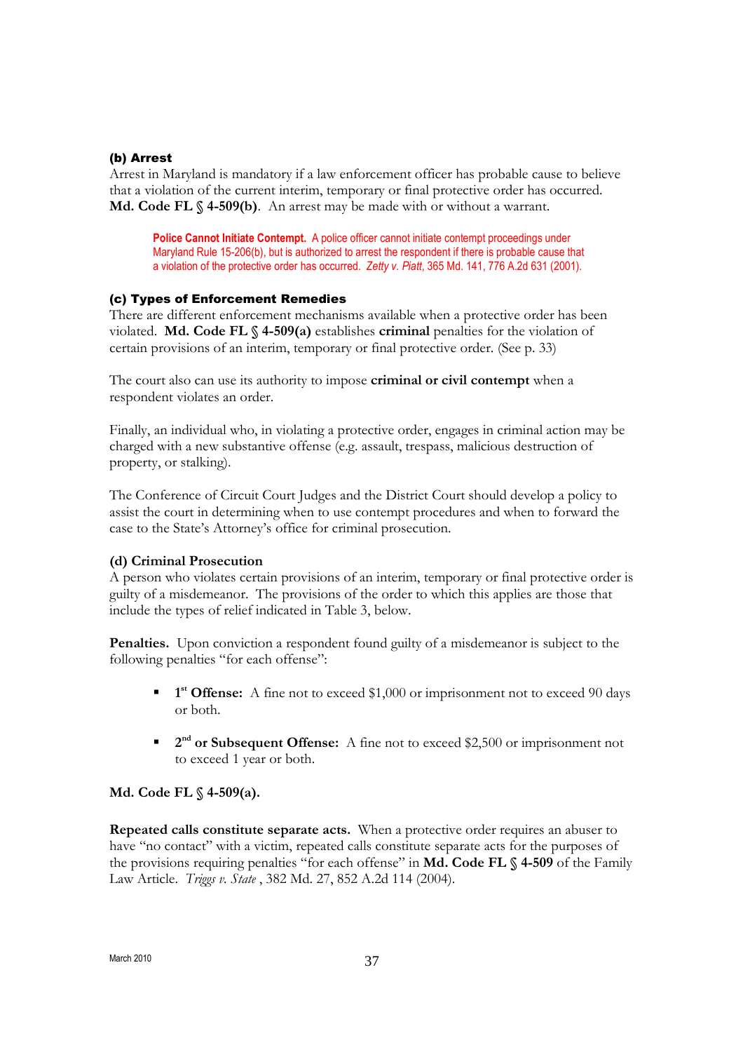#### (b) Arrest

Arrest in Maryland is mandatory if a law enforcement officer has probable cause to believe that a violation of the current interim, temporary or final protective order has occurred. **Md. Code FL § 4-509(b)**. An arrest may be made with or without a warrant.

> **Police Cannot Initiate Contempt.** A police officer cannot initiate contempt proceedings under Maryland Rule 15-206(b), but is authorized to arrest the respondent if there is probable cause that a violation of the protective order has occurred. *Zetty v. Piatt*, 365 Md. 141, 776 A.2d 631 (2001).

#### (c) Types of Enforcement Remedies

There are different enforcement mechanisms available when a protective order has been violated. **Md. Code FL § 4-509(a)** establishes **criminal** penalties for the violation of certain provisions of an interim, temporary or final protective order. (See p. 33)

The court also can use its authority to impose **criminal or civil contempt** when a respondent violates an order.

Finally, an individual who, in violating a protective order, engages in criminal action may be charged with a new substantive offense (e.g. assault, trespass, malicious destruction of property, or stalking).

The Conference of Circuit Court Judges and the District Court should develop a policy to assist the court in determining when to use contempt procedures and when to forward the case to the State's Attorney's office for criminal prosecution.

#### (d) Criminal Prosecution

A person who violates certain provisions of an interim, temporary or final protective order is guilty of a misdemeanor. The provisions of the order to which this applies are those that include the types of relief indicated in Table 3, below.

**Penalties.** Upon conviction a respondent found guilty of a misdemeanor is subject to the following penalties "for each offense":

- **1st Offense:** A fine not to exceed $1,000 or imprisonment not to exceed 90 days or both.
- **2nd or Subsequent Offense:** A fine not to exceed $2,500 or imprisonment not to exceed 1 year or both.

**Md. Code FL § 4-509(a).**

**Repeated calls constitute separate acts.** When a protective order requires an abuser to have "no contact" with a victim, repeated calls constitute separate acts for the purposes of the provisions requiring penalties "for each offense" in **Md. Code FL § 4-509** of the Family Law Article. *Triggs v. State* , 382 Md. 27, 852 A.2d 114 (2004).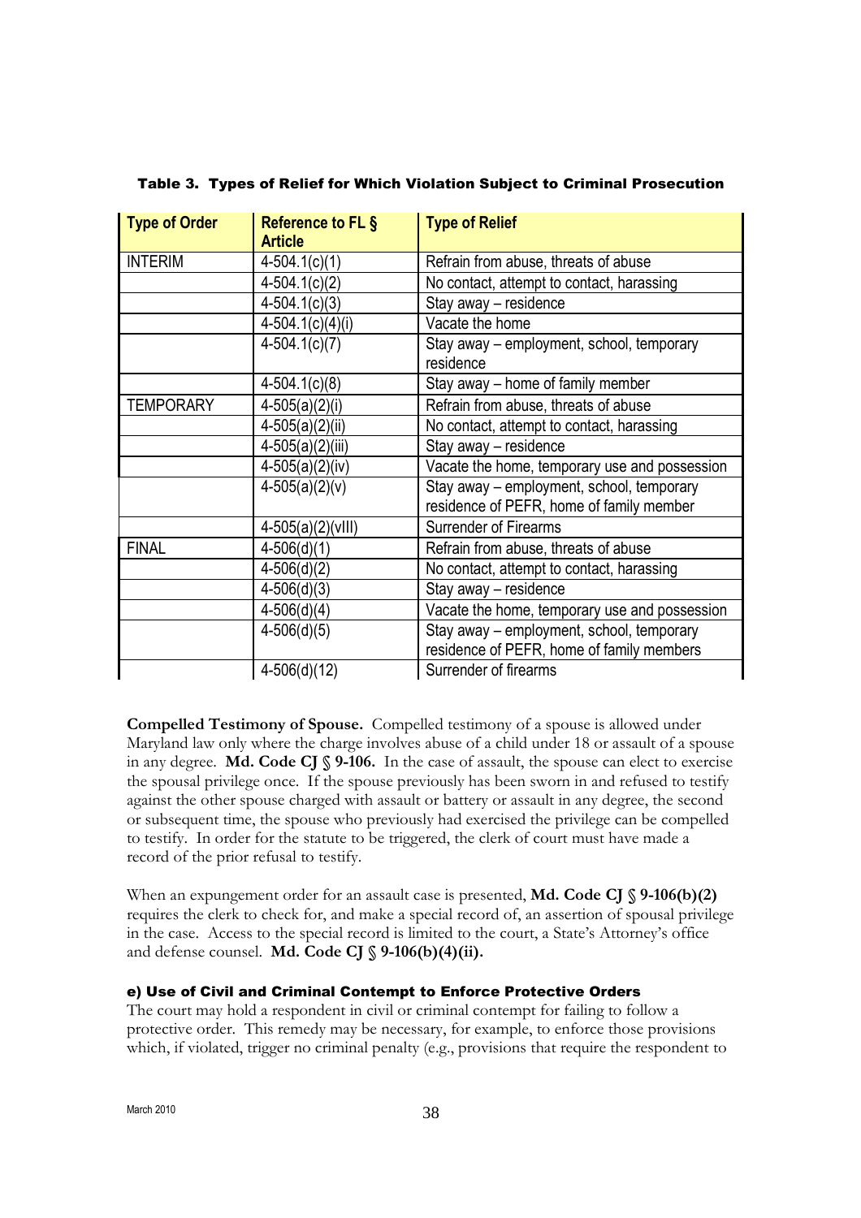**Table 3. Types of Relief for Which Violation Subject to Criminal Prosecution**

| Type of Order | Reference to FL § Article | Type of Relief |
|---|---|---|
| INTERIM | 4-504.1(c)(1) | Refrain from abuse, threats of abuse |
| | 4-504.1(c)(2) | No contact, attempt to contact, harassing |
| | 4-504.1(c)(3) | Stay away – residence |
| | 4-504.1(c)(4)(i) | Vacate the home |
| | 4-504.1(c)(7) | Stay away – employment, school, temporary residence |
| | 4-504.1(c)(8) | Stay away – home of family member |
| TEMPORARY | 4-505(a)(2)(i) | Refrain from abuse, threats of abuse |
| | 4-505(a)(2)(ii) | No contact, attempt to contact, harassing |
| | 4-505(a)(2)(iii) | Stay away – residence |
| | 4-505(a)(2)(iv) | Vacate the home, temporary use and possession |
| | 4-505(a)(2)(v) | Stay away – employment, school, temporary residence of PEFR, home of family member |
| | 4-505(a)(2)(vIII) | Surrender of Firearms |
| FINAL | 4-506(d)(1) | Refrain from abuse, threats of abuse |
| | 4-506(d)(2) | No contact, attempt to contact, harassing |
| | 4-506(d)(3) | Stay away – residence |
| | 4-506(d)(4) | Vacate the home, temporary use and possession |
| | 4-506(d)(5) | Stay away – employment, school, temporary residence of PEFR, home of family members |
| | 4-506(d)(12) | Surrender of firearms |

**Compelled Testimony of Spouse.** Compelled testimony of a spouse is allowed under Maryland law only where the charge involves abuse of a child under 18 or assault of a spouse in any degree. **Md. Code CJ § 9-106.** In the case of assault, the spouse can elect to exercise the spousal privilege once. If the spouse previously has been sworn in and refused to testify against the other spouse charged with assault or battery or assault in any degree, the second or subsequent time, the spouse who previously had exercised the privilege can be compelled to testify. In order for the statute to be triggered, the clerk of court must have made a record of the prior refusal to testify.

When an expungement order for an assault case is presented, **Md. Code CJ § 9-106(b)(2)** requires the clerk to check for, and make a special record of, an assertion of spousal privilege in the case. Access to the special record is limited to the court, a State's Attorney's office and defense counsel. **Md. Code CJ § 9-106(b)(4)(ii).**

#### e) Use of Civil and Criminal Contempt to Enforce Protective Orders

The court may hold a respondent in civil or criminal contempt for failing to follow a protective order. This remedy may be necessary, for example, to enforce those provisions which, if violated, trigger no criminal penalty (e.g., provisions that require the respondent to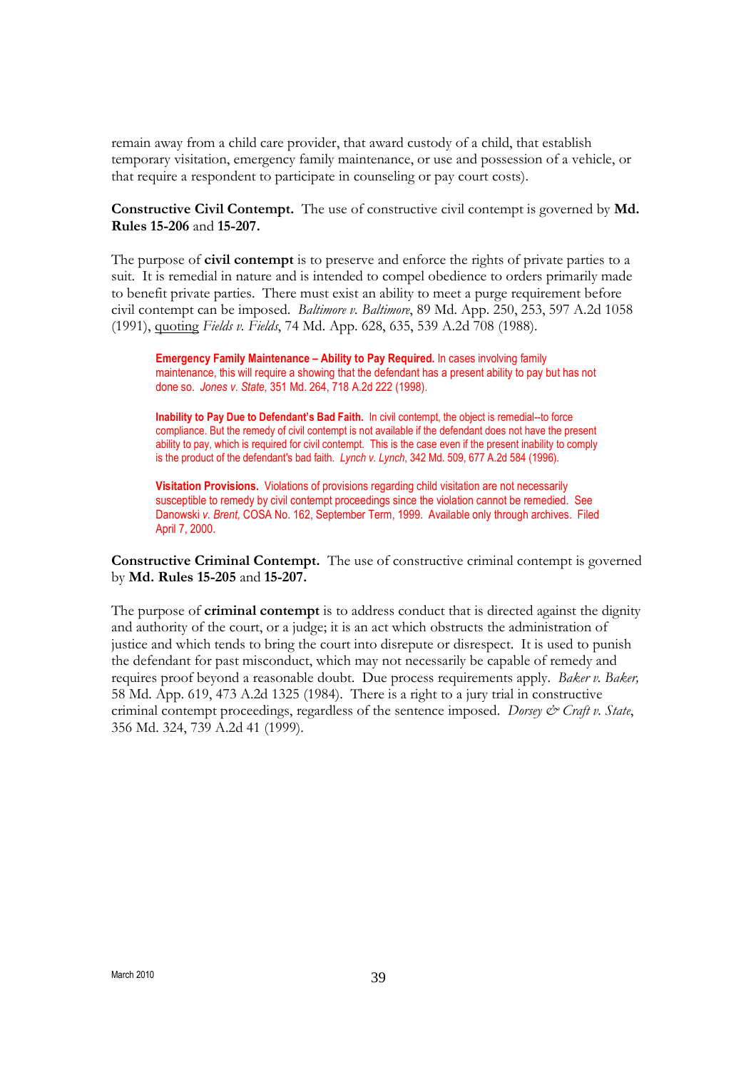remain away from a child care provider, that award custody of a child, that establish temporary visitation, emergency family maintenance, or use and possession of a vehicle, or that require a respondent to participate in counseling or pay court costs).

**Constructive Civil Contempt.** The use of constructive civil contempt is governed by **Md. Rules 15-206** and **15-207.**

The purpose of **civil contempt** is to preserve and enforce the rights of private parties to a suit. It is remedial in nature and is intended to compel obedience to orders primarily made to benefit private parties. There must exist an ability to meet a purge requirement before civil contempt can be imposed. *Baltimore v. Baltimore*, 89 Md. App. 250, 253, 597 A.2d 1058 (1991), quoting *Fields v. Fields*, 74 Md. App. 628, 635, 539 A.2d 708 (1988).

> **Emergency Family Maintenance – Ability to Pay Required.** In cases involving family maintenance, this will require a showing that the defendant has a present ability to pay but has not done so. *Jones v. State,* 351 Md. 264, 718 A.2d 222 (1998).
>
> **Inability to Pay Due to Defendant's Bad Faith.** In civil contempt, the object is remedial--to force compliance. But the remedy of civil contempt is not available if the defendant does not have the present ability to pay, which is required for civil contempt. This is the case even if the present inability to comply is the product of the defendant's bad faith. *Lynch v. Lynch*, 342 Md. 509, 677 A.2d 584 (1996).
>
> **Visitation Provisions.** Violations of provisions regarding child visitation are not necessarily susceptible to remedy by civil contempt proceedings since the violation cannot be remedied. See Danowski *v. Brent,* COSA No. 162, September Term, 1999. Available only through archives. Filed April 7, 2000.

**Constructive Criminal Contempt.** The use of constructive criminal contempt is governed by **Md. Rules 15-205** and **15-207.**

The purpose of **criminal contempt** is to address conduct that is directed against the dignity and authority of the court, or a judge; it is an act which obstructs the administration of justice and which tends to bring the court into disrepute or disrespect. It is used to punish the defendant for past misconduct, which may not necessarily be capable of remedy and requires proof beyond a reasonable doubt. Due process requirements apply. *Baker v. Baker,* 58 Md. App. 619, 473 A.2d 1325 (1984). There is a right to a jury trial in constructive criminal contempt proceedings, regardless of the sentence imposed. *Dorsey & Craft v. State*, 356 Md. 324, 739 A.2d 41 (1999).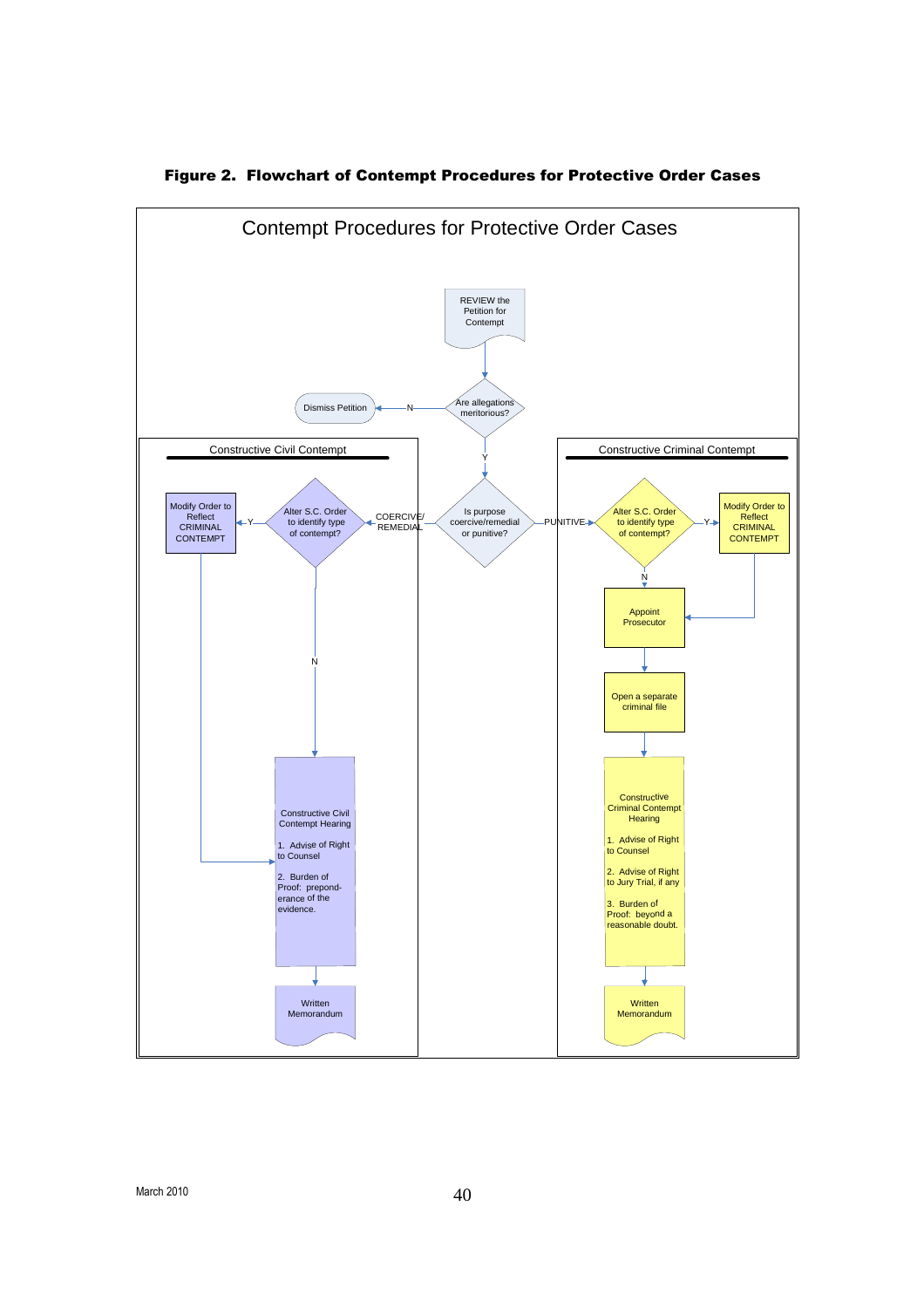**Figure 2. Flowchart of Contempt Procedures for Protective Order Cases**

Contempt Procedures for Protective Order Cases

REVIEW the Petition for Contempt

Are allegations meritorious?

N

Dismiss Petition

Y

Is purpose coercive/remedial or punitive?

Constructive Civil Contempt

COERCIVE/ REMEDIAL

Alter S.C. Order to identify type of contempt?

Y

Modify Order to Reflect CRIMINAL CONTEMPT

N

Constructive Civil Contempt Hearing

1. Advise of Right to Counsel

2. Burden of Proof: preponderance of the evidence.

Written Memorandum

Constructive Criminal Contempt

PUNITIVE

Alter S.C. Order to identify type of contempt?

Y

Modify Order to Reflect CRIMINAL CONTEMPT

N

Appoint Prosecutor

Open a separate criminal file

Constructive Criminal Contempt Hearing

1. Advise of Right to Counsel

2. Advise of Right to Jury Trial, if any

3. Burden of Proof: beyond a reasonable doubt.

Written Memorandum

March 2010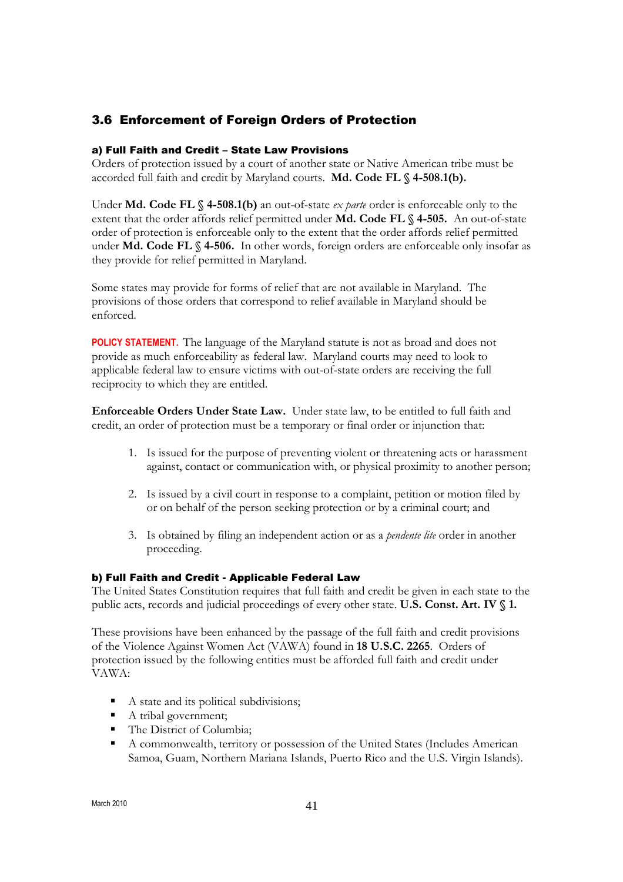## 3.6 Enforcement of Foreign Orders of Protection

### a) Full Faith and Credit – State Law Provisions

Orders of protection issued by a court of another state or Native American tribe must be accorded full faith and credit by Maryland courts. **Md. Code FL § 4-508.1(b).**

Under **Md. Code FL § 4-508.1(b)** an out-of-state *ex parte* order is enforceable only to the extent that the order affords relief permitted under **Md. Code FL § 4-505.** An out-of-state order of protection is enforceable only to the extent that the order affords relief permitted under **Md. Code FL § 4-506.** In other words, foreign orders are enforceable only insofar as they provide for relief permitted in Maryland.

Some states may provide for forms of relief that are not available in Maryland. The provisions of those orders that correspond to relief available in Maryland should be enforced.

**POLICY STATEMENT.** The language of the Maryland statute is not as broad and does not provide as much enforceability as federal law. Maryland courts may need to look to applicable federal law to ensure victims with out-of-state orders are receiving the full reciprocity to which they are entitled.

**Enforceable Orders Under State Law.** Under state law, to be entitled to full faith and credit, an order of protection must be a temporary or final order or injunction that:

1. Is issued for the purpose of preventing violent or threatening acts or harassment against, contact or communication with, or physical proximity to another person;
2. Is issued by a civil court in response to a complaint, petition or motion filed by or on behalf of the person seeking protection or by a criminal court; and
3. Is obtained by filing an independent action or as a *pendente lite* order in another proceeding.

### b) Full Faith and Credit - Applicable Federal Law

The United States Constitution requires that full faith and credit be given in each state to the public acts, records and judicial proceedings of every other state. **U.S. Const. Art. IV § 1.**

These provisions have been enhanced by the passage of the full faith and credit provisions of the Violence Against Women Act (VAWA) found in **18 U.S.C. 2265**. Orders of protection issued by the following entities must be afforded full faith and credit under VAWA:

- A state and its political subdivisions;
- A tribal government;
- The District of Columbia;
- A commonwealth, territory or possession of the United States (Includes American Samoa, Guam, Northern Mariana Islands, Puerto Rico and the U.S. Virgin Islands).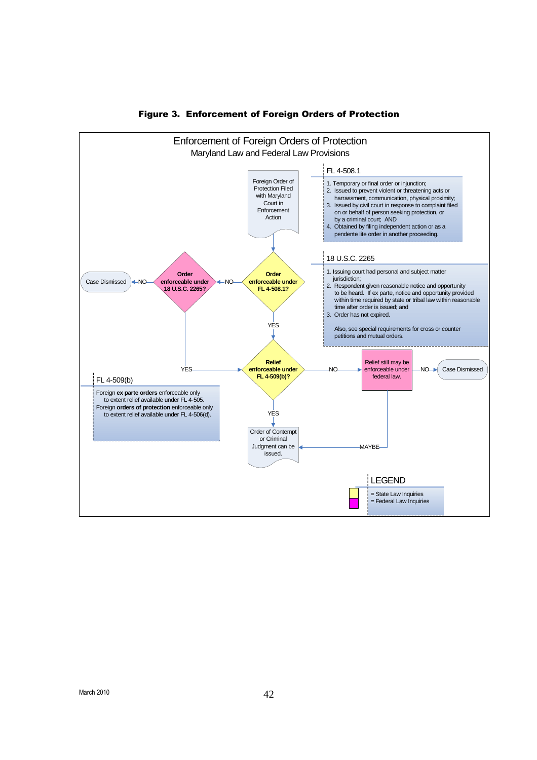**Figure 3. Enforcement of Foreign Orders of Protection**

Enforcement of Foreign Orders of Protection
Maryland Law and Federal Law Provisions

Foreign Order of Protection Filed with Maryland Court in Enforcement Action

FL 4-508.1

1. Temporary or final order or injunction;
2. Issued to prevent violent or threatening acts or harrassment, communication, physical proximity;
3. Issued by civil court in response to complaint filed on or behalf of person seeking protection, or by a criminal court; AND
4. Obtained by filing independent action or as a pendente lite order in another proceeding.

Order enforceable under FL 4-508.1?

NO

Order enforceable under 18 U.S.C. 2265?

NO

Case Dismissed

YES

18 U.S.C. 2265

1. Issuing court had personal and subject matter jurisdiction;
2. Respondent given reasonable notice and opportunity to be heard. If ex parte, notice and opportunity provided within time required by state or tribal law within reasonable time after order is issued; and
3. Order has not expired.

Also, see special requirements for cross or counter petitions and mutual orders.

YES

Relief enforceable under FL 4-509(b)?

NO

Relief still may be enforceable under federal law.

NO

Case Dismissed

FL 4-509(b)

Foreign **ex parte orders** enforceable only to extent relief available under FL 4-505.
Foreign **orders of protection** enforceable only to extent relief available under FL 4-506(d).

YES

Order of Contempt or Criminal Judgment can be issued.

MAYBE

LEGEND
= State Law Inquiries
= Federal Law Inquiries

March 2010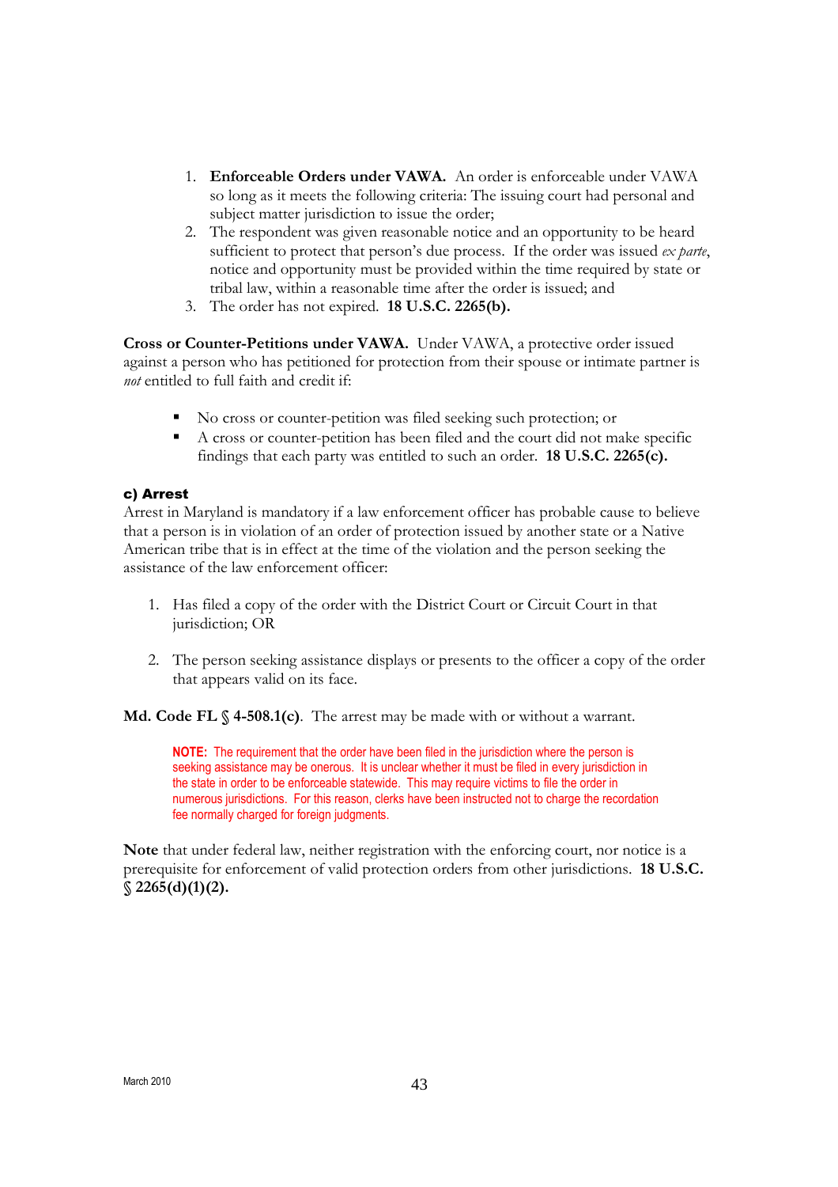1. **Enforceable Orders under VAWA.** An order is enforceable under VAWA so long as it meets the following criteria: The issuing court had personal and subject matter jurisdiction to issue the order;
2. The respondent was given reasonable notice and an opportunity to be heard sufficient to protect that person's due process. If the order was issued *ex parte*, notice and opportunity must be provided within the time required by state or tribal law, within a reasonable time after the order is issued; and
3. The order has not expired. **18 U.S.C. 2265(b).**

**Cross or Counter-Petitions under VAWA.** Under VAWA, a protective order issued against a person who has petitioned for protection from their spouse or intimate partner is *not* entitled to full faith and credit if:

- No cross or counter-petition was filed seeking such protection; or
- A cross or counter-petition has been filed and the court did not make specific findings that each party was entitled to such an order. **18 U.S.C. 2265(c).**

### c) Arrest

Arrest in Maryland is mandatory if a law enforcement officer has probable cause to believe that a person is in violation of an order of protection issued by another state or a Native American tribe that is in effect at the time of the violation and the person seeking the assistance of the law enforcement officer:

1. Has filed a copy of the order with the District Court or Circuit Court in that jurisdiction; OR

2. The person seeking assistance displays or presents to the officer a copy of the order that appears valid on its face.

**Md. Code FL § 4-508.1(c)**. The arrest may be made with or without a warrant.

> **NOTE:** The requirement that the order have been filed in the jurisdiction where the person is seeking assistance may be onerous. It is unclear whether it must be filed in every jurisdiction in the state in order to be enforceable statewide. This may require victims to file the order in numerous jurisdictions. For this reason, clerks have been instructed not to charge the recordation fee normally charged for foreign judgments.

**Note** that under federal law, neither registration with the enforcing court, nor notice is a prerequisite for enforcement of valid protection orders from other jurisdictions. **18 U.S.C. § 2265(d)(1)(2).**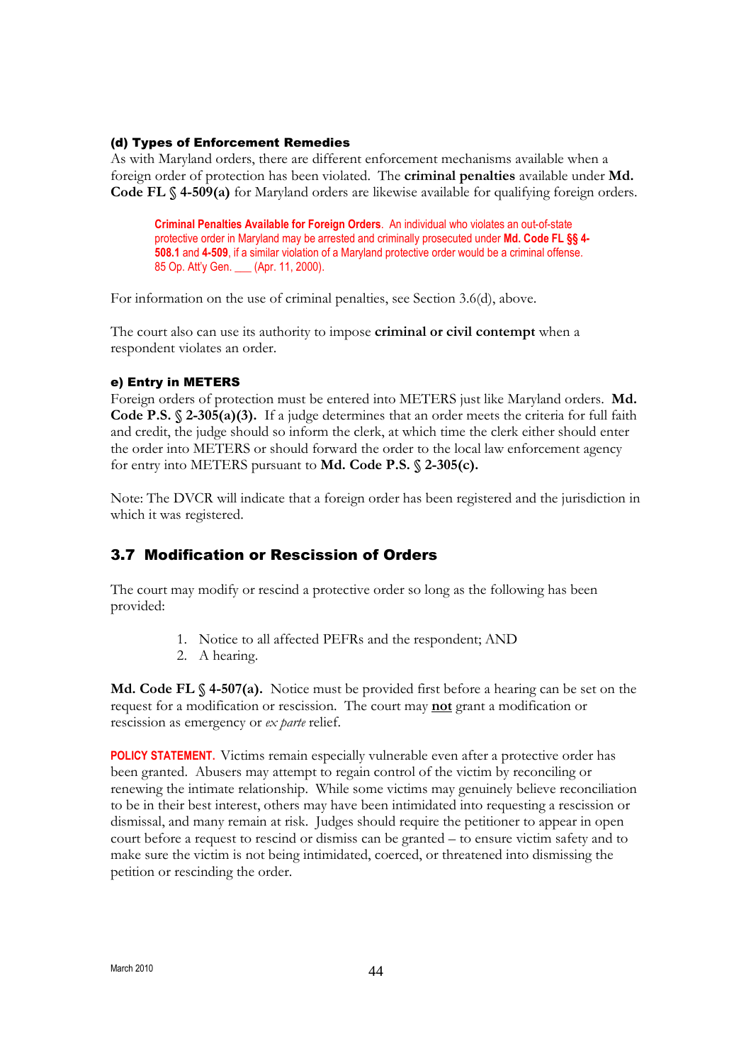### (d) Types of Enforcement Remedies

As with Maryland orders, there are different enforcement mechanisms available when a foreign order of protection has been violated. The **criminal penalties** available under **Md. Code FL § 4-509(a)** for Maryland orders are likewise available for qualifying foreign orders.

> **Criminal Penalties Available for Foreign Orders**. An individual who violates an out-of-state protective order in Maryland may be arrested and criminally prosecuted under **Md. Code FL §§ 4-508.1** and **4-509**, if a similar violation of a Maryland protective order would be a criminal offense. 85 Op. Att'y Gen. ___ (Apr. 11, 2000).

For information on the use of criminal penalties, see Section 3.6(d), above.

The court also can use its authority to impose **criminal or civil contempt** when a respondent violates an order.

### e) Entry in METERS

Foreign orders of protection must be entered into METERS just like Maryland orders. **Md. Code P.S. § 2-305(a)(3).** If a judge determines that an order meets the criteria for full faith and credit, the judge should so inform the clerk, at which time the clerk either should enter the order into METERS or should forward the order to the local law enforcement agency for entry into METERS pursuant to **Md. Code P.S. § 2-305(c).**

Note: The DVCR will indicate that a foreign order has been registered and the jurisdiction in which it was registered.

## 3.7 Modification or Rescission of Orders

The court may modify or rescind a protective order so long as the following has been provided:

1. Notice to all affected PEFRs and the respondent; AND
2. A hearing.

**Md. Code FL § 4-507(a).** Notice must be provided first before a hearing can be set on the request for a modification or rescission. The court may **not** grant a modification or rescission as emergency or *ex parte* relief.

**POLICY STATEMENT.** Victims remain especially vulnerable even after a protective order has been granted. Abusers may attempt to regain control of the victim by reconciling or renewing the intimate relationship. While some victims may genuinely believe reconciliation to be in their best interest, others may have been intimidated into requesting a rescission or dismissal, and many remain at risk. Judges should require the petitioner to appear in open court before a request to rescind or dismiss can be granted – to ensure victim safety and to make sure the victim is not being intimidated, coerced, or threatened into dismissing the petition or rescinding the order.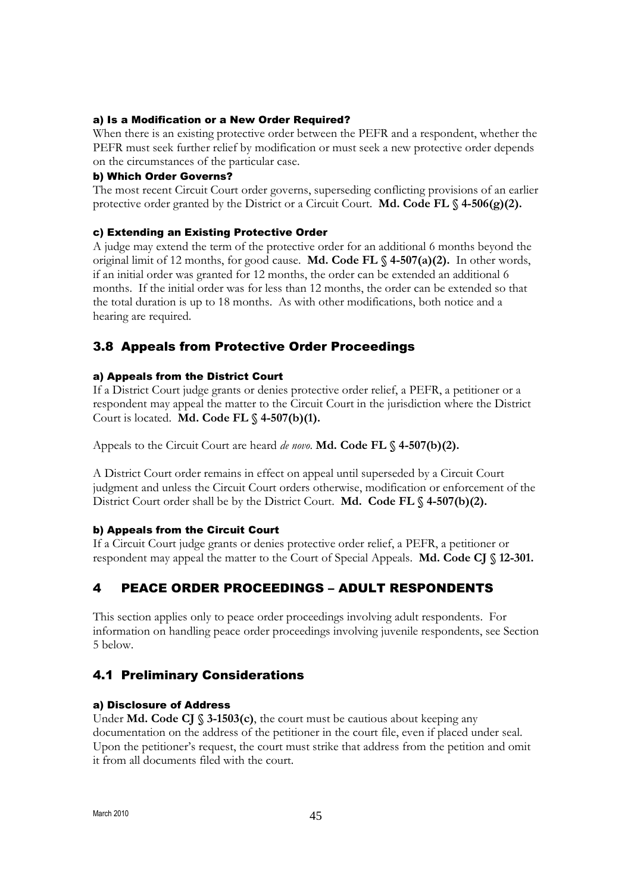#### a) Is a Modification or a New Order Required?

When there is an existing protective order between the PEFR and a respondent, whether the PEFR must seek further relief by modification or must seek a new protective order depends on the circumstances of the particular case.

#### b) Which Order Governs?

The most recent Circuit Court order governs, superseding conflicting provisions of an earlier protective order granted by the District or a Circuit Court. **Md. Code FL § 4-506(g)(2).**

#### c) Extending an Existing Protective Order

A judge may extend the term of the protective order for an additional 6 months beyond the original limit of 12 months, for good cause. **Md. Code FL § 4-507(a)(2).** In other words, if an initial order was granted for 12 months, the order can be extended an additional 6 months. If the initial order was for less than 12 months, the order can be extended so that the total duration is up to 18 months. As with other modifications, both notice and a hearing are required.

## 3.8 Appeals from Protective Order Proceedings

#### a) Appeals from the District Court

If a District Court judge grants or denies protective order relief, a PEFR, a petitioner or a respondent may appeal the matter to the Circuit Court in the jurisdiction where the District Court is located. **Md. Code FL § 4-507(b)(1).**

Appeals to the Circuit Court are heard *de novo*. **Md. Code FL § 4-507(b)(2).**

A District Court order remains in effect on appeal until superseded by a Circuit Court judgment and unless the Circuit Court orders otherwise, modification or enforcement of the District Court order shall be by the District Court. **Md. Code FL § 4-507(b)(2).**

#### b) Appeals from the Circuit Court

If a Circuit Court judge grants or denies protective order relief, a PEFR, a petitioner or respondent may appeal the matter to the Court of Special Appeals. **Md. Code CJ § 12-301.**

# 4 PEACE ORDER PROCEEDINGS – ADULT RESPONDENTS

This section applies only to peace order proceedings involving adult respondents. For information on handling peace order proceedings involving juvenile respondents, see Section 5 below.

## 4.1 Preliminary Considerations

#### a) Disclosure of Address

Under **Md. Code CJ § 3-1503(c)**, the court must be cautious about keeping any documentation on the address of the petitioner in the court file, even if placed under seal. Upon the petitioner's request, the court must strike that address from the petition and omit it from all documents filed with the court.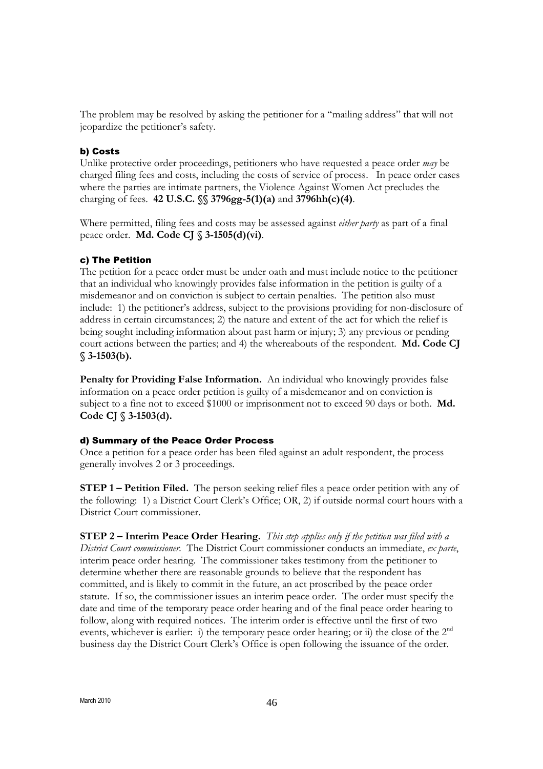The problem may be resolved by asking the petitioner for a "mailing address" that will not jeopardize the petitioner's safety.

### b) Costs

Unlike protective order proceedings, petitioners who have requested a peace order *may* be charged filing fees and costs, including the costs of service of process. In peace order cases where the parties are intimate partners, the Violence Against Women Act precludes the charging of fees. **42 U.S.C. §§ 3796gg-5(1)(a)** and **3796hh(c)(4)**.

Where permitted, filing fees and costs may be assessed against *either party* as part of a final peace order. **Md. Code CJ § 3-1505(d)(vi)**.

### c) The Petition

The petition for a peace order must be under oath and must include notice to the petitioner that an individual who knowingly provides false information in the petition is guilty of a misdemeanor and on conviction is subject to certain penalties. The petition also must include: 1) the petitioner's address, subject to the provisions providing for non-disclosure of address in certain circumstances; 2) the nature and extent of the act for which the relief is being sought including information about past harm or injury; 3) any previous or pending court actions between the parties; and 4) the whereabouts of the respondent. **Md. Code CJ § 3-1503(b).**

**Penalty for Providing False Information.** An individual who knowingly provides false information on a peace order petition is guilty of a misdemeanor and on conviction is subject to a fine not to exceed $1000 or imprisonment not to exceed 90 days or both. **Md. Code CJ § 3-1503(d).**

### d) Summary of the Peace Order Process

Once a petition for a peace order has been filed against an adult respondent, the process generally involves 2 or 3 proceedings.

**STEP 1 – Petition Filed.** The person seeking relief files a peace order petition with any of the following: 1) a District Court Clerk's Office; OR, 2) if outside normal court hours with a District Court commissioner.

**STEP 2 – Interim Peace Order Hearing.** *This step applies only if the petition was filed with a District Court commissioner.* The District Court commissioner conducts an immediate, *ex parte*, interim peace order hearing. The commissioner takes testimony from the petitioner to determine whether there are reasonable grounds to believe that the respondent has committed, and is likely to commit in the future, an act proscribed by the peace order statute. If so, the commissioner issues an interim peace order. The order must specify the date and time of the temporary peace order hearing and of the final peace order hearing to follow, along with required notices. The interim order is effective until the first of two events, whichever is earlier: i) the temporary peace order hearing; or ii) the close of the 2nd business day the District Court Clerk's Office is open following the issuance of the order.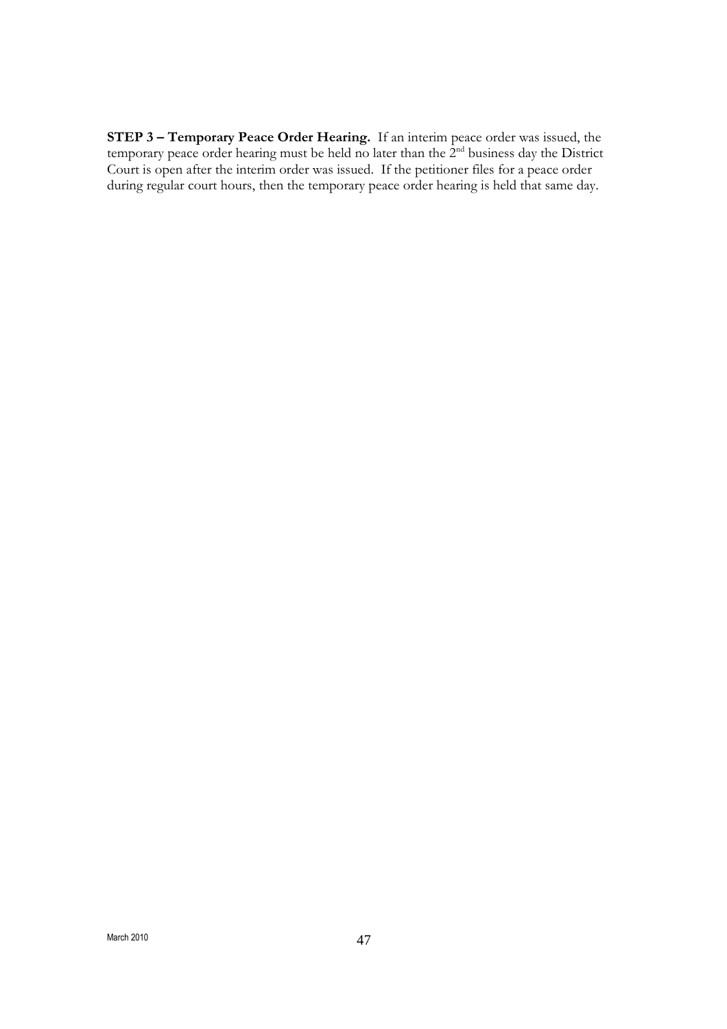**STEP 3 – Temporary Peace Order Hearing.** If an interim peace order was issued, the temporary peace order hearing must be held no later than the 2nd business day the District Court is open after the interim order was issued. If the petitioner files for a peace order during regular court hours, then the temporary peace order hearing is held that same day.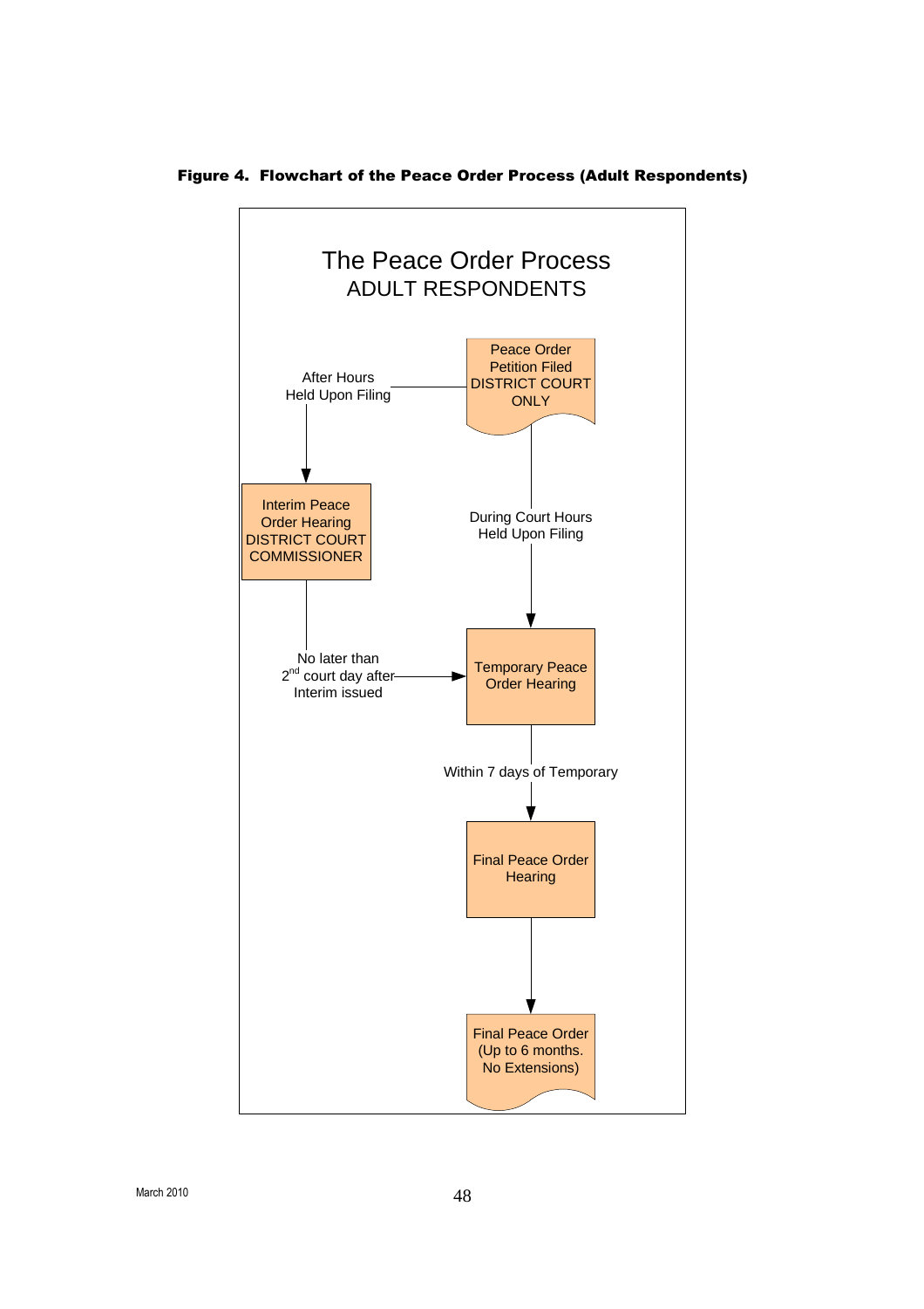**Figure 4. Flowchart of the Peace Order Process (Adult Respondents)**

The Peace Order Process
ADULT RESPONDENTS

Peace Order Petition Filed DISTRICT COURT ONLY

After Hours Held Upon Filing

Interim Peace Order Hearing DISTRICT COURT COMMISSIONER

During Court Hours Held Upon Filing

No later than 2nd court day after Interim issued

Temporary Peace Order Hearing

Within 7 days of Temporary

Final Peace Order Hearing

Final Peace Order (Up to 6 months. No Extensions)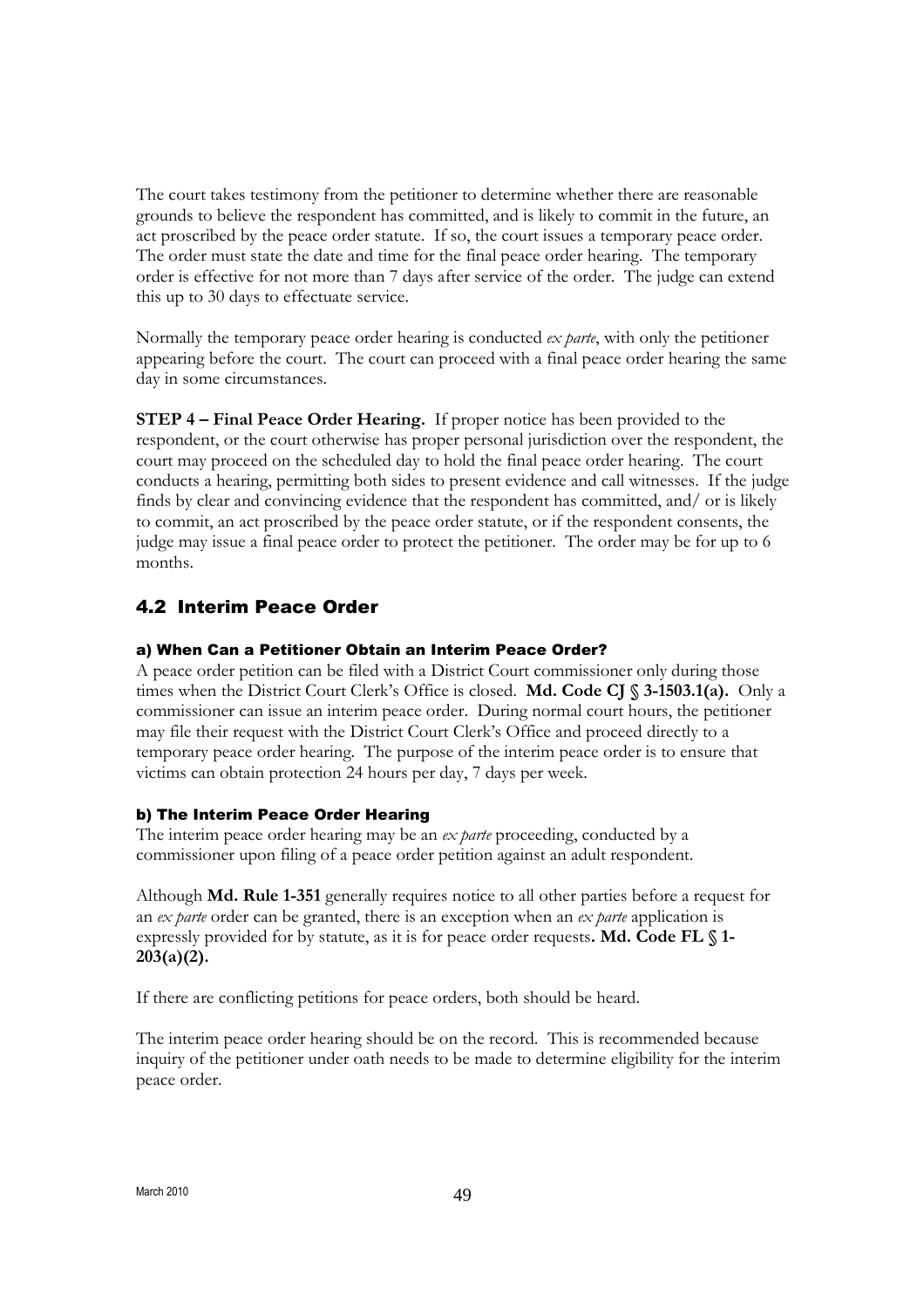The court takes testimony from the petitioner to determine whether there are reasonable grounds to believe the respondent has committed, and is likely to commit in the future, an act proscribed by the peace order statute. If so, the court issues a temporary peace order. The order must state the date and time for the final peace order hearing. The temporary order is effective for not more than 7 days after service of the order. The judge can extend this up to 30 days to effectuate service.

Normally the temporary peace order hearing is conducted *ex parte*, with only the petitioner appearing before the court. The court can proceed with a final peace order hearing the same day in some circumstances.

**STEP 4 – Final Peace Order Hearing.** If proper notice has been provided to the respondent, or the court otherwise has proper personal jurisdiction over the respondent, the court may proceed on the scheduled day to hold the final peace order hearing. The court conducts a hearing, permitting both sides to present evidence and call witnesses. If the judge finds by clear and convincing evidence that the respondent has committed, and/ or is likely to commit, an act proscribed by the peace order statute, or if the respondent consents, the judge may issue a final peace order to protect the petitioner. The order may be for up to 6 months.

## 4.2 Interim Peace Order

#### a) When Can a Petitioner Obtain an Interim Peace Order?

A peace order petition can be filed with a District Court commissioner only during those times when the District Court Clerk's Office is closed. **Md. Code CJ § 3-1503.1(a).** Only a commissioner can issue an interim peace order. During normal court hours, the petitioner may file their request with the District Court Clerk's Office and proceed directly to a temporary peace order hearing. The purpose of the interim peace order is to ensure that victims can obtain protection 24 hours per day, 7 days per week.

#### b) The Interim Peace Order Hearing

The interim peace order hearing may be an *ex parte* proceeding, conducted by a commissioner upon filing of a peace order petition against an adult respondent.

Although **Md. Rule 1-351** generally requires notice to all other parties before a request for an *ex parte* order can be granted, there is an exception when an *ex parte* application is expressly provided for by statute, as it is for peace order requests**. Md. Code FL § 1-203(a)(2).**

If there are conflicting petitions for peace orders, both should be heard.

The interim peace order hearing should be on the record. This is recommended because inquiry of the petitioner under oath needs to be made to determine eligibility for the interim peace order.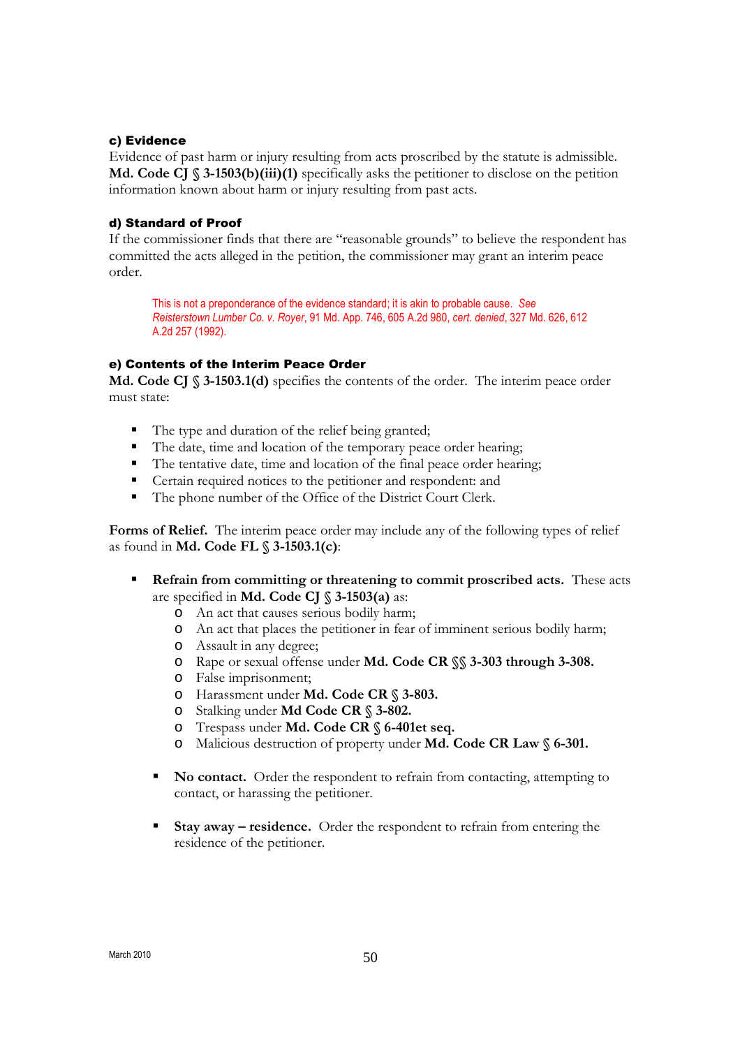#### c) Evidence

Evidence of past harm or injury resulting from acts proscribed by the statute is admissible. **Md. Code CJ § 3-1503(b)(iii)(1)** specifically asks the petitioner to disclose on the petition information known about harm or injury resulting from past acts.

#### d) Standard of Proof

If the commissioner finds that there are "reasonable grounds" to believe the respondent has committed the acts alleged in the petition, the commissioner may grant an interim peace order.

> This is not a preponderance of the evidence standard; it is akin to probable cause. *See Reisterstown Lumber Co. v. Royer*, 91 Md. App. 746, 605 A.2d 980, *cert. denied*, 327 Md. 626, 612 A.2d 257 (1992).

#### e) Contents of the Interim Peace Order

**Md. Code CJ § 3-1503.1(d)** specifies the contents of the order. The interim peace order must state:

- The type and duration of the relief being granted;
- The date, time and location of the temporary peace order hearing;
- The tentative date, time and location of the final peace order hearing;
- Certain required notices to the petitioner and respondent: and
- The phone number of the Office of the District Court Clerk.

**Forms of Relief.** The interim peace order may include any of the following types of relief as found in **Md. Code FL § 3-1503.1(c)**:

- **Refrain from committing or threatening to commit proscribed acts.** These acts are specified in **Md. Code CJ § 3-1503(a)** as:
  - An act that causes serious bodily harm;
  - An act that places the petitioner in fear of imminent serious bodily harm;
  - Assault in any degree;
  - Rape or sexual offense under **Md. Code CR §§ 3-303 through 3-308.**
  - False imprisonment;
  - Harassment under **Md. Code CR § 3-803.**
  - Stalking under **Md Code CR § 3-802.**
  - Trespass under **Md. Code CR § 6-401et seq.**
  - Malicious destruction of property under **Md. Code CR Law § 6-301.**

- **No contact.** Order the respondent to refrain from contacting, attempting to contact, or harassing the petitioner.

- **Stay away – residence.** Order the respondent to refrain from entering the residence of the petitioner.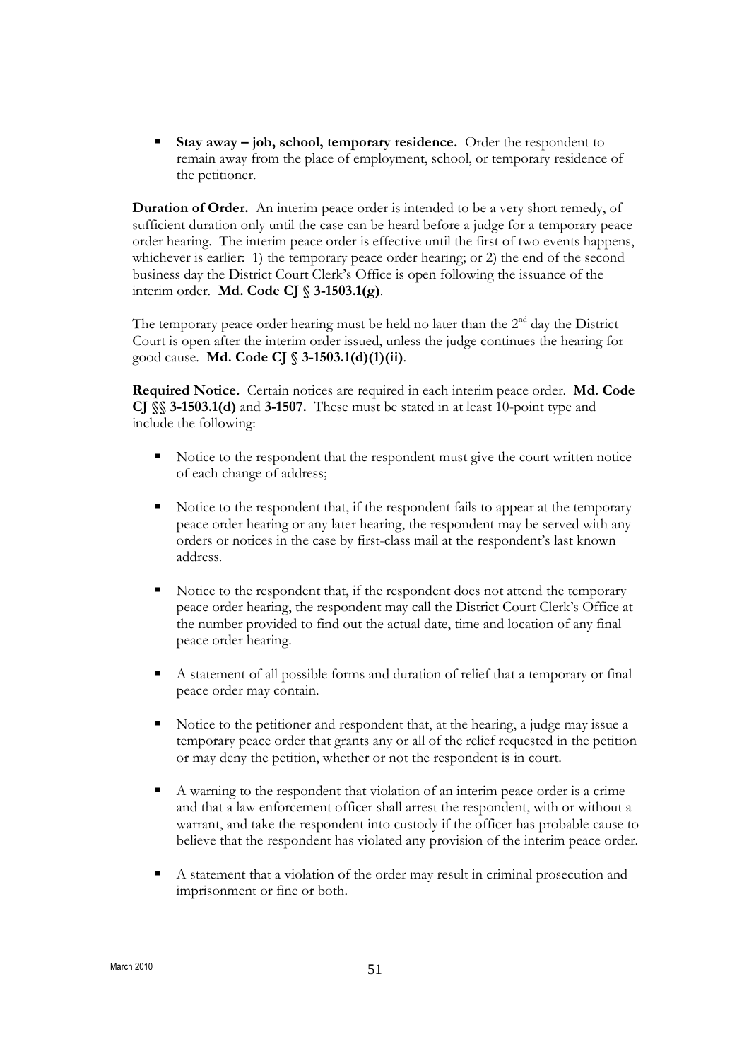- **Stay away – job, school, temporary residence.** Order the respondent to remain away from the place of employment, school, or temporary residence of the petitioner.

**Duration of Order.** An interim peace order is intended to be a very short remedy, of sufficient duration only until the case can be heard before a judge for a temporary peace order hearing. The interim peace order is effective until the first of two events happens, whichever is earlier: 1) the temporary peace order hearing; or 2) the end of the second business day the District Court Clerk's Office is open following the issuance of the interim order. **Md. Code CJ § 3-1503.1(g)**.

The temporary peace order hearing must be held no later than the 2nd day the District Court is open after the interim order issued, unless the judge continues the hearing for good cause. **Md. Code CJ § 3-1503.1(d)(1)(ii)**.

**Required Notice.** Certain notices are required in each interim peace order. **Md. Code CJ §§ 3-1503.1(d)** and **3-1507.** These must be stated in at least 10-point type and include the following:

- Notice to the respondent that the respondent must give the court written notice of each change of address;
- Notice to the respondent that, if the respondent fails to appear at the temporary peace order hearing or any later hearing, the respondent may be served with any orders or notices in the case by first-class mail at the respondent's last known address.
- Notice to the respondent that, if the respondent does not attend the temporary peace order hearing, the respondent may call the District Court Clerk's Office at the number provided to find out the actual date, time and location of any final peace order hearing.
- A statement of all possible forms and duration of relief that a temporary or final peace order may contain.
- Notice to the petitioner and respondent that, at the hearing, a judge may issue a temporary peace order that grants any or all of the relief requested in the petition or may deny the petition, whether or not the respondent is in court.
- A warning to the respondent that violation of an interim peace order is a crime and that a law enforcement officer shall arrest the respondent, with or without a warrant, and take the respondent into custody if the officer has probable cause to believe that the respondent has violated any provision of the interim peace order.
- A statement that a violation of the order may result in criminal prosecution and imprisonment or fine or both.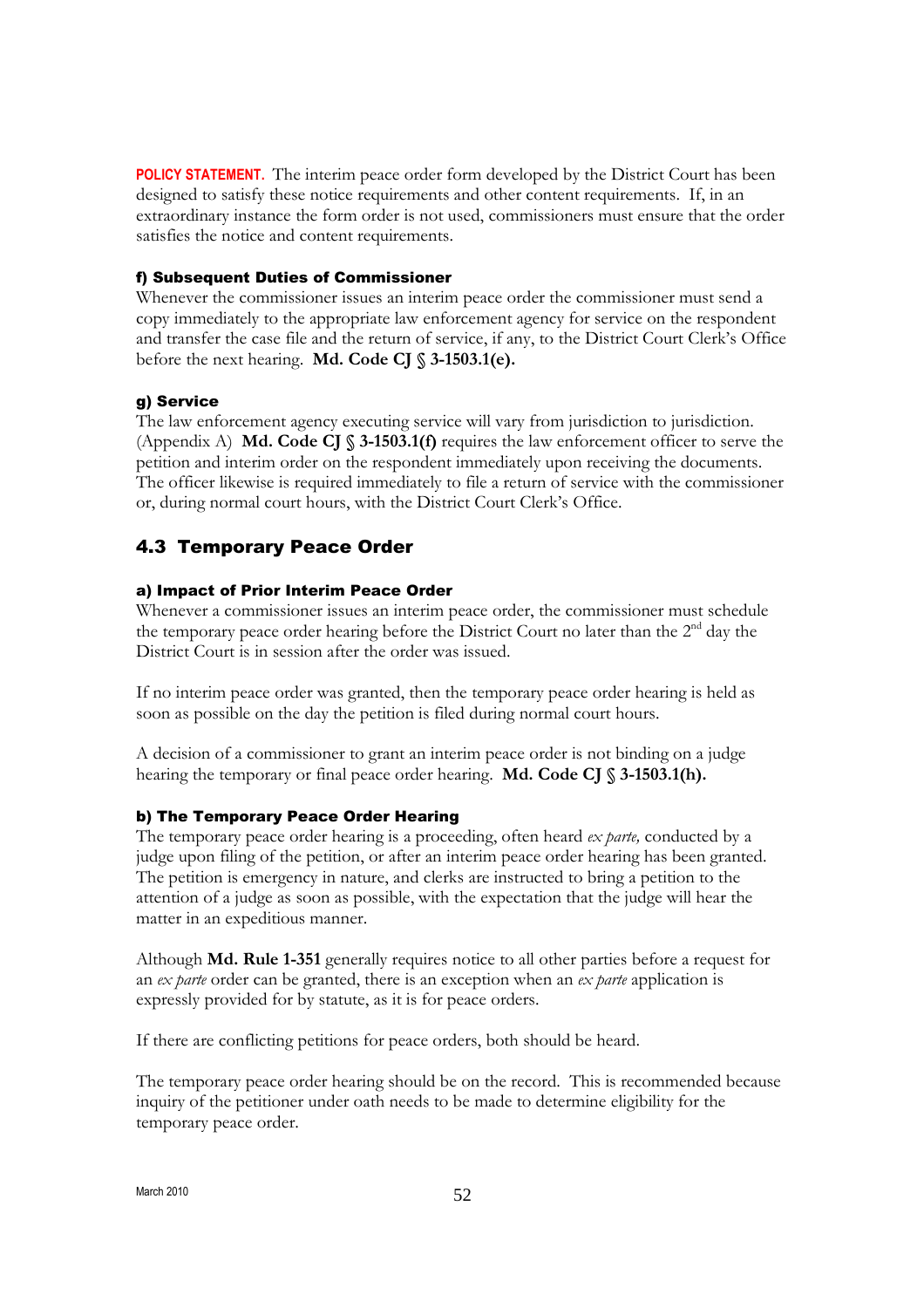**POLICY STATEMENT.** The interim peace order form developed by the District Court has been designed to satisfy these notice requirements and other content requirements. If, in an extraordinary instance the form order is not used, commissioners must ensure that the order satisfies the notice and content requirements.

#### f) Subsequent Duties of Commissioner

Whenever the commissioner issues an interim peace order the commissioner must send a copy immediately to the appropriate law enforcement agency for service on the respondent and transfer the case file and the return of service, if any, to the District Court Clerk's Office before the next hearing. **Md. Code CJ § 3-1503.1(e).**

#### g) Service

The law enforcement agency executing service will vary from jurisdiction to jurisdiction. (Appendix A) **Md. Code CJ § 3-1503.1(f)** requires the law enforcement officer to serve the petition and interim order on the respondent immediately upon receiving the documents. The officer likewise is required immediately to file a return of service with the commissioner or, during normal court hours, with the District Court Clerk's Office.

## 4.3 Temporary Peace Order

#### a) Impact of Prior Interim Peace Order

Whenever a commissioner issues an interim peace order, the commissioner must schedule the temporary peace order hearing before the District Court no later than the 2nd day the District Court is in session after the order was issued.

If no interim peace order was granted, then the temporary peace order hearing is held as soon as possible on the day the petition is filed during normal court hours.

A decision of a commissioner to grant an interim peace order is not binding on a judge hearing the temporary or final peace order hearing. **Md. Code CJ § 3-1503.1(h).**

#### b) The Temporary Peace Order Hearing

The temporary peace order hearing is a proceeding, often heard *ex parte,* conducted by a judge upon filing of the petition, or after an interim peace order hearing has been granted. The petition is emergency in nature, and clerks are instructed to bring a petition to the attention of a judge as soon as possible, with the expectation that the judge will hear the matter in an expeditious manner.

Although **Md. Rule 1-351** generally requires notice to all other parties before a request for an *ex parte* order can be granted, there is an exception when an *ex parte* application is expressly provided for by statute, as it is for peace orders.

If there are conflicting petitions for peace orders, both should be heard.

The temporary peace order hearing should be on the record. This is recommended because inquiry of the petitioner under oath needs to be made to determine eligibility for the temporary peace order.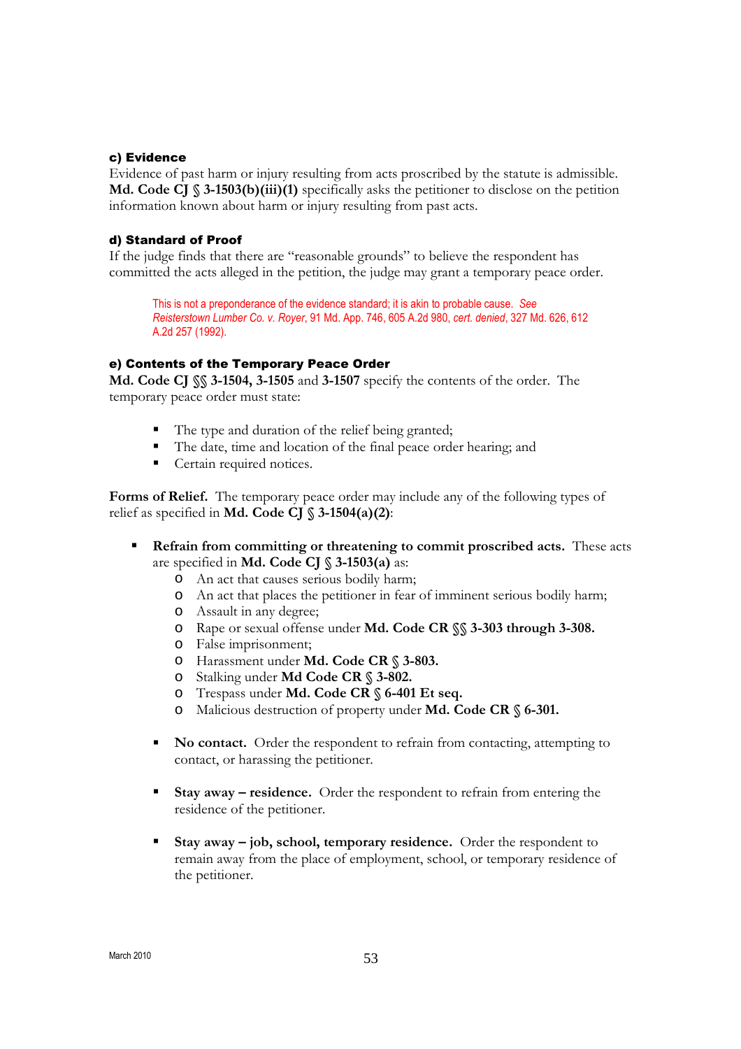#### c) Evidence

Evidence of past harm or injury resulting from acts proscribed by the statute is admissible. **Md. Code CJ § 3-1503(b)(iii)(1)** specifically asks the petitioner to disclose on the petition information known about harm or injury resulting from past acts.

#### d) Standard of Proof

If the judge finds that there are "reasonable grounds" to believe the respondent has committed the acts alleged in the petition, the judge may grant a temporary peace order.

> This is not a preponderance of the evidence standard; it is akin to probable cause. *See Reisterstown Lumber Co. v. Royer*, 91 Md. App. 746, 605 A.2d 980, *cert. denied*, 327 Md. 626, 612 A.2d 257 (1992).

#### e) Contents of the Temporary Peace Order

**Md. Code CJ §§ 3-1504, 3-1505** and **3-1507** specify the contents of the order. The temporary peace order must state:

- The type and duration of the relief being granted;
- The date, time and location of the final peace order hearing; and
- Certain required notices.

**Forms of Relief.** The temporary peace order may include any of the following types of relief as specified in **Md. Code CJ § 3-1504(a)(2)**:

- **Refrain from committing or threatening to commit proscribed acts.** These acts are specified in **Md. Code CJ § 3-1503(a)** as:
  - An act that causes serious bodily harm;
  - An act that places the petitioner in fear of imminent serious bodily harm;
  - Assault in any degree;
  - Rape or sexual offense under **Md. Code CR §§ 3-303 through 3-308.**
  - False imprisonment;
  - Harassment under **Md. Code CR § 3-803.**
  - Stalking under **Md Code CR § 3-802.**
  - Trespass under **Md. Code CR § 6-401 Et seq.**
  - Malicious destruction of property under **Md. Code CR § 6-301.**

- **No contact.** Order the respondent to refrain from contacting, attempting to contact, or harassing the petitioner.

- **Stay away – residence.** Order the respondent to refrain from entering the residence of the petitioner.

- **Stay away – job, school, temporary residence.** Order the respondent to remain away from the place of employment, school, or temporary residence of the petitioner.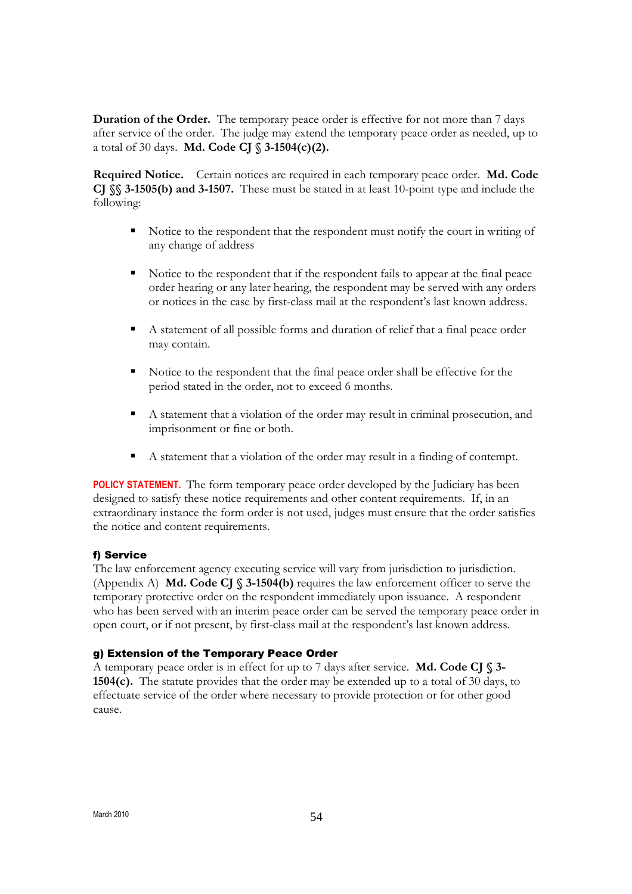**Duration of the Order.** The temporary peace order is effective for not more than 7 days after service of the order. The judge may extend the temporary peace order as needed, up to a total of 30 days. **Md. Code CJ § 3-1504(c)(2).**

**Required Notice.** Certain notices are required in each temporary peace order. **Md. Code CJ §§ 3-1505(b) and 3-1507.** These must be stated in at least 10-point type and include the following:

- Notice to the respondent that the respondent must notify the court in writing of any change of address
- Notice to the respondent that if the respondent fails to appear at the final peace order hearing or any later hearing, the respondent may be served with any orders or notices in the case by first-class mail at the respondent's last known address.
- A statement of all possible forms and duration of relief that a final peace order may contain.
- Notice to the respondent that the final peace order shall be effective for the period stated in the order, not to exceed 6 months.
- A statement that a violation of the order may result in criminal prosecution, and imprisonment or fine or both.
- A statement that a violation of the order may result in a finding of contempt.

**POLICY STATEMENT.** The form temporary peace order developed by the Judiciary has been designed to satisfy these notice requirements and other content requirements. If, in an extraordinary instance the form order is not used, judges must ensure that the order satisfies the notice and content requirements.

#### f) Service

The law enforcement agency executing service will vary from jurisdiction to jurisdiction. (Appendix A) **Md. Code CJ § 3-1504(b)** requires the law enforcement officer to serve the temporary protective order on the respondent immediately upon issuance. A respondent who has been served with an interim peace order can be served the temporary peace order in open court, or if not present, by first-class mail at the respondent's last known address.

#### g) Extension of the Temporary Peace Order

A temporary peace order is in effect for up to 7 days after service. **Md. Code CJ § 3-1504(c).** The statute provides that the order may be extended up to a total of 30 days, to effectuate service of the order where necessary to provide protection or for other good cause.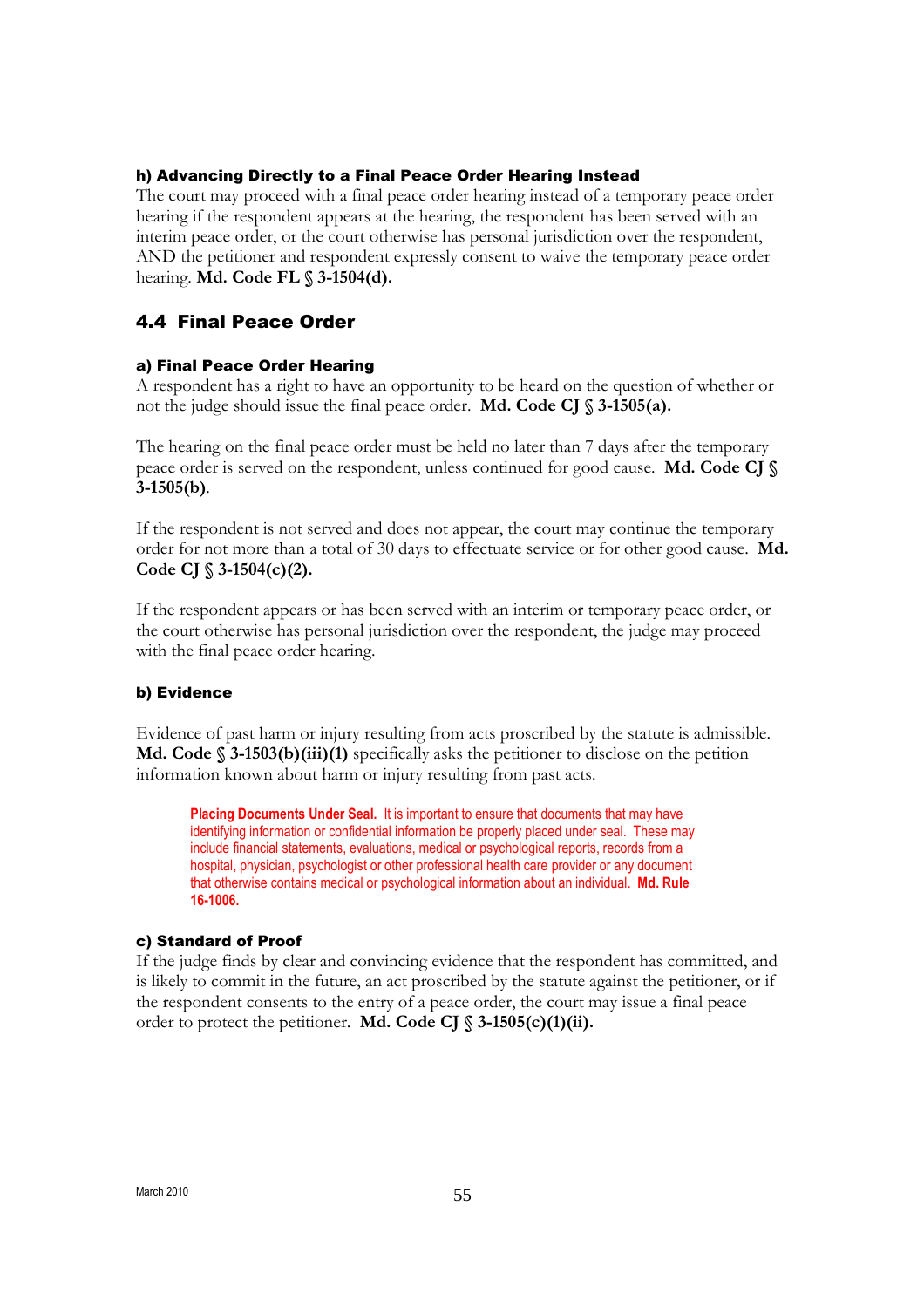#### h) Advancing Directly to a Final Peace Order Hearing Instead

The court may proceed with a final peace order hearing instead of a temporary peace order hearing if the respondent appears at the hearing, the respondent has been served with an interim peace order, or the court otherwise has personal jurisdiction over the respondent, AND the petitioner and respondent expressly consent to waive the temporary peace order hearing. **Md. Code FL § 3-1504(d).**

## 4.4 Final Peace Order

#### a) Final Peace Order Hearing

A respondent has a right to have an opportunity to be heard on the question of whether or not the judge should issue the final peace order. **Md. Code CJ § 3-1505(a).**

The hearing on the final peace order must be held no later than 7 days after the temporary peace order is served on the respondent, unless continued for good cause. **Md. Code CJ § 3-1505(b)**.

If the respondent is not served and does not appear, the court may continue the temporary order for not more than a total of 30 days to effectuate service or for other good cause. **Md. Code CJ § 3-1504(c)(2).**

If the respondent appears or has been served with an interim or temporary peace order, or the court otherwise has personal jurisdiction over the respondent, the judge may proceed with the final peace order hearing.

#### b) Evidence

Evidence of past harm or injury resulting from acts proscribed by the statute is admissible. **Md. Code § 3-1503(b)(iii)(1)** specifically asks the petitioner to disclose on the petition information known about harm or injury resulting from past acts.

> **Placing Documents Under Seal.** It is important to ensure that documents that may have identifying information or confidential information be properly placed under seal. These may include financial statements, evaluations, medical or psychological reports, records from a hospital, physician, psychologist or other professional health care provider or any document that otherwise contains medical or psychological information about an individual. **Md. Rule 16-1006.**

#### c) Standard of Proof

If the judge finds by clear and convincing evidence that the respondent has committed, and is likely to commit in the future, an act proscribed by the statute against the petitioner, or if the respondent consents to the entry of a peace order, the court may issue a final peace order to protect the petitioner. **Md. Code CJ § 3-1505(c)(1)(ii).**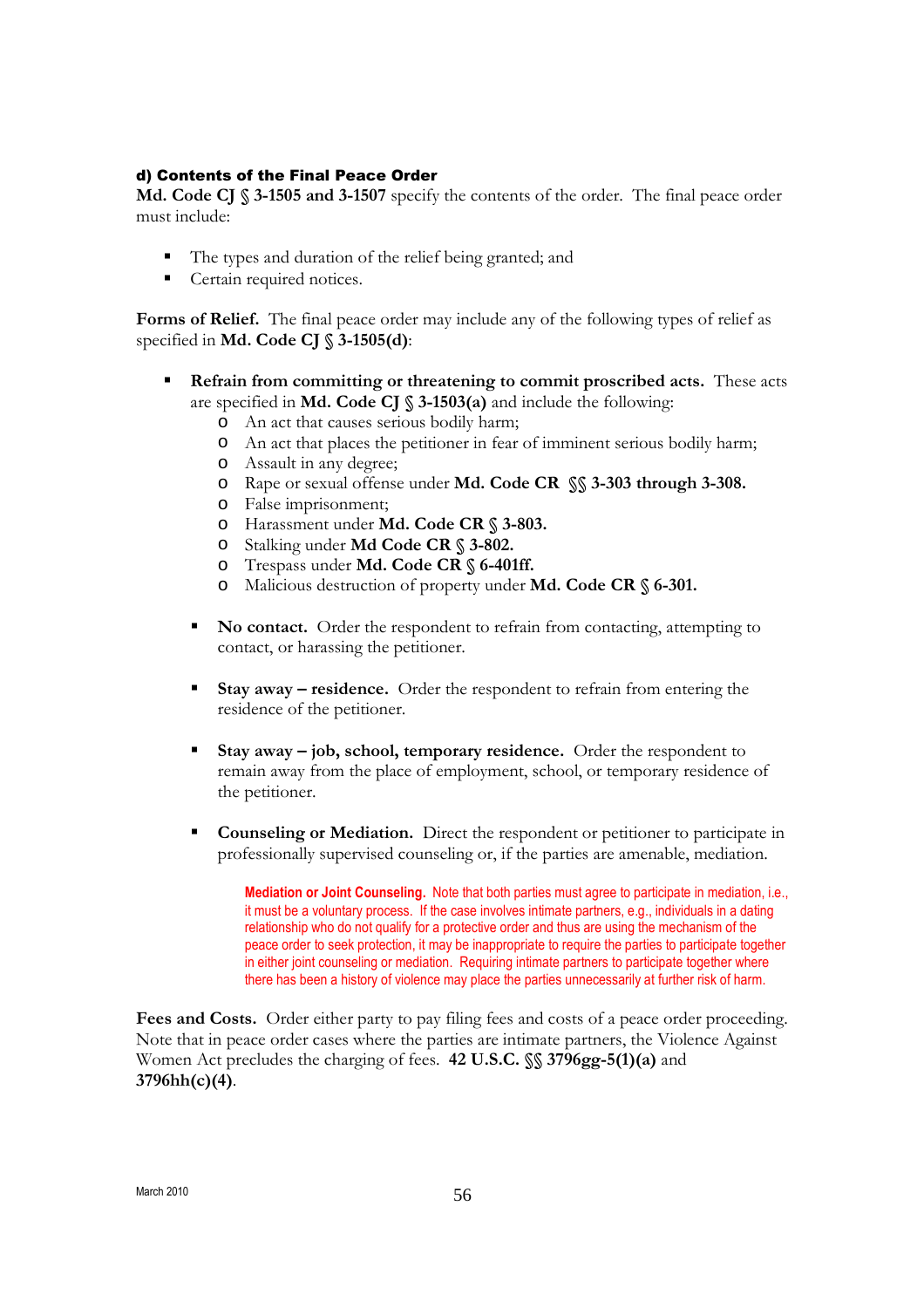#### d) Contents of the Final Peace Order

**Md. Code CJ § 3-1505 and 3-1507** specify the contents of the order. The final peace order must include:

- The types and duration of the relief being granted; and
- Certain required notices.

**Forms of Relief.** The final peace order may include any of the following types of relief as specified in **Md. Code CJ § 3-1505(d)**:

- **Refrain from committing or threatening to commit proscribed acts.** These acts are specified in **Md. Code CJ § 3-1503(a)** and include the following:
  - An act that causes serious bodily harm;
  - An act that places the petitioner in fear of imminent serious bodily harm;
  - Assault in any degree;
  - Rape or sexual offense under **Md. Code CR §§ 3-303 through 3-308.**
  - False imprisonment;
  - Harassment under **Md. Code CR § 3-803.**
  - Stalking under **Md Code CR § 3-802.**
  - Trespass under **Md. Code CR § 6-401ff.**
  - Malicious destruction of property under **Md. Code CR § 6-301.**

- **No contact.** Order the respondent to refrain from contacting, attempting to contact, or harassing the petitioner.

- **Stay away – residence.** Order the respondent to refrain from entering the residence of the petitioner.

- **Stay away – job, school, temporary residence.** Order the respondent to remain away from the place of employment, school, or temporary residence of the petitioner.

- **Counseling or Mediation.** Direct the respondent or petitioner to participate in professionally supervised counseling or, if the parties are amenable, mediation.

  > **Mediation or Joint Counseling.** Note that both parties must agree to participate in mediation, i.e., it must be a voluntary process. If the case involves intimate partners, e.g., individuals in a dating relationship who do not qualify for a protective order and thus are using the mechanism of the peace order to seek protection, it may be inappropriate to require the parties to participate together in either joint counseling or mediation. Requiring intimate partners to participate together where there has been a history of violence may place the parties unnecessarily at further risk of harm.

**Fees and Costs.** Order either party to pay filing fees and costs of a peace order proceeding. Note that in peace order cases where the parties are intimate partners, the Violence Against Women Act precludes the charging of fees. **42 U.S.C. §§ 3796gg-5(1)(a)** and **3796hh(c)(4)**.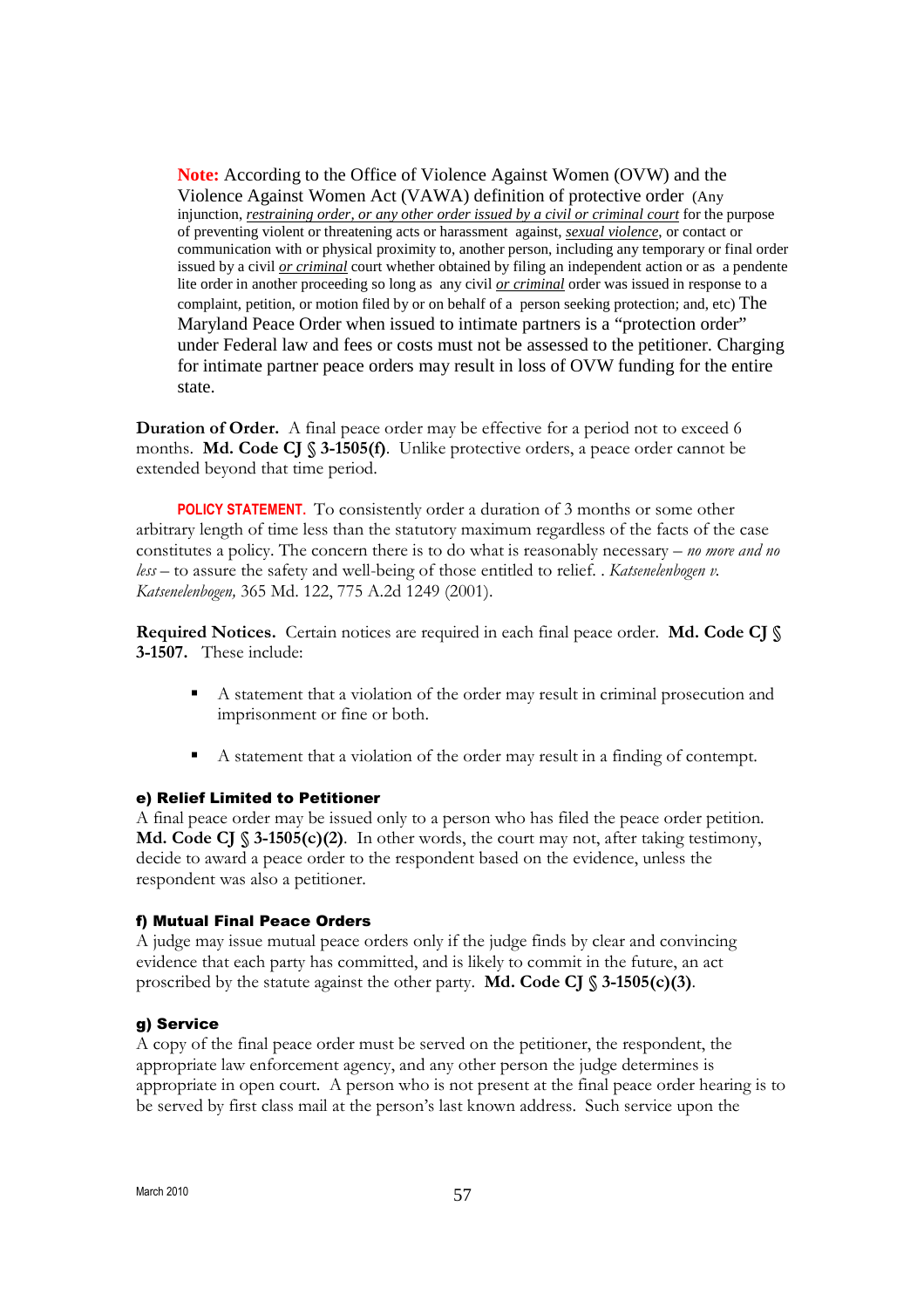**Note:** According to the Office of Violence Against Women (OVW) and the Violence Against Women Act (VAWA) definition of protective order (Any injunction, *restraining order, or any other order issued by a civil or criminal court* for the purpose of preventing violent or threatening acts or harassment against, *sexual violence*, or contact or communication with or physical proximity to, another person, including any temporary or final order issued by a civil *or criminal* court whether obtained by filing an independent action or as a pendente lite order in another proceeding so long as any civil *or criminal* order was issued in response to a complaint, petition, or motion filed by or on behalf of a person seeking protection; and, etc) The Maryland Peace Order when issued to intimate partners is a "protection order" under Federal law and fees or costs must not be assessed to the petitioner. Charging for intimate partner peace orders may result in loss of OVW funding for the entire state.

**Duration of Order.** A final peace order may be effective for a period not to exceed 6 months. **Md. Code CJ § 3-1505(f)**. Unlike protective orders, a peace order cannot be extended beyond that time period.

**POLICY STATEMENT.** To consistently order a duration of 3 months or some other arbitrary length of time less than the statutory maximum regardless of the facts of the case constitutes a policy. The concern there is to do what is reasonably necessary – *no more and no less* – to assure the safety and well-being of those entitled to relief. . *Katsenelenbogen v. Katsenelenbogen,* 365 Md. 122, 775 A.2d 1249 (2001).

**Required Notices.** Certain notices are required in each final peace order. **Md. Code CJ § 3-1507.** These include:

- A statement that a violation of the order may result in criminal prosecution and imprisonment or fine or both.
- A statement that a violation of the order may result in a finding of contempt.

#### e) Relief Limited to Petitioner

A final peace order may be issued only to a person who has filed the peace order petition. **Md. Code CJ § 3-1505(c)(2)**. In other words, the court may not, after taking testimony, decide to award a peace order to the respondent based on the evidence, unless the respondent was also a petitioner.

#### f) Mutual Final Peace Orders

A judge may issue mutual peace orders only if the judge finds by clear and convincing evidence that each party has committed, and is likely to commit in the future, an act proscribed by the statute against the other party. **Md. Code CJ § 3-1505(c)(3)**.

#### g) Service

A copy of the final peace order must be served on the petitioner, the respondent, the appropriate law enforcement agency, and any other person the judge determines is appropriate in open court. A person who is not present at the final peace order hearing is to be served by first class mail at the person's last known address. Such service upon the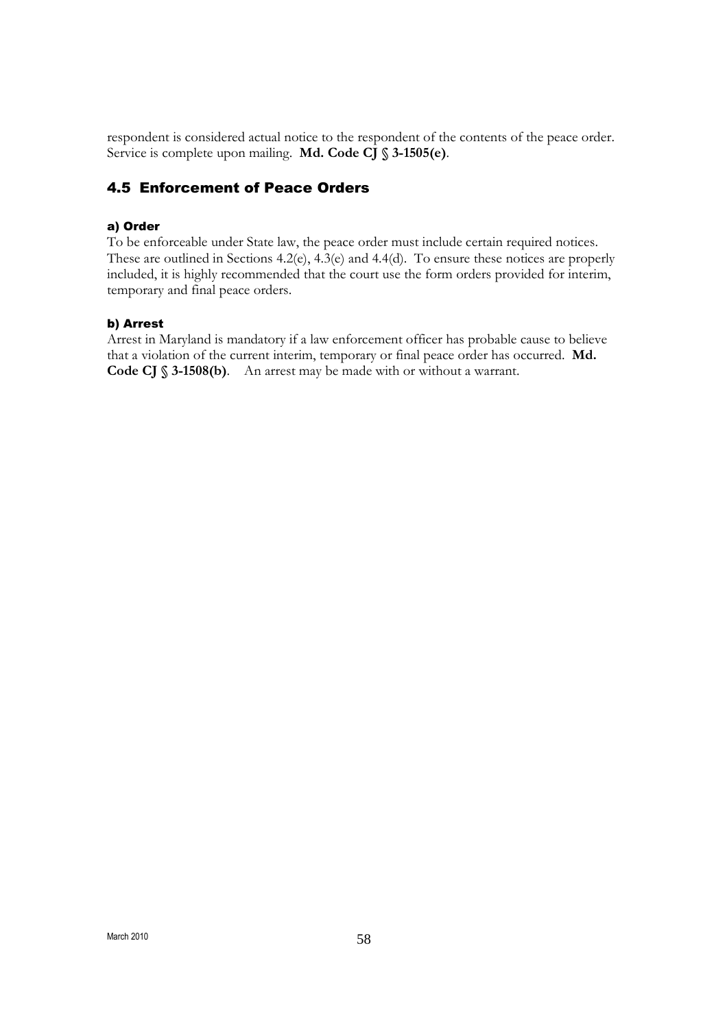respondent is considered actual notice to the respondent of the contents of the peace order. Service is complete upon mailing. **Md. Code CJ § 3-1505(e)**.

## 4.5 Enforcement of Peace Orders

### a) Order

To be enforceable under State law, the peace order must include certain required notices. These are outlined in Sections 4.2(e), 4.3(e) and 4.4(d). To ensure these notices are properly included, it is highly recommended that the court use the form orders provided for interim, temporary and final peace orders.

### b) Arrest

Arrest in Maryland is mandatory if a law enforcement officer has probable cause to believe that a violation of the current interim, temporary or final peace order has occurred. **Md. Code CJ § 3-1508(b)**. An arrest may be made with or without a warrant.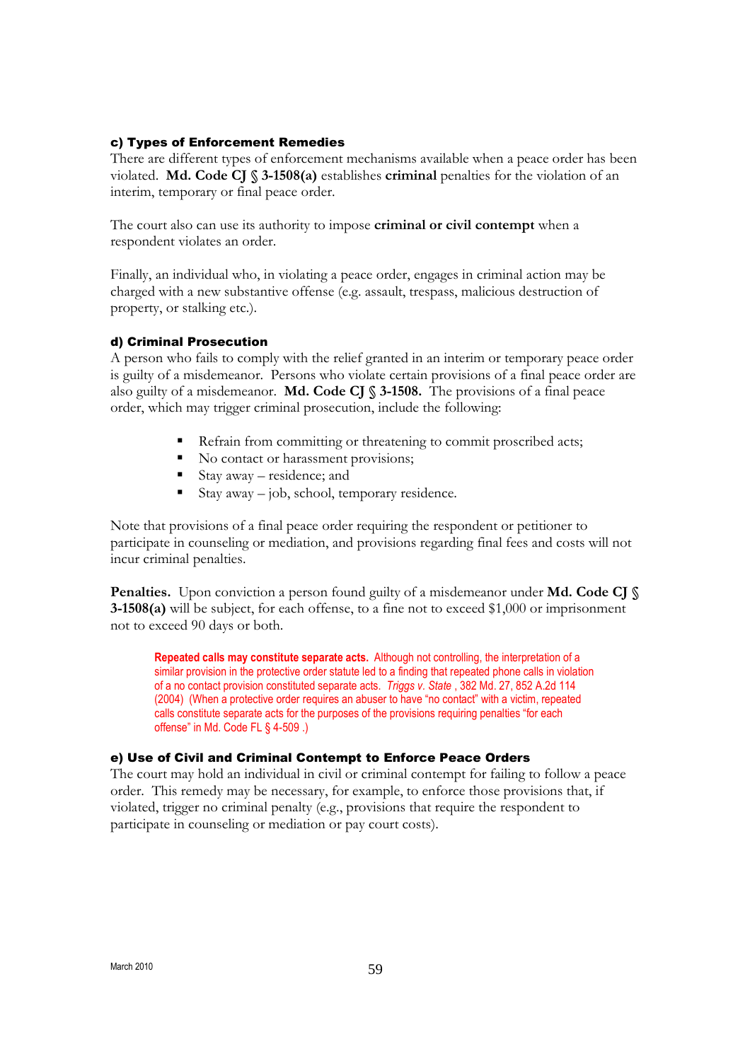### c) Types of Enforcement Remedies

There are different types of enforcement mechanisms available when a peace order has been violated. **Md. Code CJ § 3-1508(a)** establishes **criminal** penalties for the violation of an interim, temporary or final peace order.

The court also can use its authority to impose **criminal or civil contempt** when a respondent violates an order.

Finally, an individual who, in violating a peace order, engages in criminal action may be charged with a new substantive offense (e.g. assault, trespass, malicious destruction of property, or stalking etc.).

### d) Criminal Prosecution

A person who fails to comply with the relief granted in an interim or temporary peace order is guilty of a misdemeanor. Persons who violate certain provisions of a final peace order are also guilty of a misdemeanor. **Md. Code CJ § 3-1508.** The provisions of a final peace order, which may trigger criminal prosecution, include the following:

- Refrain from committing or threatening to commit proscribed acts;
- No contact or harassment provisions;
- Stay away – residence; and
- Stay away – job, school, temporary residence.

Note that provisions of a final peace order requiring the respondent or petitioner to participate in counseling or mediation, and provisions regarding final fees and costs will not incur criminal penalties.

**Penalties.** Upon conviction a person found guilty of a misdemeanor under **Md. Code CJ § 3-1508(a)** will be subject, for each offense, to a fine not to exceed $1,000 or imprisonment not to exceed 90 days or both.

> **Repeated calls may constitute separate acts.** Although not controlling, the interpretation of a similar provision in the protective order statute led to a finding that repeated phone calls in violation of a no contact provision constituted separate acts. *Triggs v. State* , 382 Md. 27, 852 A.2d 114 (2004) (When a protective order requires an abuser to have "no contact" with a victim, repeated calls constitute separate acts for the purposes of the provisions requiring penalties "for each offense" in Md. Code FL § 4-509 .)

### e) Use of Civil and Criminal Contempt to Enforce Peace Orders

The court may hold an individual in civil or criminal contempt for failing to follow a peace order. This remedy may be necessary, for example, to enforce those provisions that, if violated, trigger no criminal penalty (e.g., provisions that require the respondent to participate in counseling or mediation or pay court costs).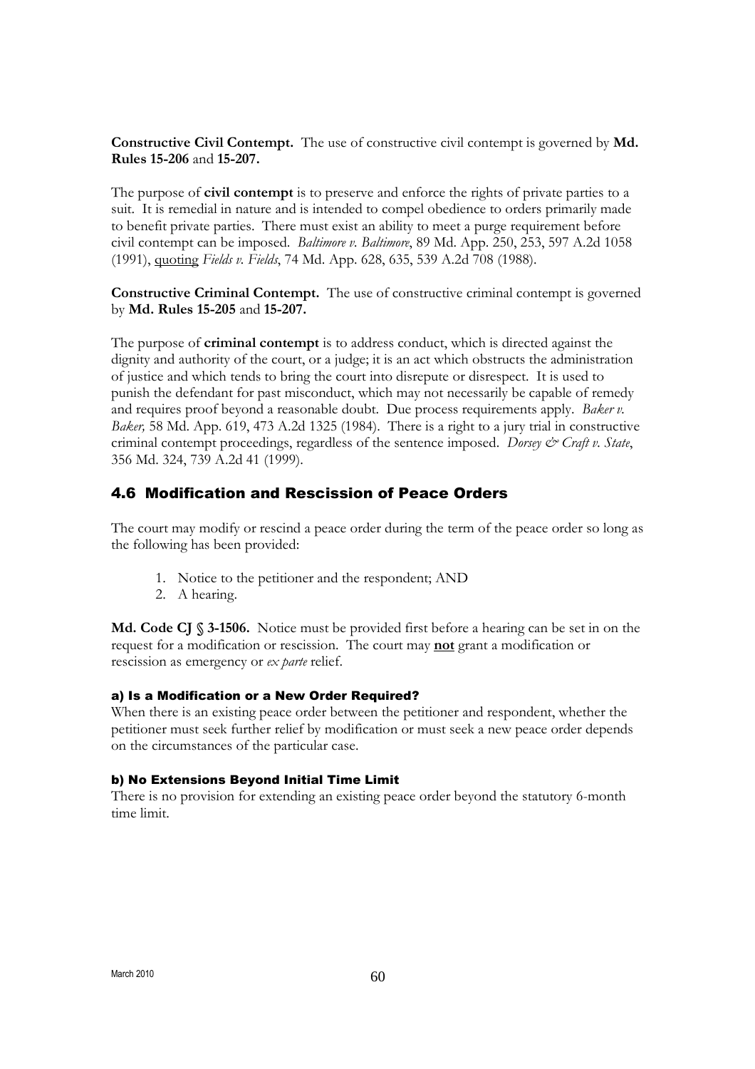**Constructive Civil Contempt.** The use of constructive civil contempt is governed by **Md. Rules 15-206** and **15-207.**

The purpose of **civil contempt** is to preserve and enforce the rights of private parties to a suit. It is remedial in nature and is intended to compel obedience to orders primarily made to benefit private parties. There must exist an ability to meet a purge requirement before civil contempt can be imposed. *Baltimore v. Baltimore*, 89 Md. App. 250, 253, 597 A.2d 1058 (1991), quoting *Fields v. Fields*, 74 Md. App. 628, 635, 539 A.2d 708 (1988).

**Constructive Criminal Contempt.** The use of constructive criminal contempt is governed by **Md. Rules 15-205** and **15-207.**

The purpose of **criminal contempt** is to address conduct, which is directed against the dignity and authority of the court, or a judge; it is an act which obstructs the administration of justice and which tends to bring the court into disrepute or disrespect. It is used to punish the defendant for past misconduct, which may not necessarily be capable of remedy and requires proof beyond a reasonable doubt. Due process requirements apply. *Baker v. Baker,* 58 Md. App. 619, 473 A.2d 1325 (1984). There is a right to a jury trial in constructive criminal contempt proceedings, regardless of the sentence imposed. *Dorsey & Craft v. State*, 356 Md. 324, 739 A.2d 41 (1999).

## 4.6 Modification and Rescission of Peace Orders

The court may modify or rescind a peace order during the term of the peace order so long as the following has been provided:

1. Notice to the petitioner and the respondent; AND
2. A hearing.

**Md. Code CJ § 3-1506.** Notice must be provided first before a hearing can be set in on the request for a modification or rescission. The court may **not** grant a modification or rescission as emergency or *ex parte* relief.

#### a) Is a Modification or a New Order Required?

When there is an existing peace order between the petitioner and respondent, whether the petitioner must seek further relief by modification or must seek a new peace order depends on the circumstances of the particular case.

#### b) No Extensions Beyond Initial Time Limit

There is no provision for extending an existing peace order beyond the statutory 6-month time limit.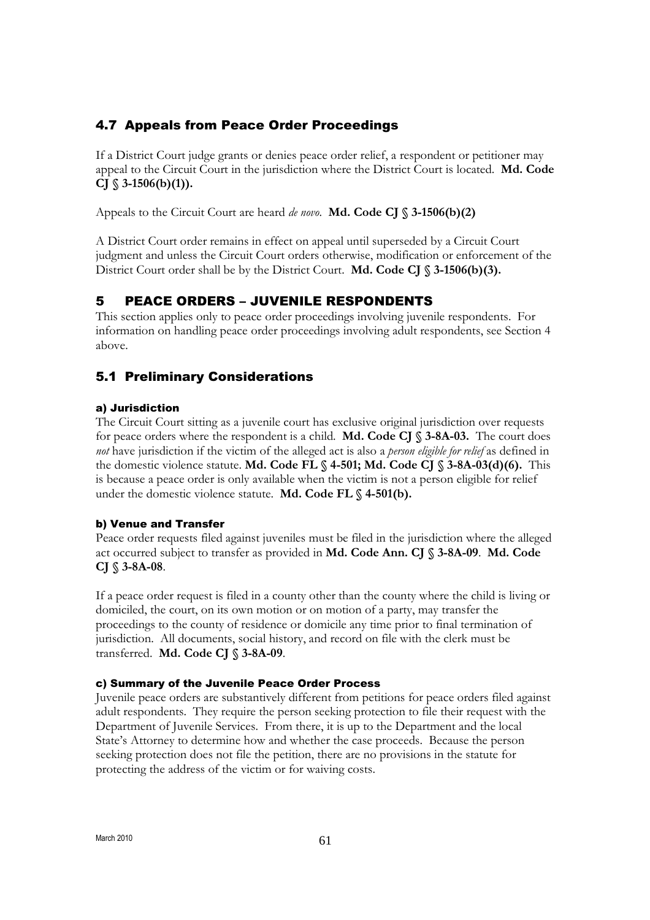## 4.7 Appeals from Peace Order Proceedings

If a District Court judge grants or denies peace order relief, a respondent or petitioner may appeal to the Circuit Court in the jurisdiction where the District Court is located. **Md. Code CJ § 3-1506(b)(1)).**

Appeals to the Circuit Court are heard *de novo*. **Md. Code CJ § 3-1506(b)(2)**

A District Court order remains in effect on appeal until superseded by a Circuit Court judgment and unless the Circuit Court orders otherwise, modification or enforcement of the District Court order shall be by the District Court. **Md. Code CJ § 3-1506(b)(3).**

# 5 PEACE ORDERS – JUVENILE RESPONDENTS

This section applies only to peace order proceedings involving juvenile respondents. For information on handling peace order proceedings involving adult respondents, see Section 4 above.

## 5.1 Preliminary Considerations

#### a) Jurisdiction

The Circuit Court sitting as a juvenile court has exclusive original jurisdiction over requests for peace orders where the respondent is a child. **Md. Code CJ § 3-8A-03.** The court does *not* have jurisdiction if the victim of the alleged act is also a *person eligible for relief* as defined in the domestic violence statute. **Md. Code FL § 4-501; Md. Code CJ § 3-8A-03(d)(6).** This is because a peace order is only available when the victim is not a person eligible for relief under the domestic violence statute. **Md. Code FL § 4-501(b).**

#### b) Venue and Transfer

Peace order requests filed against juveniles must be filed in the jurisdiction where the alleged act occurred subject to transfer as provided in **Md. Code Ann. CJ § 3-8A-09**. **Md. Code CJ § 3-8A-08**.

If a peace order request is filed in a county other than the county where the child is living or domiciled, the court, on its own motion or on motion of a party, may transfer the proceedings to the county of residence or domicile any time prior to final termination of jurisdiction. All documents, social history, and record on file with the clerk must be transferred. **Md. Code CJ § 3-8A-09**.

#### c) Summary of the Juvenile Peace Order Process

Juvenile peace orders are substantively different from petitions for peace orders filed against adult respondents. They require the person seeking protection to file their request with the Department of Juvenile Services. From there, it is up to the Department and the local State's Attorney to determine how and whether the case proceeds. Because the person seeking protection does not file the petition, there are no provisions in the statute for protecting the address of the victim or for waiving costs.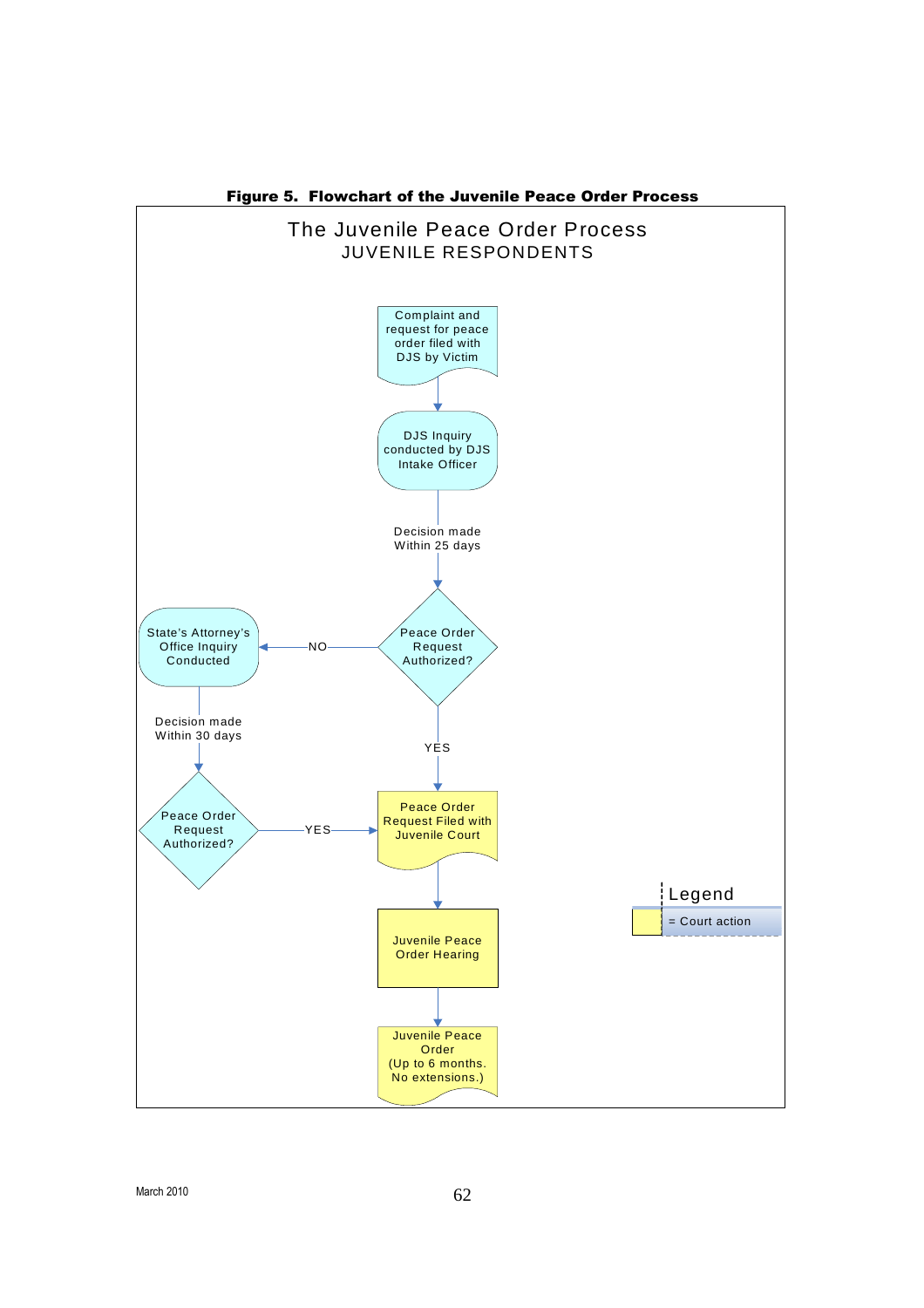**Figure 5. Flowchart of the Juvenile Peace Order Process**

The Juvenile Peace Order Process

JUVENILE RESPONDENTS

Complaint and request for peace order filed with DJS by Victim

DJS Inquiry conducted by DJS Intake Officer

Decision made Within 25 days

Peace Order Request Authorized?

NO

State's Attorney's Office Inquiry Conducted

Decision made Within 30 days

Peace Order Request Authorized?

YES

YES

Peace Order Request Filed with Juvenile Court

Juvenile Peace Order Hearing

Juvenile Peace Order (Up to 6 months. No extensions.)

Legend

= Court action

March 2010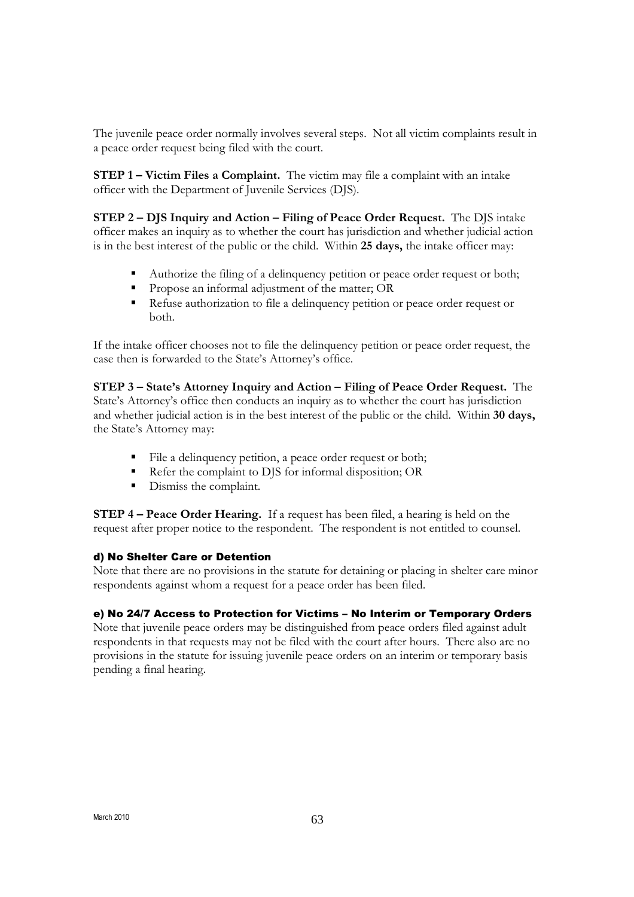The juvenile peace order normally involves several steps. Not all victim complaints result in a peace order request being filed with the court.

**STEP 1 – Victim Files a Complaint.** The victim may file a complaint with an intake officer with the Department of Juvenile Services (DJS).

**STEP 2 – DJS Inquiry and Action – Filing of Peace Order Request.** The DJS intake officer makes an inquiry as to whether the court has jurisdiction and whether judicial action is in the best interest of the public or the child. Within **25 days,** the intake officer may:

- Authorize the filing of a delinquency petition or peace order request or both;
- Propose an informal adjustment of the matter; OR
- Refuse authorization to file a delinquency petition or peace order request or both.

If the intake officer chooses not to file the delinquency petition or peace order request, the case then is forwarded to the State's Attorney's office.

**STEP 3 – State's Attorney Inquiry and Action – Filing of Peace Order Request.** The State's Attorney's office then conducts an inquiry as to whether the court has jurisdiction and whether judicial action is in the best interest of the public or the child. Within **30 days,** the State's Attorney may:

- File a delinquency petition, a peace order request or both;
- Refer the complaint to DJS for informal disposition; OR
- Dismiss the complaint.

**STEP 4 – Peace Order Hearing.** If a request has been filed, a hearing is held on the request after proper notice to the respondent. The respondent is not entitled to counsel.

#### d) No Shelter Care or Detention

Note that there are no provisions in the statute for detaining or placing in shelter care minor respondents against whom a request for a peace order has been filed.

#### e) No 24/7 Access to Protection for Victims – No Interim or Temporary Orders

Note that juvenile peace orders may be distinguished from peace orders filed against adult respondents in that requests may not be filed with the court after hours. There also are no provisions in the statute for issuing juvenile peace orders on an interim or temporary basis pending a final hearing.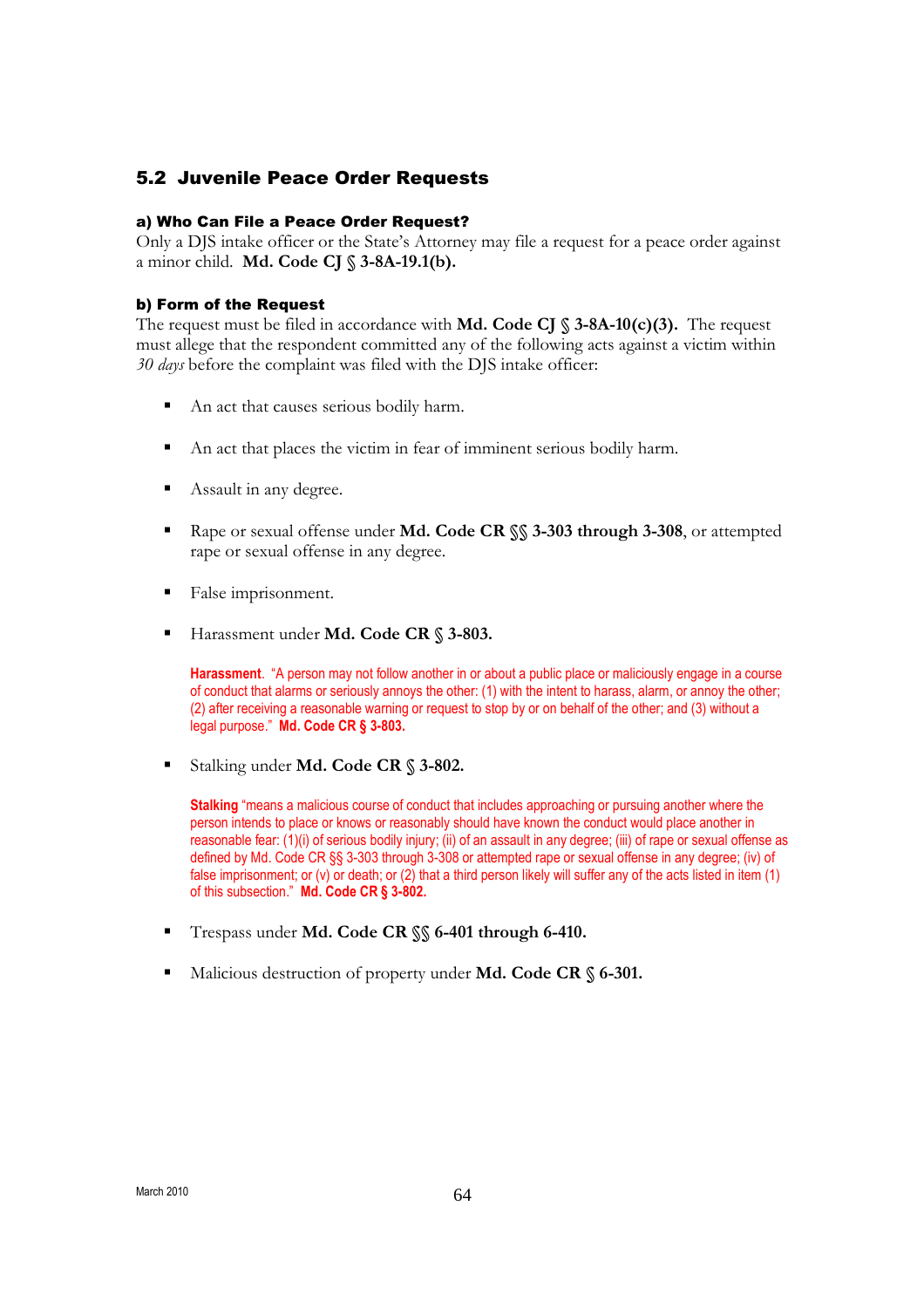## 5.2 Juvenile Peace Order Requests

### a) Who Can File a Peace Order Request?

Only a DJS intake officer or the State's Attorney may file a request for a peace order against a minor child. **Md. Code CJ § 3-8A-19.1(b).**

### b) Form of the Request

The request must be filed in accordance with **Md. Code CJ § 3-8A-10(c)(3).** The request must allege that the respondent committed any of the following acts against a victim within *30 days* before the complaint was filed with the DJS intake officer:

- An act that causes serious bodily harm.
- An act that places the victim in fear of imminent serious bodily harm.
- Assault in any degree.
- Rape or sexual offense under **Md. Code CR §§ 3-303 through 3-308**, or attempted rape or sexual offense in any degree.
- False imprisonment.
- Harassment under **Md. Code CR § 3-803.**

  **Harassment**. "A person may not follow another in or about a public place or maliciously engage in a course of conduct that alarms or seriously annoys the other: (1) with the intent to harass, alarm, or annoy the other; (2) after receiving a reasonable warning or request to stop by or on behalf of the other; and (3) without a legal purpose." **Md. Code CR § 3-803.**

- Stalking under **Md. Code CR § 3-802.**

  **Stalking** "means a malicious course of conduct that includes approaching or pursuing another where the person intends to place or knows or reasonably should have known the conduct would place another in reasonable fear: (1)(i) of serious bodily injury; (ii) of an assault in any degree; (iii) of rape or sexual offense as defined by Md. Code CR §§ 3-303 through 3-308 or attempted rape or sexual offense in any degree; (iv) of false imprisonment; or (v) or death; or (2) that a third person likely will suffer any of the acts listed in item (1) of this subsection." **Md. Code CR § 3-802.**

- Trespass under **Md. Code CR §§ 6-401 through 6-410.**
- Malicious destruction of property under **Md. Code CR § 6-301.**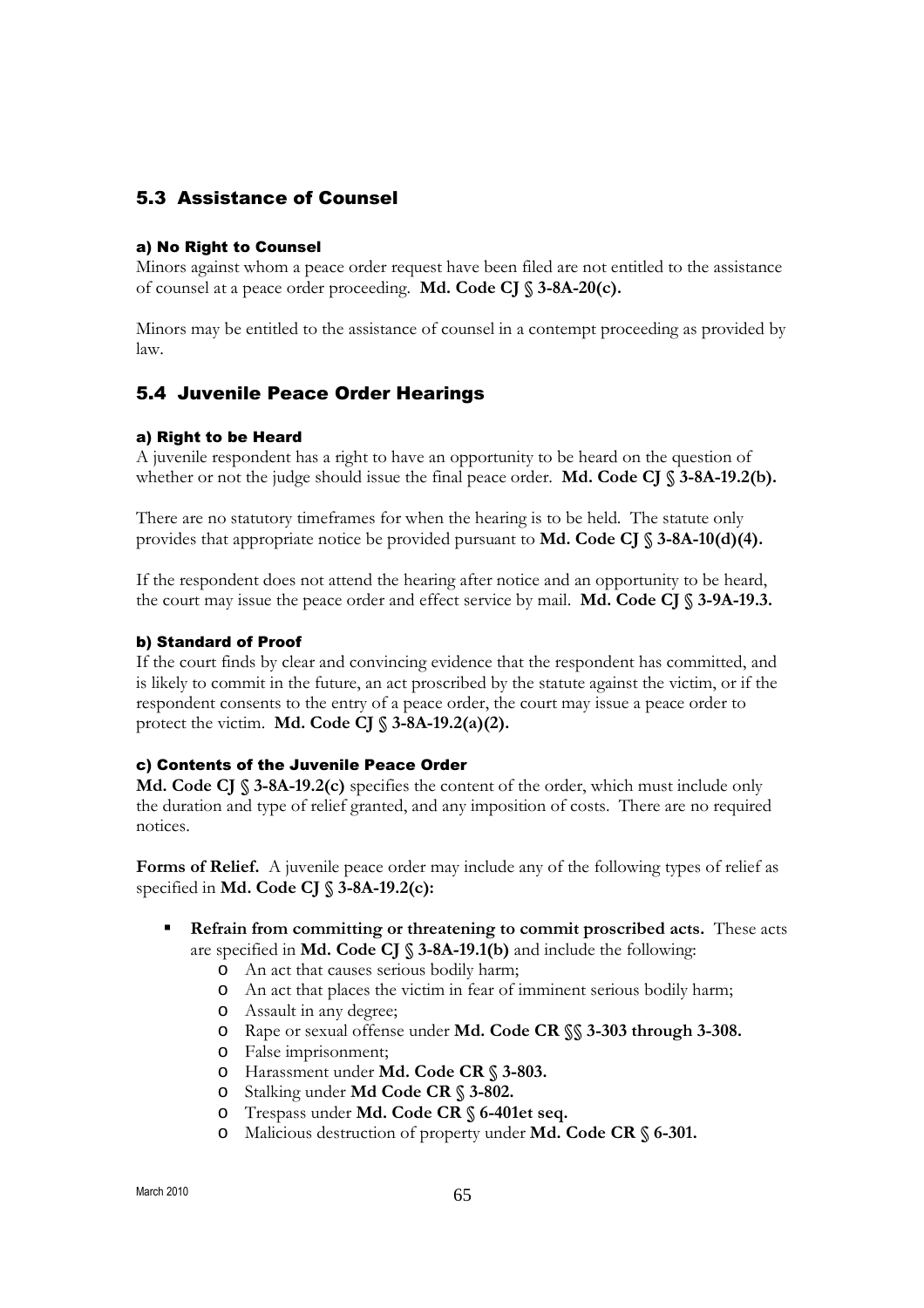## 5.3 Assistance of Counsel

### a) No Right to Counsel

Minors against whom a peace order request have been filed are not entitled to the assistance of counsel at a peace order proceeding. **Md. Code CJ § 3-8A-20(c).**

Minors may be entitled to the assistance of counsel in a contempt proceeding as provided by law.

## 5.4 Juvenile Peace Order Hearings

### a) Right to be Heard

A juvenile respondent has a right to have an opportunity to be heard on the question of whether or not the judge should issue the final peace order. **Md. Code CJ § 3-8A-19.2(b).**

There are no statutory timeframes for when the hearing is to be held. The statute only provides that appropriate notice be provided pursuant to **Md. Code CJ § 3-8A-10(d)(4).**

If the respondent does not attend the hearing after notice and an opportunity to be heard, the court may issue the peace order and effect service by mail. **Md. Code CJ § 3-9A-19.3.**

### b) Standard of Proof

If the court finds by clear and convincing evidence that the respondent has committed, and is likely to commit in the future, an act proscribed by the statute against the victim, or if the respondent consents to the entry of a peace order, the court may issue a peace order to protect the victim. **Md. Code CJ § 3-8A-19.2(a)(2).**

### c) Contents of the Juvenile Peace Order

**Md. Code CJ § 3-8A-19.2(c)** specifies the content of the order, which must include only the duration and type of relief granted, and any imposition of costs. There are no required notices.

**Forms of Relief.** A juvenile peace order may include any of the following types of relief as specified in **Md. Code CJ § 3-8A-19.2(c):**

- **Refrain from committing or threatening to commit proscribed acts.** These acts are specified in **Md. Code CJ § 3-8A-19.1(b)** and include the following:
  - An act that causes serious bodily harm;
  - An act that places the victim in fear of imminent serious bodily harm;
  - Assault in any degree;
  - Rape or sexual offense under **Md. Code CR §§ 3-303 through 3-308.**
  - False imprisonment;
  - Harassment under **Md. Code CR § 3-803.**
  - Stalking under **Md Code CR § 3-802.**
  - Trespass under **Md. Code CR § 6-401et seq.**
  - Malicious destruction of property under **Md. Code CR § 6-301.**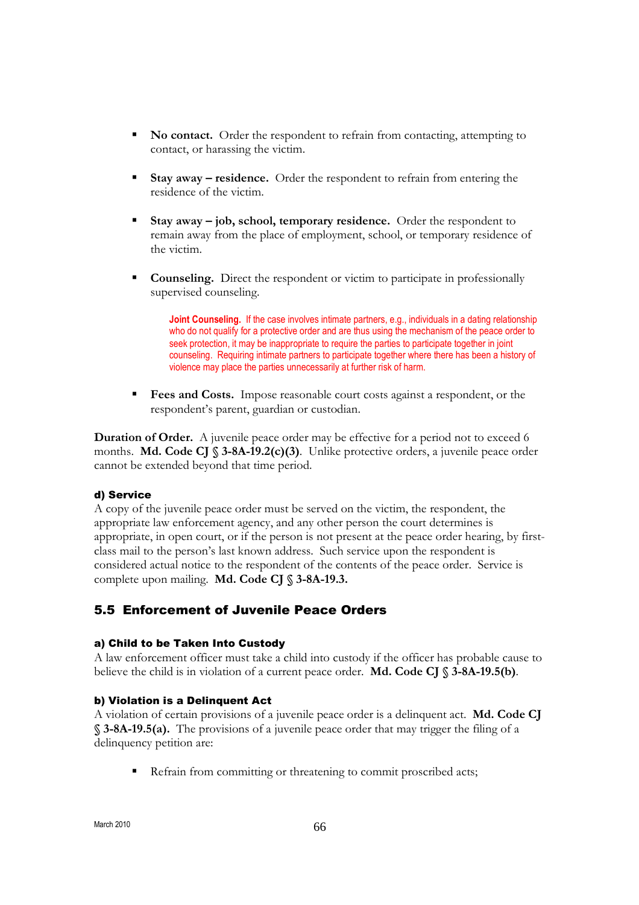- **No contact.** Order the respondent to refrain from contacting, attempting to contact, or harassing the victim.

- **Stay away – residence.** Order the respondent to refrain from entering the residence of the victim.

- **Stay away – job, school, temporary residence.** Order the respondent to remain away from the place of employment, school, or temporary residence of the victim.

- **Counseling.** Direct the respondent or victim to participate in professionally supervised counseling.

  **Joint Counseling.** If the case involves intimate partners, e.g., individuals in a dating relationship who do not qualify for a protective order and are thus using the mechanism of the peace order to seek protection, it may be inappropriate to require the parties to participate together in joint counseling. Requiring intimate partners to participate together where there has been a history of violence may place the parties unnecessarily at further risk of harm.

- **Fees and Costs.** Impose reasonable court costs against a respondent, or the respondent's parent, guardian or custodian.

**Duration of Order.** A juvenile peace order may be effective for a period not to exceed 6 months. **Md. Code CJ § 3-8A-19.2(c)(3)**. Unlike protective orders, a juvenile peace order cannot be extended beyond that time period.

#### d) Service

A copy of the juvenile peace order must be served on the victim, the respondent, the appropriate law enforcement agency, and any other person the court determines is appropriate, in open court, or if the person is not present at the peace order hearing, by first-class mail to the person's last known address. Such service upon the respondent is considered actual notice to the respondent of the contents of the peace order. Service is complete upon mailing. **Md. Code CJ § 3-8A-19.3.**

## 5.5 Enforcement of Juvenile Peace Orders

#### a) Child to be Taken Into Custody

A law enforcement officer must take a child into custody if the officer has probable cause to believe the child is in violation of a current peace order. **Md. Code CJ § 3-8A-19.5(b)**.

#### b) Violation is a Delinquent Act

A violation of certain provisions of a juvenile peace order is a delinquent act. **Md. Code CJ § 3-8A-19.5(a).** The provisions of a juvenile peace order that may trigger the filing of a delinquency petition are:

- Refrain from committing or threatening to commit proscribed acts;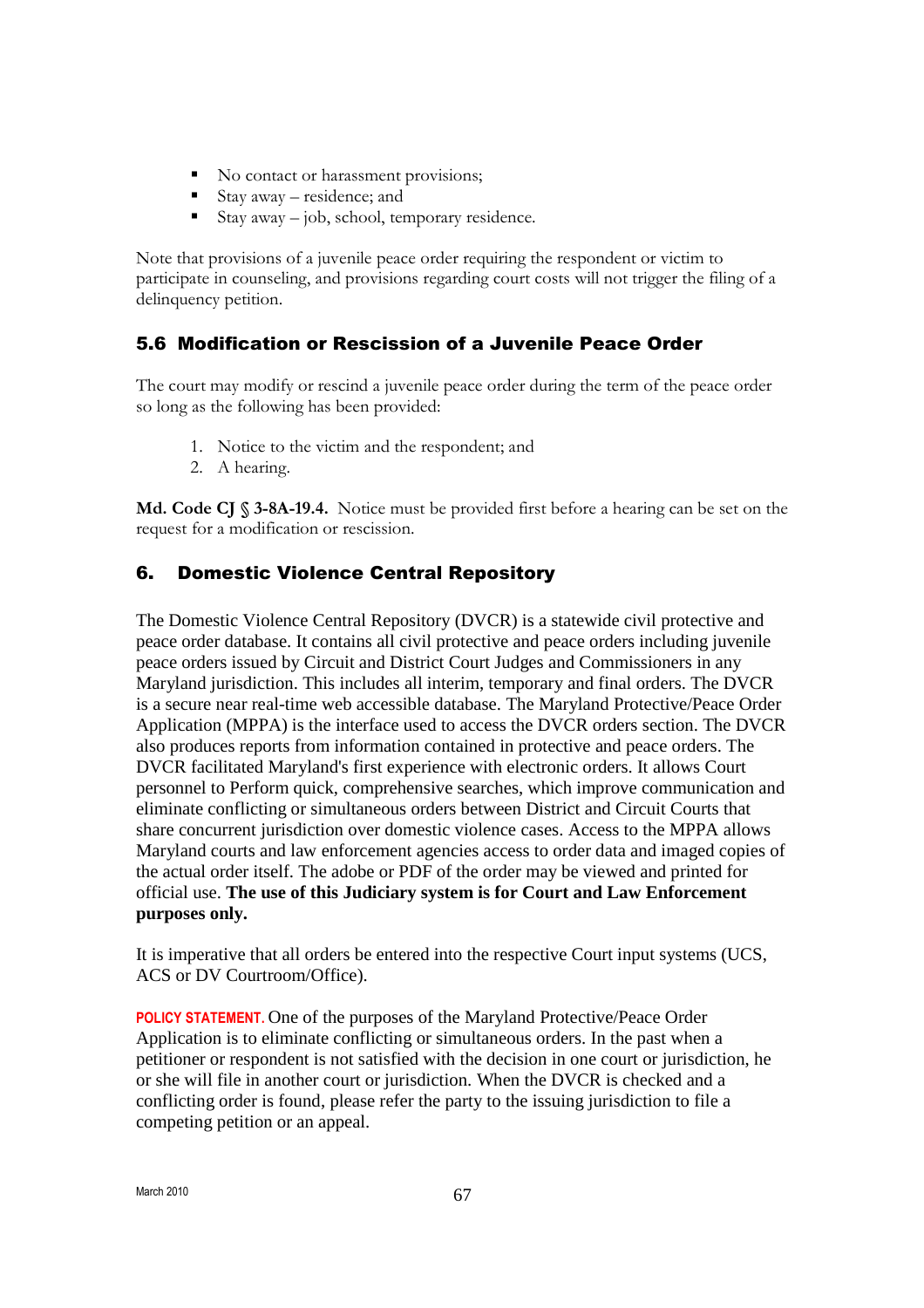- No contact or harassment provisions;
- Stay away – residence; and
- Stay away – job, school, temporary residence.

Note that provisions of a juvenile peace order requiring the respondent or victim to participate in counseling, and provisions regarding court costs will not trigger the filing of a delinquency petition.

### 5.6 Modification or Rescission of a Juvenile Peace Order

The court may modify or rescind a juvenile peace order during the term of the peace order so long as the following has been provided:

1. Notice to the victim and the respondent; and
2. A hearing.

**Md. Code CJ § 3-8A-19.4.** Notice must be provided first before a hearing can be set on the request for a modification or rescission.

## 6. Domestic Violence Central Repository

The Domestic Violence Central Repository (DVCR) is a statewide civil protective and peace order database. It contains all civil protective and peace orders including juvenile peace orders issued by Circuit and District Court Judges and Commissioners in any Maryland jurisdiction. This includes all interim, temporary and final orders. The DVCR is a secure near real-time web accessible database. The Maryland Protective/Peace Order Application (MPPA) is the interface used to access the DVCR orders section. The DVCR also produces reports from information contained in protective and peace orders. The DVCR facilitated Maryland's first experience with electronic orders. It allows Court personnel to Perform quick, comprehensive searches, which improve communication and eliminate conflicting or simultaneous orders between District and Circuit Courts that share concurrent jurisdiction over domestic violence cases. Access to the MPPA allows Maryland courts and law enforcement agencies access to order data and imaged copies of the actual order itself. The adobe or PDF of the order may be viewed and printed for official use. **The use of this Judiciary system is for Court and Law Enforcement purposes only.**

It is imperative that all orders be entered into the respective Court input systems (UCS, ACS or DV Courtroom/Office).

**POLICY STATEMENT.** One of the purposes of the Maryland Protective/Peace Order Application is to eliminate conflicting or simultaneous orders. In the past when a petitioner or respondent is not satisfied with the decision in one court or jurisdiction, he or she will file in another court or jurisdiction. When the DVCR is checked and a conflicting order is found, please refer the party to the issuing jurisdiction to file a competing petition or an appeal.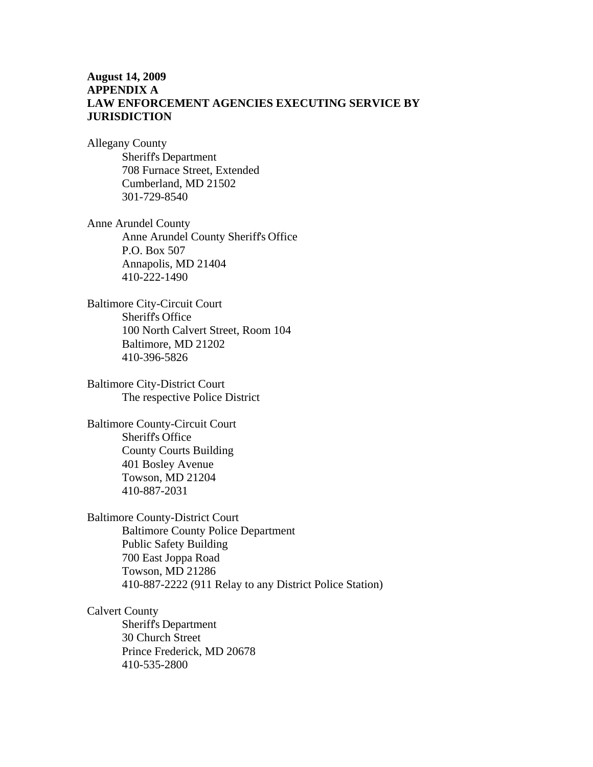**August 14, 2009**
**APPENDIX A**
**LAW ENFORCEMENT AGENCIES EXECUTING SERVICE BY JURISDICTION**

Allegany County
Sheriff's Department
708 Furnace Street, Extended
Cumberland, MD 21502
301-729-8540

Anne Arundel County
Anne Arundel County Sheriff's Office
P.O. Box 507
Annapolis, MD 21404
410-222-1490

Baltimore City-Circuit Court
Sheriff's Office
100 North Calvert Street, Room 104
Baltimore, MD 21202
410-396-5826

Baltimore City-District Court
The respective Police District

Baltimore County-Circuit Court
Sheriff's Office
County Courts Building
401 Bosley Avenue
Towson, MD 21204
410-887-2031

Baltimore County-District Court
Baltimore County Police Department
Public Safety Building
700 East Joppa Road
Towson, MD 21286
410-887-2222 (911 Relay to any District Police Station)

Calvert County
Sheriff's Department
30 Church Street
Prince Frederick, MD 20678
410-535-2800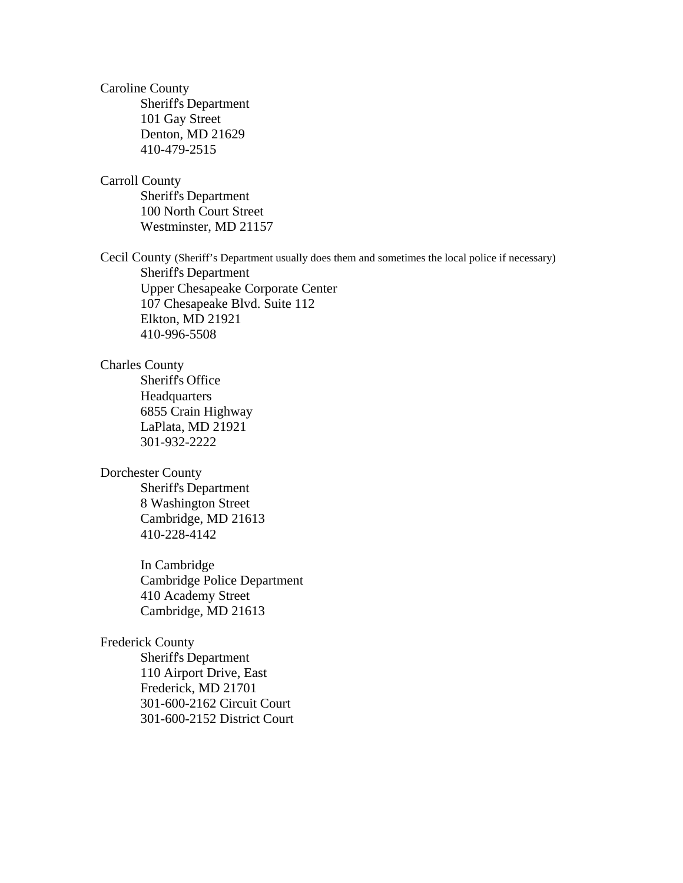Caroline County

Sheriff's Department
101 Gay Street
Denton, MD 21629
410-479-2515

Carroll County

Sheriff's Department
100 North Court Street
Westminster, MD 21157

Cecil County (Sheriff's Department usually does them and sometimes the local police if necessary)

Sheriff's Department
Upper Chesapeake Corporate Center
107 Chesapeake Blvd. Suite 112
Elkton, MD 21921
410-996-5508

Charles County

Sheriff's Office
Headquarters
6855 Crain Highway
LaPlata, MD 21921
301-932-2222

Dorchester County

Sheriff's Department
8 Washington Street
Cambridge, MD 21613
410-228-4142

In Cambridge
Cambridge Police Department
410 Academy Street
Cambridge, MD 21613

Frederick County

Sheriff's Department
110 Airport Drive, East
Frederick, MD 21701
301-600-2162 Circuit Court
301-600-2152 District Court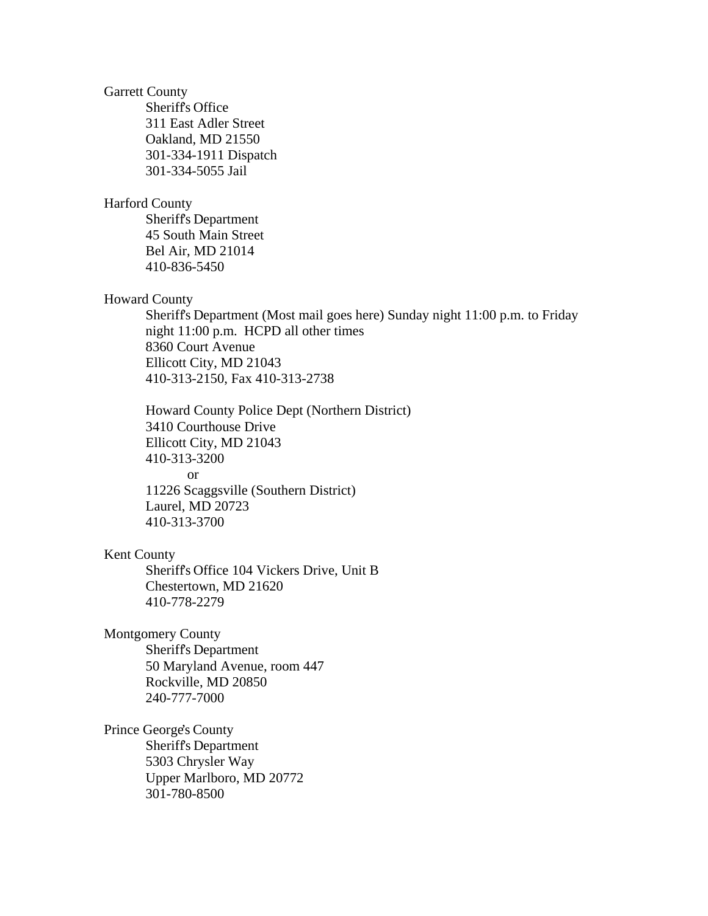Garrett County

Sheriff's Office
311 East Adler Street
Oakland, MD 21550
301-334-1911 Dispatch
301-334-5055 Jail

Harford County

Sheriff's Department
45 South Main Street
Bel Air, MD 21014
410-836-5450

Howard County

Sheriff's Department (Most mail goes here) Sunday night 11:00 p.m. to Friday night 11:00 p.m. HCPD all other times
8360 Court Avenue
Ellicott City, MD 21043
410-313-2150, Fax 410-313-2738

Howard County Police Dept (Northern District)
3410 Courthouse Drive
Ellicott City, MD 21043
410-313-3200

or

11226 Scaggsville (Southern District)
Laurel, MD 20723
410-313-3700

Kent County

Sheriff's Office 104 Vickers Drive, Unit B
Chestertown, MD 21620
410-778-2279

Montgomery County

Sheriff's Department
50 Maryland Avenue, room 447
Rockville, MD 20850
240-777-7000

Prince George's County

Sheriff's Department
5303 Chrysler Way
Upper Marlboro, MD 20772
301-780-8500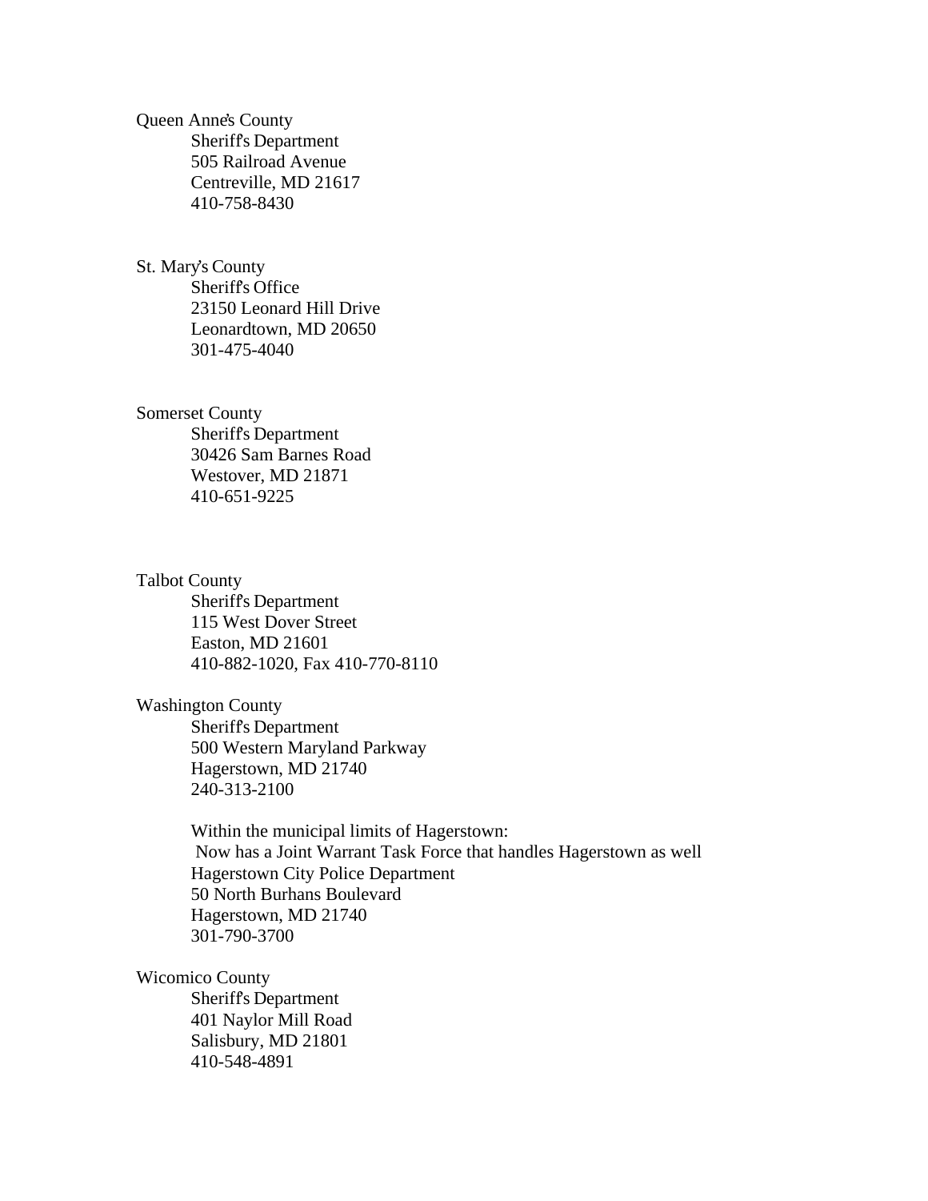Queen Anne's County

Sheriff's Department
505 Railroad Avenue
Centreville, MD 21617
410-758-8430

St. Mary's County

Sheriff's Office
23150 Leonard Hill Drive
Leonardtown, MD 20650
301-475-4040

Somerset County

Sheriff's Department
30426 Sam Barnes Road
Westover, MD 21871
410-651-9225

Talbot County

Sheriff's Department
115 West Dover Street
Easton, MD 21601
410-882-1020, Fax 410-770-8110

Washington County

Sheriff's Department
500 Western Maryland Parkway
Hagerstown, MD 21740
240-313-2100

Within the municipal limits of Hagerstown:
Now has a Joint Warrant Task Force that handles Hagerstown as well
Hagerstown City Police Department
50 North Burhans Boulevard
Hagerstown, MD 21740
301-790-3700

Wicomico County

Sheriff's Department
401 Naylor Mill Road
Salisbury, MD 21801
410-548-4891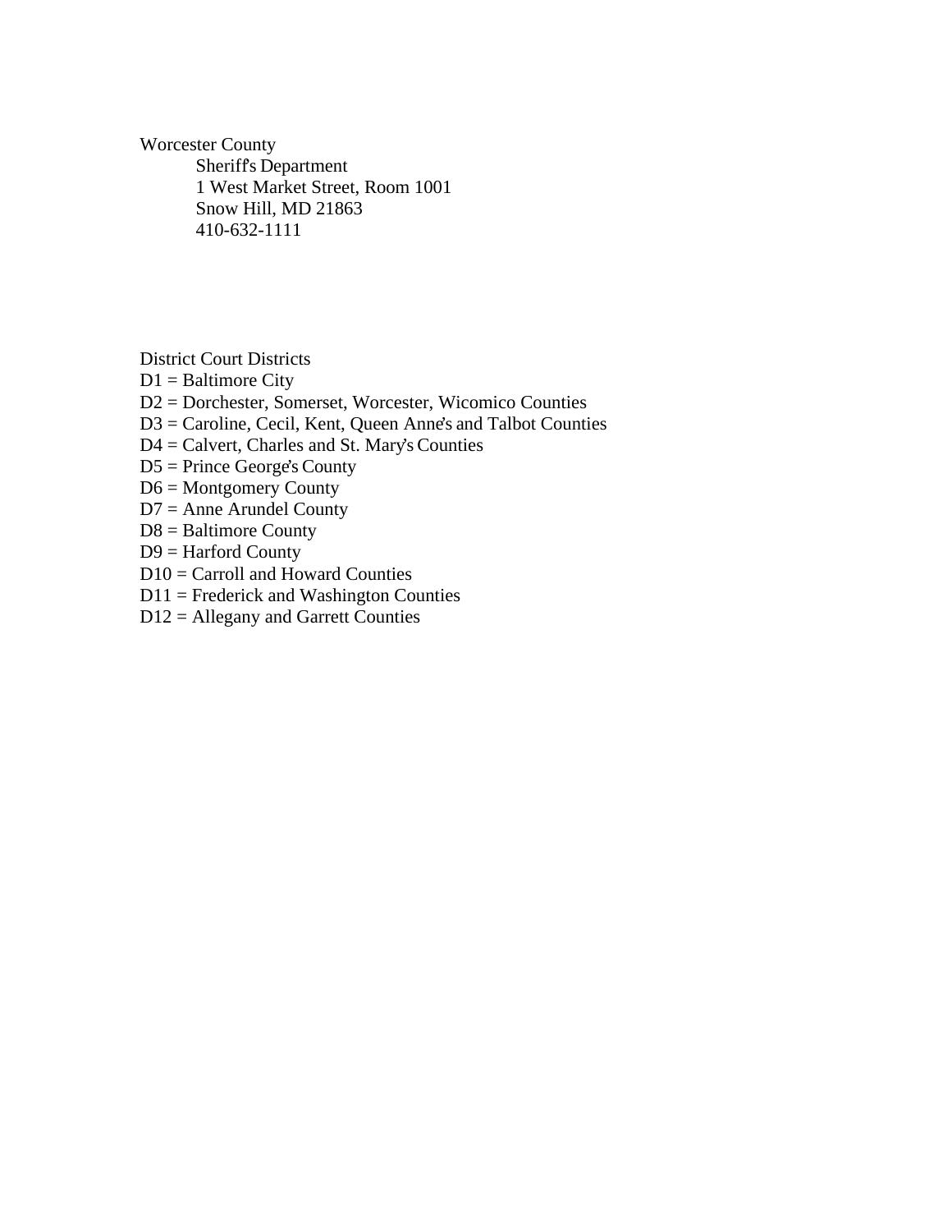Worcester County

Sheriff's Department
1 West Market Street, Room 1001
Snow Hill, MD 21863
410-632-1111

District Court Districts

D1 = Baltimore City
D2 = Dorchester, Somerset, Worcester, Wicomico Counties
D3 = Caroline, Cecil, Kent, Queen Anne's and Talbot Counties
D4 = Calvert, Charles and St. Mary's Counties
D5 = Prince George's County
D6 = Montgomery County
D7 = Anne Arundel County
D8 = Baltimore County
D9 = Harford County
D10 = Carroll and Howard Counties
D11 = Frederick and Washington Counties
D12 = Allegany and Garrett Counties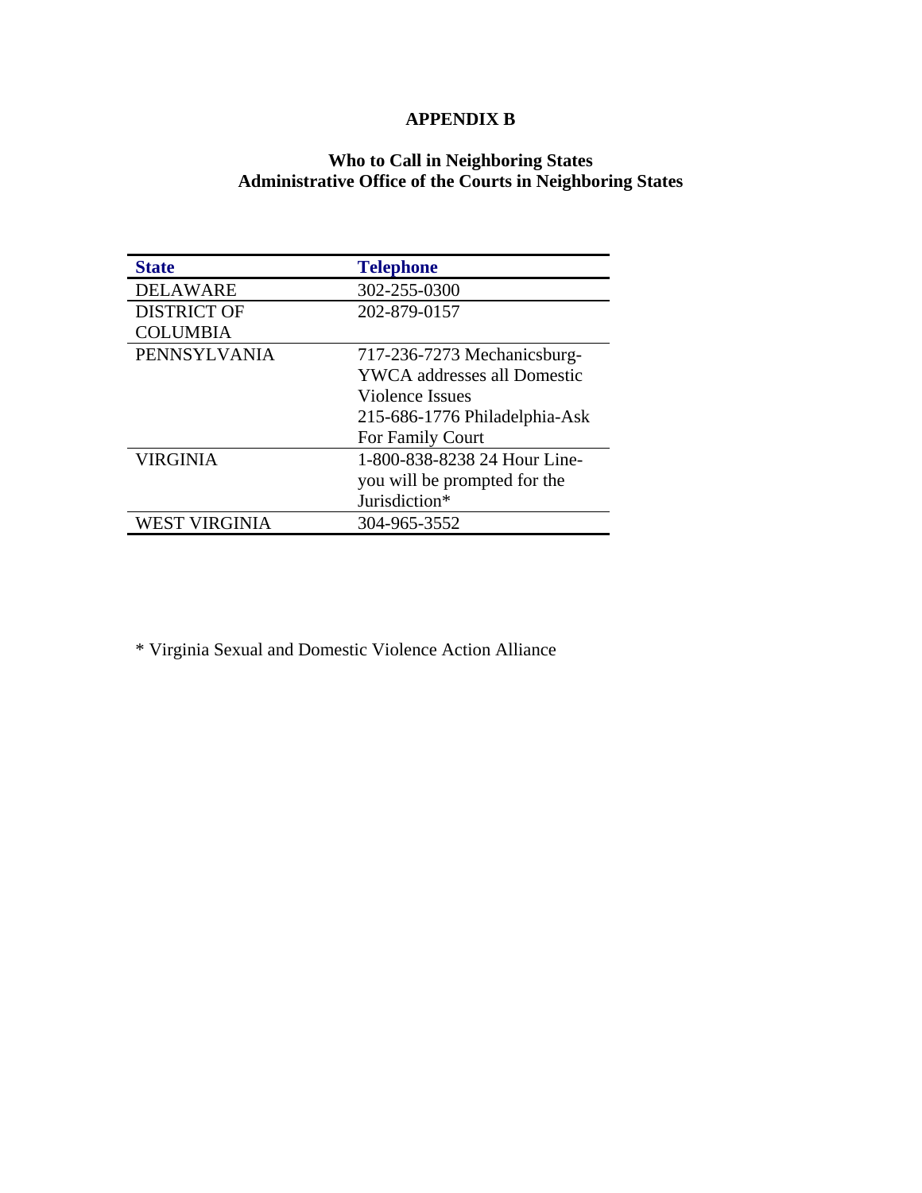# APPENDIX B

## Who to Call in Neighboring States
## Administrative Office of the Courts in Neighboring States

| State | Telephone |
|---|---|
| DELAWARE | 302-255-0300 |
| DISTRICT OF COLUMBIA | 202-879-0157 |
| PENNSYLVANIA | 717-236-7273 Mechanicsburg-YWCA addresses all Domestic Violence Issues 215-686-1776 Philadelphia-Ask For Family Court |
| VIRGINIA | 1-800-838-8238 24 Hour Line-you will be prompted for the Jurisdiction* |
| WEST VIRGINIA | 304-965-3552 |

* Virginia Sexual and Domestic Violence Action Alliance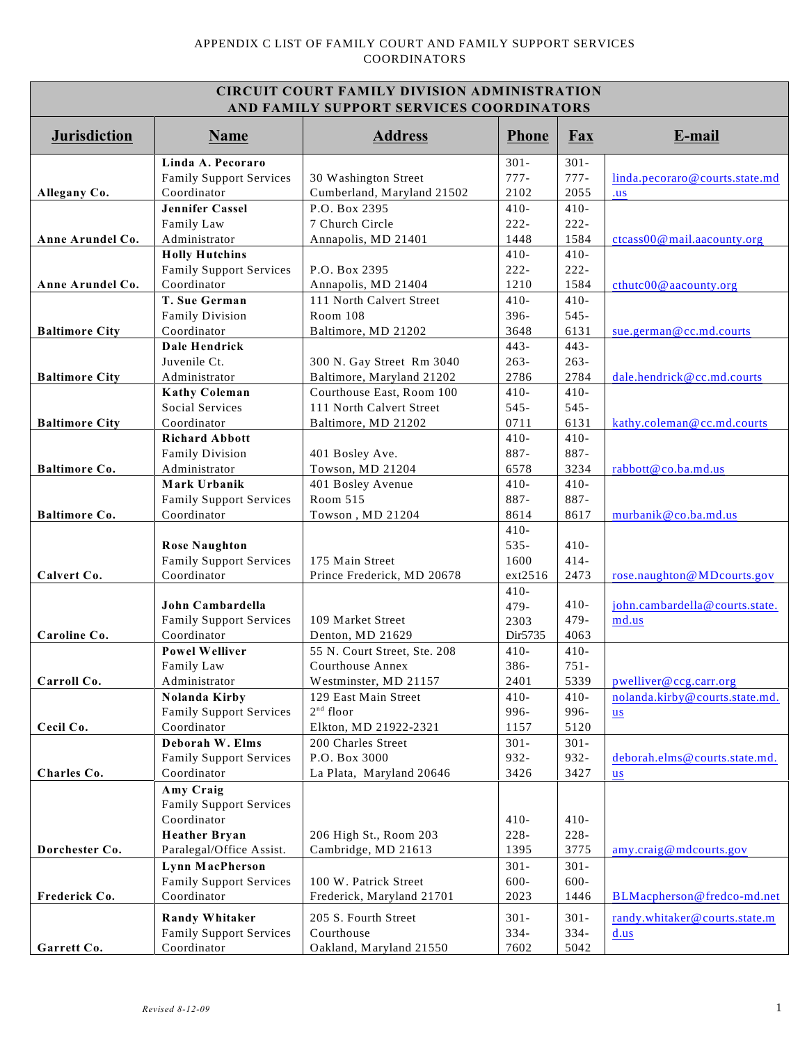APPENDIX C LIST OF FAMILY COURT AND FAMILY SUPPORT SERVICES COORDINATORS

| CIRCUIT COURT FAMILY DIVISION ADMINISTRATION AND FAMILY SUPPORT SERVICES COORDINATORS | | | | | |
|---|---|---|---|---|---|
| **Jurisdiction** | **Name** | **Address** | **Phone** | **Fax** | **E-mail** |
| **Allegany Co.** | **Linda A. Pecoraro** Family Support Services Coordinator | 30 Washington Street Cumberland, Maryland 21502 | 301-777-2102 | 301-777-2055 | linda.pecoraro@courts.state.md.us |
| **Anne Arundel Co.** | **Jennifer Cassel** Family Law Administrator | P.O. Box 2395 7 Church Circle Annapolis, MD 21401 | 410-222-1448 | 410-222-1584 | ctcass00@mail.aacounty.org |
| **Anne Arundel Co.** | **Holly Hutchins** Family Support Services Coordinator | P.O. Box 2395 Annapolis, MD 21404 | 410-222-1210 | 410-222-1584 | cthutc00@aacounty.org |
| **Baltimore City** | **T. Sue German** Family Division Coordinator | 111 North Calvert Street Room 108 Baltimore, MD 21202 | 410-396-3648 | 410-545-6131 | sue.german@cc.md.courts |
| **Baltimore City** | **Dale Hendrick** Juvenile Ct. Administrator | 300 N. Gay Street Rm 3040 Baltimore, Maryland 21202 | 443-263-2786 | 443-263-2784 | dale.hendrick@cc.md.courts |
| **Baltimore City** | **Kathy Coleman** Social Services Coordinator | Courthouse East, Room 100 111 North Calvert Street Baltimore, MD 21202 | 410-545-0711 | 410-545-6131 | kathy.coleman@cc.md.courts |
| **Baltimore Co.** | **Richard Abbott** Family Division Administrator | 401 Bosley Ave. Towson, MD 21204 | 410-887-6578 | 410-887-3234 | rabbott@co.ba.md.us |
| **Baltimore Co.** | **Mark Urbanik** Family Support Services Coordinator | 401 Bosley Avenue Room 515 Towson , MD 21204 | 410-887-8614 | 410-887-8617 | murbanik@co.ba.md.us |
| **Calvert Co.** | **Rose Naughton** Family Support Services Coordinator | 175 Main Street Prince Frederick, MD 20678 | 410-535-1600 ext2516 | 410-414-2473 | rose.naughton@MDcourts.gov |
| **Caroline Co.** | **John Cambardella** Family Support Services Coordinator | 109 Market Street Denton, MD 21629 | 410-479-2303 Dir5735 | 410-479-4063 | john.cambardella@courts.state.md.us |
| **Carroll Co.** | **Powel Welliver** Family Law Administrator | 55 N. Court Street, Ste. 208 Courthouse Annex Westminster, MD 21157 | 410-386-2401 | 410-751-5339 | pwelliver@ccg.carr.org |
| **Cecil Co.** | **Nolanda Kirby** Family Support Services Coordinator | 129 East Main Street 2nd floor Elkton, MD 21922-2321 | 410-996-1157 | 410-996-5120 | nolanda.kirby@courts.state.md.us |
| **Charles Co.** | **Deborah W. Elms** Family Support Services Coordinator | 200 Charles Street P.O. Box 3000 La Plata, Maryland 20646 | 301-932-3426 | 301-932-3427 | deborah.elms@courts.state.md.us |
| **Dorchester Co.** | **Amy Craig** Family Support Services Coordinator **Heather Bryan** Paralegal/Office Assist. | 206 High St., Room 203 Cambridge, MD 21613 | 410-228-1395 | 410-228-3775 | amy.craig@mdcourts.gov |
| **Frederick Co.** | **Lynn MacPherson** Family Support Services Coordinator | 100 W. Patrick Street Frederick, Maryland 21701 | 301-600-2023 | 301-600-1446 | BLMacpherson@fredco-md.net |
| **Garrett Co.** | **Randy Whitaker** Family Support Services Coordinator | 205 S. Fourth Street Courthouse Oakland, Maryland 21550 | 301-334-7602 | 301-334-5042 | randy.whitaker@courts.state.md.us |

*Revised 8-12-09*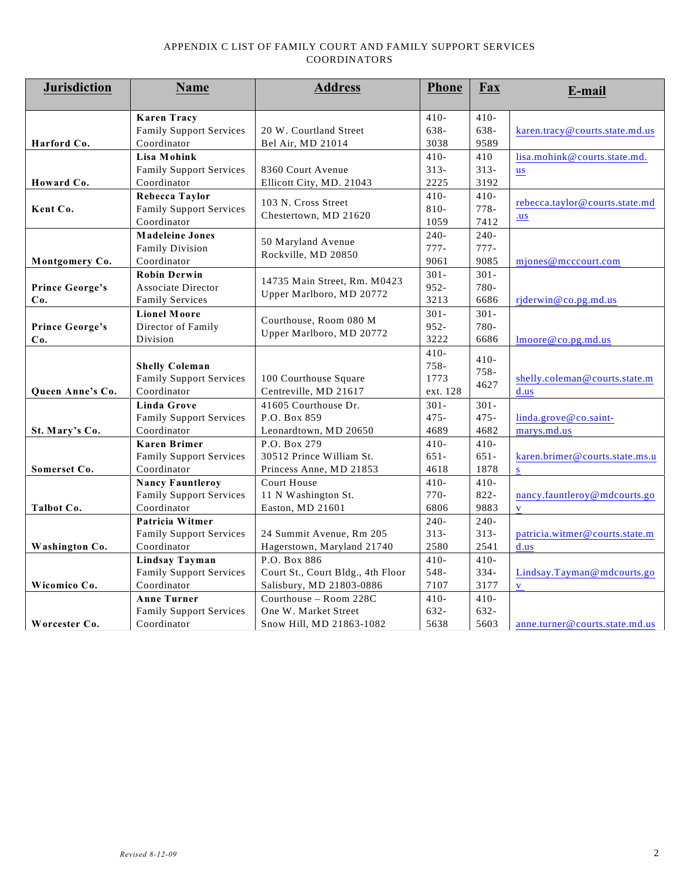APPENDIX C LIST OF FAMILY COURT AND FAMILY SUPPORT SERVICES COORDINATORS

| Jurisdiction | Name | Address | Phone | Fax | E-mail |
|---|---|---|---|---|---|
| Harford Co. | **Karen Tracy** Family Support Services Coordinator | 20 W. Courtland Street Bel Air, MD 21014 | 410-638-3038 | 410-638-9589 | karen.tracy@courts.state.md.us |
| Howard Co. | **Lisa Mohink** Family Support Services Coordinator | 8360 Court Avenue Ellicott City, MD. 21043 | 410-313-2225 | 410 313-3192 | lisa.mohink@courts.state.md.us |
| Kent Co. | **Rebecca Taylor** Family Support Services Coordinator | 103 N. Cross Street Chestertown, MD 21620 | 410-810-1059 | 410-778-7412 | rebecca.taylor@courts.state.md.us |
| Montgomery Co. | **Madeleine Jones** Family Division Coordinator | 50 Maryland Avenue Rockville, MD 20850 | 240-777-9061 | 240-777-9085 | mjones@mcccourt.com |
| Prince George's Co. | **Robin Derwin** Associate Director Family Services | 14735 Main Street, Rm. M0423 Upper Marlboro, MD 20772 | 301-952-3213 | 301-780-6686 | rjderwin@co.pg.md.us |
| Prince George's Co. | **Lionel Moore** Director of Family Division | Courthouse, Room 080 M Upper Marlboro, MD 20772 | 301-952-3222 | 301-780-6686 | lmoore@co.pg.md.us |
| Queen Anne's Co. | **Shelly Coleman** Family Support Services Coordinator | 100 Courthouse Square Centreville, MD 21617 | 410-758-1773 ext. 128 | 410-758-4627 | shelly.coleman@courts.state.md.us |
| St. Mary's Co. | **Linda Grove** Family Support Services Coordinator | 41605 Courthouse Dr. P.O. Box 859 Leonardtown, MD 20650 | 301-475-4689 | 301-475-4682 | linda.grove@co.saint-marys.md.us |
| Somerset Co. | **Karen Brimer** Family Support Services Coordinator | P.O. Box 279 30512 Prince William St. Princess Anne, MD 21853 | 410-651-4618 | 410-651-1878 | karen.brimer@courts.state.ms.us |
| Talbot Co. | **Nancy Fauntleroy** Family Support Services Coordinator | Court House 11 N Washington St. Easton, MD 21601 | 410-770-6806 | 410-822-9883 | nancy.fauntleroy@mdcourts.gov |
| Washington Co. | **Patricia Witmer** Family Support Services Coordinator | 24 Summit Avenue, Rm 205 Hagerstown, Maryland 21740 | 240-313-2580 | 240-313-2541 | patricia.witmer@courts.state.md.us |
| Wicomico Co. | **Lindsay Tayman** Family Support Services Coordinator | P.O. Box 886 Court St., Court Bldg., 4th Floor Salisbury, MD 21803-0886 | 410-548-7107 | 410-334-3177 | Lindsay.Tayman@mdcourts.gov |
| Worcester Co. | **Anne Turner** Family Support Services Coordinator | Courthouse – Room 228C One W. Market Street Snow Hill, MD 21863-1082 | 410-632-5638 | 410-632-5603 | anne.turner@courts.state.md.us |

*Revised 8-12-09*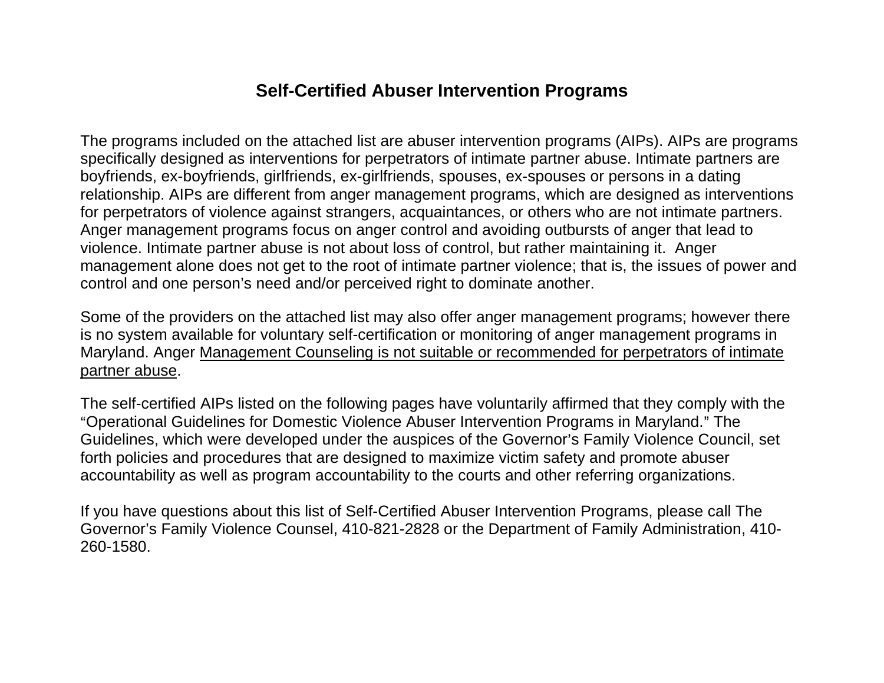# Self-Certified Abuser Intervention Programs

The programs included on the attached list are abuser intervention programs (AIPs). AIPs are programs specifically designed as interventions for perpetrators of intimate partner abuse. Intimate partners are boyfriends, ex-boyfriends, girlfriends, ex-girlfriends, spouses, ex-spouses or persons in a dating relationship. AIPs are different from anger management programs, which are designed as interventions for perpetrators of violence against strangers, acquaintances, or others who are not intimate partners. Anger management programs focus on anger control and avoiding outbursts of anger that lead to violence. Intimate partner abuse is not about loss of control, but rather maintaining it. Anger management alone does not get to the root of intimate partner violence; that is, the issues of power and control and one person's need and/or perceived right to dominate another.

Some of the providers on the attached list may also offer anger management programs; however there is no system available for voluntary self-certification or monitoring of anger management programs in Maryland. Anger <u>Management Counseling is not suitable or recommended for perpetrators of intimate partner abuse</u>.

The self-certified AIPs listed on the following pages have voluntarily affirmed that they comply with the "Operational Guidelines for Domestic Violence Abuser Intervention Programs in Maryland." The Guidelines, which were developed under the auspices of the Governor's Family Violence Council, set forth policies and procedures that are designed to maximize victim safety and promote abuser accountability as well as program accountability to the courts and other referring organizations.

If you have questions about this list of Self-Certified Abuser Intervention Programs, please call The Governor's Family Violence Counsel, 410-821-2828 or the Department of Family Administration, 410-260-1580.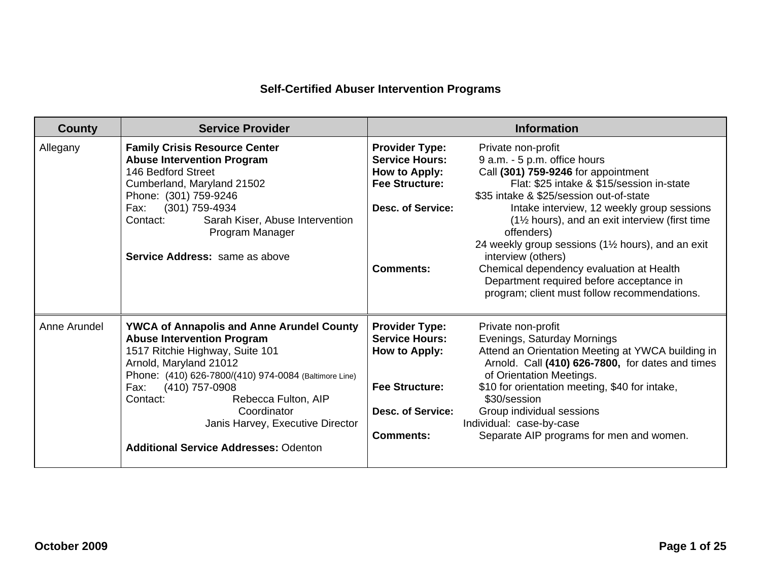## Self-Certified Abuser Intervention Programs

| County | Service Provider | Information |
|---|---|---|
| Allegany | **Family Crisis Resource Center**<br>**Abuse Intervention Program**<br>146 Bedford Street<br>Cumberland, Maryland 21502<br>Phone: (301) 759-9246<br>Fax: (301) 759-4934<br>Contact: Sarah Kiser, Abuse Intervention Program Manager<br><br>**Service Address:** same as above | **Provider Type:** Private non-profit<br>**Service Hours:** 9 a.m. - 5 p.m. office hours<br>**How to Apply:** Call **(301) 759-9246** for appointment<br>**Fee Structure:** Flat: $25 intake & $15/session in-state<br>$35 intake & $25/session out-of-state<br>**Desc. of Service:** Intake interview, 12 weekly group sessions (1½ hours), and an exit interview (first time offenders)<br>24 weekly group sessions (1½ hours), and an exit interview (others)<br>**Comments:** Chemical dependency evaluation at Health Department required before acceptance in program; client must follow recommendations. |
| Anne Arundel | **YWCA of Annapolis and Anne Arundel County**<br>**Abuse Intervention Program**<br>1517 Ritchie Highway, Suite 101<br>Arnold, Maryland 21012<br>Phone: (410) 626-7800/(410) 974-0084 (Baltimore Line)<br>Fax: (410) 757-0908<br>Contact: Rebecca Fulton, AIP Coordinator<br>Janis Harvey, Executive Director<br><br>**Additional Service Addresses:** Odenton | **Provider Type:** Private non-profit<br>**Service Hours:** Evenings, Saturday Mornings<br>**How to Apply:** Attend an Orientation Meeting at YWCA building in Arnold. Call **(410) 626-7800,** for dates and times of Orientation Meetings.<br>**Fee Structure:** $10 for orientation meeting, $40 for intake, $30/session<br>**Desc. of Service:** Group individual sessions<br>Individual: case-by-case<br>**Comments:** Separate AIP programs for men and women. |

**October 2009**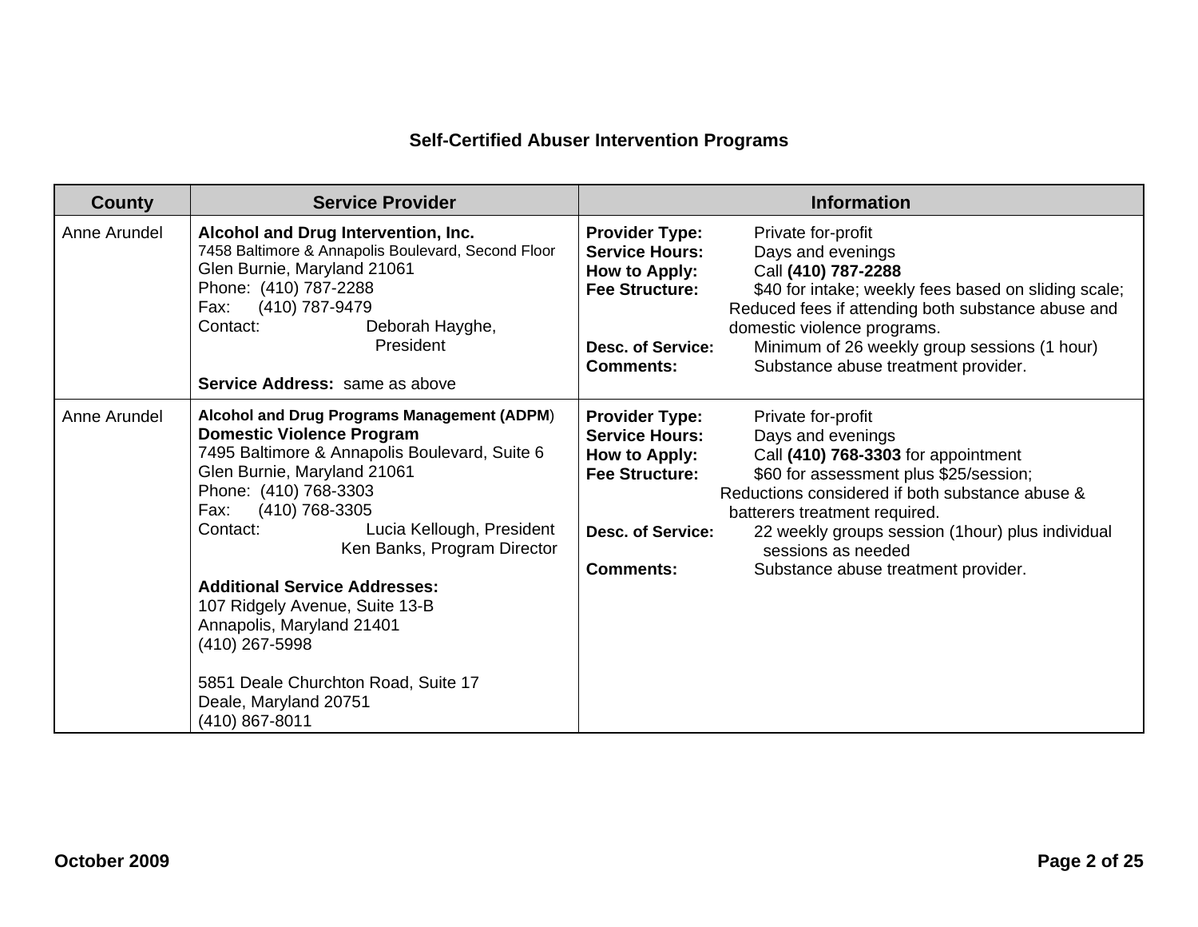## Self-Certified Abuser Intervention Programs

| County | Service Provider | Information |
|---|---|---|
| Anne Arundel | **Alcohol and Drug Intervention, Inc.**<br>7458 Baltimore & Annapolis Boulevard, Second Floor<br>Glen Burnie, Maryland 21061<br>Phone: (410) 787-2288<br>Fax: (410) 787-9479<br>Contact: Deborah Hayghe, President<br><br>**Service Address:** same as above | **Provider Type:** Private for-profit<br>**Service Hours:** Days and evenings<br>**How to Apply:** Call **(410) 787-2288**<br>**Fee Structure:** $40 for intake; weekly fees based on sliding scale; Reduced fees if attending both substance abuse and domestic violence programs.<br>**Desc. of Service:** Minimum of 26 weekly group sessions (1 hour)<br>**Comments:** Substance abuse treatment provider. |
| Anne Arundel | **Alcohol and Drug Programs Management (ADPM)**<br>**Domestic Violence Program**<br>7495 Baltimore & Annapolis Boulevard, Suite 6<br>Glen Burnie, Maryland 21061<br>Phone: (410) 768-3303<br>Fax: (410) 768-3305<br>Contact: Lucia Kellough, President<br>Ken Banks, Program Director<br><br>**Additional Service Addresses:**<br>107 Ridgely Avenue, Suite 13-B<br>Annapolis, Maryland 21401<br>(410) 267-5998<br><br>5851 Deale Churchton Road, Suite 17<br>Deale, Maryland 20751<br>(410) 867-8011 | **Provider Type:** Private for-profit<br>**Service Hours:** Days and evenings<br>**How to Apply:** Call **(410) 768-3303** for appointment<br>**Fee Structure:** $60 for assessment plus $25/session; Reductions considered if both substance abuse & batterers treatment required.<br>**Desc. of Service:** 22 weekly groups session (1hour) plus individual sessions as needed<br>**Comments:** Substance abuse treatment provider. |

**October 2009**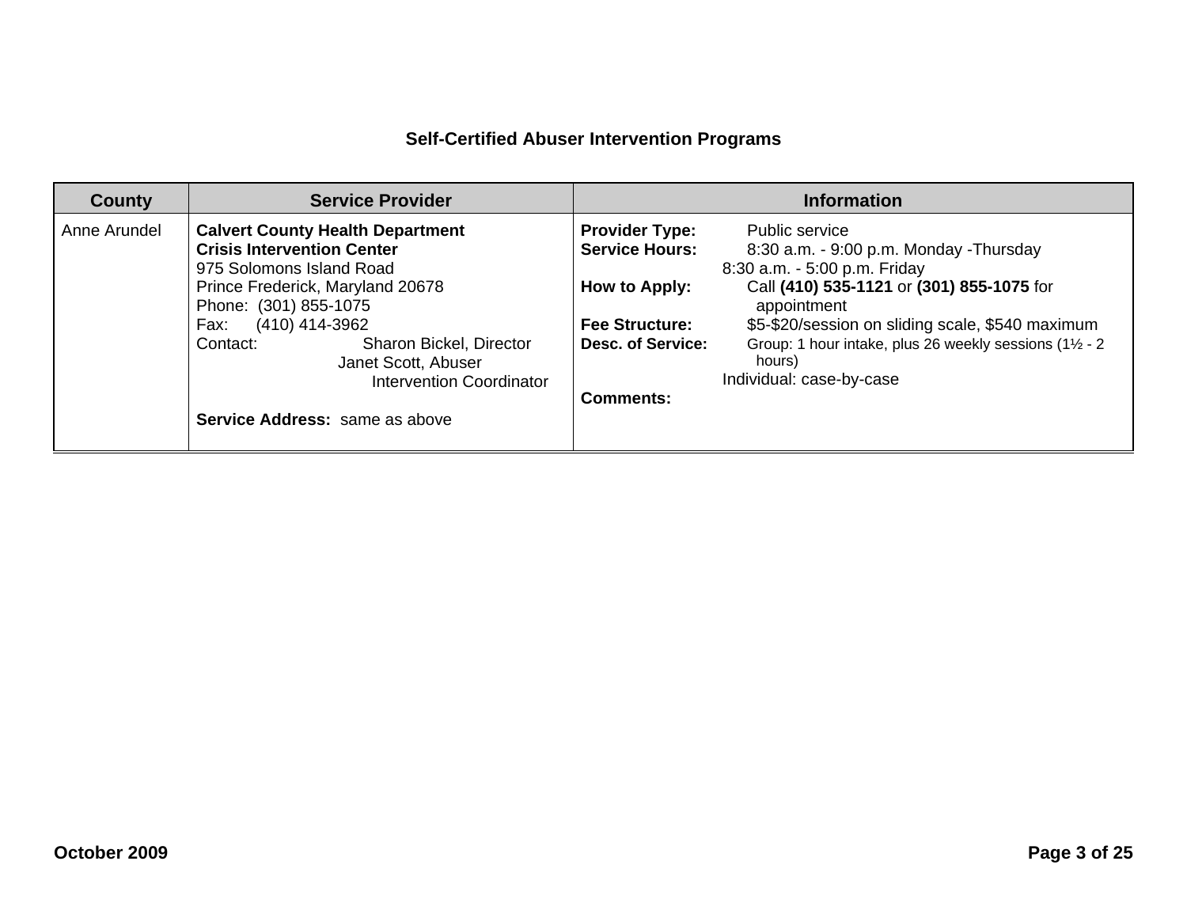### Self-Certified Abuser Intervention Programs

| County | Service Provider | Information |
|---|---|---|
| Anne Arundel | **Calvert County Health Department**<br>**Crisis Intervention Center**<br>975 Solomons Island Road<br>Prince Frederick, Maryland 20678<br>Phone: (301) 855-1075<br>Fax: (410) 414-3962<br>Contact: Sharon Bickel, Director<br>Janet Scott, Abuser Intervention Coordinator<br><br>**Service Address:** same as above | **Provider Type:** Public service<br>**Service Hours:** 8:30 a.m. - 9:00 p.m. Monday -Thursday<br>8:30 a.m. - 5:00 p.m. Friday<br>**How to Apply:** Call **(410) 535-1121** or **(301) 855-1075** for appointment<br>**Fee Structure:** $5-$20/session on sliding scale, $540 maximum<br>**Desc. of Service:** Group: 1 hour intake, plus 26 weekly sessions (1½ - 2 hours)<br>Individual: case-by-case<br>**Comments:** |

**October 2009**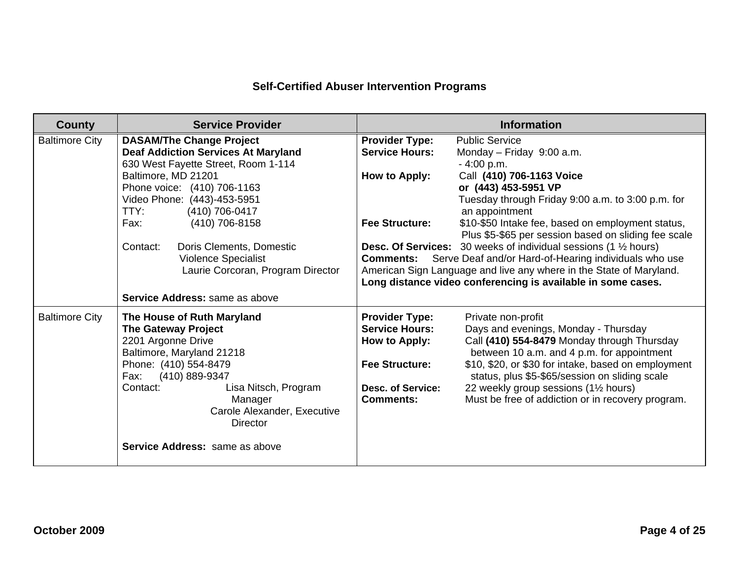**Self-Certified Abuser Intervention Programs**

| County | Service Provider | Information |
|---|---|---|
| Baltimore City | **DASAM/The Change Project**<br>**Deaf Addiction Services At Maryland**<br>630 West Fayette Street, Room 1-114<br>Baltimore, MD 21201<br>Phone voice: (410) 706-1163<br>Video Phone: (443)-453-5951<br>TTY: (410) 706-0417<br>Fax: (410) 706-8158<br><br>Contact: Doris Clements, Domestic Violence Specialist<br>Laurie Corcoran, Program Director<br><br>**Service Address:** same as above | **Provider Type:** Public Service<br>**Service Hours:** Monday – Friday 9:00 a.m. - 4:00 p.m.<br>**How to Apply:** Call **(410) 706-1163 Voice or (443) 453-5951 VP** Tuesday through Friday 9:00 a.m. to 3:00 p.m. for an appointment<br>**Fee Structure:** $10-$50 Intake fee, based on employment status, Plus $5-$65 per session based on sliding fee scale<br>**Desc. Of Services:** 30 weeks of individual sessions (1 ½ hours)<br>**Comments:** Serve Deaf and/or Hard-of-Hearing individuals who use American Sign Language and live any where in the State of Maryland. **Long distance video conferencing is available in some cases.** |
| Baltimore City | **The House of Ruth Maryland**<br>**The Gateway Project**<br>2201 Argonne Drive<br>Baltimore, Maryland 21218<br>Phone: (410) 554-8479<br>Fax: (410) 889-9347<br>Contact: Lisa Nitsch, Program Manager<br>Carole Alexander, Executive Director<br><br>**Service Address:** same as above | **Provider Type:** Private non-profit<br>**Service Hours:** Days and evenings, Monday - Thursday<br>**How to Apply:** Call **(410) 554-8479** Monday through Thursday between 10 a.m. and 4 p.m. for appointment<br>**Fee Structure:** $10, $20, or $30 for intake, based on employment status, plus $5-$65/session on sliding scale<br>**Desc. of Service:** 22 weekly group sessions (1½ hours)<br>**Comments:** Must be free of addiction or in recovery program. |

**October 2009**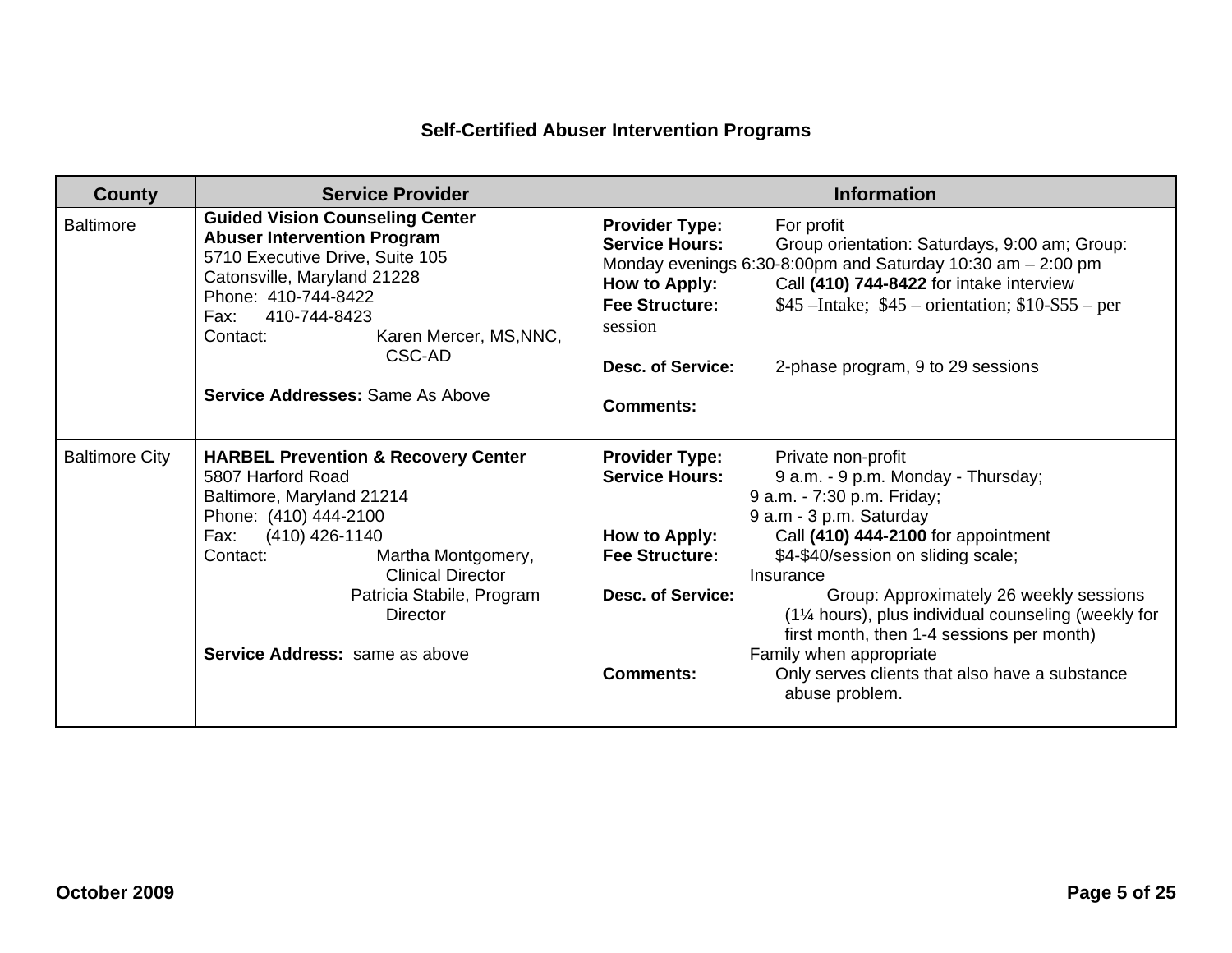# Self-Certified Abuser Intervention Programs

| County | Service Provider | Information |
| --- | --- | --- |
| Baltimore | **Guided Vision Counseling Center**<br>**Abuser Intervention Program**<br>5710 Executive Drive, Suite 105<br>Catonsville, Maryland 21228<br>Phone: 410-744-8422<br>Fax: 410-744-8423<br>Contact: Karen Mercer, MS,NNC, CSC-AD<br><br>**Service Addresses:** Same As Above | **Provider Type:** For profit<br>**Service Hours:** Group orientation: Saturdays, 9:00 am; Group: Monday evenings 6:30-8:00pm and Saturday 10:30 am – 2:00 pm<br>**How to Apply:** Call **(410) 744-8422** for intake interview<br>**Fee Structure:** $45 –Intake; $45 – orientation; $10-$55 – per session<br><br>**Desc. of Service:** 2-phase program, 9 to 29 sessions<br><br>**Comments:** |
| Baltimore City | **HARBEL Prevention & Recovery Center**<br>5807 Harford Road<br>Baltimore, Maryland 21214<br>Phone: (410) 444-2100<br>Fax: (410) 426-1140<br>Contact: Martha Montgomery, Clinical Director<br>Patricia Stabile, Program Director<br><br>**Service Address:** same as above | **Provider Type:** Private non-profit<br>**Service Hours:** 9 a.m. - 9 p.m. Monday - Thursday;<br>9 a.m. - 7:30 p.m. Friday;<br>9 a.m - 3 p.m. Saturday<br>**How to Apply:** Call **(410) 444-2100** for appointment<br>**Fee Structure:** $4-$40/session on sliding scale;<br>Insurance<br>**Desc. of Service:** Group: Approximately 26 weekly sessions (1¼ hours), plus individual counseling (weekly for first month, then 1-4 sessions per month)<br>Family when appropriate<br>**Comments:** Only serves clients that also have a substance abuse problem. |

October 2009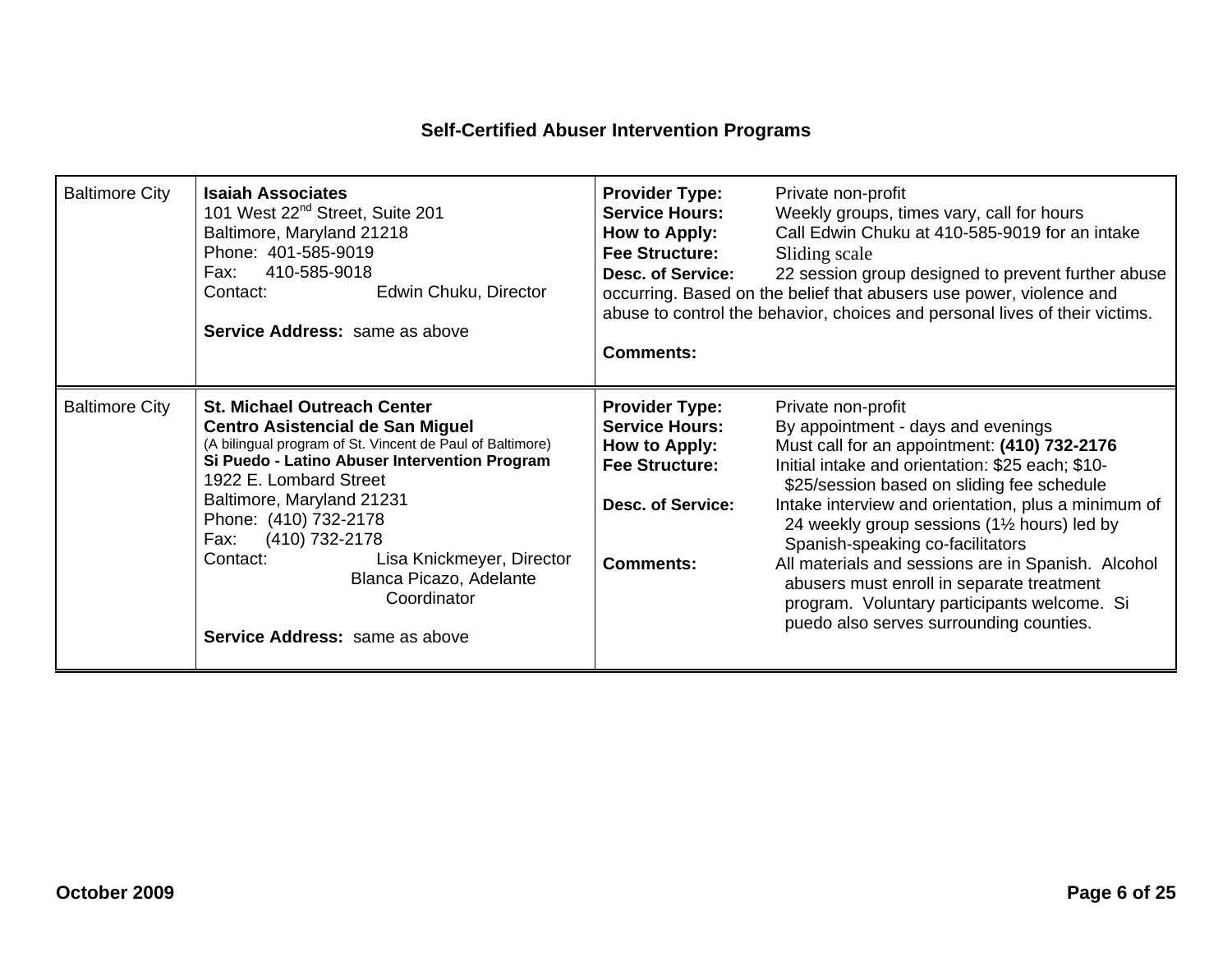## Self-Certified Abuser Intervention Programs

| | | |
|---|---|---|
| Baltimore City | **Isaiah Associates**<br>101 West 22nd Street, Suite 201<br>Baltimore, Maryland 21218<br>Phone: 401-585-9019<br>Fax: 410-585-9018<br>Contact: Edwin Chuku, Director<br><br>**Service Address:** same as above | **Provider Type:** Private non-profit<br>**Service Hours:** Weekly groups, times vary, call for hours<br>**How to Apply:** Call Edwin Chuku at 410-585-9019 for an intake<br>**Fee Structure:** Sliding scale<br>**Desc. of Service:** 22 session group designed to prevent further abuse occurring. Based on the belief that abusers use power, violence and abuse to control the behavior, choices and personal lives of their victims.<br><br>**Comments:** |
| Baltimore City | **St. Michael Outreach Center**<br>**Centro Asistencial de San Miguel**<br>(A bilingual program of St. Vincent de Paul of Baltimore)<br>**Si Puedo - Latino Abuser Intervention Program**<br>1922 E. Lombard Street<br>Baltimore, Maryland 21231<br>Phone: (410) 732-2178<br>Fax: (410) 732-2178<br>Contact: Lisa Knickmeyer, Director<br>Blanca Picazo, Adelante Coordinator<br><br>**Service Address:** same as above | **Provider Type:** Private non-profit<br>**Service Hours:** By appointment - days and evenings<br>**How to Apply:** Must call for an appointment: **(410) 732-2176**<br>**Fee Structure:** Initial intake and orientation: $25 each; $10-$25/session based on sliding fee schedule<br>**Desc. of Service:** Intake interview and orientation, plus a minimum of 24 weekly group sessions (1½ hours) led by Spanish-speaking co-facilitators<br>**Comments:** All materials and sessions are in Spanish. Alcohol abusers must enroll in separate treatment program. Voluntary participants welcome. Si puedo also serves surrounding counties. |

October 2009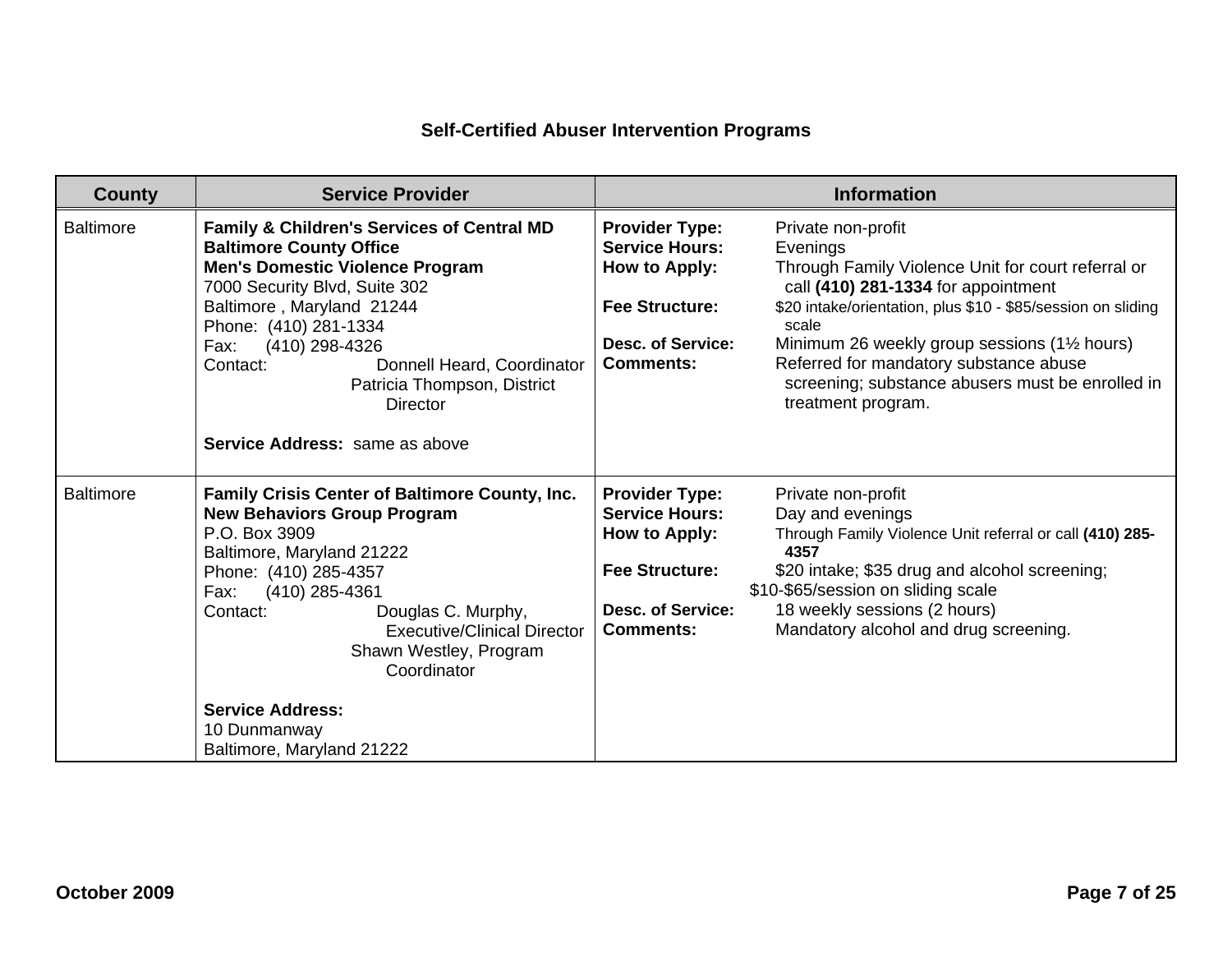## Self-Certified Abuser Intervention Programs

| County | Service Provider | Information |
|---|---|---|
| Baltimore | **Family & Children's Services of Central MD**<br>**Baltimore County Office**<br>**Men's Domestic Violence Program**<br>7000 Security Blvd, Suite 302<br>Baltimore , Maryland 21244<br>Phone: (410) 281-1334<br>Fax: (410) 298-4326<br>Contact: Donnell Heard, Coordinator<br>Patricia Thompson, District Director<br><br>**Service Address:** same as above | **Provider Type:** Private non-profit<br>**Service Hours:** Evenings<br>**How to Apply:** Through Family Violence Unit for court referral or call **(410) 281-1334** for appointment<br>**Fee Structure:** $20 intake/orientation, plus $10 - $85/session on sliding scale<br>**Desc. of Service:** Minimum 26 weekly group sessions (1½ hours)<br>**Comments:** Referred for mandatory substance abuse screening; substance abusers must be enrolled in treatment program. |
| Baltimore | **Family Crisis Center of Baltimore County, Inc.**<br>**New Behaviors Group Program**<br>P.O. Box 3909<br>Baltimore, Maryland 21222<br>Phone: (410) 285-4357<br>Fax: (410) 285-4361<br>Contact: Douglas C. Murphy, Executive/Clinical Director<br>Shawn Westley, Program Coordinator<br><br>**Service Address:**<br>10 Dunmanway<br>Baltimore, Maryland 21222 | **Provider Type:** Private non-profit<br>**Service Hours:** Day and evenings<br>**How to Apply:** Through Family Violence Unit referral or call **(410) 285-4357**<br>**Fee Structure:** $20 intake; $35 drug and alcohol screening; $10-$65/session on sliding scale<br>**Desc. of Service:** 18 weekly sessions (2 hours)<br>**Comments:** Mandatory alcohol and drug screening. |

October 2009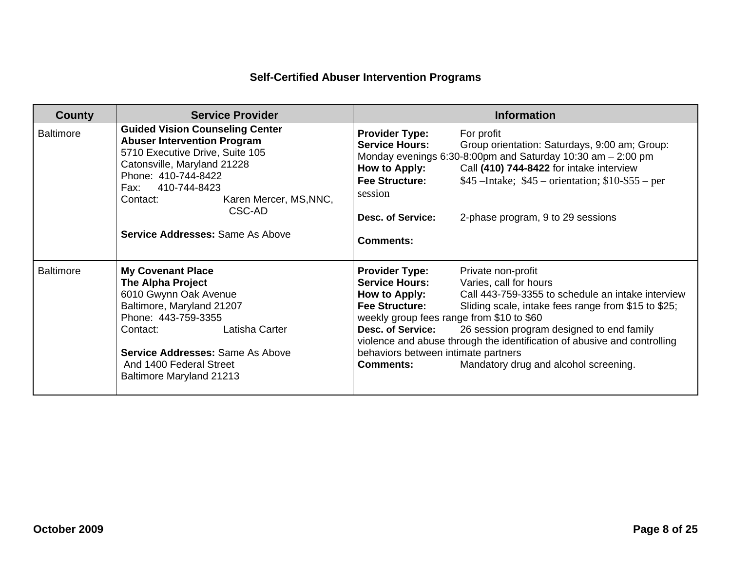**Self-Certified Abuser Intervention Programs**

| County | Service Provider | Information |
|---|---|---|
| Baltimore | **Guided Vision Counseling Center**<br>**Abuser Intervention Program**<br>5710 Executive Drive, Suite 105<br>Catonsville, Maryland 21228<br>Phone: 410-744-8422<br>Fax: 410-744-8423<br>Contact: Karen Mercer, MS,NNC, CSC-AD<br><br>**Service Addresses:** Same As Above | **Provider Type:** For profit<br>**Service Hours:** Group orientation: Saturdays, 9:00 am; Group: Monday evenings 6:30-8:00pm and Saturday 10:30 am – 2:00 pm<br>**How to Apply:** Call **(410) 744-8422** for intake interview<br>**Fee Structure:** $45 –Intake; $45 – orientation; $10-$55 – per session<br><br>**Desc. of Service:** 2-phase program, 9 to 29 sessions<br><br>**Comments:** |
| Baltimore | **My Covenant Place**<br>**The Alpha Project**<br>6010 Gwynn Oak Avenue<br>Baltimore, Maryland 21207<br>Phone: 443-759-3355<br>Contact: Latisha Carter<br><br>**Service Addresses:** Same As Above<br>And 1400 Federal Street<br>Baltimore Maryland 21213 | **Provider Type:** Private non-profit<br>**Service Hours:** Varies, call for hours<br>**How to Apply:** Call 443-759-3355 to schedule an intake interview<br>**Fee Structure:** Sliding scale, intake fees range from $15 to $25; weekly group fees range from $10 to $60<br>**Desc. of Service:** 26 session program designed to end family violence and abuse through the identification of abusive and controlling behaviors between intimate partners<br>**Comments:** Mandatory drug and alcohol screening. |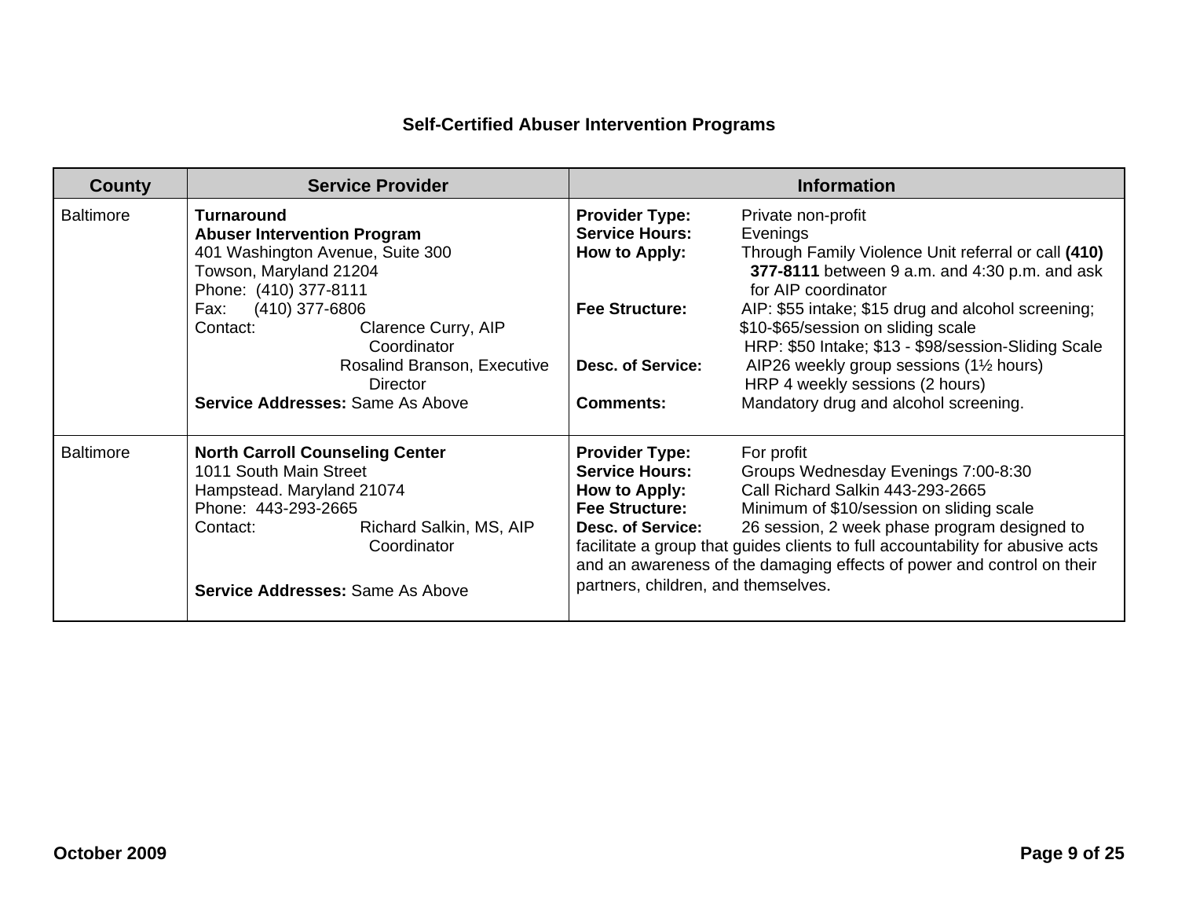## Self-Certified Abuser Intervention Programs

| County | Service Provider | Information |
|---|---|---|
| Baltimore | **Turnaround**<br>**Abuser Intervention Program**<br>401 Washington Avenue, Suite 300<br>Towson, Maryland 21204<br>Phone: (410) 377-8111<br>Fax: (410) 377-6806<br>Contact: Clarence Curry, AIP Coordinator<br>Rosalind Branson, Executive Director<br>**Service Addresses:** Same As Above | **Provider Type:** Private non-profit<br>**Service Hours:** Evenings<br>**How to Apply:** Through Family Violence Unit referral or call **(410) 377-8111** between 9 a.m. and 4:30 p.m. and ask for AIP coordinator<br>**Fee Structure:** AIP: $55 intake; $15 drug and alcohol screening; $10-$65/session on sliding scale<br>HRP: $50 Intake; $13 - $98/session-Sliding Scale<br>**Desc. of Service:** AIP26 weekly group sessions (1½ hours)<br>HRP 4 weekly sessions (2 hours)<br>**Comments:** Mandatory drug and alcohol screening. |
| Baltimore | **North Carroll Counseling Center**<br>1011 South Main Street<br>Hampstead. Maryland 21074<br>Phone: 443-293-2665<br>Contact: Richard Salkin, MS, AIP Coordinator<br>**Service Addresses:** Same As Above | **Provider Type:** For profit<br>**Service Hours:** Groups Wednesday Evenings 7:00-8:30<br>**How to Apply:** Call Richard Salkin 443-293-2665<br>**Fee Structure:** Minimum of $10/session on sliding scale<br>**Desc. of Service:** 26 session, 2 week phase program designed to facilitate a group that guides clients to full accountability for abusive acts and an awareness of the damaging effects of power and control on their partners, children, and themselves. |

October 2009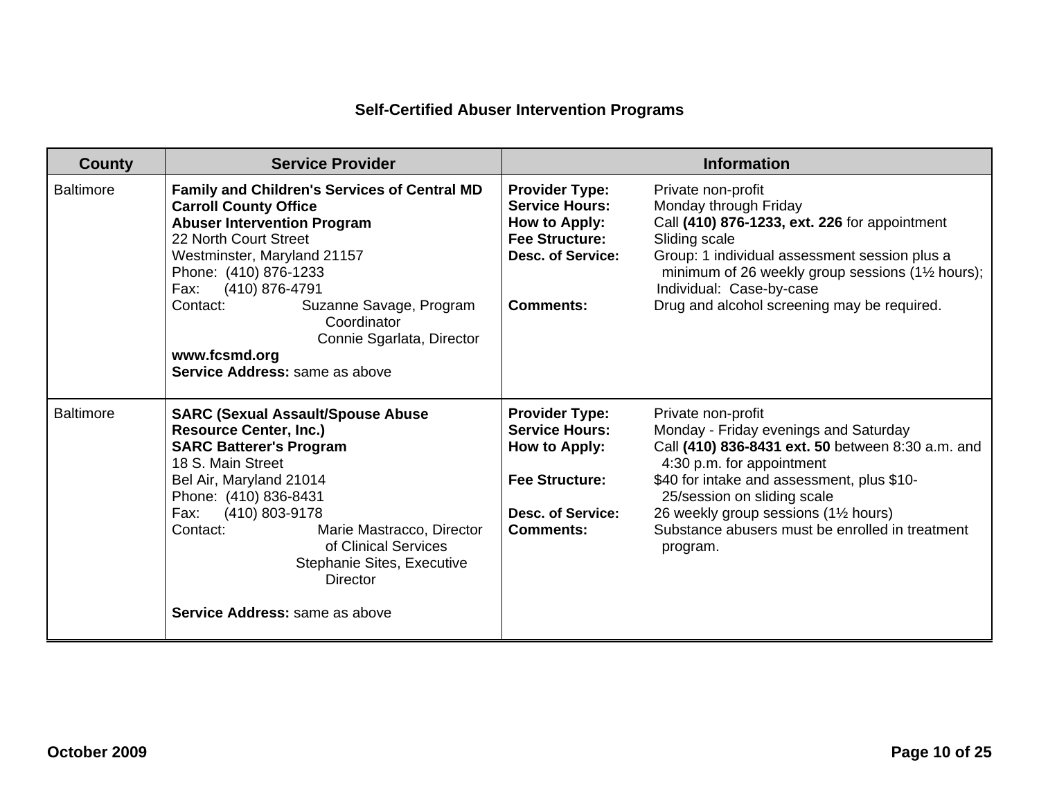### Self-Certified Abuser Intervention Programs

| County | Service Provider | Information |
|---|---|---|
| Baltimore | **Family and Children's Services of Central MD**<br>**Carroll County Office**<br>**Abuser Intervention Program**<br>22 North Court Street<br>Westminster, Maryland 21157<br>Phone: (410) 876-1233<br>Fax: (410) 876-4791<br>Contact: Suzanne Savage, Program Coordinator<br>Connie Sgarlata, Director<br>**www.fcsmd.org**<br>**Service Address:** same as above | **Provider Type:** Private non-profit<br>**Service Hours:** Monday through Friday<br>**How to Apply:** Call **(410) 876-1233, ext. 226** for appointment<br>**Fee Structure:** Sliding scale<br>**Desc. of Service:** Group: 1 individual assessment session plus a minimum of 26 weekly group sessions (1½ hours); Individual: Case-by-case<br>**Comments:** Drug and alcohol screening may be required. |
| Baltimore | **SARC (Sexual Assault/Spouse Abuse Resource Center, Inc.)**<br>**SARC Batterer's Program**<br>18 S. Main Street<br>Bel Air, Maryland 21014<br>Phone: (410) 836-8431<br>Fax: (410) 803-9178<br>Contact: Marie Mastracco, Director of Clinical Services<br>Stephanie Sites, Executive Director<br><br>**Service Address:** same as above | **Provider Type:** Private non-profit<br>**Service Hours:** Monday - Friday evenings and Saturday<br>**How to Apply:** Call **(410) 836-8431 ext. 50** between 8:30 a.m. and 4:30 p.m. for appointment<br>**Fee Structure:** $40 for intake and assessment, plus $10-25/session on sliding scale<br>**Desc. of Service:** 26 weekly group sessions (1½ hours)<br>**Comments:** Substance abusers must be enrolled in treatment program. |

October 2009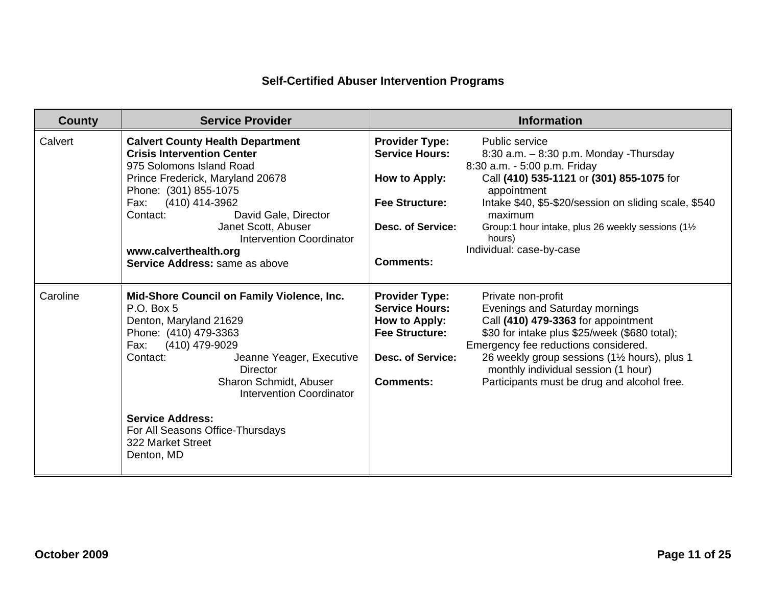## Self-Certified Abuser Intervention Programs

| County | Service Provider | Information |
|---|---|---|
| Calvert | **Calvert County Health Department**<br>**Crisis Intervention Center**<br>975 Solomons Island Road<br>Prince Frederick, Maryland 20678<br>Phone: (301) 855-1075<br>Fax: (410) 414-3962<br>Contact: David Gale, Director<br>Janet Scott, Abuser Intervention Coordinator<br>**www.calverthealth.org**<br>**Service Address:** same as above | **Provider Type:** Public service<br>**Service Hours:** 8:30 a.m. – 8:30 p.m. Monday -Thursday<br>8:30 a.m. - 5:00 p.m. Friday<br>**How to Apply:** Call **(410) 535-1121** or **(301) 855-1075** for appointment<br>**Fee Structure:** Intake $40, $5-$20/session on sliding scale, $540 maximum<br>**Desc. of Service:** Group:1 hour intake, plus 26 weekly sessions (1½ hours)<br>Individual: case-by-case<br>**Comments:** |
| Caroline | **Mid-Shore Council on Family Violence, Inc.**<br>P.O. Box 5<br>Denton, Maryland 21629<br>Phone: (410) 479-3363<br>Fax: (410) 479-9029<br>Contact: Jeanne Yeager, Executive Director<br>Sharon Schmidt, Abuser Intervention Coordinator<br><br>**Service Address:**<br>For All Seasons Office-Thursdays<br>322 Market Street<br>Denton, MD | **Provider Type:** Private non-profit<br>**Service Hours:** Evenings and Saturday mornings<br>**How to Apply:** Call **(410) 479-3363** for appointment<br>**Fee Structure:** $30 for intake plus $25/week ($680 total);<br>Emergency fee reductions considered.<br>**Desc. of Service:** 26 weekly group sessions (1½ hours), plus 1 monthly individual session (1 hour)<br>**Comments:** Participants must be drug and alcohol free. |

October 2009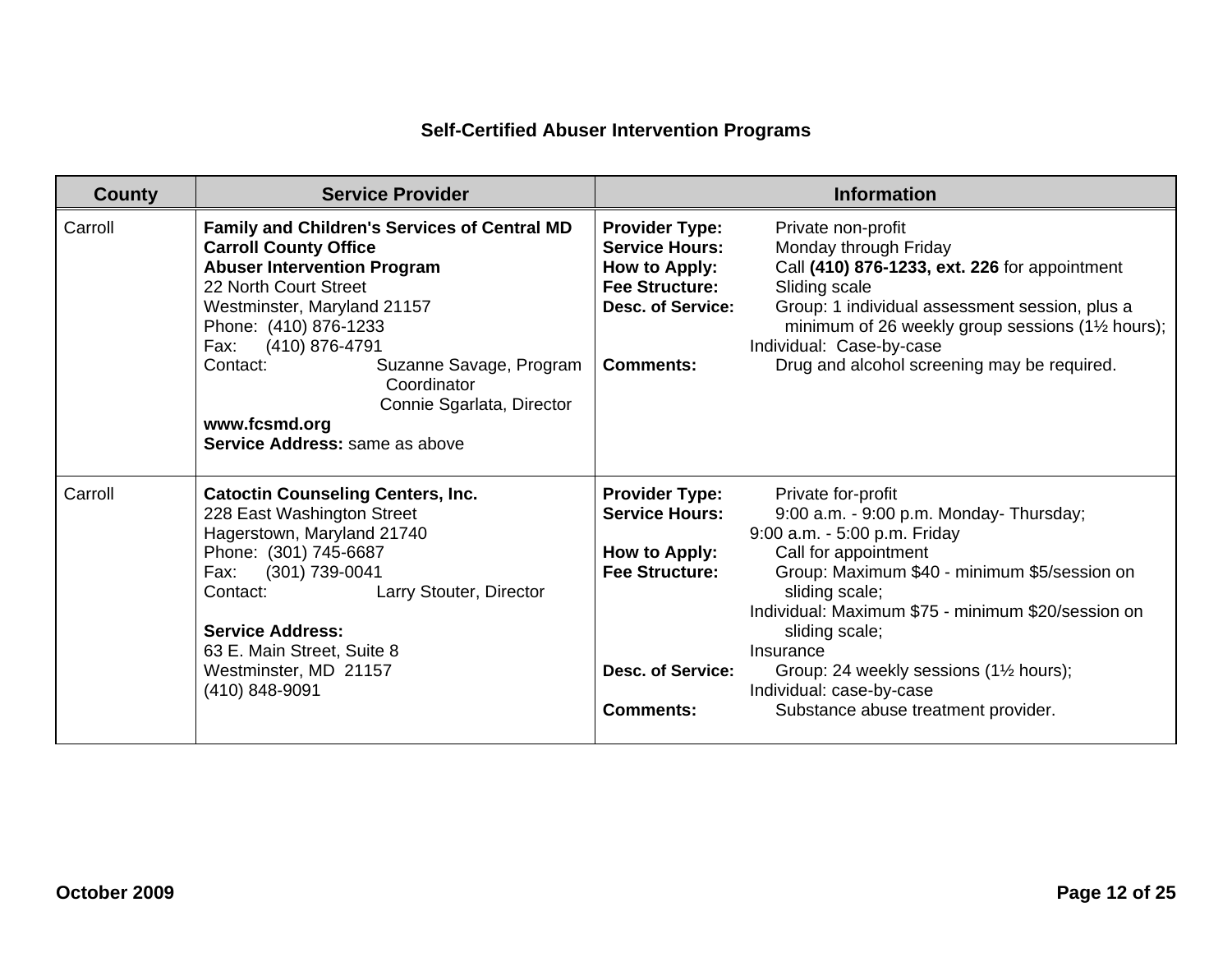## Self-Certified Abuser Intervention Programs

| County | Service Provider | Information |
|---|---|---|
| Carroll | **Family and Children's Services of Central MD**<br>**Carroll County Office**<br>**Abuser Intervention Program**<br>22 North Court Street<br>Westminster, Maryland 21157<br>Phone: (410) 876-1233<br>Fax: (410) 876-4791<br>Contact: Suzanne Savage, Program Coordinator<br>Connie Sgarlata, Director<br>**www.fcsmd.org**<br>**Service Address:** same as above | **Provider Type:** Private non-profit<br>**Service Hours:** Monday through Friday<br>**How to Apply:** Call **(410) 876-1233, ext. 226** for appointment<br>**Fee Structure:** Sliding scale<br>**Desc. of Service:** Group: 1 individual assessment session, plus a minimum of 26 weekly group sessions (1½ hours); Individual: Case-by-case<br>**Comments:** Drug and alcohol screening may be required. |
| Carroll | **Catoctin Counseling Centers, Inc.**<br>228 East Washington Street<br>Hagerstown, Maryland 21740<br>Phone: (301) 745-6687<br>Fax: (301) 739-0041<br>Contact: Larry Stouter, Director<br><br>**Service Address:**<br>63 E. Main Street, Suite 8<br>Westminster, MD 21157<br>(410) 848-9091 | **Provider Type:** Private for-profit<br>**Service Hours:** 9:00 a.m. - 9:00 p.m. Monday- Thursday; 9:00 a.m. - 5:00 p.m. Friday<br>**How to Apply:** Call for appointment<br>**Fee Structure:** Group: Maximum $40 - minimum $5/session on sliding scale; Individual: Maximum $75 - minimum $20/session on sliding scale; Insurance<br>**Desc. of Service:** Group: 24 weekly sessions (1½ hours); Individual: case-by-case<br>**Comments:** Substance abuse treatment provider. |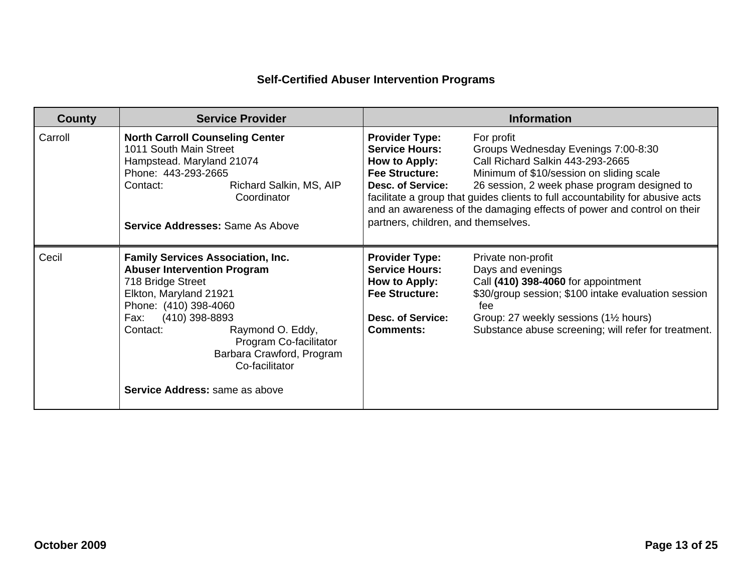## Self-Certified Abuser Intervention Programs

| County | Service Provider | Information |
|---|---|---|
| Carroll | **North Carroll Counseling Center**<br>1011 South Main Street<br>Hampstead. Maryland 21074<br>Phone: 443-293-2665<br>Contact: Richard Salkin, MS, AIP Coordinator<br><br>**Service Addresses:** Same As Above | **Provider Type:** For profit<br>**Service Hours:** Groups Wednesday Evenings 7:00-8:30<br>**How to Apply:** Call Richard Salkin 443-293-2665<br>**Fee Structure:** Minimum of $10/session on sliding scale<br>**Desc. of Service:** 26 session, 2 week phase program designed to facilitate a group that guides clients to full accountability for abusive acts and an awareness of the damaging effects of power and control on their partners, children, and themselves. |
| Cecil | **Family Services Association, Inc.**<br>**Abuser Intervention Program**<br>718 Bridge Street<br>Elkton, Maryland 21921<br>Phone: (410) 398-4060<br>Fax: (410) 398-8893<br>Contact: Raymond O. Eddy, Program Co-facilitator<br>Barbara Crawford, Program Co-facilitator<br><br>**Service Address:** same as above | **Provider Type:** Private non-profit<br>**Service Hours:** Days and evenings<br>**How to Apply:** Call **(410) 398-4060** for appointment<br>**Fee Structure:** $30/group session; $100 intake evaluation session fee<br>**Desc. of Service:** Group: 27 weekly sessions (1½ hours)<br>**Comments:** Substance abuse screening; will refer for treatment. |

October 2009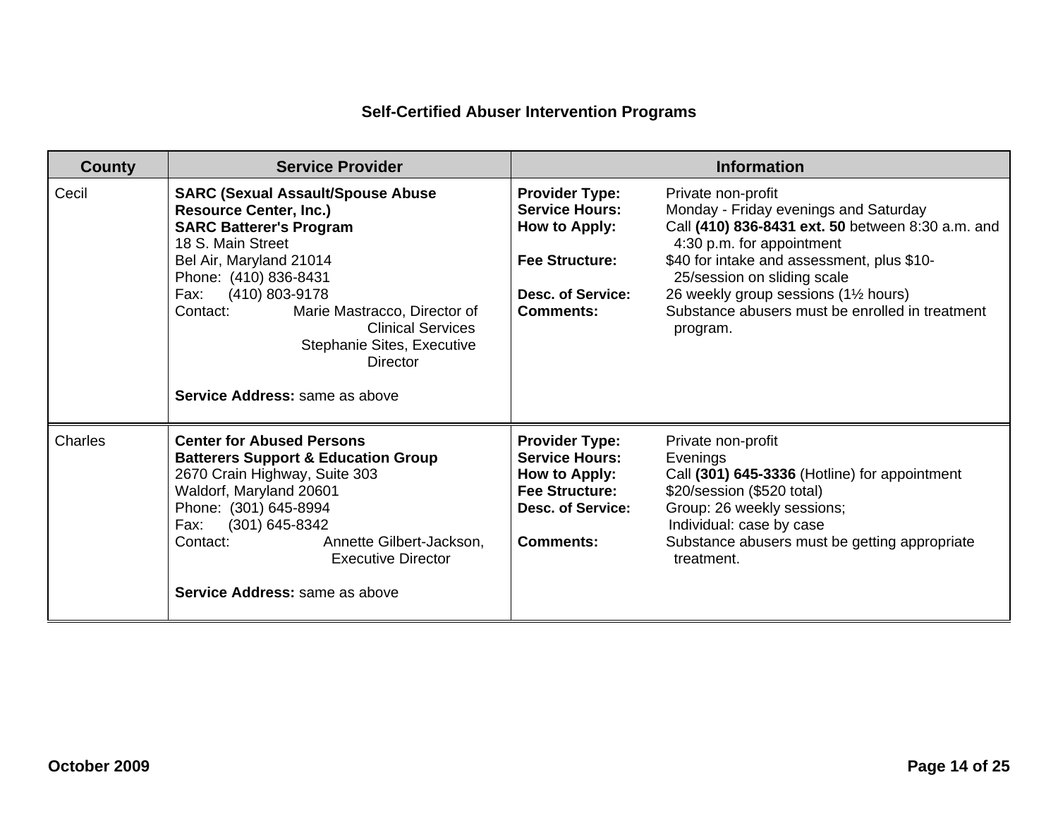## Self-Certified Abuser Intervention Programs

| County | Service Provider | Information |
|---|---|---|
| Cecil | **SARC (Sexual Assault/Spouse Abuse Resource Center, Inc.)**<br>**SARC Batterer's Program**<br>18 S. Main Street<br>Bel Air, Maryland 21014<br>Phone: (410) 836-8431<br>Fax: (410) 803-9178<br>Contact: Marie Mastracco, Director of Clinical Services<br>Stephanie Sites, Executive Director<br><br>**Service Address:** same as above | **Provider Type:** Private non-profit<br>**Service Hours:** Monday - Friday evenings and Saturday<br>**How to Apply:** Call **(410) 836-8431 ext. 50** between 8:30 a.m. and 4:30 p.m. for appointment<br>**Fee Structure:** $40 for intake and assessment, plus $10-25/session on sliding scale<br>**Desc. of Service:** 26 weekly group sessions (1½ hours)<br>**Comments:** Substance abusers must be enrolled in treatment program. |
| Charles | **Center for Abused Persons**<br>**Batterers Support & Education Group**<br>2670 Crain Highway, Suite 303<br>Waldorf, Maryland 20601<br>Phone: (301) 645-8994<br>Fax: (301) 645-8342<br>Contact: Annette Gilbert-Jackson, Executive Director<br><br>**Service Address:** same as above | **Provider Type:** Private non-profit<br>**Service Hours:** Evenings<br>**How to Apply:** Call **(301) 645-3336** (Hotline) for appointment<br>**Fee Structure:** $20/session ($520 total)<br>**Desc. of Service:** Group: 26 weekly sessions; Individual: case by case<br>**Comments:** Substance abusers must be getting appropriate treatment. |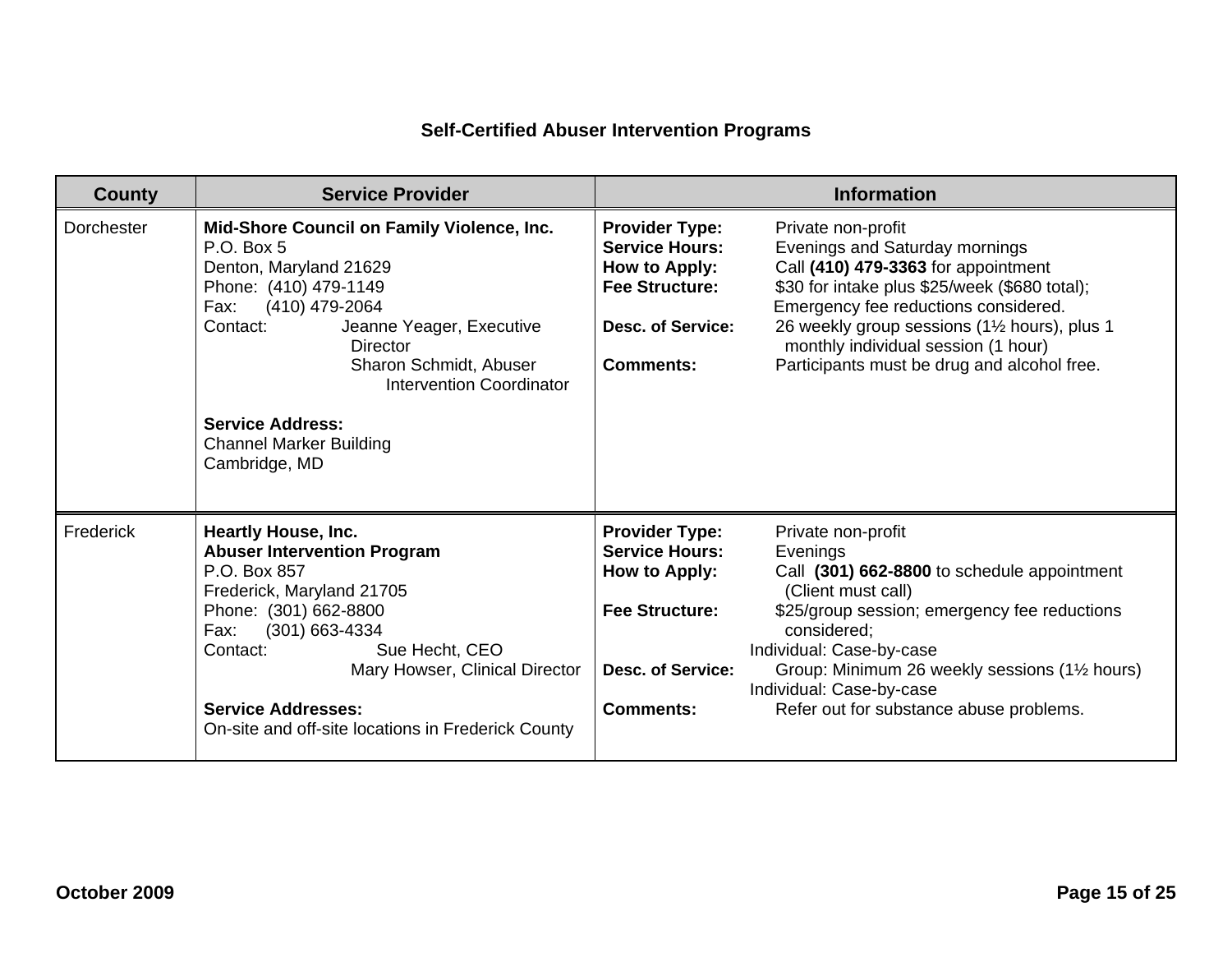## Self-Certified Abuser Intervention Programs

| County | Service Provider | Information |
|---|---|---|
| Dorchester | **Mid-Shore Council on Family Violence, Inc.**<br>P.O. Box 5<br>Denton, Maryland 21629<br>Phone: (410) 479-1149<br>Fax: (410) 479-2064<br>Contact: Jeanne Yeager, Executive Director<br>Sharon Schmidt, Abuser Intervention Coordinator<br><br>**Service Address:**<br>Channel Marker Building<br>Cambridge, MD | **Provider Type:** Private non-profit<br>**Service Hours:** Evenings and Saturday mornings<br>**How to Apply:** Call **(410) 479-3363** for appointment<br>**Fee Structure:** $30 for intake plus $25/week ($680 total); Emergency fee reductions considered.<br>**Desc. of Service:** 26 weekly group sessions (1½ hours), plus 1 monthly individual session (1 hour)<br>**Comments:** Participants must be drug and alcohol free. |
| Frederick | **Heartly House, Inc.**<br>**Abuser Intervention Program**<br>P.O. Box 857<br>Frederick, Maryland 21705<br>Phone: (301) 662-8800<br>Fax: (301) 663-4334<br>Contact: Sue Hecht, CEO<br>Mary Howser, Clinical Director<br><br>**Service Addresses:**<br>On-site and off-site locations in Frederick County | **Provider Type:** Private non-profit<br>**Service Hours:** Evenings<br>**How to Apply:** Call **(301) 662-8800** to schedule appointment (Client must call)<br>**Fee Structure:** $25/group session; emergency fee reductions considered;<br>Individual: Case-by-case<br>**Desc. of Service:** Group: Minimum 26 weekly sessions (1½ hours)<br>Individual: Case-by-case<br>**Comments:** Refer out for substance abuse problems. |

October 2009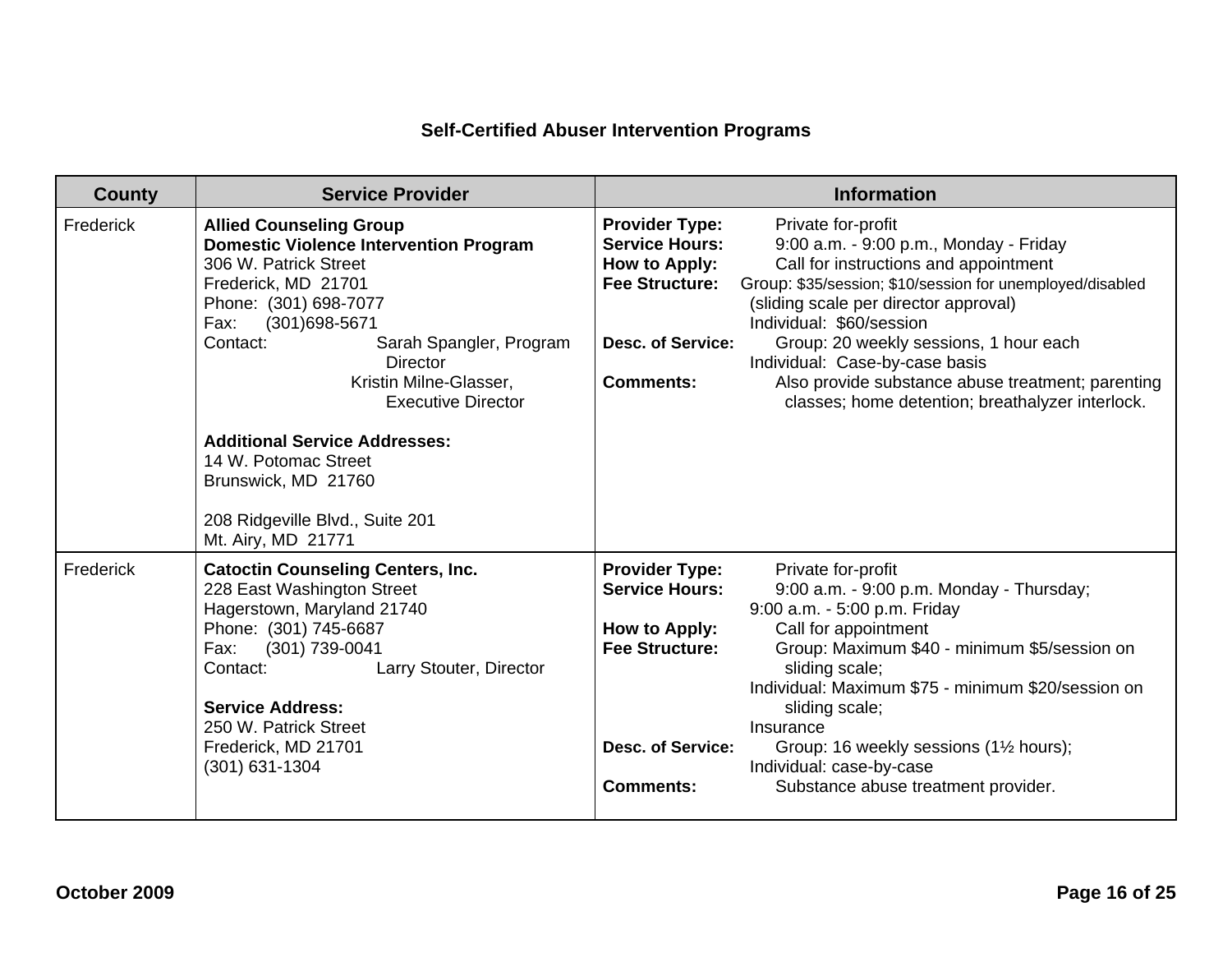## Self-Certified Abuser Intervention Programs

| County | Service Provider | Information |
|---|---|---|
| Frederick | **Allied Counseling Group**<br>**Domestic Violence Intervention Program**<br>306 W. Patrick Street<br>Frederick, MD 21701<br>Phone: (301) 698-7077<br>Fax: (301)698-5671<br>Contact: Sarah Spangler, Program Director<br>Kristin Milne-Glasser, Executive Director<br><br>**Additional Service Addresses:**<br>14 W. Potomac Street<br>Brunswick, MD 21760<br><br>208 Ridgeville Blvd., Suite 201<br>Mt. Airy, MD 21771 | **Provider Type:** Private for-profit<br>**Service Hours:** 9:00 a.m. - 9:00 p.m., Monday - Friday<br>**How to Apply:** Call for instructions and appointment<br>**Fee Structure:** Group: $35/session; $10/session for unemployed/disabled (sliding scale per director approval)<br>Individual: $60/session<br>**Desc. of Service:** Group: 20 weekly sessions, 1 hour each<br>Individual: Case-by-case basis<br>**Comments:** Also provide substance abuse treatment; parenting classes; home detention; breathalyzer interlock. |
| Frederick | **Catoctin Counseling Centers, Inc.**<br>228 East Washington Street<br>Hagerstown, Maryland 21740<br>Phone: (301) 745-6687<br>Fax: (301) 739-0041<br>Contact: Larry Stouter, Director<br><br>**Service Address:**<br>250 W. Patrick Street<br>Frederick, MD 21701<br>(301) 631-1304 | **Provider Type:** Private for-profit<br>**Service Hours:** 9:00 a.m. - 9:00 p.m. Monday - Thursday;<br>9:00 a.m. - 5:00 p.m. Friday<br>**How to Apply:** Call for appointment<br>**Fee Structure:** Group: Maximum $40 - minimum $5/session on sliding scale;<br>Individual: Maximum $75 - minimum $20/session on sliding scale;<br>Insurance<br>**Desc. of Service:** Group: 16 weekly sessions (1½ hours);<br>Individual: case-by-case<br>**Comments:** Substance abuse treatment provider. |

October 2009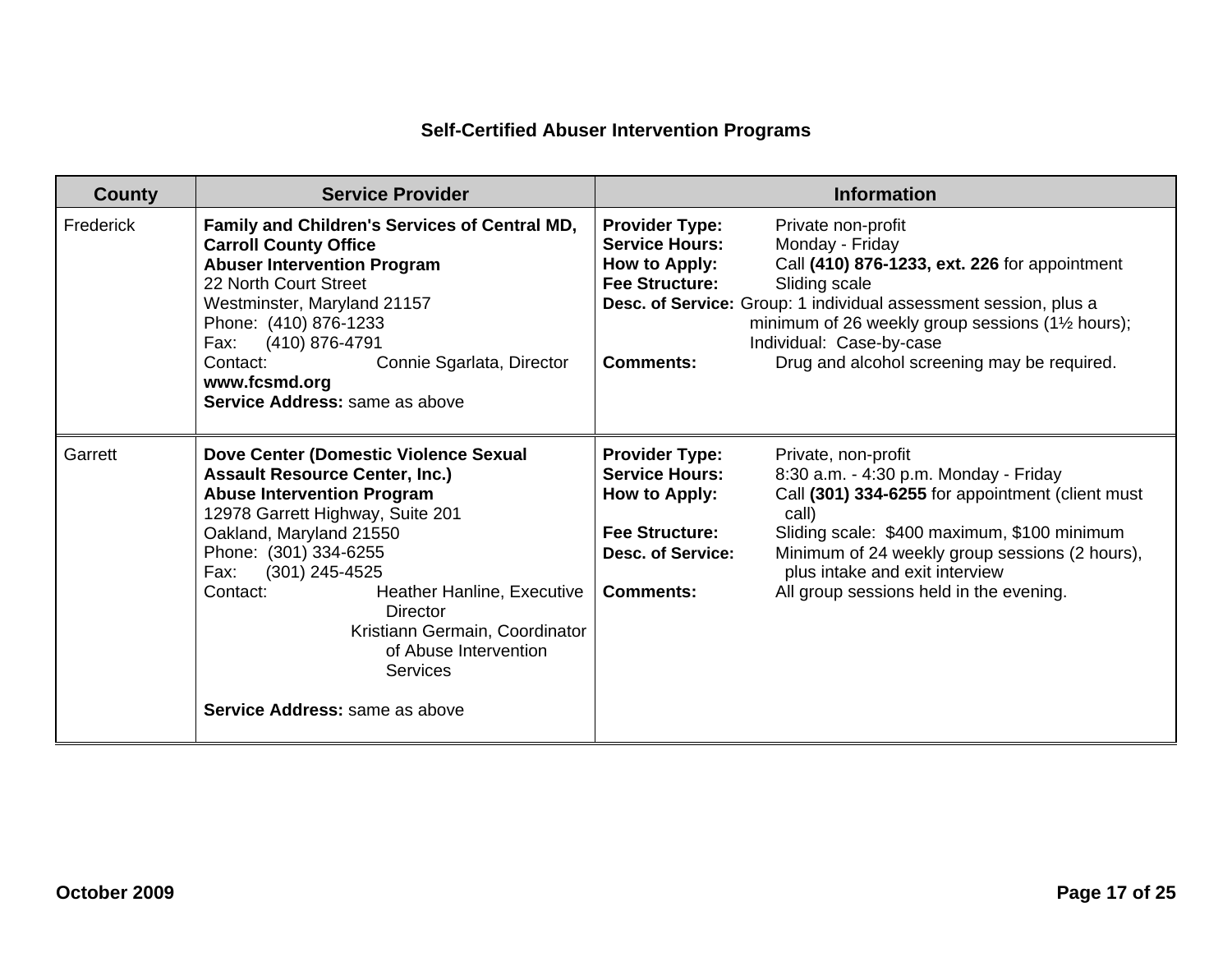## Self-Certified Abuser Intervention Programs

| County | Service Provider | Information |
| --- | --- | --- |
| Frederick | **Family and Children's Services of Central MD, Carroll County Office**<br>**Abuser Intervention Program**<br>22 North Court Street<br>Westminster, Maryland 21157<br>Phone: (410) 876-1233<br>Fax: (410) 876-4791<br>Contact: Connie Sgarlata, Director<br>**www.fcsmd.org**<br>**Service Address:** same as above | **Provider Type:** Private non-profit<br>**Service Hours:** Monday - Friday<br>**How to Apply:** Call **(410) 876-1233, ext. 226** for appointment<br>**Fee Structure:** Sliding scale<br>**Desc. of Service:** Group: 1 individual assessment session, plus a minimum of 26 weekly group sessions (1½ hours); Individual: Case-by-case<br>**Comments:** Drug and alcohol screening may be required. |
| Garrett | **Dove Center (Domestic Violence Sexual Assault Resource Center, Inc.)**<br>**Abuse Intervention Program**<br>12978 Garrett Highway, Suite 201<br>Oakland, Maryland 21550<br>Phone: (301) 334-6255<br>Fax: (301) 245-4525<br>Contact: Heather Hanline, Executive Director<br>Kristiann Germain, Coordinator of Abuse Intervention Services<br>**Service Address:** same as above | **Provider Type:** Private, non-profit<br>**Service Hours:** 8:30 a.m. - 4:30 p.m. Monday - Friday<br>**How to Apply:** Call **(301) 334-6255** for appointment (client must call)<br>**Fee Structure:** Sliding scale: $400 maximum, $100 minimum<br>**Desc. of Service:** Minimum of 24 weekly group sessions (2 hours), plus intake and exit interview<br>**Comments:** All group sessions held in the evening. |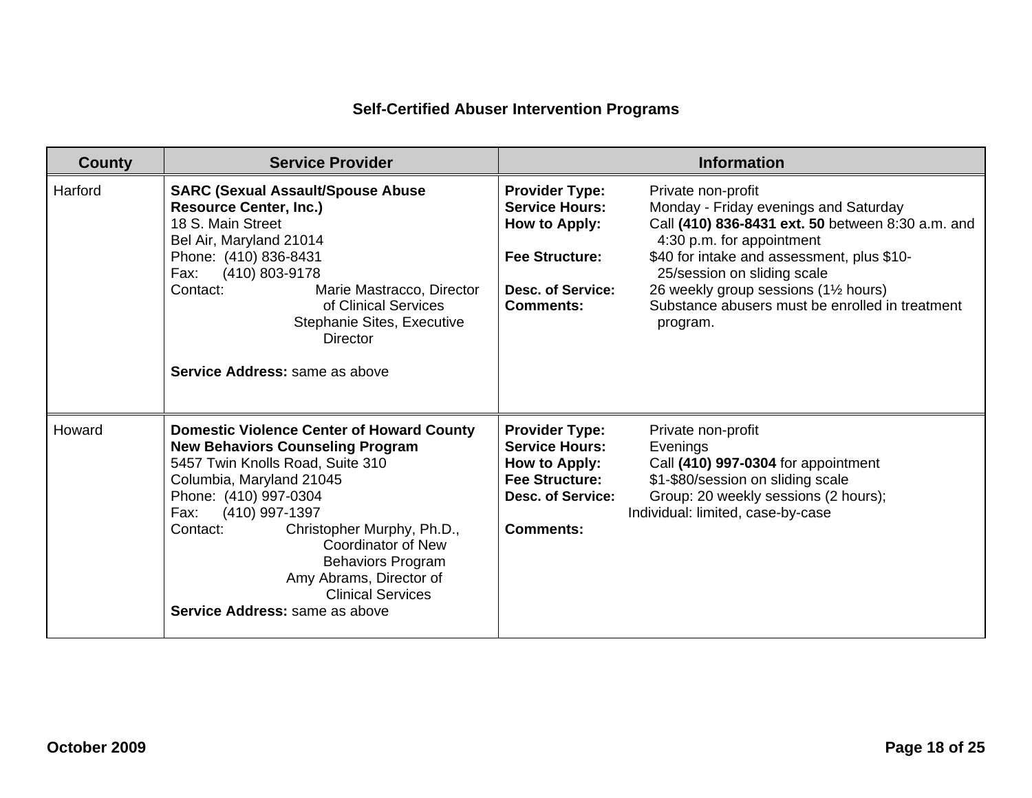## Self-Certified Abuser Intervention Programs

| County | Service Provider | Information |
|---|---|---|
| Harford | **SARC (Sexual Assault/Spouse Abuse Resource Center, Inc.)**<br>18 S. Main Street<br>Bel Air, Maryland 21014<br>Phone: (410) 836-8431<br>Fax: (410) 803-9178<br>Contact: Marie Mastracco, Director of Clinical Services<br>Stephanie Sites, Executive Director<br><br>**Service Address:** same as above | **Provider Type:** Private non-profit<br>**Service Hours:** Monday - Friday evenings and Saturday<br>**How to Apply:** Call **(410) 836-8431 ext. 50** between 8:30 a.m. and 4:30 p.m. for appointment<br>**Fee Structure:** $40 for intake and assessment, plus $10-25/session on sliding scale<br>**Desc. of Service:** 26 weekly group sessions (1½ hours)<br>**Comments:** Substance abusers must be enrolled in treatment program. |
| Howard | **Domestic Violence Center of Howard County New Behaviors Counseling Program**<br>5457 Twin Knolls Road, Suite 310<br>Columbia, Maryland 21045<br>Phone: (410) 997-0304<br>Fax: (410) 997-1397<br>Contact: Christopher Murphy, Ph.D., Coordinator of New Behaviors Program<br>Amy Abrams, Director of Clinical Services<br>**Service Address:** same as above | **Provider Type:** Private non-profit<br>**Service Hours:** Evenings<br>**How to Apply:** Call **(410) 997-0304** for appointment<br>**Fee Structure:** $1-$80/session on sliding scale<br>**Desc. of Service:** Group: 20 weekly sessions (2 hours); Individual: limited, case-by-case<br>**Comments:** |

October 2009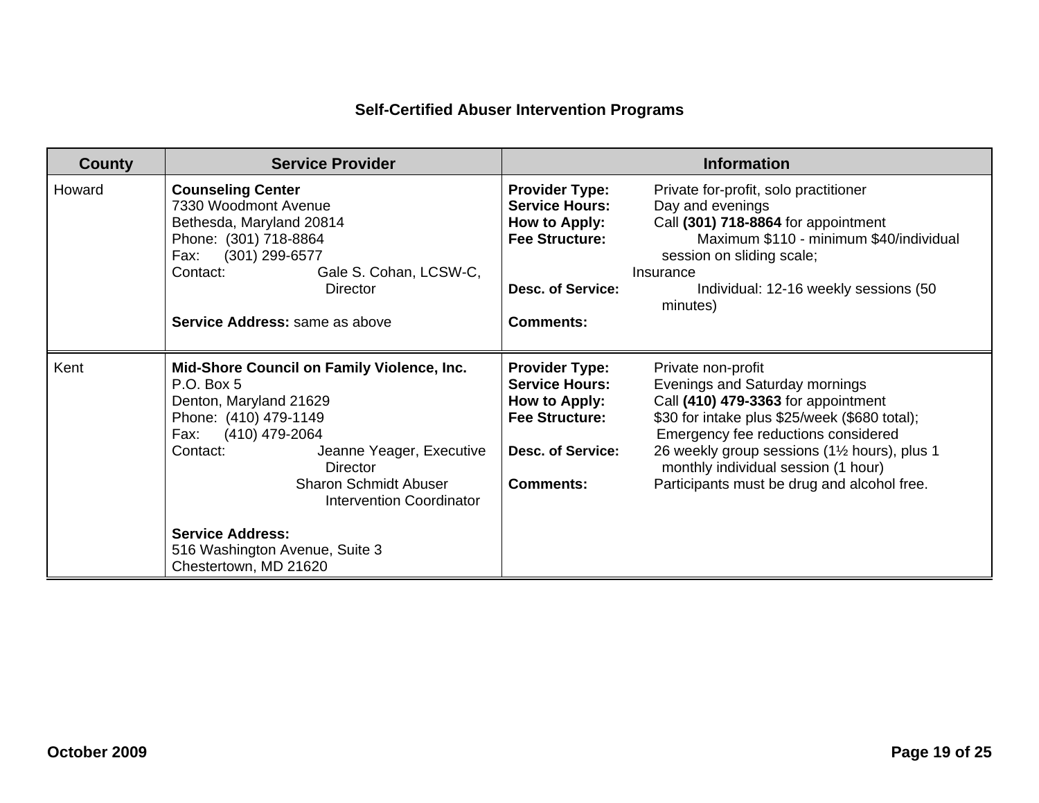## Self-Certified Abuser Intervention Programs

| County | Service Provider | Information |
|---|---|---|
| Howard | **Counseling Center**<br>7330 Woodmont Avenue<br>Bethesda, Maryland 20814<br>Phone: (301) 718-8864<br>Fax: (301) 299-6577<br>Contact: Gale S. Cohan, LCSW-C, Director<br><br>**Service Address:** same as above | **Provider Type:** Private for-profit, solo practitioner<br>**Service Hours:** Day and evenings<br>**How to Apply:** Call **(301) 718-8864** for appointment<br>**Fee Structure:** Maximum $110 - minimum $40/individual session on sliding scale; Insurance<br>**Desc. of Service:** Individual: 12-16 weekly sessions (50 minutes)<br>**Comments:** |
| Kent | **Mid-Shore Council on Family Violence, Inc.**<br>P.O. Box 5<br>Denton, Maryland 21629<br>Phone: (410) 479-1149<br>Fax: (410) 479-2064<br>Contact: Jeanne Yeager, Executive Director<br>Sharon Schmidt Abuser Intervention Coordinator<br><br>**Service Address:**<br>516 Washington Avenue, Suite 3<br>Chestertown, MD 21620 | **Provider Type:** Private non-profit<br>**Service Hours:** Evenings and Saturday mornings<br>**How to Apply:** Call **(410) 479-3363** for appointment<br>**Fee Structure:** $30 for intake plus $25/week ($680 total); Emergency fee reductions considered<br>**Desc. of Service:** 26 weekly group sessions (1½ hours), plus 1 monthly individual session (1 hour)<br>**Comments:** Participants must be drug and alcohol free. |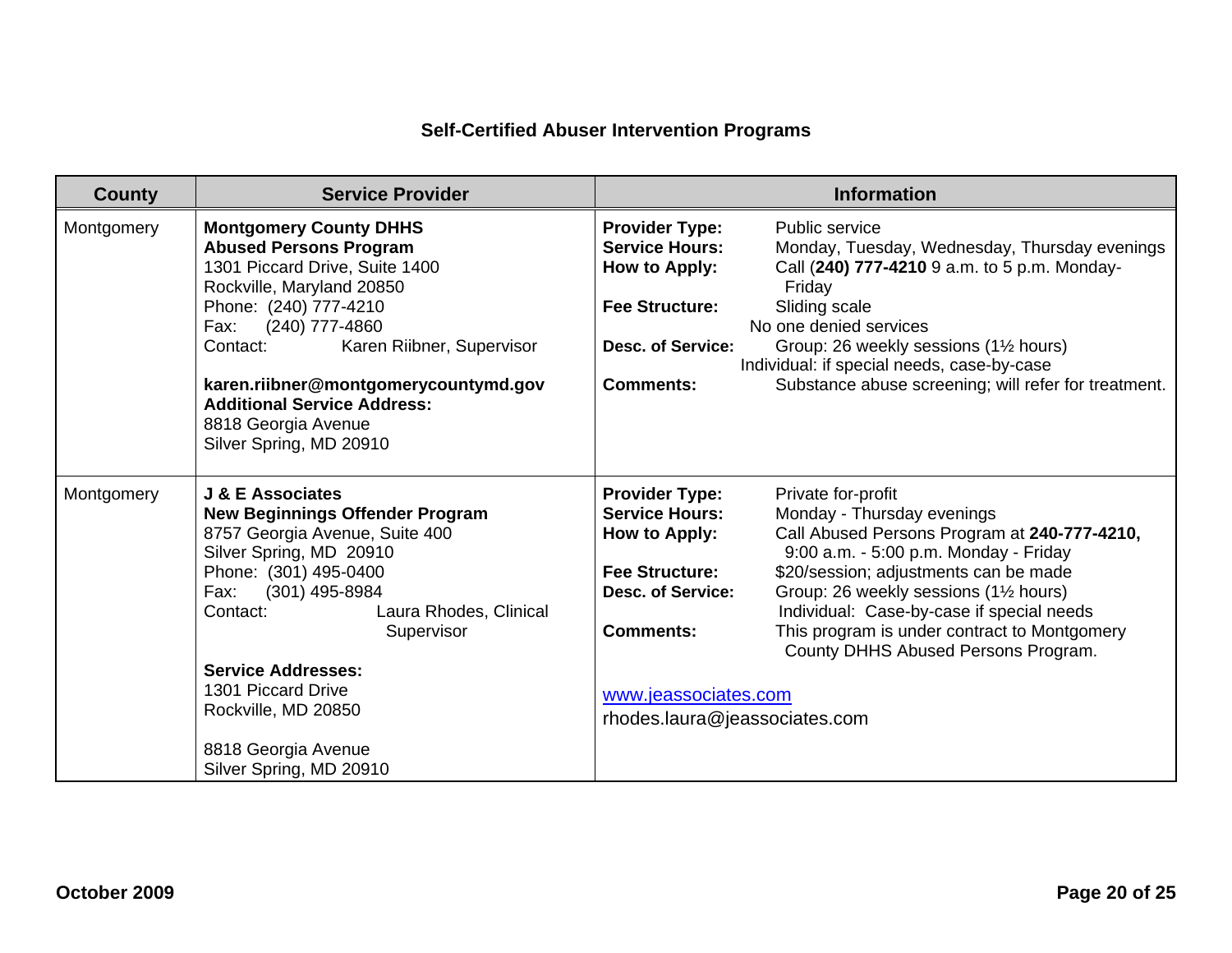## Self-Certified Abuser Intervention Programs

| County | Service Provider | Information |
|---|---|---|
| Montgomery | **Montgomery County DHHS**<br>**Abused Persons Program**<br>1301 Piccard Drive, Suite 1400<br>Rockville, Maryland 20850<br>Phone: (240) 777-4210<br>Fax: (240) 777-4860<br>Contact: Karen Riibner, Supervisor<br><br>**karen.riibner@montgomerycountymd.gov**<br>**Additional Service Address:**<br>8818 Georgia Avenue<br>Silver Spring, MD 20910 | **Provider Type:** Public service<br>**Service Hours:** Monday, Tuesday, Wednesday, Thursday evenings<br>**How to Apply:** Call (**240) 777-4210** 9 a.m. to 5 p.m. Monday-Friday<br>**Fee Structure:** Sliding scale<br>No one denied services<br>**Desc. of Service:** Group: 26 weekly sessions (1½ hours)<br>Individual: if special needs, case-by-case<br>**Comments:** Substance abuse screening; will refer for treatment. |
| Montgomery | **J & E Associates**<br>**New Beginnings Offender Program**<br>8757 Georgia Avenue, Suite 400<br>Silver Spring, MD 20910<br>Phone: (301) 495-0400<br>Fax: (301) 495-8984<br>Contact: Laura Rhodes, Clinical Supervisor<br><br>**Service Addresses:**<br>1301 Piccard Drive<br>Rockville, MD 20850<br><br>8818 Georgia Avenue<br>Silver Spring, MD 20910 | **Provider Type:** Private for-profit<br>**Service Hours:** Monday - Thursday evenings<br>**How to Apply:** Call Abused Persons Program at **240-777-4210,** 9:00 a.m. - 5:00 p.m. Monday - Friday<br>**Fee Structure:** $20/session; adjustments can be made<br>**Desc. of Service:** Group: 26 weekly sessions (1½ hours)<br>Individual: Case-by-case if special needs<br>**Comments:** This program is under contract to Montgomery County DHHS Abused Persons Program.<br><br>www.jeassociates.com<br>rhodes.laura@jeassociates.com |

October 2009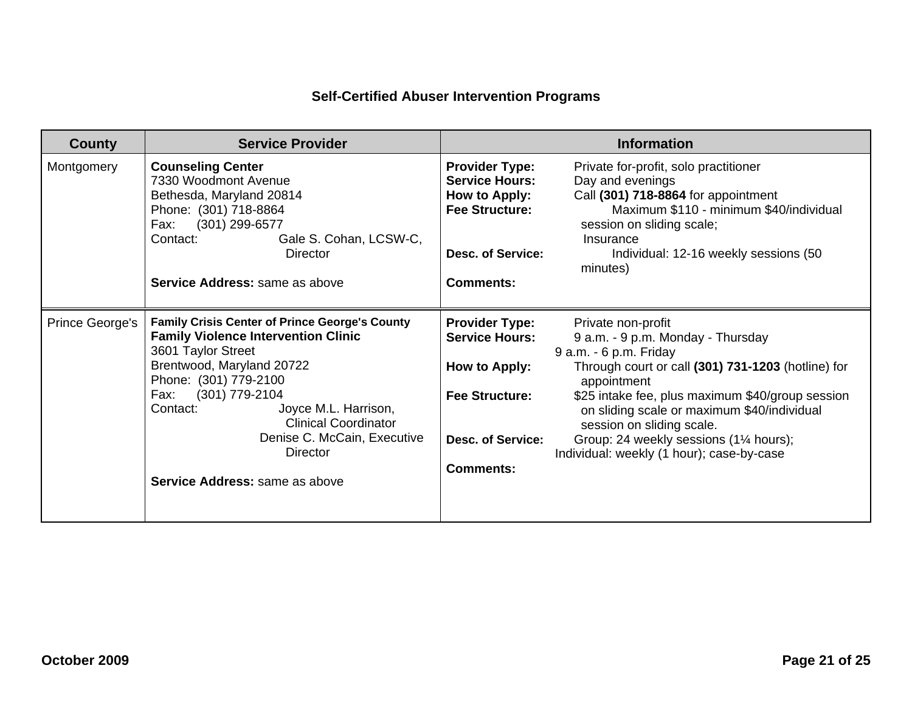## Self-Certified Abuser Intervention Programs

| County | Service Provider | Information |
|---|---|---|
| Montgomery | **Counseling Center**<br>7330 Woodmont Avenue<br>Bethesda, Maryland 20814<br>Phone: (301) 718-8864<br>Fax: (301) 299-6577<br>Contact: Gale S. Cohan, LCSW-C, Director<br><br>**Service Address:** same as above | **Provider Type:** Private for-profit, solo practitioner<br>**Service Hours:** Day and evenings<br>**How to Apply:** Call **(301) 718-8864** for appointment<br>**Fee Structure:** Maximum $110 - minimum $40/individual session on sliding scale; Insurance<br>**Desc. of Service:** Individual: 12-16 weekly sessions (50 minutes)<br>**Comments:** |
| Prince George's | **Family Crisis Center of Prince George's County**<br>**Family Violence Intervention Clinic**<br>3601 Taylor Street<br>Brentwood, Maryland 20722<br>Phone: (301) 779-2100<br>Fax: (301) 779-2104<br>Contact: Joyce M.L. Harrison, Clinical Coordinator<br>Denise C. McCain, Executive Director<br><br>**Service Address:** same as above | **Provider Type:** Private non-profit<br>**Service Hours:** 9 a.m. - 9 p.m. Monday - Thursday<br>9 a.m. - 6 p.m. Friday<br>**How to Apply:** Through court or call **(301) 731-1203** (hotline) for appointment<br>**Fee Structure:** $25 intake fee, plus maximum $40/group session on sliding scale or maximum $40/individual session on sliding scale.<br>**Desc. of Service:** Group: 24 weekly sessions (1¼ hours); Individual: weekly (1 hour); case-by-case<br>**Comments:** |

October 2009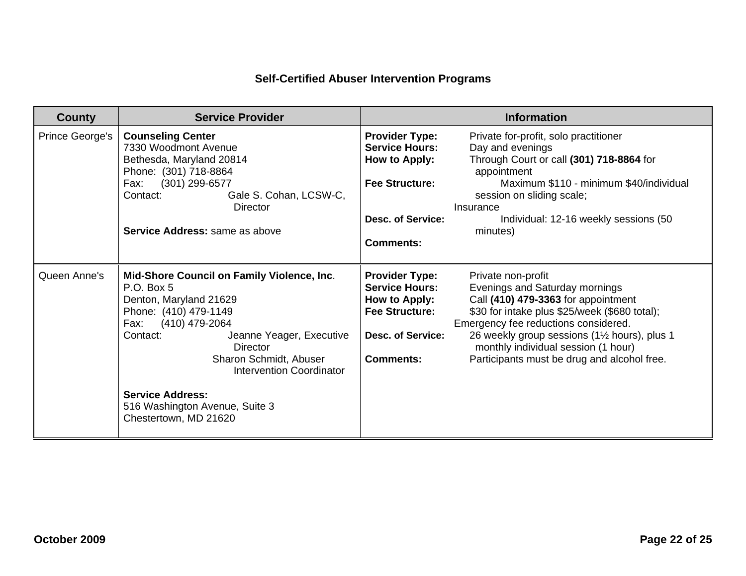## Self-Certified Abuser Intervention Programs

| County | Service Provider | Information |
| --- | --- | --- |
| Prince George's | **Counseling Center**<br>7330 Woodmont Avenue<br>Bethesda, Maryland 20814<br>Phone: (301) 718-8864<br>Fax: (301) 299-6577<br>Contact: Gale S. Cohan, LCSW-C, Director<br><br>**Service Address:** same as above | **Provider Type:** Private for-profit, solo practitioner<br>**Service Hours:** Day and evenings<br>**How to Apply:** Through Court or call **(301) 718-8864** for appointment<br>**Fee Structure:** Maximum $110 - minimum $40/individual session on sliding scale; Insurance<br>**Desc. of Service:** Individual: 12-16 weekly sessions (50 minutes)<br>**Comments:** |
| Queen Anne's | **Mid-Shore Council on Family Violence, Inc**.<br>P.O. Box 5<br>Denton, Maryland 21629<br>Phone: (410) 479-1149<br>Fax: (410) 479-2064<br>Contact: Jeanne Yeager, Executive Director<br>Sharon Schmidt, Abuser Intervention Coordinator<br><br>**Service Address:**<br>516 Washington Avenue, Suite 3<br>Chestertown, MD 21620 | **Provider Type:** Private non-profit<br>**Service Hours:** Evenings and Saturday mornings<br>**How to Apply:** Call **(410) 479-3363** for appointment<br>**Fee Structure:** $30 for intake plus $25/week ($680 total); Emergency fee reductions considered.<br>**Desc. of Service:** 26 weekly group sessions (1½ hours), plus 1 monthly individual session (1 hour)<br>**Comments:** Participants must be drug and alcohol free. |

October 2009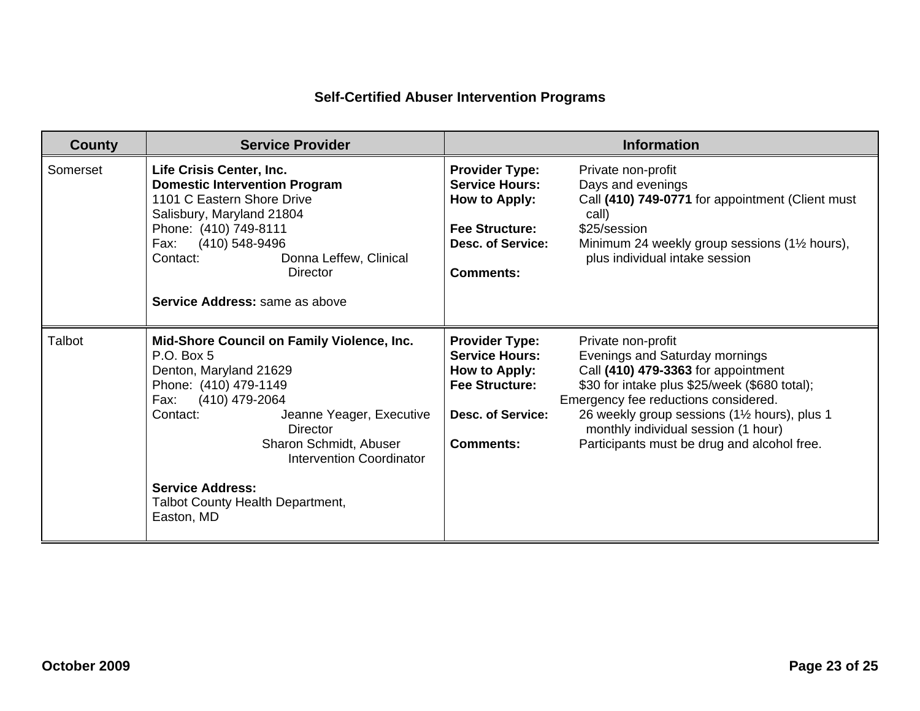## Self-Certified Abuser Intervention Programs

| County | Service Provider | Information |
|---|---|---|
| Somerset | **Life Crisis Center, Inc.**<br>**Domestic Intervention Program**<br>1101 C Eastern Shore Drive<br>Salisbury, Maryland 21804<br>Phone: (410) 749-8111<br>Fax: (410) 548-9496<br>Contact: Donna Leffew, Clinical Director<br><br>**Service Address:** same as above | **Provider Type:** Private non-profit<br>**Service Hours:** Days and evenings<br>**How to Apply:** Call **(410) 749-0771** for appointment (Client must call)<br>**Fee Structure:** $25/session<br>**Desc. of Service:** Minimum 24 weekly group sessions (1½ hours), plus individual intake session<br>**Comments:** |
| Talbot | **Mid-Shore Council on Family Violence, Inc.**<br>P.O. Box 5<br>Denton, Maryland 21629<br>Phone: (410) 479-1149<br>Fax: (410) 479-2064<br>Contact: Jeanne Yeager, Executive Director<br>Sharon Schmidt, Abuser Intervention Coordinator<br><br>**Service Address:**<br>Talbot County Health Department,<br>Easton, MD | **Provider Type:** Private non-profit<br>**Service Hours:** Evenings and Saturday mornings<br>**How to Apply:** Call **(410) 479-3363** for appointment<br>**Fee Structure:** $30 for intake plus $25/week ($680 total); Emergency fee reductions considered.<br>**Desc. of Service:** 26 weekly group sessions (1½ hours), plus 1 monthly individual session (1 hour)<br>**Comments:** Participants must be drug and alcohol free. |

October 2009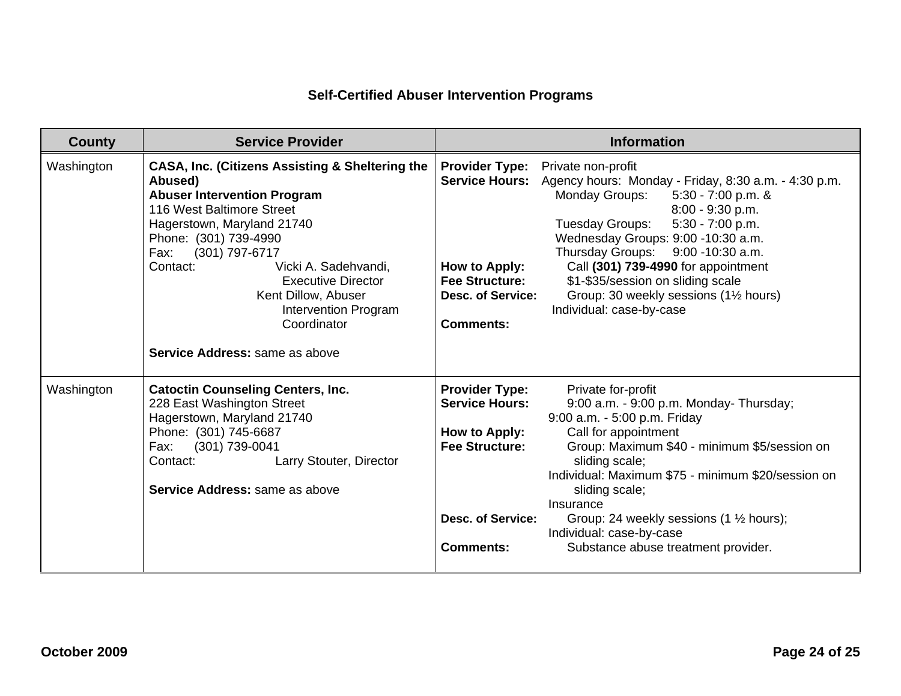## Self-Certified Abuser Intervention Programs

| County | Service Provider | Information |
|---|---|---|
| Washington | **CASA, Inc. (Citizens Assisting & Sheltering the Abused)**<br>**Abuser Intervention Program**<br>116 West Baltimore Street<br>Hagerstown, Maryland 21740<br>Phone: (301) 739-4990<br>Fax: (301) 797-6717<br>Contact: Vicki A. Sadehvandi, Executive Director<br>Kent Dillow, Abuser Intervention Program Coordinator<br><br>**Service Address:** same as above | **Provider Type:** Private non-profit<br>**Service Hours:** Agency hours: Monday - Friday, 8:30 a.m. - 4:30 p.m.<br>Monday Groups: 5:30 - 7:00 p.m. & 8:00 - 9:30 p.m.<br>Tuesday Groups: 5:30 - 7:00 p.m.<br>Wednesday Groups: 9:00 -10:30 a.m.<br>Thursday Groups: 9:00 -10:30 a.m.<br>**How to Apply:** Call **(301) 739-4990** for appointment<br>**Fee Structure:** $1-$35/session on sliding scale<br>**Desc. of Service:** Group: 30 weekly sessions (1½ hours)<br>Individual: case-by-case<br>**Comments:** |
| Washington | **Catoctin Counseling Centers, Inc.**<br>228 East Washington Street<br>Hagerstown, Maryland 21740<br>Phone: (301) 745-6687<br>Fax: (301) 739-0041<br>Contact: Larry Stouter, Director<br><br>**Service Address:** same as above | **Provider Type:** Private for-profit<br>**Service Hours:** 9:00 a.m. - 9:00 p.m. Monday- Thursday;<br>9:00 a.m. - 5:00 p.m. Friday<br>**How to Apply:** Call for appointment<br>**Fee Structure:** Group: Maximum $40 - minimum $5/session on sliding scale;<br>Individual: Maximum $75 - minimum $20/session on sliding scale;<br>Insurance<br>**Desc. of Service:** Group: 24 weekly sessions (1 ½ hours);<br>Individual: case-by-case<br>**Comments:** Substance abuse treatment provider. |

**October 2009**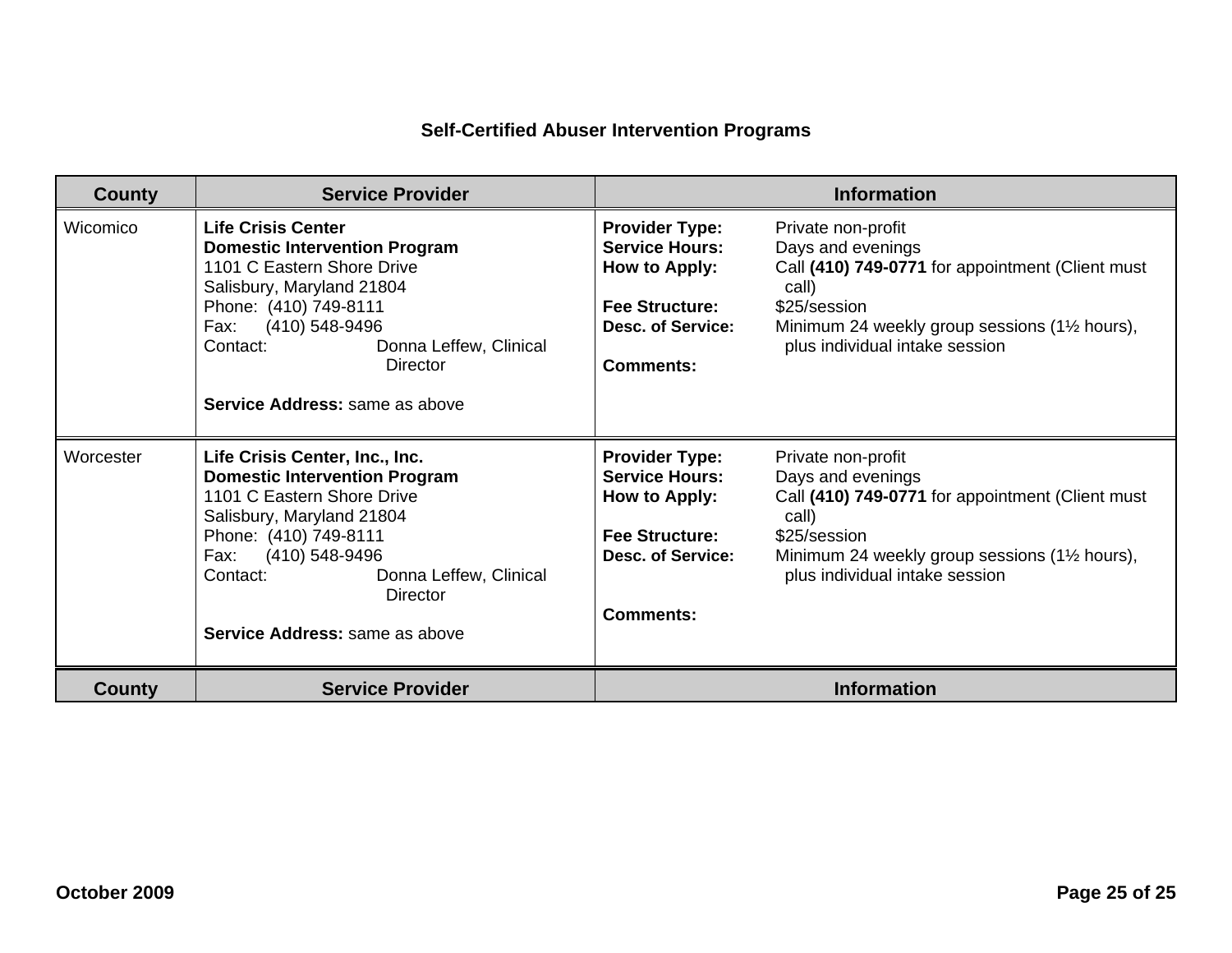### Self-Certified Abuser Intervention Programs

| County | Service Provider | Information |
|---|---|---|
| Wicomico | **Life Crisis Center**<br>**Domestic Intervention Program**<br>1101 C Eastern Shore Drive<br>Salisbury, Maryland 21804<br>Phone: (410) 749-8111<br>Fax: (410) 548-9496<br>Contact: Donna Leffew, Clinical Director<br><br>**Service Address:** same as above | **Provider Type:** Private non-profit<br>**Service Hours:** Days and evenings<br>**How to Apply:** Call **(410) 749-0771** for appointment (Client must call)<br>**Fee Structure:** $25/session<br>**Desc. of Service:** Minimum 24 weekly group sessions (1½ hours), plus individual intake session<br>**Comments:** |
| Worcester | **Life Crisis Center, Inc., Inc.**<br>**Domestic Intervention Program**<br>1101 C Eastern Shore Drive<br>Salisbury, Maryland 21804<br>Phone: (410) 749-8111<br>Fax: (410) 548-9496<br>Contact: Donna Leffew, Clinical Director<br><br>**Service Address:** same as above | **Provider Type:** Private non-profit<br>**Service Hours:** Days and evenings<br>**How to Apply:** Call **(410) 749-0771** for appointment (Client must call)<br>**Fee Structure:** $25/session<br>**Desc. of Service:** Minimum 24 weekly group sessions (1½ hours), plus individual intake session<br>**Comments:** |

October 2009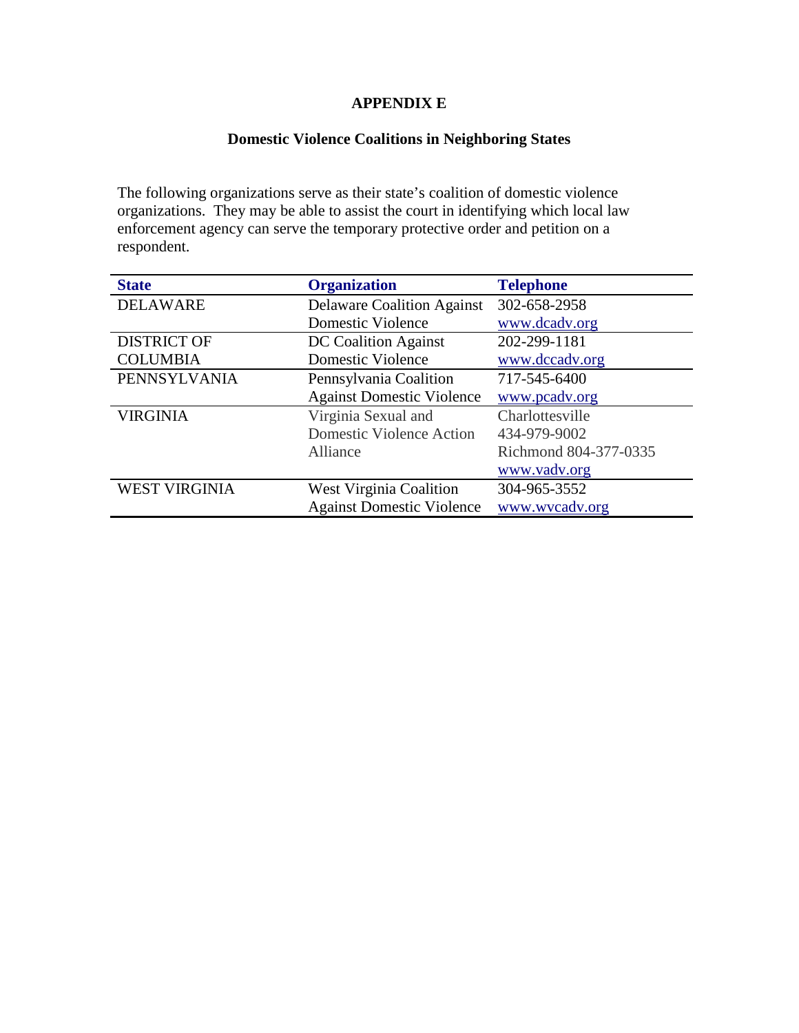# APPENDIX E

## Domestic Violence Coalitions in Neighboring States

The following organizations serve as their state's coalition of domestic violence organizations. They may be able to assist the court in identifying which local law enforcement agency can serve the temporary protective order and petition on a respondent.

| State | Organization | Telephone |
|---|---|---|
| DELAWARE | Delaware Coalition Against Domestic Violence | 302-658-2958 www.dcadv.org |
| DISTRICT OF COLUMBIA | DC Coalition Against Domestic Violence | 202-299-1181 www.dccadv.org |
| PENNSYLVANIA | Pennsylvania Coalition Against Domestic Violence | 717-545-6400 www.pcadv.org |
| VIRGINIA | Virginia Sexual and Domestic Violence Action Alliance | Charlottesville 434-979-9002 Richmond 804-377-0335 www.vadv.org |
| WEST VIRGINIA | West Virginia Coalition Against Domestic Violence | 304-965-3552 www.wvcadv.org |